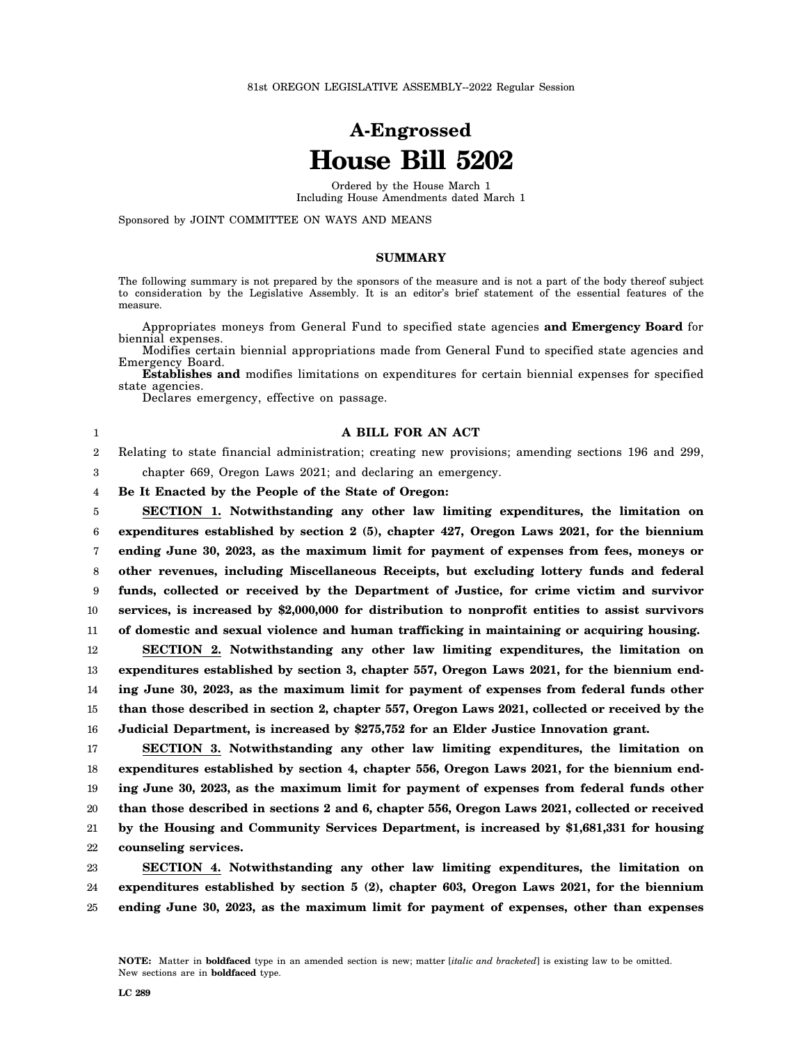81st OREGON LEGISLATIVE ASSEMBLY--2022 Regular Session

# A-Engrossed
# House Bill 5202

Ordered by the House March 1
Including House Amendments dated March 1

Sponsored by JOINT COMMITTEE ON WAYS AND MEANS

## SUMMARY

The following summary is not prepared by the sponsors of the measure and is not a part of the body thereof subject to consideration by the Legislative Assembly. It is an editor's brief statement of the essential features of the measure.

Appropriates moneys from General Fund to specified state agencies **and Emergency Board** for biennial expenses.

Modifies certain biennial appropriations made from General Fund to specified state agencies and Emergency Board.

**Establishes and** modifies limitations on expenditures for certain biennial expenses for specified state agencies.

Declares emergency, effective on passage.

## A BILL FOR AN ACT

Relating to state financial administration; creating new provisions; amending sections 196 and 299, chapter 669, Oregon Laws 2021; and declaring an emergency.

**Be It Enacted by the People of the State of Oregon:**

**SECTION 1. Notwithstanding any other law limiting expenditures, the limitation on expenditures established by section 2 (5), chapter 427, Oregon Laws 2021, for the biennium ending June 30, 2023, as the maximum limit for payment of expenses from fees, moneys or other revenues, including Miscellaneous Receipts, but excluding lottery funds and federal funds, collected or received by the Department of Justice, for crime victim and survivor services, is increased by $2,000,000 for distribution to nonprofit entities to assist survivors of domestic and sexual violence and human trafficking in maintaining or acquiring housing.**

**SECTION 2. Notwithstanding any other law limiting expenditures, the limitation on expenditures established by section 3, chapter 557, Oregon Laws 2021, for the biennium ending June 30, 2023, as the maximum limit for payment of expenses from federal funds other than those described in section 2, chapter 557, Oregon Laws 2021, collected or received by the Judicial Department, is increased by $275,752 for an Elder Justice Innovation grant.**

**SECTION 3. Notwithstanding any other law limiting expenditures, the limitation on expenditures established by section 4, chapter 556, Oregon Laws 2021, for the biennium ending June 30, 2023, as the maximum limit for payment of expenses from federal funds other than those described in sections 2 and 6, chapter 556, Oregon Laws 2021, collected or received by the Housing and Community Services Department, is increased by $1,681,331 for housing counseling services.**

**SECTION 4. Notwithstanding any other law limiting expenditures, the limitation on expenditures established by section 5 (2), chapter 603, Oregon Laws 2021, for the biennium ending June 30, 2023, as the maximum limit for payment of expenses, other than expenses**

**NOTE:** Matter in **boldfaced** type in an amended section is new; matter [*italic and bracketed*] is existing law to be omitted. New sections are in **boldfaced** type.

LC 289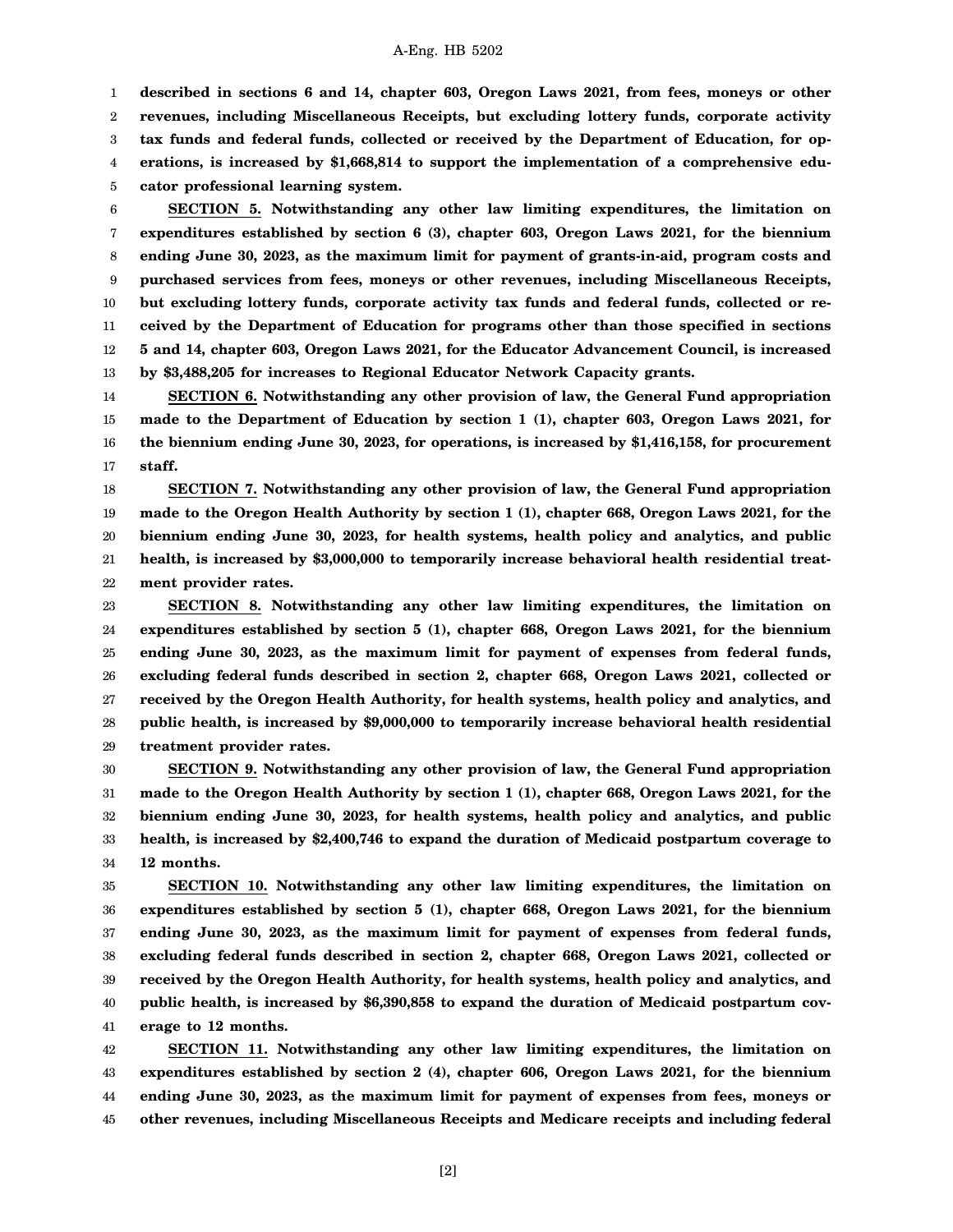**described in sections 6 and 14, chapter 603, Oregon Laws 2021, from fees, moneys or other revenues, including Miscellaneous Receipts, but excluding lottery funds, corporate activity tax funds and federal funds, collected or received by the Department of Education, for operations, is increased by $1,668,814 to support the implementation of a comprehensive educator professional learning system.**

**SECTION 5. Notwithstanding any other law limiting expenditures, the limitation on expenditures established by section 6 (3), chapter 603, Oregon Laws 2021, for the biennium ending June 30, 2023, as the maximum limit for payment of grants-in-aid, program costs and purchased services from fees, moneys or other revenues, including Miscellaneous Receipts, but excluding lottery funds, corporate activity tax funds and federal funds, collected or received by the Department of Education for programs other than those specified in sections 5 and 14, chapter 603, Oregon Laws 2021, for the Educator Advancement Council, is increased by $3,488,205 for increases to Regional Educator Network Capacity grants.**

**SECTION 6. Notwithstanding any other provision of law, the General Fund appropriation made to the Department of Education by section 1 (1), chapter 603, Oregon Laws 2021, for the biennium ending June 30, 2023, for operations, is increased by $1,416,158, for procurement staff.**

**SECTION 7. Notwithstanding any other provision of law, the General Fund appropriation made to the Oregon Health Authority by section 1 (1), chapter 668, Oregon Laws 2021, for the biennium ending June 30, 2023, for health systems, health policy and analytics, and public health, is increased by $3,000,000 to temporarily increase behavioral health residential treatment provider rates.**

**SECTION 8. Notwithstanding any other law limiting expenditures, the limitation on expenditures established by section 5 (1), chapter 668, Oregon Laws 2021, for the biennium ending June 30, 2023, as the maximum limit for payment of expenses from federal funds, excluding federal funds described in section 2, chapter 668, Oregon Laws 2021, collected or received by the Oregon Health Authority, for health systems, health policy and analytics, and public health, is increased by $9,000,000 to temporarily increase behavioral health residential treatment provider rates.**

**SECTION 9. Notwithstanding any other provision of law, the General Fund appropriation made to the Oregon Health Authority by section 1 (1), chapter 668, Oregon Laws 2021, for the biennium ending June 30, 2023, for health systems, health policy and analytics, and public health, is increased by $2,400,746 to expand the duration of Medicaid postpartum coverage to 12 months.**

**SECTION 10. Notwithstanding any other law limiting expenditures, the limitation on expenditures established by section 5 (1), chapter 668, Oregon Laws 2021, for the biennium ending June 30, 2023, as the maximum limit for payment of expenses from federal funds, excluding federal funds described in section 2, chapter 668, Oregon Laws 2021, collected or received by the Oregon Health Authority, for health systems, health policy and analytics, and public health, is increased by $6,390,858 to expand the duration of Medicaid postpartum coverage to 12 months.**

**SECTION 11. Notwithstanding any other law limiting expenditures, the limitation on expenditures established by section 2 (4), chapter 606, Oregon Laws 2021, for the biennium ending June 30, 2023, as the maximum limit for payment of expenses from fees, moneys or other revenues, including Miscellaneous Receipts and Medicare receipts and including federal**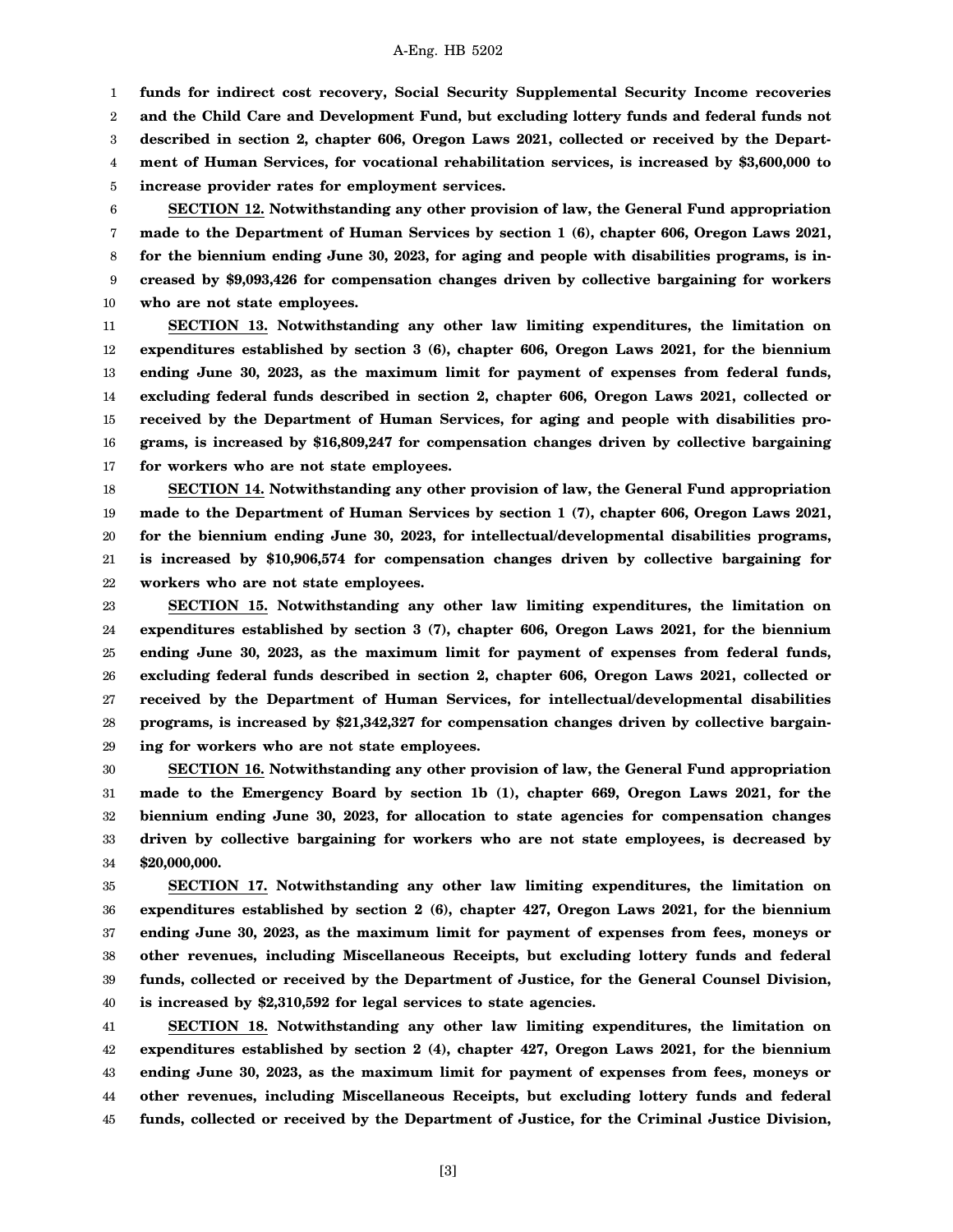**funds for indirect cost recovery, Social Security Supplemental Security Income recoveries and the Child Care and Development Fund, but excluding lottery funds and federal funds not described in section 2, chapter 606, Oregon Laws 2021, collected or received by the Department of Human Services, for vocational rehabilitation services, is increased by $3,600,000 to increase provider rates for employment services.**

**SECTION 12. Notwithstanding any other provision of law, the General Fund appropriation made to the Department of Human Services by section 1 (6), chapter 606, Oregon Laws 2021, for the biennium ending June 30, 2023, for aging and people with disabilities programs, is increased by $9,093,426 for compensation changes driven by collective bargaining for workers who are not state employees.**

**SECTION 13. Notwithstanding any other law limiting expenditures, the limitation on expenditures established by section 3 (6), chapter 606, Oregon Laws 2021, for the biennium ending June 30, 2023, as the maximum limit for payment of expenses from federal funds, excluding federal funds described in section 2, chapter 606, Oregon Laws 2021, collected or received by the Department of Human Services, for aging and people with disabilities programs, is increased by $16,809,247 for compensation changes driven by collective bargaining for workers who are not state employees.**

**SECTION 14. Notwithstanding any other provision of law, the General Fund appropriation made to the Department of Human Services by section 1 (7), chapter 606, Oregon Laws 2021, for the biennium ending June 30, 2023, for intellectual/developmental disabilities programs, is increased by $10,906,574 for compensation changes driven by collective bargaining for workers who are not state employees.**

**SECTION 15. Notwithstanding any other law limiting expenditures, the limitation on expenditures established by section 3 (7), chapter 606, Oregon Laws 2021, for the biennium ending June 30, 2023, as the maximum limit for payment of expenses from federal funds, excluding federal funds described in section 2, chapter 606, Oregon Laws 2021, collected or received by the Department of Human Services, for intellectual/developmental disabilities programs, is increased by $21,342,327 for compensation changes driven by collective bargaining for workers who are not state employees.**

**SECTION 16. Notwithstanding any other provision of law, the General Fund appropriation made to the Emergency Board by section 1b (1), chapter 669, Oregon Laws 2021, for the biennium ending June 30, 2023, for allocation to state agencies for compensation changes driven by collective bargaining for workers who are not state employees, is decreased by $20,000,000.**

**SECTION 17. Notwithstanding any other law limiting expenditures, the limitation on expenditures established by section 2 (6), chapter 427, Oregon Laws 2021, for the biennium ending June 30, 2023, as the maximum limit for payment of expenses from fees, moneys or other revenues, including Miscellaneous Receipts, but excluding lottery funds and federal funds, collected or received by the Department of Justice, for the General Counsel Division, is increased by $2,310,592 for legal services to state agencies.**

**SECTION 18. Notwithstanding any other law limiting expenditures, the limitation on expenditures established by section 2 (4), chapter 427, Oregon Laws 2021, for the biennium ending June 30, 2023, as the maximum limit for payment of expenses from fees, moneys or other revenues, including Miscellaneous Receipts, but excluding lottery funds and federal funds, collected or received by the Department of Justice, for the Criminal Justice Division,**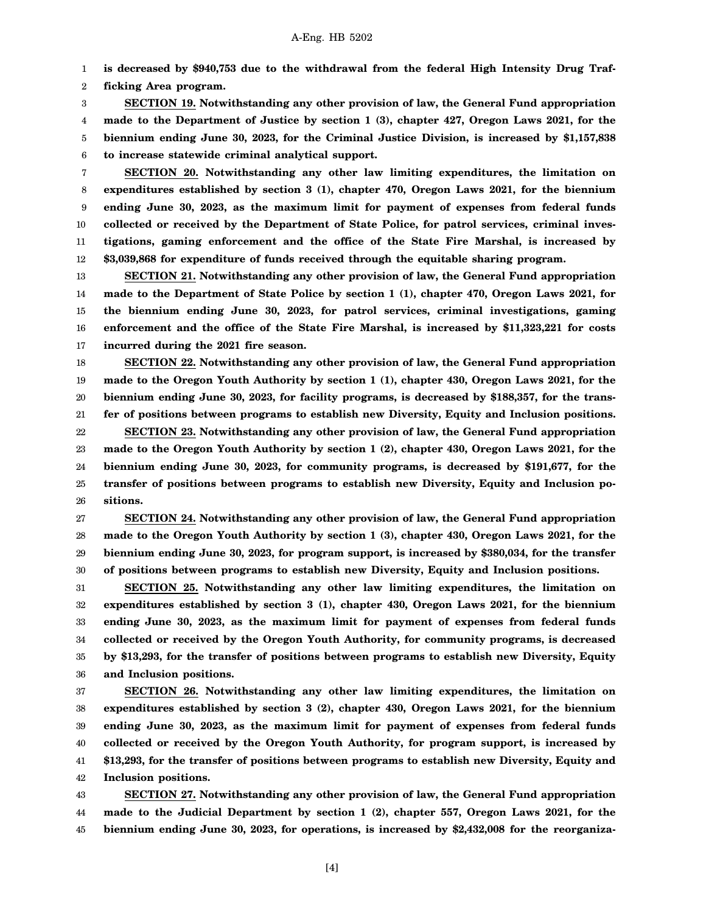**is decreased by $940,753 due to the withdrawal from the federal High Intensity Drug Trafficking Area program.**

**SECTION 19. Notwithstanding any other provision of law, the General Fund appropriation made to the Department of Justice by section 1 (3), chapter 427, Oregon Laws 2021, for the biennium ending June 30, 2023, for the Criminal Justice Division, is increased by $1,157,838 to increase statewide criminal analytical support.**

**SECTION 20. Notwithstanding any other law limiting expenditures, the limitation on expenditures established by section 3 (1), chapter 470, Oregon Laws 2021, for the biennium ending June 30, 2023, as the maximum limit for payment of expenses from federal funds collected or received by the Department of State Police, for patrol services, criminal investigations, gaming enforcement and the office of the State Fire Marshal, is increased by $3,039,868 for expenditure of funds received through the equitable sharing program.**

**SECTION 21. Notwithstanding any other provision of law, the General Fund appropriation made to the Department of State Police by section 1 (1), chapter 470, Oregon Laws 2021, for the biennium ending June 30, 2023, for patrol services, criminal investigations, gaming enforcement and the office of the State Fire Marshal, is increased by $11,323,221 for costs incurred during the 2021 fire season.**

**SECTION 22. Notwithstanding any other provision of law, the General Fund appropriation made to the Oregon Youth Authority by section 1 (1), chapter 430, Oregon Laws 2021, for the biennium ending June 30, 2023, for facility programs, is decreased by $188,357, for the transfer of positions between programs to establish new Diversity, Equity and Inclusion positions.**

**SECTION 23. Notwithstanding any other provision of law, the General Fund appropriation made to the Oregon Youth Authority by section 1 (2), chapter 430, Oregon Laws 2021, for the biennium ending June 30, 2023, for community programs, is decreased by $191,677, for the transfer of positions between programs to establish new Diversity, Equity and Inclusion positions.**

**SECTION 24. Notwithstanding any other provision of law, the General Fund appropriation made to the Oregon Youth Authority by section 1 (3), chapter 430, Oregon Laws 2021, for the biennium ending June 30, 2023, for program support, is increased by $380,034, for the transfer of positions between programs to establish new Diversity, Equity and Inclusion positions.**

**SECTION 25. Notwithstanding any other law limiting expenditures, the limitation on expenditures established by section 3 (1), chapter 430, Oregon Laws 2021, for the biennium ending June 30, 2023, as the maximum limit for payment of expenses from federal funds collected or received by the Oregon Youth Authority, for community programs, is decreased by $13,293, for the transfer of positions between programs to establish new Diversity, Equity and Inclusion positions.**

**SECTION 26. Notwithstanding any other law limiting expenditures, the limitation on expenditures established by section 3 (2), chapter 430, Oregon Laws 2021, for the biennium ending June 30, 2023, as the maximum limit for payment of expenses from federal funds collected or received by the Oregon Youth Authority, for program support, is increased by $13,293, for the transfer of positions between programs to establish new Diversity, Equity and Inclusion positions.**

**SECTION 27. Notwithstanding any other provision of law, the General Fund appropriation made to the Judicial Department by section 1 (2), chapter 557, Oregon Laws 2021, for the biennium ending June 30, 2023, for operations, is increased by $2,432,008 for the reorganiza-**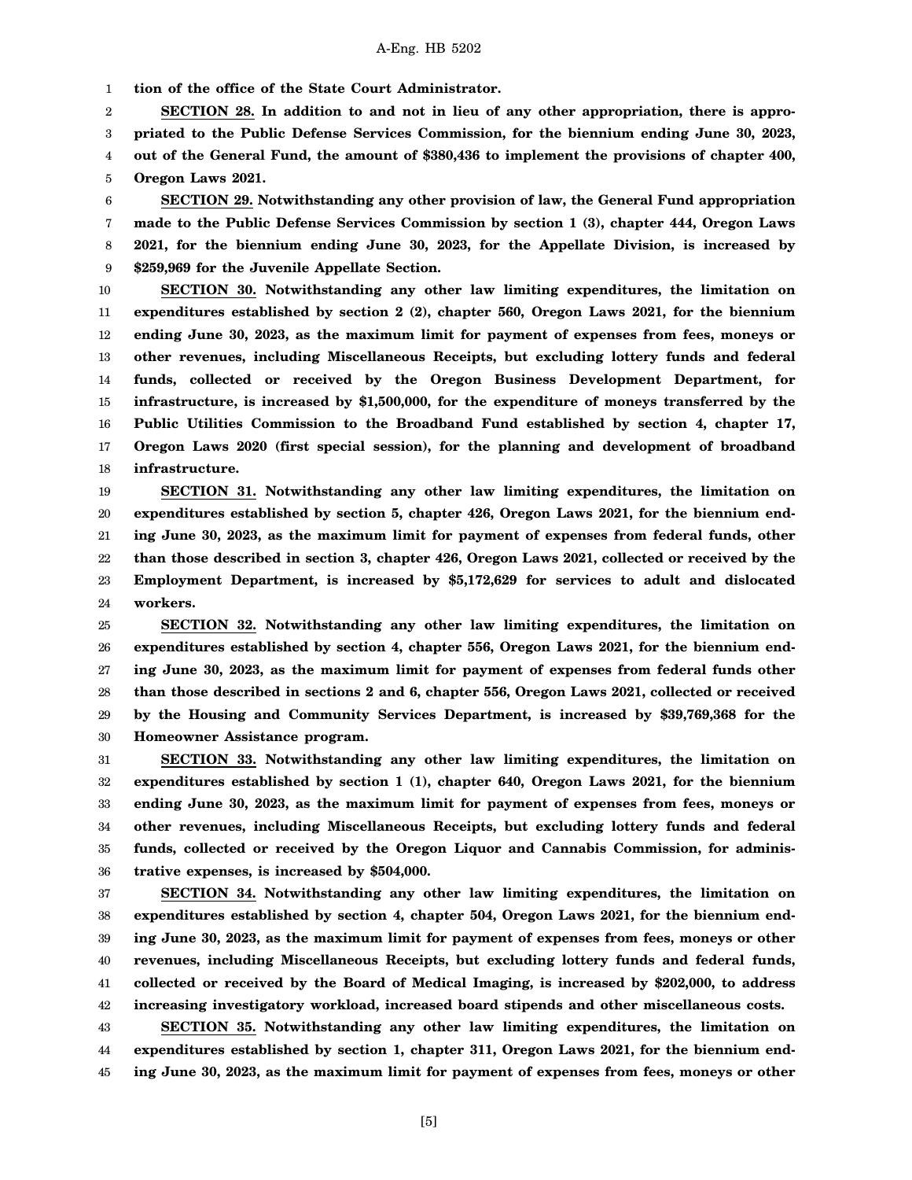**tion of the office of the State Court Administrator.**

**SECTION 28.** **In addition to and not in lieu of any other appropriation, there is appropriated to the Public Defense Services Commission, for the biennium ending June 30, 2023, out of the General Fund, the amount of $380,436 to implement the provisions of chapter 400, Oregon Laws 2021.**

**SECTION 29.** **Notwithstanding any other provision of law, the General Fund appropriation made to the Public Defense Services Commission by section 1 (3), chapter 444, Oregon Laws 2021, for the biennium ending June 30, 2023, for the Appellate Division, is increased by $259,969 for the Juvenile Appellate Section.**

**SECTION 30.** **Notwithstanding any other law limiting expenditures, the limitation on expenditures established by section 2 (2), chapter 560, Oregon Laws 2021, for the biennium ending June 30, 2023, as the maximum limit for payment of expenses from fees, moneys or other revenues, including Miscellaneous Receipts, but excluding lottery funds and federal funds, collected or received by the Oregon Business Development Department, for infrastructure, is increased by $1,500,000, for the expenditure of moneys transferred by the Public Utilities Commission to the Broadband Fund established by section 4, chapter 17, Oregon Laws 2020 (first special session), for the planning and development of broadband infrastructure.**

**SECTION 31.** **Notwithstanding any other law limiting expenditures, the limitation on expenditures established by section 5, chapter 426, Oregon Laws 2021, for the biennium ending June 30, 2023, as the maximum limit for payment of expenses from federal funds, other than those described in section 3, chapter 426, Oregon Laws 2021, collected or received by the Employment Department, is increased by $5,172,629 for services to adult and dislocated workers.**

**SECTION 32.** **Notwithstanding any other law limiting expenditures, the limitation on expenditures established by section 4, chapter 556, Oregon Laws 2021, for the biennium ending June 30, 2023, as the maximum limit for payment of expenses from federal funds other than those described in sections 2 and 6, chapter 556, Oregon Laws 2021, collected or received by the Housing and Community Services Department, is increased by $39,769,368 for the Homeowner Assistance program.**

**SECTION 33.** **Notwithstanding any other law limiting expenditures, the limitation on expenditures established by section 1 (1), chapter 640, Oregon Laws 2021, for the biennium ending June 30, 2023, as the maximum limit for payment of expenses from fees, moneys or other revenues, including Miscellaneous Receipts, but excluding lottery funds and federal funds, collected or received by the Oregon Liquor and Cannabis Commission, for administrative expenses, is increased by $504,000.**

**SECTION 34.** **Notwithstanding any other law limiting expenditures, the limitation on expenditures established by section 4, chapter 504, Oregon Laws 2021, for the biennium ending June 30, 2023, as the maximum limit for payment of expenses from fees, moneys or other revenues, including Miscellaneous Receipts, but excluding lottery funds and federal funds, collected or received by the Board of Medical Imaging, is increased by $202,000, to address increasing investigatory workload, increased board stipends and other miscellaneous costs.**

**SECTION 35.** **Notwithstanding any other law limiting expenditures, the limitation on expenditures established by section 1, chapter 311, Oregon Laws 2021, for the biennium ending June 30, 2023, as the maximum limit for payment of expenses from fees, moneys or other**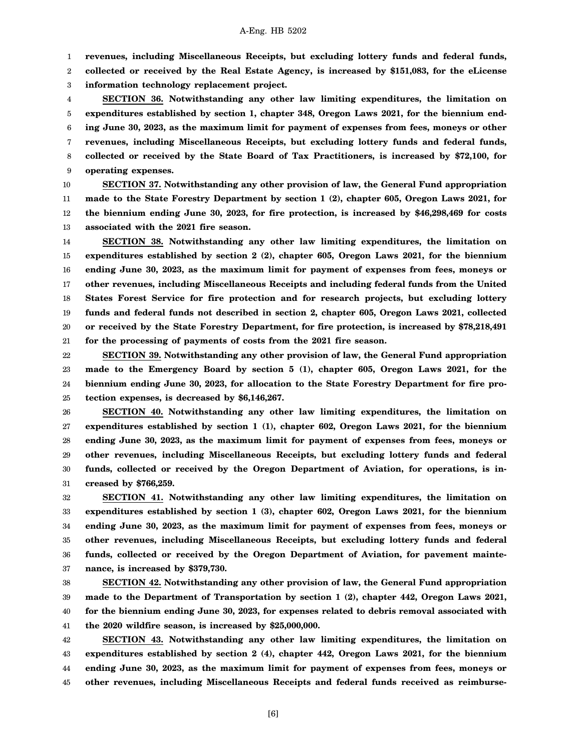**revenues, including Miscellaneous Receipts, but excluding lottery funds and federal funds, collected or received by the Real Estate Agency, is increased by $151,083, for the eLicense information technology replacement project.**

**SECTION 36. Notwithstanding any other law limiting expenditures, the limitation on expenditures established by section 1, chapter 348, Oregon Laws 2021, for the biennium ending June 30, 2023, as the maximum limit for payment of expenses from fees, moneys or other revenues, including Miscellaneous Receipts, but excluding lottery funds and federal funds, collected or received by the State Board of Tax Practitioners, is increased by $72,100, for operating expenses.**

**SECTION 37. Notwithstanding any other provision of law, the General Fund appropriation made to the State Forestry Department by section 1 (2), chapter 605, Oregon Laws 2021, for the biennium ending June 30, 2023, for fire protection, is increased by $46,298,469 for costs associated with the 2021 fire season.**

**SECTION 38. Notwithstanding any other law limiting expenditures, the limitation on expenditures established by section 2 (2), chapter 605, Oregon Laws 2021, for the biennium ending June 30, 2023, as the maximum limit for payment of expenses from fees, moneys or other revenues, including Miscellaneous Receipts and including federal funds from the United States Forest Service for fire protection and for research projects, but excluding lottery funds and federal funds not described in section 2, chapter 605, Oregon Laws 2021, collected or received by the State Forestry Department, for fire protection, is increased by $78,218,491 for the processing of payments of costs from the 2021 fire season.**

**SECTION 39. Notwithstanding any other provision of law, the General Fund appropriation made to the Emergency Board by section 5 (1), chapter 605, Oregon Laws 2021, for the biennium ending June 30, 2023, for allocation to the State Forestry Department for fire protection expenses, is decreased by $6,146,267.**

**SECTION 40. Notwithstanding any other law limiting expenditures, the limitation on expenditures established by section 1 (1), chapter 602, Oregon Laws 2021, for the biennium ending June 30, 2023, as the maximum limit for payment of expenses from fees, moneys or other revenues, including Miscellaneous Receipts, but excluding lottery funds and federal funds, collected or received by the Oregon Department of Aviation, for operations, is increased by $766,259.**

**SECTION 41. Notwithstanding any other law limiting expenditures, the limitation on expenditures established by section 1 (3), chapter 602, Oregon Laws 2021, for the biennium ending June 30, 2023, as the maximum limit for payment of expenses from fees, moneys or other revenues, including Miscellaneous Receipts, but excluding lottery funds and federal funds, collected or received by the Oregon Department of Aviation, for pavement maintenance, is increased by $379,730.**

**SECTION 42. Notwithstanding any other provision of law, the General Fund appropriation made to the Department of Transportation by section 1 (2), chapter 442, Oregon Laws 2021, for the biennium ending June 30, 2023, for expenses related to debris removal associated with the 2020 wildfire season, is increased by $25,000,000.**

**SECTION 43. Notwithstanding any other law limiting expenditures, the limitation on expenditures established by section 2 (4), chapter 442, Oregon Laws 2021, for the biennium ending June 30, 2023, as the maximum limit for payment of expenses from fees, moneys or other revenues, including Miscellaneous Receipts and federal funds received as reimburse-**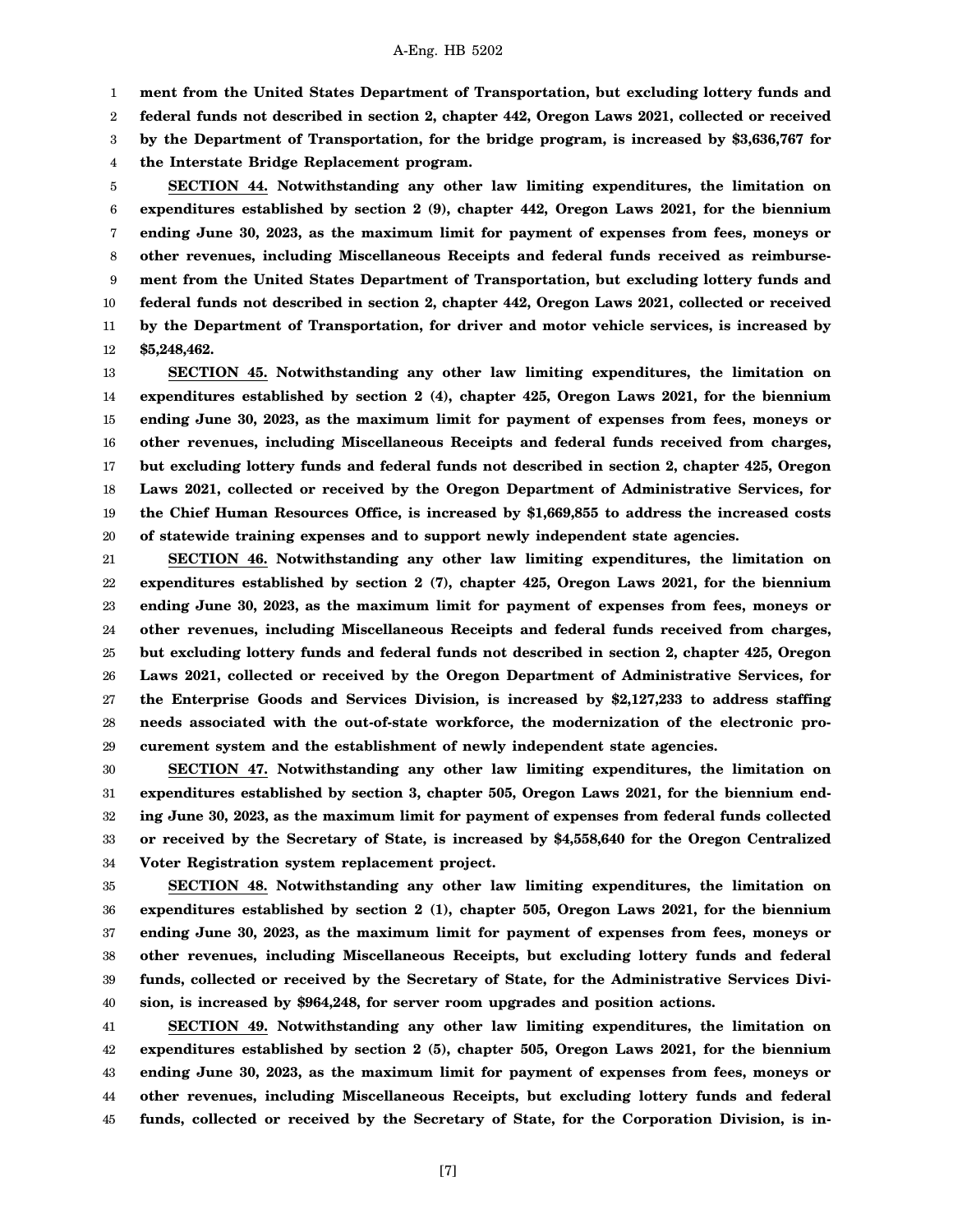**ment from the United States Department of Transportation, but excluding lottery funds and federal funds not described in section 2, chapter 442, Oregon Laws 2021, collected or received by the Department of Transportation, for the bridge program, is increased by $3,636,767 for the Interstate Bridge Replacement program.**

**SECTION 44. Notwithstanding any other law limiting expenditures, the limitation on expenditures established by section 2 (9), chapter 442, Oregon Laws 2021, for the biennium ending June 30, 2023, as the maximum limit for payment of expenses from fees, moneys or other revenues, including Miscellaneous Receipts and federal funds received as reimbursement from the United States Department of Transportation, but excluding lottery funds and federal funds not described in section 2, chapter 442, Oregon Laws 2021, collected or received by the Department of Transportation, for driver and motor vehicle services, is increased by $5,248,462.**

**SECTION 45. Notwithstanding any other law limiting expenditures, the limitation on expenditures established by section 2 (4), chapter 425, Oregon Laws 2021, for the biennium ending June 30, 2023, as the maximum limit for payment of expenses from fees, moneys or other revenues, including Miscellaneous Receipts and federal funds received from charges, but excluding lottery funds and federal funds not described in section 2, chapter 425, Oregon Laws 2021, collected or received by the Oregon Department of Administrative Services, for the Chief Human Resources Office, is increased by $1,669,855 to address the increased costs of statewide training expenses and to support newly independent state agencies.**

**SECTION 46. Notwithstanding any other law limiting expenditures, the limitation on expenditures established by section 2 (7), chapter 425, Oregon Laws 2021, for the biennium ending June 30, 2023, as the maximum limit for payment of expenses from fees, moneys or other revenues, including Miscellaneous Receipts and federal funds received from charges, but excluding lottery funds and federal funds not described in section 2, chapter 425, Oregon Laws 2021, collected or received by the Oregon Department of Administrative Services, for the Enterprise Goods and Services Division, is increased by $2,127,233 to address staffing needs associated with the out-of-state workforce, the modernization of the electronic procurement system and the establishment of newly independent state agencies.**

**SECTION 47. Notwithstanding any other law limiting expenditures, the limitation on expenditures established by section 3, chapter 505, Oregon Laws 2021, for the biennium ending June 30, 2023, as the maximum limit for payment of expenses from federal funds collected or received by the Secretary of State, is increased by $4,558,640 for the Oregon Centralized Voter Registration system replacement project.**

**SECTION 48. Notwithstanding any other law limiting expenditures, the limitation on expenditures established by section 2 (1), chapter 505, Oregon Laws 2021, for the biennium ending June 30, 2023, as the maximum limit for payment of expenses from fees, moneys or other revenues, including Miscellaneous Receipts, but excluding lottery funds and federal funds, collected or received by the Secretary of State, for the Administrative Services Division, is increased by $964,248, for server room upgrades and position actions.**

**SECTION 49. Notwithstanding any other law limiting expenditures, the limitation on expenditures established by section 2 (5), chapter 505, Oregon Laws 2021, for the biennium ending June 30, 2023, as the maximum limit for payment of expenses from fees, moneys or other revenues, including Miscellaneous Receipts, but excluding lottery funds and federal funds, collected or received by the Secretary of State, for the Corporation Division, is in-**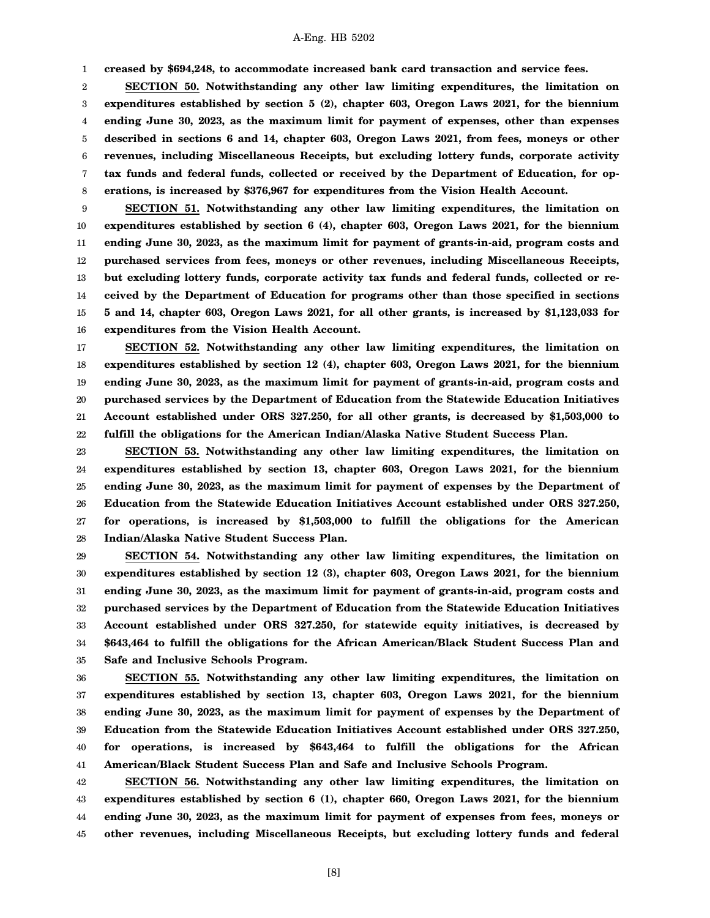**creased by $694,248, to accommodate increased bank card transaction and service fees.**

**SECTION 50. Notwithstanding any other law limiting expenditures, the limitation on expenditures established by section 5 (2), chapter 603, Oregon Laws 2021, for the biennium ending June 30, 2023, as the maximum limit for payment of expenses, other than expenses described in sections 6 and 14, chapter 603, Oregon Laws 2021, from fees, moneys or other revenues, including Miscellaneous Receipts, but excluding lottery funds, corporate activity tax funds and federal funds, collected or received by the Department of Education, for operations, is increased by $376,967 for expenditures from the Vision Health Account.**

**SECTION 51. Notwithstanding any other law limiting expenditures, the limitation on expenditures established by section 6 (4), chapter 603, Oregon Laws 2021, for the biennium ending June 30, 2023, as the maximum limit for payment of grants-in-aid, program costs and purchased services from fees, moneys or other revenues, including Miscellaneous Receipts, but excluding lottery funds, corporate activity tax funds and federal funds, collected or received by the Department of Education for programs other than those specified in sections 5 and 14, chapter 603, Oregon Laws 2021, for all other grants, is increased by $1,123,033 for expenditures from the Vision Health Account.**

**SECTION 52. Notwithstanding any other law limiting expenditures, the limitation on expenditures established by section 12 (4), chapter 603, Oregon Laws 2021, for the biennium ending June 30, 2023, as the maximum limit for payment of grants-in-aid, program costs and purchased services by the Department of Education from the Statewide Education Initiatives Account established under ORS 327.250, for all other grants, is decreased by $1,503,000 to fulfill the obligations for the American Indian/Alaska Native Student Success Plan.**

**SECTION 53. Notwithstanding any other law limiting expenditures, the limitation on expenditures established by section 13, chapter 603, Oregon Laws 2021, for the biennium ending June 30, 2023, as the maximum limit for payment of expenses by the Department of Education from the Statewide Education Initiatives Account established under ORS 327.250, for operations, is increased by $1,503,000 to fulfill the obligations for the American Indian/Alaska Native Student Success Plan.**

**SECTION 54. Notwithstanding any other law limiting expenditures, the limitation on expenditures established by section 12 (3), chapter 603, Oregon Laws 2021, for the biennium ending June 30, 2023, as the maximum limit for payment of grants-in-aid, program costs and purchased services by the Department of Education from the Statewide Education Initiatives Account established under ORS 327.250, for statewide equity initiatives, is decreased by $643,464 to fulfill the obligations for the African American/Black Student Success Plan and Safe and Inclusive Schools Program.**

**SECTION 55. Notwithstanding any other law limiting expenditures, the limitation on expenditures established by section 13, chapter 603, Oregon Laws 2021, for the biennium ending June 30, 2023, as the maximum limit for payment of expenses by the Department of Education from the Statewide Education Initiatives Account established under ORS 327.250, for operations, is increased by $643,464 to fulfill the obligations for the African American/Black Student Success Plan and Safe and Inclusive Schools Program.**

**SECTION 56. Notwithstanding any other law limiting expenditures, the limitation on expenditures established by section 6 (1), chapter 660, Oregon Laws 2021, for the biennium ending June 30, 2023, as the maximum limit for payment of expenses from fees, moneys or other revenues, including Miscellaneous Receipts, but excluding lottery funds and federal**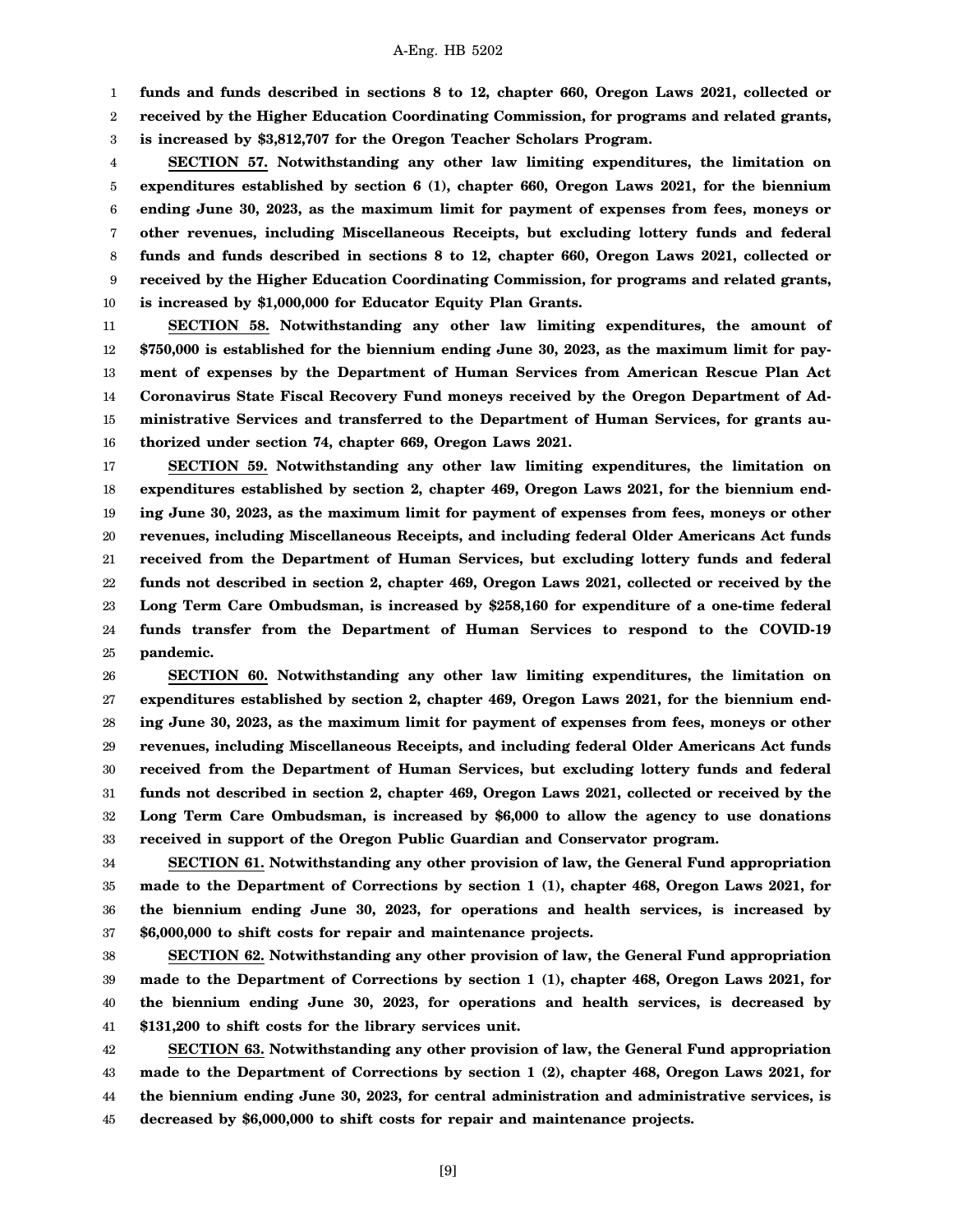**funds and funds described in sections 8 to 12, chapter 660, Oregon Laws 2021, collected or received by the Higher Education Coordinating Commission, for programs and related grants, is increased by $3,812,707 for the Oregon Teacher Scholars Program.**

**SECTION 57. Notwithstanding any other law limiting expenditures, the limitation on expenditures established by section 6 (1), chapter 660, Oregon Laws 2021, for the biennium ending June 30, 2023, as the maximum limit for payment of expenses from fees, moneys or other revenues, including Miscellaneous Receipts, but excluding lottery funds and federal funds and funds described in sections 8 to 12, chapter 660, Oregon Laws 2021, collected or received by the Higher Education Coordinating Commission, for programs and related grants, is increased by $1,000,000 for Educator Equity Plan Grants.**

**SECTION 58. Notwithstanding any other law limiting expenditures, the amount of $750,000 is established for the biennium ending June 30, 2023, as the maximum limit for payment of expenses by the Department of Human Services from American Rescue Plan Act Coronavirus State Fiscal Recovery Fund moneys received by the Oregon Department of Administrative Services and transferred to the Department of Human Services, for grants authorized under section 74, chapter 669, Oregon Laws 2021.**

**SECTION 59. Notwithstanding any other law limiting expenditures, the limitation on expenditures established by section 2, chapter 469, Oregon Laws 2021, for the biennium ending June 30, 2023, as the maximum limit for payment of expenses from fees, moneys or other revenues, including Miscellaneous Receipts, and including federal Older Americans Act funds received from the Department of Human Services, but excluding lottery funds and federal funds not described in section 2, chapter 469, Oregon Laws 2021, collected or received by the Long Term Care Ombudsman, is increased by $258,160 for expenditure of a one-time federal funds transfer from the Department of Human Services to respond to the COVID-19 pandemic.**

**SECTION 60. Notwithstanding any other law limiting expenditures, the limitation on expenditures established by section 2, chapter 469, Oregon Laws 2021, for the biennium ending June 30, 2023, as the maximum limit for payment of expenses from fees, moneys or other revenues, including Miscellaneous Receipts, and including federal Older Americans Act funds received from the Department of Human Services, but excluding lottery funds and federal funds not described in section 2, chapter 469, Oregon Laws 2021, collected or received by the Long Term Care Ombudsman, is increased by $6,000 to allow the agency to use donations received in support of the Oregon Public Guardian and Conservator program.**

**SECTION 61. Notwithstanding any other provision of law, the General Fund appropriation made to the Department of Corrections by section 1 (1), chapter 468, Oregon Laws 2021, for the biennium ending June 30, 2023, for operations and health services, is increased by $6,000,000 to shift costs for repair and maintenance projects.**

**SECTION 62. Notwithstanding any other provision of law, the General Fund appropriation made to the Department of Corrections by section 1 (1), chapter 468, Oregon Laws 2021, for the biennium ending June 30, 2023, for operations and health services, is decreased by $131,200 to shift costs for the library services unit.**

**SECTION 63. Notwithstanding any other provision of law, the General Fund appropriation made to the Department of Corrections by section 1 (2), chapter 468, Oregon Laws 2021, for the biennium ending June 30, 2023, for central administration and administrative services, is decreased by $6,000,000 to shift costs for repair and maintenance projects.**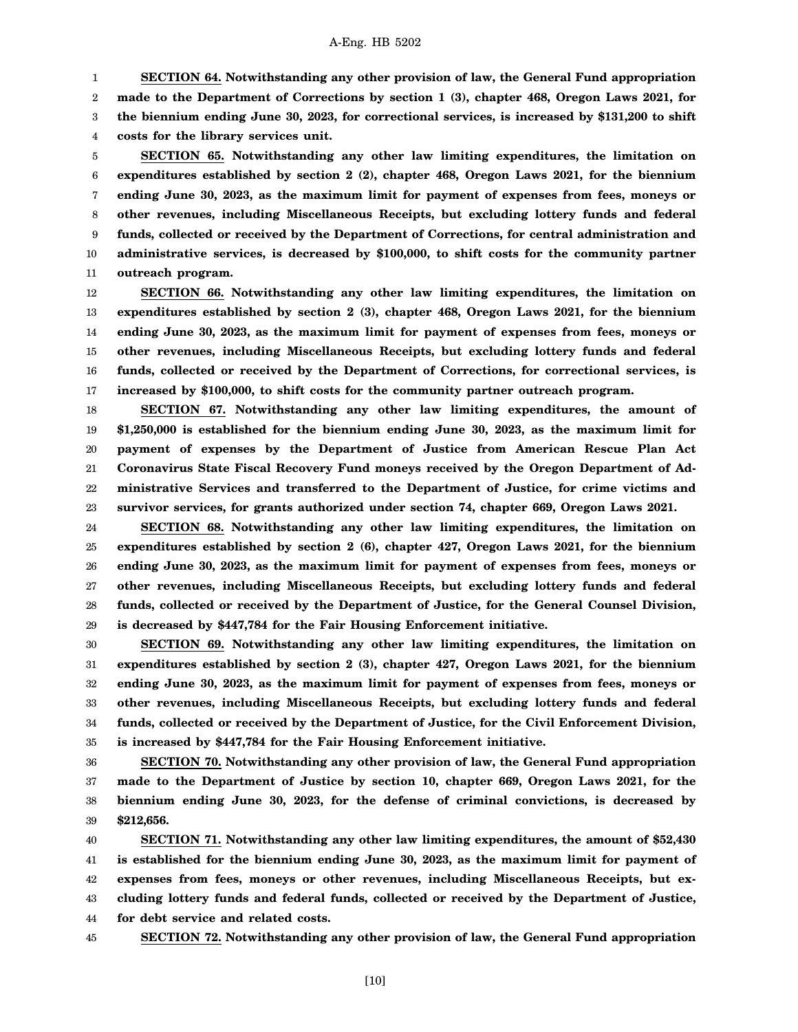**SECTION 64. Notwithstanding any other provision of law, the General Fund appropriation made to the Department of Corrections by section 1 (3), chapter 468, Oregon Laws 2021, for the biennium ending June 30, 2023, for correctional services, is increased by $131,200 to shift costs for the library services unit.**

**SECTION 65. Notwithstanding any other law limiting expenditures, the limitation on expenditures established by section 2 (2), chapter 468, Oregon Laws 2021, for the biennium ending June 30, 2023, as the maximum limit for payment of expenses from fees, moneys or other revenues, including Miscellaneous Receipts, but excluding lottery funds and federal funds, collected or received by the Department of Corrections, for central administration and administrative services, is decreased by $100,000, to shift costs for the community partner outreach program.**

**SECTION 66. Notwithstanding any other law limiting expenditures, the limitation on expenditures established by section 2 (3), chapter 468, Oregon Laws 2021, for the biennium ending June 30, 2023, as the maximum limit for payment of expenses from fees, moneys or other revenues, including Miscellaneous Receipts, but excluding lottery funds and federal funds, collected or received by the Department of Corrections, for correctional services, is increased by $100,000, to shift costs for the community partner outreach program.**

**SECTION 67. Notwithstanding any other law limiting expenditures, the amount of $1,250,000 is established for the biennium ending June 30, 2023, as the maximum limit for payment of expenses by the Department of Justice from American Rescue Plan Act Coronavirus State Fiscal Recovery Fund moneys received by the Oregon Department of Administrative Services and transferred to the Department of Justice, for crime victims and survivor services, for grants authorized under section 74, chapter 669, Oregon Laws 2021.**

**SECTION 68. Notwithstanding any other law limiting expenditures, the limitation on expenditures established by section 2 (6), chapter 427, Oregon Laws 2021, for the biennium ending June 30, 2023, as the maximum limit for payment of expenses from fees, moneys or other revenues, including Miscellaneous Receipts, but excluding lottery funds and federal funds, collected or received by the Department of Justice, for the General Counsel Division, is decreased by $447,784 for the Fair Housing Enforcement initiative.**

**SECTION 69. Notwithstanding any other law limiting expenditures, the limitation on expenditures established by section 2 (3), chapter 427, Oregon Laws 2021, for the biennium ending June 30, 2023, as the maximum limit for payment of expenses from fees, moneys or other revenues, including Miscellaneous Receipts, but excluding lottery funds and federal funds, collected or received by the Department of Justice, for the Civil Enforcement Division, is increased by $447,784 for the Fair Housing Enforcement initiative.**

**SECTION 70. Notwithstanding any other provision of law, the General Fund appropriation made to the Department of Justice by section 10, chapter 669, Oregon Laws 2021, for the biennium ending June 30, 2023, for the defense of criminal convictions, is decreased by $212,656.**

**SECTION 71. Notwithstanding any other law limiting expenditures, the amount of $52,430 is established for the biennium ending June 30, 2023, as the maximum limit for payment of expenses from fees, moneys or other revenues, including Miscellaneous Receipts, but excluding lottery funds and federal funds, collected or received by the Department of Justice, for debt service and related costs.**

**SECTION 72. Notwithstanding any other provision of law, the General Fund appropriation**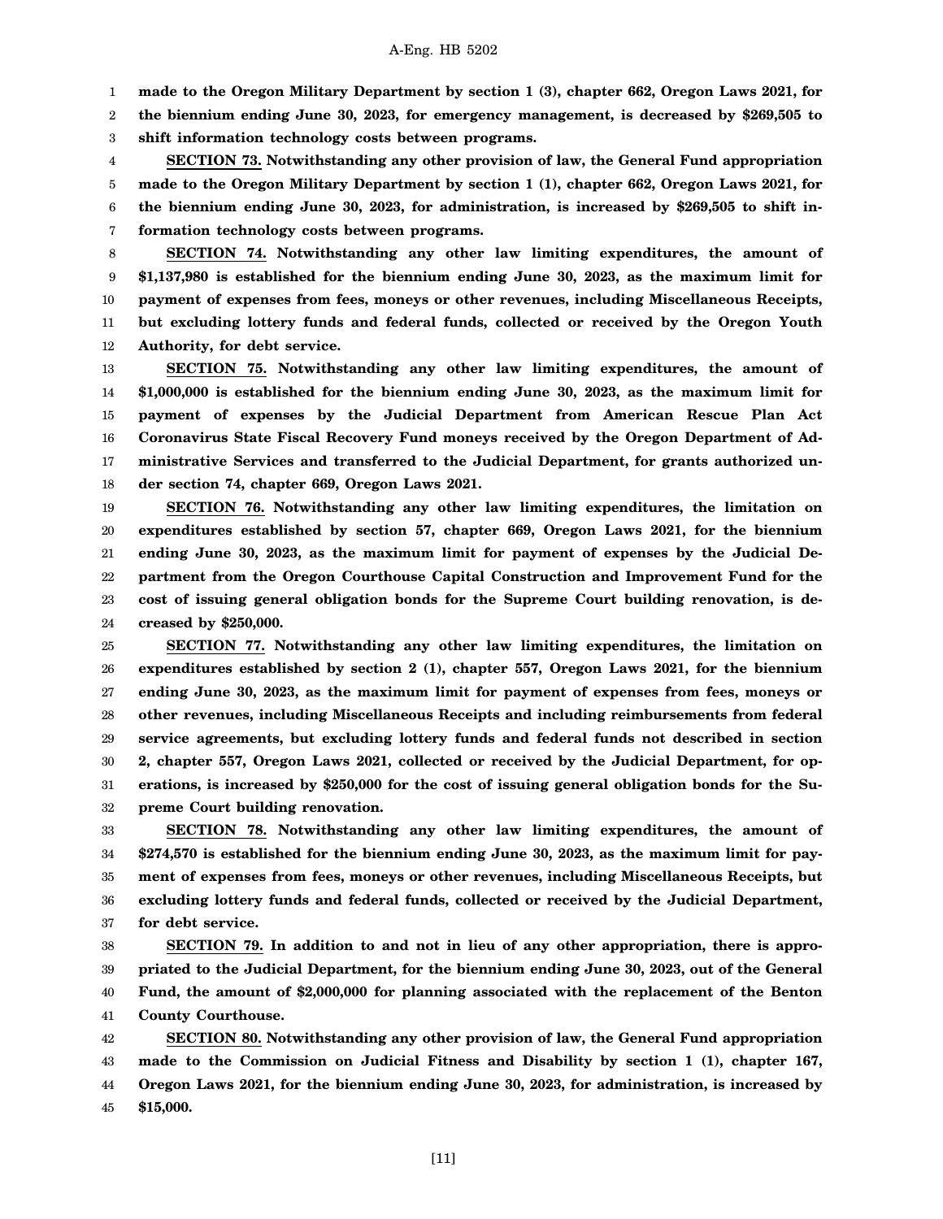**made to the Oregon Military Department by section 1 (3), chapter 662, Oregon Laws 2021, for the biennium ending June 30, 2023, for emergency management, is decreased by $269,505 to shift information technology costs between programs.**

**SECTION 73. Notwithstanding any other provision of law, the General Fund appropriation made to the Oregon Military Department by section 1 (1), chapter 662, Oregon Laws 2021, for the biennium ending June 30, 2023, for administration, is increased by $269,505 to shift information technology costs between programs.**

**SECTION 74. Notwithstanding any other law limiting expenditures, the amount of $1,137,980 is established for the biennium ending June 30, 2023, as the maximum limit for payment of expenses from fees, moneys or other revenues, including Miscellaneous Receipts, but excluding lottery funds and federal funds, collected or received by the Oregon Youth Authority, for debt service.**

**SECTION 75. Notwithstanding any other law limiting expenditures, the amount of $1,000,000 is established for the biennium ending June 30, 2023, as the maximum limit for payment of expenses by the Judicial Department from American Rescue Plan Act Coronavirus State Fiscal Recovery Fund moneys received by the Oregon Department of Administrative Services and transferred to the Judicial Department, for grants authorized under section 74, chapter 669, Oregon Laws 2021.**

**SECTION 76. Notwithstanding any other law limiting expenditures, the limitation on expenditures established by section 57, chapter 669, Oregon Laws 2021, for the biennium ending June 30, 2023, as the maximum limit for payment of expenses by the Judicial Department from the Oregon Courthouse Capital Construction and Improvement Fund for the cost of issuing general obligation bonds for the Supreme Court building renovation, is decreased by $250,000.**

**SECTION 77. Notwithstanding any other law limiting expenditures, the limitation on expenditures established by section 2 (1), chapter 557, Oregon Laws 2021, for the biennium ending June 30, 2023, as the maximum limit for payment of expenses from fees, moneys or other revenues, including Miscellaneous Receipts and including reimbursements from federal service agreements, but excluding lottery funds and federal funds not described in section 2, chapter 557, Oregon Laws 2021, collected or received by the Judicial Department, for operations, is increased by $250,000 for the cost of issuing general obligation bonds for the Supreme Court building renovation.**

**SECTION 78. Notwithstanding any other law limiting expenditures, the amount of $274,570 is established for the biennium ending June 30, 2023, as the maximum limit for payment of expenses from fees, moneys or other revenues, including Miscellaneous Receipts, but excluding lottery funds and federal funds, collected or received by the Judicial Department, for debt service.**

**SECTION 79. In addition to and not in lieu of any other appropriation, there is appropriated to the Judicial Department, for the biennium ending June 30, 2023, out of the General Fund, the amount of $2,000,000 for planning associated with the replacement of the Benton County Courthouse.**

**SECTION 80. Notwithstanding any other provision of law, the General Fund appropriation made to the Commission on Judicial Fitness and Disability by section 1 (1), chapter 167, Oregon Laws 2021, for the biennium ending June 30, 2023, for administration, is increased by $15,000.**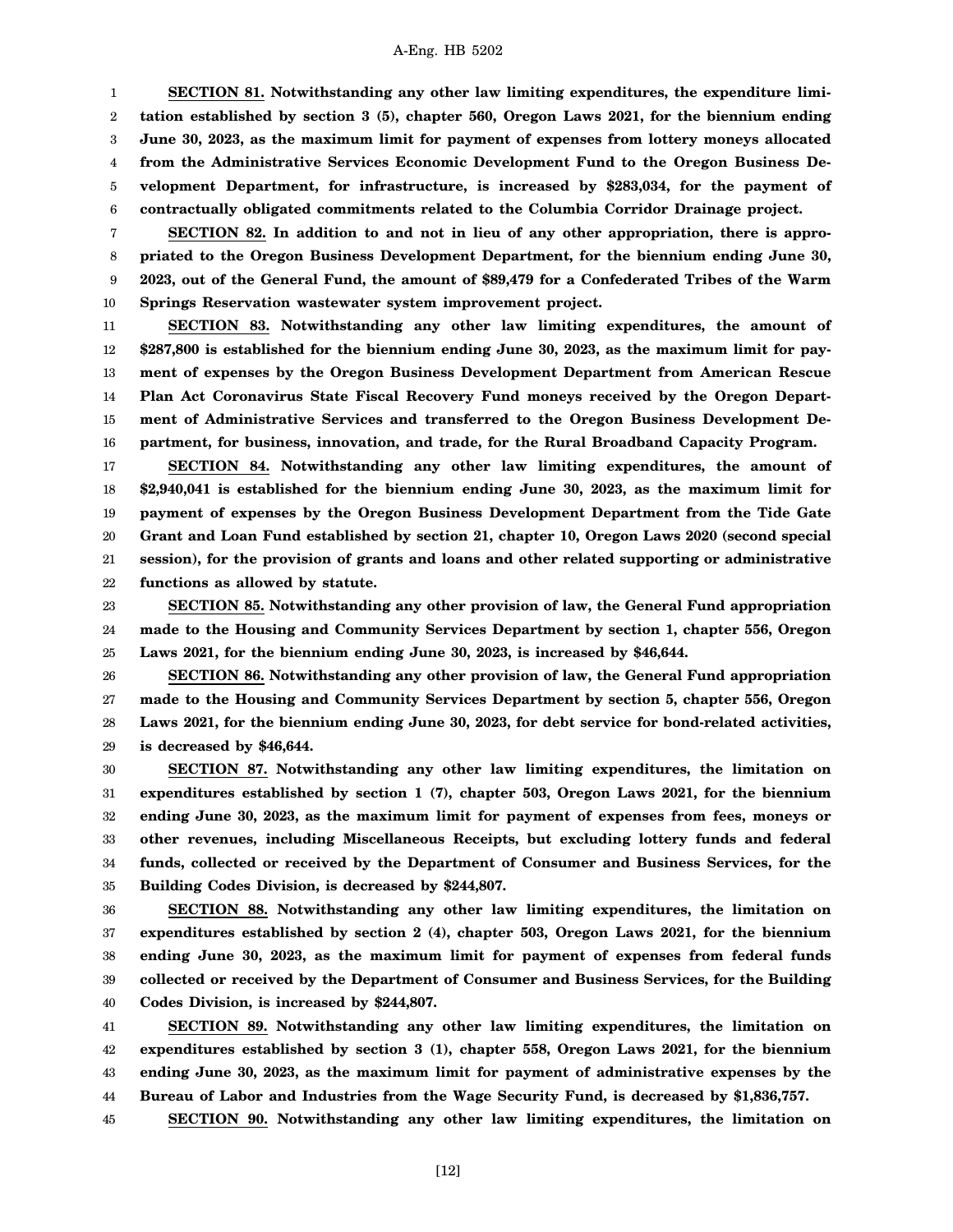**SECTION 81. Notwithstanding any other law limiting expenditures, the expenditure limitation established by section 3 (5), chapter 560, Oregon Laws 2021, for the biennium ending June 30, 2023, as the maximum limit for payment of expenses from lottery moneys allocated from the Administrative Services Economic Development Fund to the Oregon Business Development Department, for infrastructure, is increased by $283,034, for the payment of contractually obligated commitments related to the Columbia Corridor Drainage project.**

**SECTION 82. In addition to and not in lieu of any other appropriation, there is appropriated to the Oregon Business Development Department, for the biennium ending June 30, 2023, out of the General Fund, the amount of $89,479 for a Confederated Tribes of the Warm Springs Reservation wastewater system improvement project.**

**SECTION 83. Notwithstanding any other law limiting expenditures, the amount of $287,800 is established for the biennium ending June 30, 2023, as the maximum limit for payment of expenses by the Oregon Business Development Department from American Rescue Plan Act Coronavirus State Fiscal Recovery Fund moneys received by the Oregon Department of Administrative Services and transferred to the Oregon Business Development Department, for business, innovation, and trade, for the Rural Broadband Capacity Program.**

**SECTION 84. Notwithstanding any other law limiting expenditures, the amount of $2,940,041 is established for the biennium ending June 30, 2023, as the maximum limit for payment of expenses by the Oregon Business Development Department from the Tide Gate Grant and Loan Fund established by section 21, chapter 10, Oregon Laws 2020 (second special session), for the provision of grants and loans and other related supporting or administrative functions as allowed by statute.**

**SECTION 85. Notwithstanding any other provision of law, the General Fund appropriation made to the Housing and Community Services Department by section 1, chapter 556, Oregon Laws 2021, for the biennium ending June 30, 2023, is increased by $46,644.**

**SECTION 86. Notwithstanding any other provision of law, the General Fund appropriation made to the Housing and Community Services Department by section 5, chapter 556, Oregon Laws 2021, for the biennium ending June 30, 2023, for debt service for bond-related activities, is decreased by $46,644.**

**SECTION 87. Notwithstanding any other law limiting expenditures, the limitation on expenditures established by section 1 (7), chapter 503, Oregon Laws 2021, for the biennium ending June 30, 2023, as the maximum limit for payment of expenses from fees, moneys or other revenues, including Miscellaneous Receipts, but excluding lottery funds and federal funds, collected or received by the Department of Consumer and Business Services, for the Building Codes Division, is decreased by $244,807.**

**SECTION 88. Notwithstanding any other law limiting expenditures, the limitation on expenditures established by section 2 (4), chapter 503, Oregon Laws 2021, for the biennium ending June 30, 2023, as the maximum limit for payment of expenses from federal funds collected or received by the Department of Consumer and Business Services, for the Building Codes Division, is increased by $244,807.**

**SECTION 89. Notwithstanding any other law limiting expenditures, the limitation on expenditures established by section 3 (1), chapter 558, Oregon Laws 2021, for the biennium ending June 30, 2023, as the maximum limit for payment of administrative expenses by the Bureau of Labor and Industries from the Wage Security Fund, is decreased by $1,836,757.**

**SECTION 90. Notwithstanding any other law limiting expenditures, the limitation on**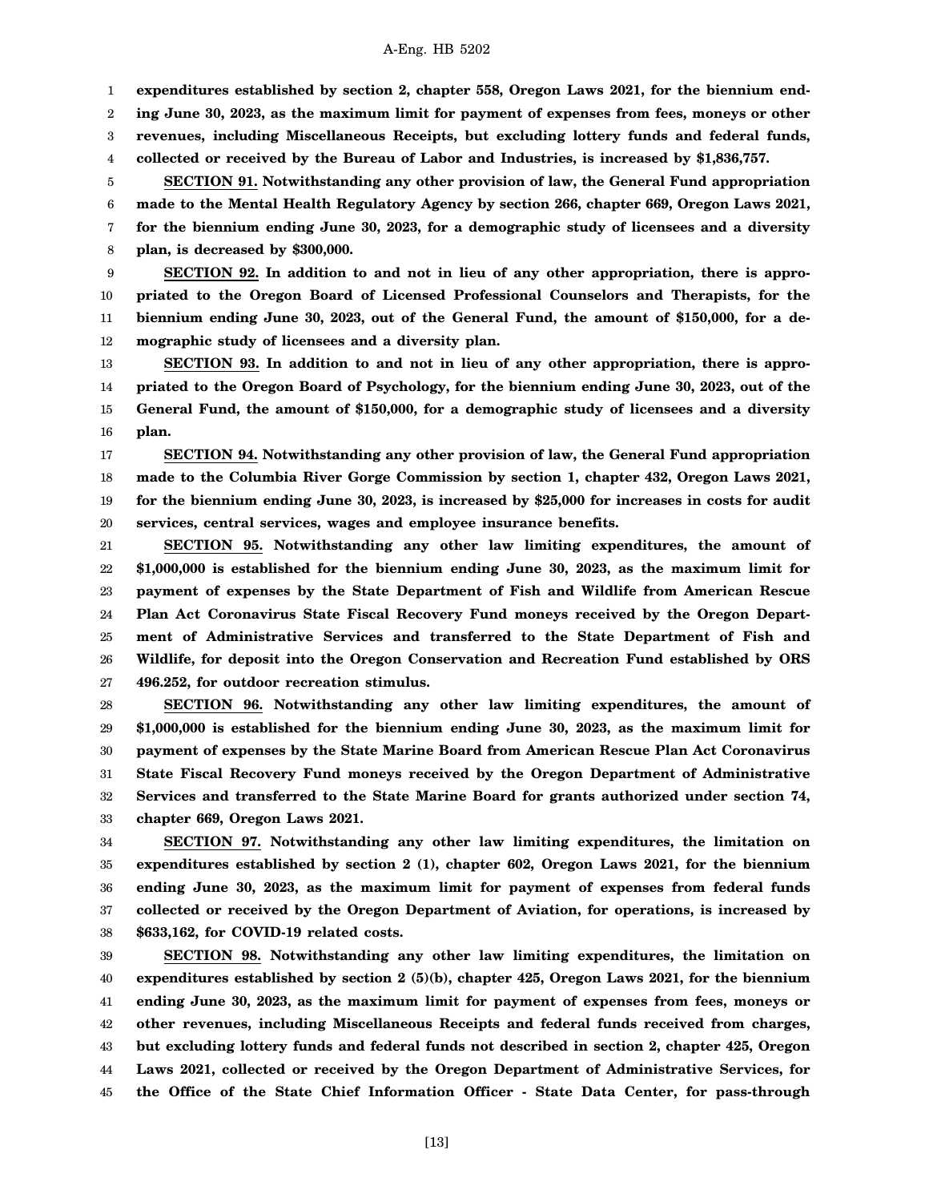**expenditures established by section 2, chapter 558, Oregon Laws 2021, for the biennium ending June 30, 2023, as the maximum limit for payment of expenses from fees, moneys or other revenues, including Miscellaneous Receipts, but excluding lottery funds and federal funds, collected or received by the Bureau of Labor and Industries, is increased by $1,836,757.**

**SECTION 91. Notwithstanding any other provision of law, the General Fund appropriation made to the Mental Health Regulatory Agency by section 266, chapter 669, Oregon Laws 2021, for the biennium ending June 30, 2023, for a demographic study of licensees and a diversity plan, is decreased by $300,000.**

**SECTION 92. In addition to and not in lieu of any other appropriation, there is appropriated to the Oregon Board of Licensed Professional Counselors and Therapists, for the biennium ending June 30, 2023, out of the General Fund, the amount of $150,000, for a demographic study of licensees and a diversity plan.**

**SECTION 93. In addition to and not in lieu of any other appropriation, there is appropriated to the Oregon Board of Psychology, for the biennium ending June 30, 2023, out of the General Fund, the amount of $150,000, for a demographic study of licensees and a diversity plan.**

**SECTION 94. Notwithstanding any other provision of law, the General Fund appropriation made to the Columbia River Gorge Commission by section 1, chapter 432, Oregon Laws 2021, for the biennium ending June 30, 2023, is increased by $25,000 for increases in costs for audit services, central services, wages and employee insurance benefits.**

**SECTION 95. Notwithstanding any other law limiting expenditures, the amount of $1,000,000 is established for the biennium ending June 30, 2023, as the maximum limit for payment of expenses by the State Department of Fish and Wildlife from American Rescue Plan Act Coronavirus State Fiscal Recovery Fund moneys received by the Oregon Department of Administrative Services and transferred to the State Department of Fish and Wildlife, for deposit into the Oregon Conservation and Recreation Fund established by ORS 496.252, for outdoor recreation stimulus.**

**SECTION 96. Notwithstanding any other law limiting expenditures, the amount of $1,000,000 is established for the biennium ending June 30, 2023, as the maximum limit for payment of expenses by the State Marine Board from American Rescue Plan Act Coronavirus State Fiscal Recovery Fund moneys received by the Oregon Department of Administrative Services and transferred to the State Marine Board for grants authorized under section 74, chapter 669, Oregon Laws 2021.**

**SECTION 97. Notwithstanding any other law limiting expenditures, the limitation on expenditures established by section 2 (1), chapter 602, Oregon Laws 2021, for the biennium ending June 30, 2023, as the maximum limit for payment of expenses from federal funds collected or received by the Oregon Department of Aviation, for operations, is increased by $633,162, for COVID-19 related costs.**

**SECTION 98. Notwithstanding any other law limiting expenditures, the limitation on expenditures established by section 2 (5)(b), chapter 425, Oregon Laws 2021, for the biennium ending June 30, 2023, as the maximum limit for payment of expenses from fees, moneys or other revenues, including Miscellaneous Receipts and federal funds received from charges, but excluding lottery funds and federal funds not described in section 2, chapter 425, Oregon Laws 2021, collected or received by the Oregon Department of Administrative Services, for the Office of the State Chief Information Officer - State Data Center, for pass-through**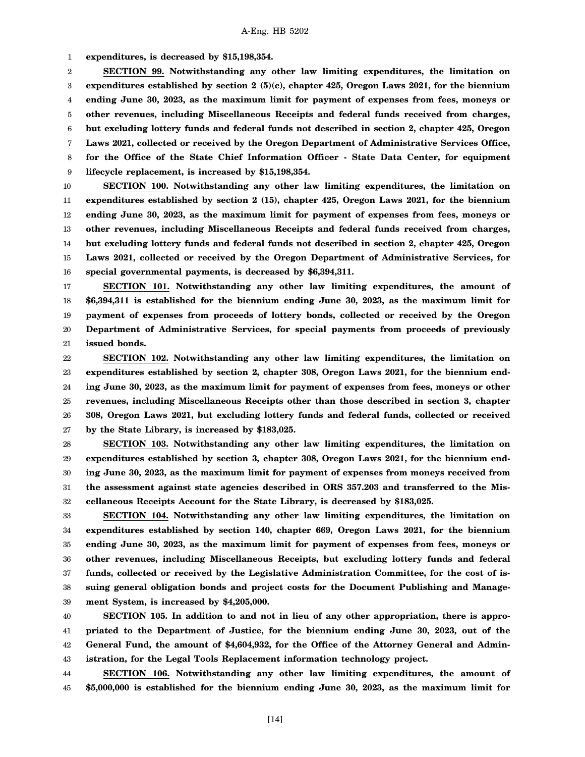**expenditures, is decreased by $15,198,354.**

**SECTION 99. Notwithstanding any other law limiting expenditures, the limitation on expenditures established by section 2 (5)(c), chapter 425, Oregon Laws 2021, for the biennium ending June 30, 2023, as the maximum limit for payment of expenses from fees, moneys or other revenues, including Miscellaneous Receipts and federal funds received from charges, but excluding lottery funds and federal funds not described in section 2, chapter 425, Oregon Laws 2021, collected or received by the Oregon Department of Administrative Services Office, for the Office of the State Chief Information Officer - State Data Center, for equipment lifecycle replacement, is increased by $15,198,354.**

**SECTION 100. Notwithstanding any other law limiting expenditures, the limitation on expenditures established by section 2 (15), chapter 425, Oregon Laws 2021, for the biennium ending June 30, 2023, as the maximum limit for payment of expenses from fees, moneys or other revenues, including Miscellaneous Receipts and federal funds received from charges, but excluding lottery funds and federal funds not described in section 2, chapter 425, Oregon Laws 2021, collected or received by the Oregon Department of Administrative Services, for special governmental payments, is decreased by $6,394,311.**

**SECTION 101. Notwithstanding any other law limiting expenditures, the amount of $6,394,311 is established for the biennium ending June 30, 2023, as the maximum limit for payment of expenses from proceeds of lottery bonds, collected or received by the Oregon Department of Administrative Services, for special payments from proceeds of previously issued bonds.**

**SECTION 102. Notwithstanding any other law limiting expenditures, the limitation on expenditures established by section 2, chapter 308, Oregon Laws 2021, for the biennium ending June 30, 2023, as the maximum limit for payment of expenses from fees, moneys or other revenues, including Miscellaneous Receipts other than those described in section 3, chapter 308, Oregon Laws 2021, but excluding lottery funds and federal funds, collected or received by the State Library, is increased by $183,025.**

**SECTION 103. Notwithstanding any other law limiting expenditures, the limitation on expenditures established by section 3, chapter 308, Oregon Laws 2021, for the biennium ending June 30, 2023, as the maximum limit for payment of expenses from moneys received from the assessment against state agencies described in ORS 357.203 and transferred to the Miscellaneous Receipts Account for the State Library, is decreased by $183,025.**

**SECTION 104. Notwithstanding any other law limiting expenditures, the limitation on expenditures established by section 140, chapter 669, Oregon Laws 2021, for the biennium ending June 30, 2023, as the maximum limit for payment of expenses from fees, moneys or other revenues, including Miscellaneous Receipts, but excluding lottery funds and federal funds, collected or received by the Legislative Administration Committee, for the cost of issuing general obligation bonds and project costs for the Document Publishing and Management System, is increased by $4,205,000.**

**SECTION 105. In addition to and not in lieu of any other appropriation, there is appropriated to the Department of Justice, for the biennium ending June 30, 2023, out of the General Fund, the amount of $4,604,932, for the Office of the Attorney General and Administration, for the Legal Tools Replacement information technology project.**

**SECTION 106. Notwithstanding any other law limiting expenditures, the amount of $5,000,000 is established for the biennium ending June 30, 2023, as the maximum limit for**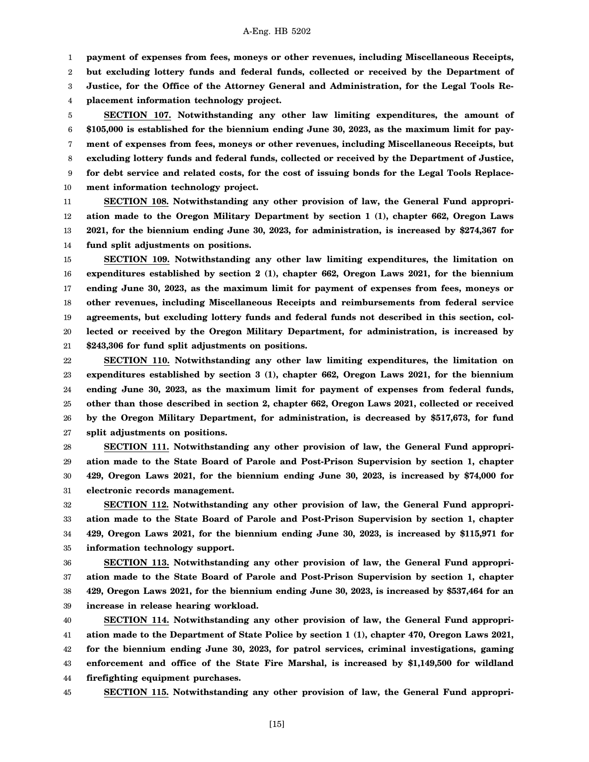**payment of expenses from fees, moneys or other revenues, including Miscellaneous Receipts, but excluding lottery funds and federal funds, collected or received by the Department of Justice, for the Office of the Attorney General and Administration, for the Legal Tools Replacement information technology project.**

**SECTION 107. Notwithstanding any other law limiting expenditures, the amount of $105,000 is established for the biennium ending June 30, 2023, as the maximum limit for payment of expenses from fees, moneys or other revenues, including Miscellaneous Receipts, but excluding lottery funds and federal funds, collected or received by the Department of Justice, for debt service and related costs, for the cost of issuing bonds for the Legal Tools Replacement information technology project.**

**SECTION 108. Notwithstanding any other provision of law, the General Fund appropriation made to the Oregon Military Department by section 1 (1), chapter 662, Oregon Laws 2021, for the biennium ending June 30, 2023, for administration, is increased by $274,367 for fund split adjustments on positions.**

**SECTION 109. Notwithstanding any other law limiting expenditures, the limitation on expenditures established by section 2 (1), chapter 662, Oregon Laws 2021, for the biennium ending June 30, 2023, as the maximum limit for payment of expenses from fees, moneys or other revenues, including Miscellaneous Receipts and reimbursements from federal service agreements, but excluding lottery funds and federal funds not described in this section, collected or received by the Oregon Military Department, for administration, is increased by $243,306 for fund split adjustments on positions.**

**SECTION 110. Notwithstanding any other law limiting expenditures, the limitation on expenditures established by section 3 (1), chapter 662, Oregon Laws 2021, for the biennium ending June 30, 2023, as the maximum limit for payment of expenses from federal funds, other than those described in section 2, chapter 662, Oregon Laws 2021, collected or received by the Oregon Military Department, for administration, is decreased by $517,673, for fund split adjustments on positions.**

**SECTION 111. Notwithstanding any other provision of law, the General Fund appropriation made to the State Board of Parole and Post-Prison Supervision by section 1, chapter 429, Oregon Laws 2021, for the biennium ending June 30, 2023, is increased by $74,000 for electronic records management.**

**SECTION 112. Notwithstanding any other provision of law, the General Fund appropriation made to the State Board of Parole and Post-Prison Supervision by section 1, chapter 429, Oregon Laws 2021, for the biennium ending June 30, 2023, is increased by $115,971 for information technology support.**

**SECTION 113. Notwithstanding any other provision of law, the General Fund appropriation made to the State Board of Parole and Post-Prison Supervision by section 1, chapter 429, Oregon Laws 2021, for the biennium ending June 30, 2023, is increased by $537,464 for an increase in release hearing workload.**

**SECTION 114. Notwithstanding any other provision of law, the General Fund appropriation made to the Department of State Police by section 1 (1), chapter 470, Oregon Laws 2021, for the biennium ending June 30, 2023, for patrol services, criminal investigations, gaming enforcement and office of the State Fire Marshal, is increased by $1,149,500 for wildland firefighting equipment purchases.**

**SECTION 115. Notwithstanding any other provision of law, the General Fund appropri-**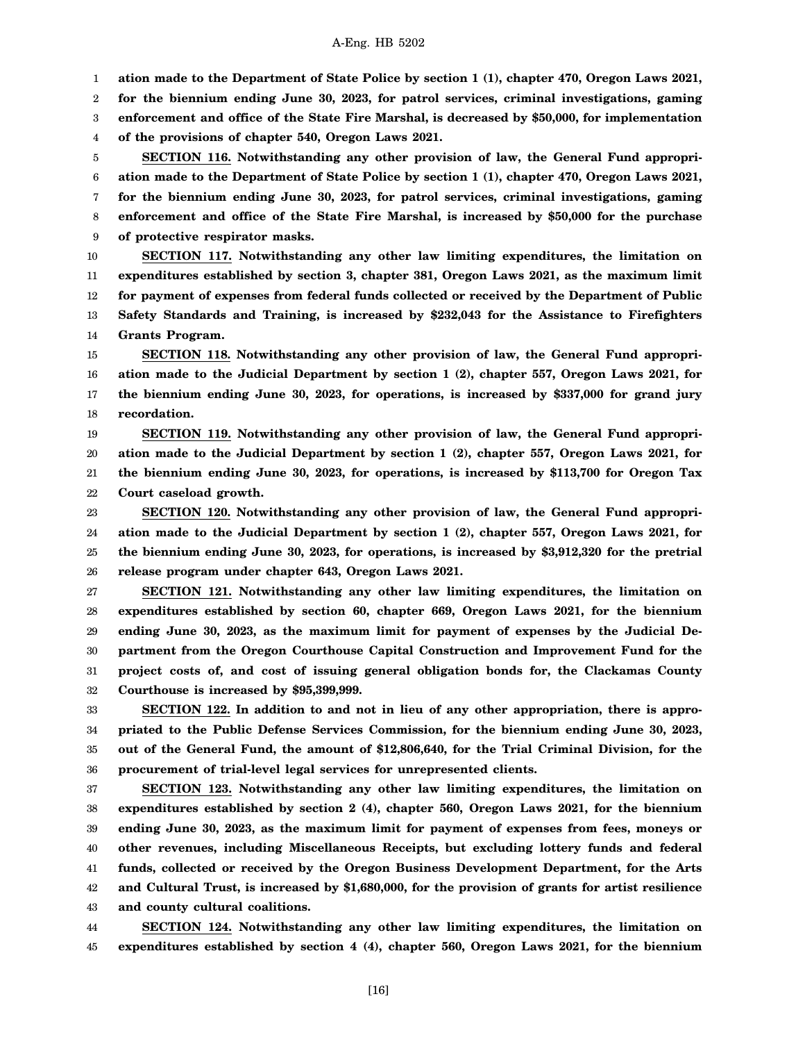**ation made to the Department of State Police by section 1 (1), chapter 470, Oregon Laws 2021, for the biennium ending June 30, 2023, for patrol services, criminal investigations, gaming enforcement and office of the State Fire Marshal, is decreased by $50,000, for implementation of the provisions of chapter 540, Oregon Laws 2021.**

**SECTION 116. Notwithstanding any other provision of law, the General Fund appropriation made to the Department of State Police by section 1 (1), chapter 470, Oregon Laws 2021, for the biennium ending June 30, 2023, for patrol services, criminal investigations, gaming enforcement and office of the State Fire Marshal, is increased by $50,000 for the purchase of protective respirator masks.**

**SECTION 117. Notwithstanding any other law limiting expenditures, the limitation on expenditures established by section 3, chapter 381, Oregon Laws 2021, as the maximum limit for payment of expenses from federal funds collected or received by the Department of Public Safety Standards and Training, is increased by $232,043 for the Assistance to Firefighters Grants Program.**

**SECTION 118. Notwithstanding any other provision of law, the General Fund appropriation made to the Judicial Department by section 1 (2), chapter 557, Oregon Laws 2021, for the biennium ending June 30, 2023, for operations, is increased by $337,000 for grand jury recordation.**

**SECTION 119. Notwithstanding any other provision of law, the General Fund appropriation made to the Judicial Department by section 1 (2), chapter 557, Oregon Laws 2021, for the biennium ending June 30, 2023, for operations, is increased by $113,700 for Oregon Tax Court caseload growth.**

**SECTION 120. Notwithstanding any other provision of law, the General Fund appropriation made to the Judicial Department by section 1 (2), chapter 557, Oregon Laws 2021, for the biennium ending June 30, 2023, for operations, is increased by $3,912,320 for the pretrial release program under chapter 643, Oregon Laws 2021.**

**SECTION 121. Notwithstanding any other law limiting expenditures, the limitation on expenditures established by section 60, chapter 669, Oregon Laws 2021, for the biennium ending June 30, 2023, as the maximum limit for payment of expenses by the Judicial Department from the Oregon Courthouse Capital Construction and Improvement Fund for the project costs of, and cost of issuing general obligation bonds for, the Clackamas County Courthouse is increased by $95,399,999.**

**SECTION 122. In addition to and not in lieu of any other appropriation, there is appropriated to the Public Defense Services Commission, for the biennium ending June 30, 2023, out of the General Fund, the amount of $12,806,640, for the Trial Criminal Division, for the procurement of trial-level legal services for unrepresented clients.**

**SECTION 123. Notwithstanding any other law limiting expenditures, the limitation on expenditures established by section 2 (4), chapter 560, Oregon Laws 2021, for the biennium ending June 30, 2023, as the maximum limit for payment of expenses from fees, moneys or other revenues, including Miscellaneous Receipts, but excluding lottery funds and federal funds, collected or received by the Oregon Business Development Department, for the Arts and Cultural Trust, is increased by $1,680,000, for the provision of grants for artist resilience and county cultural coalitions.**

**SECTION 124. Notwithstanding any other law limiting expenditures, the limitation on expenditures established by section 4 (4), chapter 560, Oregon Laws 2021, for the biennium**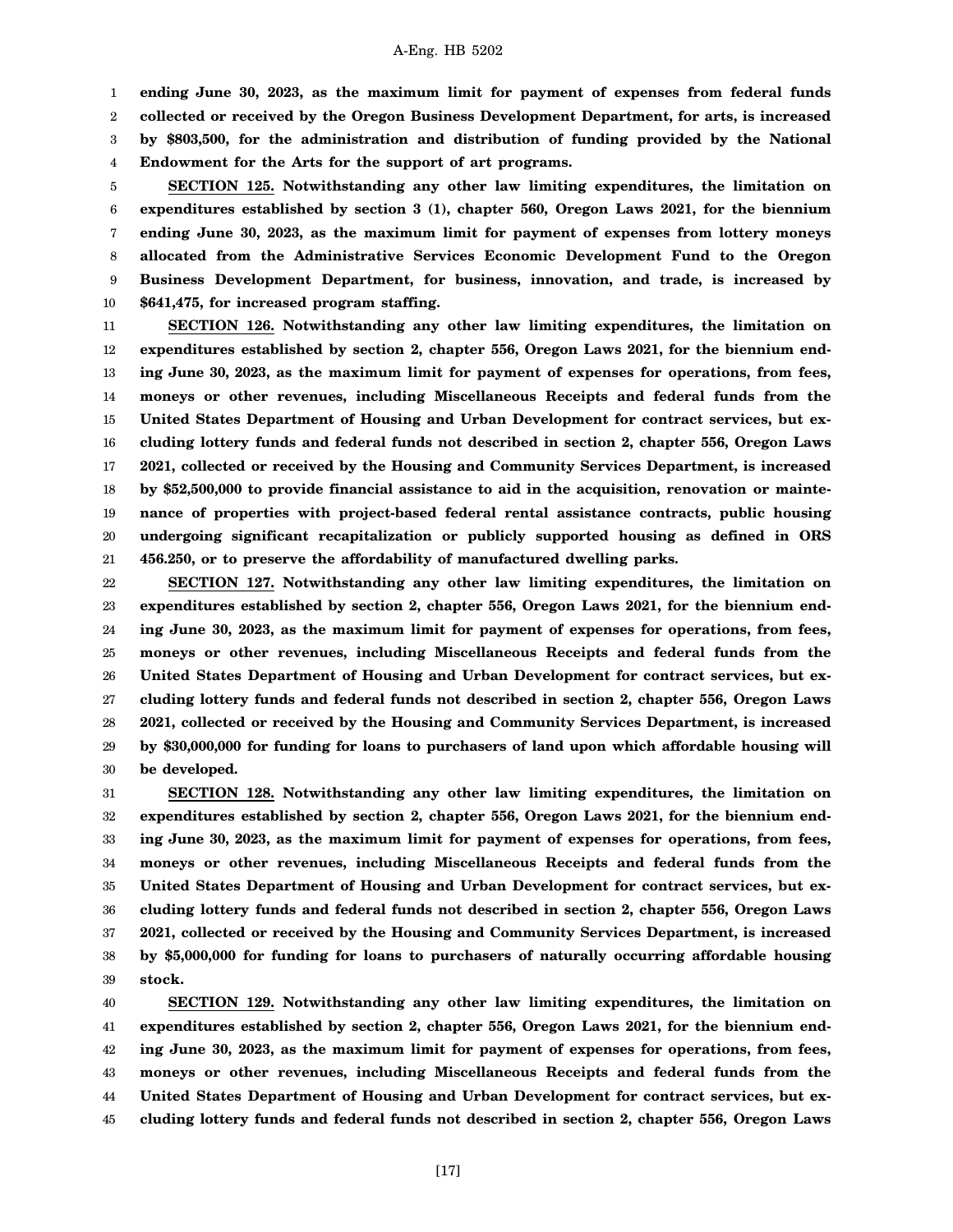**ending June 30, 2023, as the maximum limit for payment of expenses from federal funds collected or received by the Oregon Business Development Department, for arts, is increased by $803,500, for the administration and distribution of funding provided by the National Endowment for the Arts for the support of art programs.**

**SECTION 125. Notwithstanding any other law limiting expenditures, the limitation on expenditures established by section 3 (1), chapter 560, Oregon Laws 2021, for the biennium ending June 30, 2023, as the maximum limit for payment of expenses from lottery moneys allocated from the Administrative Services Economic Development Fund to the Oregon Business Development Department, for business, innovation, and trade, is increased by $641,475, for increased program staffing.**

**SECTION 126. Notwithstanding any other law limiting expenditures, the limitation on expenditures established by section 2, chapter 556, Oregon Laws 2021, for the biennium ending June 30, 2023, as the maximum limit for payment of expenses for operations, from fees, moneys or other revenues, including Miscellaneous Receipts and federal funds from the United States Department of Housing and Urban Development for contract services, but excluding lottery funds and federal funds not described in section 2, chapter 556, Oregon Laws 2021, collected or received by the Housing and Community Services Department, is increased by $52,500,000 to provide financial assistance to aid in the acquisition, renovation or maintenance of properties with project-based federal rental assistance contracts, public housing undergoing significant recapitalization or publicly supported housing as defined in ORS 456.250, or to preserve the affordability of manufactured dwelling parks.**

**SECTION 127. Notwithstanding any other law limiting expenditures, the limitation on expenditures established by section 2, chapter 556, Oregon Laws 2021, for the biennium ending June 30, 2023, as the maximum limit for payment of expenses for operations, from fees, moneys or other revenues, including Miscellaneous Receipts and federal funds from the United States Department of Housing and Urban Development for contract services, but excluding lottery funds and federal funds not described in section 2, chapter 556, Oregon Laws 2021, collected or received by the Housing and Community Services Department, is increased by $30,000,000 for funding for loans to purchasers of land upon which affordable housing will be developed.**

**SECTION 128. Notwithstanding any other law limiting expenditures, the limitation on expenditures established by section 2, chapter 556, Oregon Laws 2021, for the biennium ending June 30, 2023, as the maximum limit for payment of expenses for operations, from fees, moneys or other revenues, including Miscellaneous Receipts and federal funds from the United States Department of Housing and Urban Development for contract services, but excluding lottery funds and federal funds not described in section 2, chapter 556, Oregon Laws 2021, collected or received by the Housing and Community Services Department, is increased by $5,000,000 for funding for loans to purchasers of naturally occurring affordable housing stock.**

**SECTION 129. Notwithstanding any other law limiting expenditures, the limitation on expenditures established by section 2, chapter 556, Oregon Laws 2021, for the biennium ending June 30, 2023, as the maximum limit for payment of expenses for operations, from fees, moneys or other revenues, including Miscellaneous Receipts and federal funds from the United States Department of Housing and Urban Development for contract services, but excluding lottery funds and federal funds not described in section 2, chapter 556, Oregon Laws**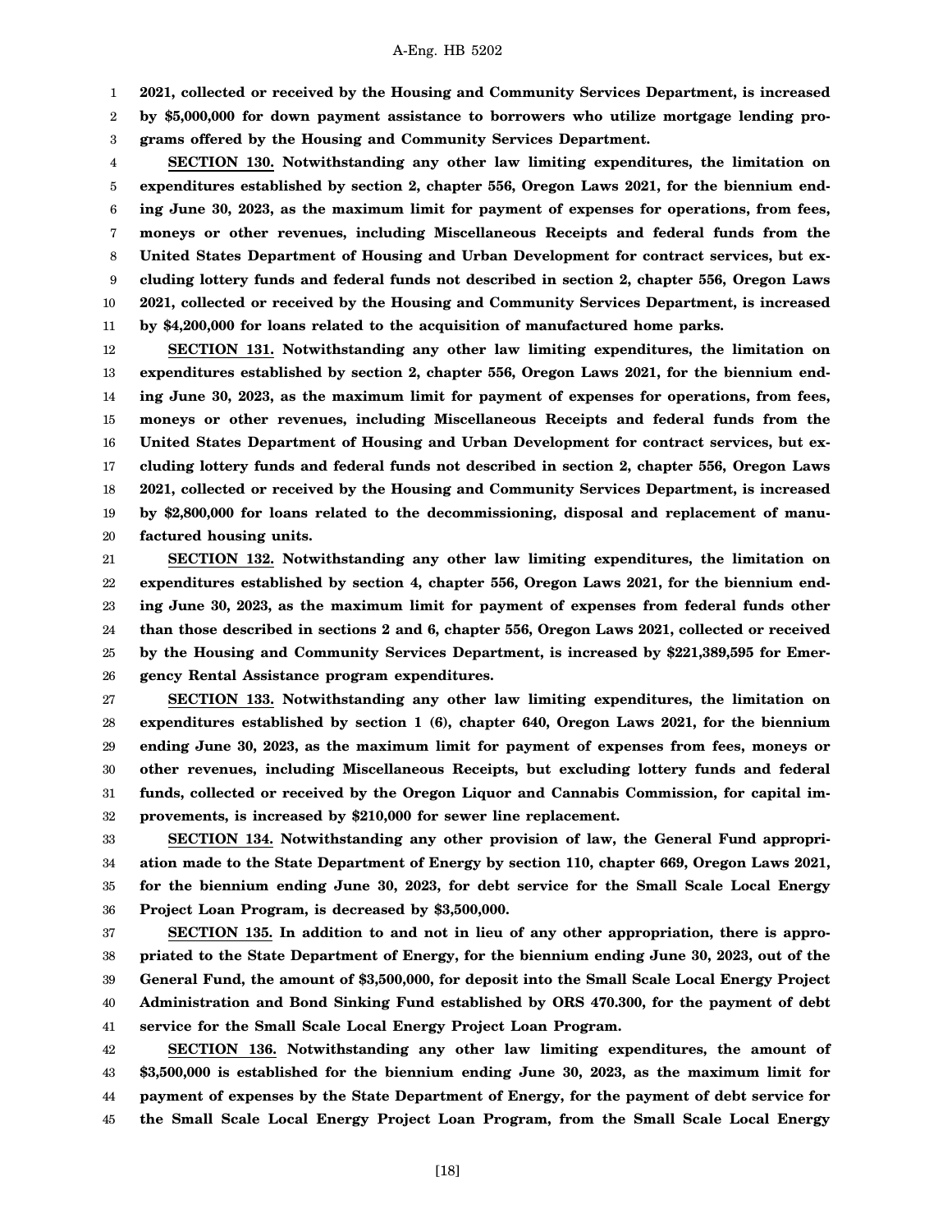**2021, collected or received by the Housing and Community Services Department, is increased by $5,000,000 for down payment assistance to borrowers who utilize mortgage lending programs offered by the Housing and Community Services Department.**

**SECTION 130. Notwithstanding any other law limiting expenditures, the limitation on expenditures established by section 2, chapter 556, Oregon Laws 2021, for the biennium ending June 30, 2023, as the maximum limit for payment of expenses for operations, from fees, moneys or other revenues, including Miscellaneous Receipts and federal funds from the United States Department of Housing and Urban Development for contract services, but excluding lottery funds and federal funds not described in section 2, chapter 556, Oregon Laws 2021, collected or received by the Housing and Community Services Department, is increased by $4,200,000 for loans related to the acquisition of manufactured home parks.**

**SECTION 131. Notwithstanding any other law limiting expenditures, the limitation on expenditures established by section 2, chapter 556, Oregon Laws 2021, for the biennium ending June 30, 2023, as the maximum limit for payment of expenses for operations, from fees, moneys or other revenues, including Miscellaneous Receipts and federal funds from the United States Department of Housing and Urban Development for contract services, but excluding lottery funds and federal funds not described in section 2, chapter 556, Oregon Laws 2021, collected or received by the Housing and Community Services Department, is increased by $2,800,000 for loans related to the decommissioning, disposal and replacement of manufactured housing units.**

**SECTION 132. Notwithstanding any other law limiting expenditures, the limitation on expenditures established by section 4, chapter 556, Oregon Laws 2021, for the biennium ending June 30, 2023, as the maximum limit for payment of expenses from federal funds other than those described in sections 2 and 6, chapter 556, Oregon Laws 2021, collected or received by the Housing and Community Services Department, is increased by $221,389,595 for Emergency Rental Assistance program expenditures.**

**SECTION 133. Notwithstanding any other law limiting expenditures, the limitation on expenditures established by section 1 (6), chapter 640, Oregon Laws 2021, for the biennium ending June 30, 2023, as the maximum limit for payment of expenses from fees, moneys or other revenues, including Miscellaneous Receipts, but excluding lottery funds and federal funds, collected or received by the Oregon Liquor and Cannabis Commission, for capital improvements, is increased by $210,000 for sewer line replacement.**

**SECTION 134. Notwithstanding any other provision of law, the General Fund appropriation made to the State Department of Energy by section 110, chapter 669, Oregon Laws 2021, for the biennium ending June 30, 2023, for debt service for the Small Scale Local Energy Project Loan Program, is decreased by $3,500,000.**

**SECTION 135. In addition to and not in lieu of any other appropriation, there is appropriated to the State Department of Energy, for the biennium ending June 30, 2023, out of the General Fund, the amount of $3,500,000, for deposit into the Small Scale Local Energy Project Administration and Bond Sinking Fund established by ORS 470.300, for the payment of debt service for the Small Scale Local Energy Project Loan Program.**

**SECTION 136. Notwithstanding any other law limiting expenditures, the amount of $3,500,000 is established for the biennium ending June 30, 2023, as the maximum limit for payment of expenses by the State Department of Energy, for the payment of debt service for the Small Scale Local Energy Project Loan Program, from the Small Scale Local Energy**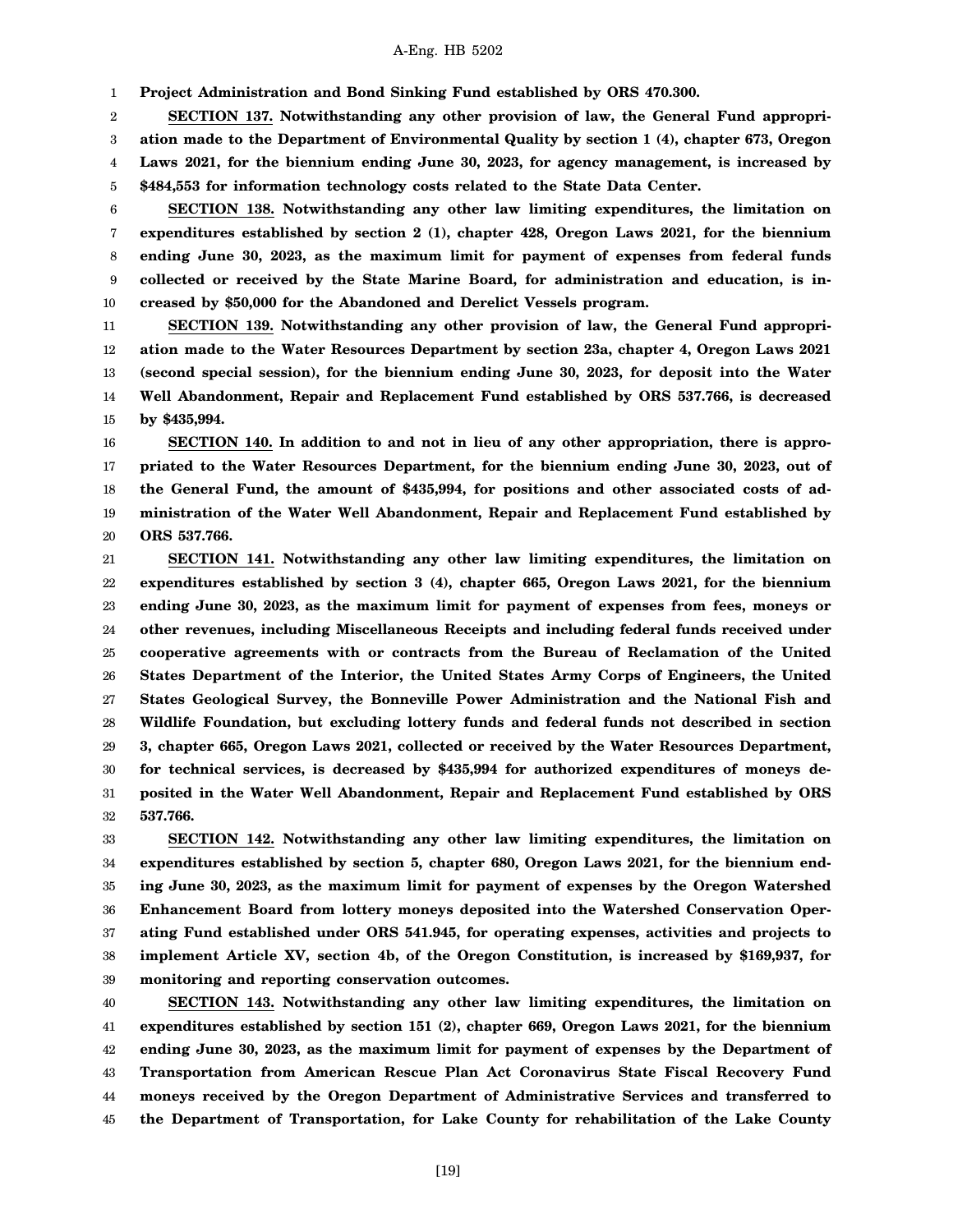**Project Administration and Bond Sinking Fund established by ORS 470.300.**

**SECTION 137. Notwithstanding any other provision of law, the General Fund appropriation made to the Department of Environmental Quality by section 1 (4), chapter 673, Oregon Laws 2021, for the biennium ending June 30, 2023, for agency management, is increased by $484,553 for information technology costs related to the State Data Center.**

**SECTION 138. Notwithstanding any other law limiting expenditures, the limitation on expenditures established by section 2 (1), chapter 428, Oregon Laws 2021, for the biennium ending June 30, 2023, as the maximum limit for payment of expenses from federal funds collected or received by the State Marine Board, for administration and education, is increased by $50,000 for the Abandoned and Derelict Vessels program.**

**SECTION 139. Notwithstanding any other provision of law, the General Fund appropriation made to the Water Resources Department by section 23a, chapter 4, Oregon Laws 2021 (second special session), for the biennium ending June 30, 2023, for deposit into the Water Well Abandonment, Repair and Replacement Fund established by ORS 537.766, is decreased by $435,994.**

**SECTION 140. In addition to and not in lieu of any other appropriation, there is appropriated to the Water Resources Department, for the biennium ending June 30, 2023, out of the General Fund, the amount of $435,994, for positions and other associated costs of administration of the Water Well Abandonment, Repair and Replacement Fund established by ORS 537.766.**

**SECTION 141. Notwithstanding any other law limiting expenditures, the limitation on expenditures established by section 3 (4), chapter 665, Oregon Laws 2021, for the biennium ending June 30, 2023, as the maximum limit for payment of expenses from fees, moneys or other revenues, including Miscellaneous Receipts and including federal funds received under cooperative agreements with or contracts from the Bureau of Reclamation of the United States Department of the Interior, the United States Army Corps of Engineers, the United States Geological Survey, the Bonneville Power Administration and the National Fish and Wildlife Foundation, but excluding lottery funds and federal funds not described in section 3, chapter 665, Oregon Laws 2021, collected or received by the Water Resources Department, for technical services, is decreased by $435,994 for authorized expenditures of moneys deposited in the Water Well Abandonment, Repair and Replacement Fund established by ORS 537.766.**

**SECTION 142. Notwithstanding any other law limiting expenditures, the limitation on expenditures established by section 5, chapter 680, Oregon Laws 2021, for the biennium ending June 30, 2023, as the maximum limit for payment of expenses by the Oregon Watershed Enhancement Board from lottery moneys deposited into the Watershed Conservation Operating Fund established under ORS 541.945, for operating expenses, activities and projects to implement Article XV, section 4b, of the Oregon Constitution, is increased by $169,937, for monitoring and reporting conservation outcomes.**

**SECTION 143. Notwithstanding any other law limiting expenditures, the limitation on expenditures established by section 151 (2), chapter 669, Oregon Laws 2021, for the biennium ending June 30, 2023, as the maximum limit for payment of expenses by the Department of Transportation from American Rescue Plan Act Coronavirus State Fiscal Recovery Fund moneys received by the Oregon Department of Administrative Services and transferred to the Department of Transportation, for Lake County for rehabilitation of the Lake County**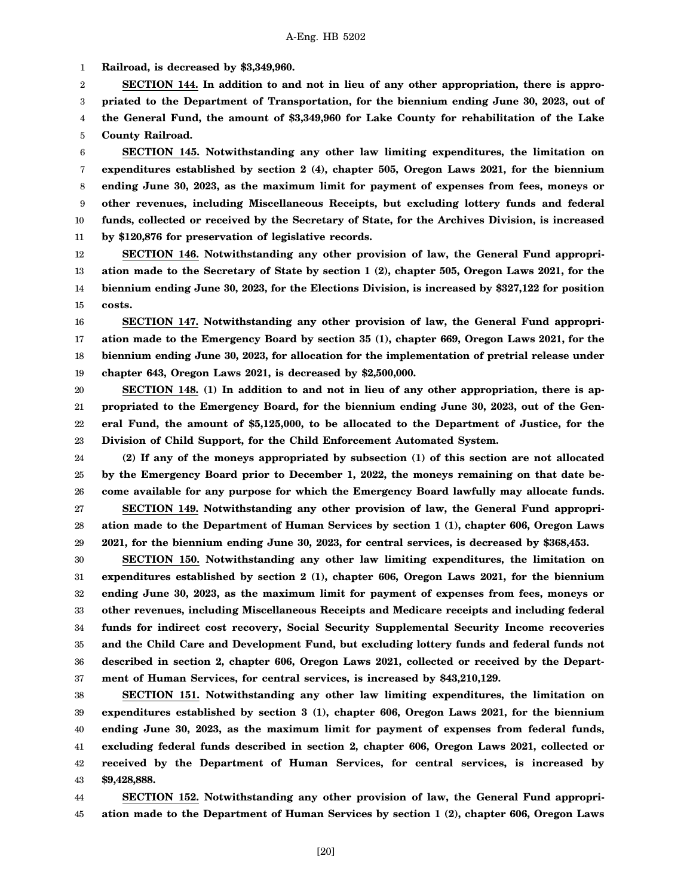**Railroad, is decreased by $3,349,960.**

**SECTION 144. In addition to and not in lieu of any other appropriation, there is appropriated to the Department of Transportation, for the biennium ending June 30, 2023, out of the General Fund, the amount of $3,349,960 for Lake County for rehabilitation of the Lake County Railroad.**

**SECTION 145. Notwithstanding any other law limiting expenditures, the limitation on expenditures established by section 2 (4), chapter 505, Oregon Laws 2021, for the biennium ending June 30, 2023, as the maximum limit for payment of expenses from fees, moneys or other revenues, including Miscellaneous Receipts, but excluding lottery funds and federal funds, collected or received by the Secretary of State, for the Archives Division, is increased by $120,876 for preservation of legislative records.**

**SECTION 146. Notwithstanding any other provision of law, the General Fund appropriation made to the Secretary of State by section 1 (2), chapter 505, Oregon Laws 2021, for the biennium ending June 30, 2023, for the Elections Division, is increased by $327,122 for position costs.**

**SECTION 147. Notwithstanding any other provision of law, the General Fund appropriation made to the Emergency Board by section 35 (1), chapter 669, Oregon Laws 2021, for the biennium ending June 30, 2023, for allocation for the implementation of pretrial release under chapter 643, Oregon Laws 2021, is decreased by $2,500,000.**

**SECTION 148. (1) In addition to and not in lieu of any other appropriation, there is appropriated to the Emergency Board, for the biennium ending June 30, 2023, out of the General Fund, the amount of $5,125,000, to be allocated to the Department of Justice, for the Division of Child Support, for the Child Enforcement Automated System.**

**(2) If any of the moneys appropriated by subsection (1) of this section are not allocated by the Emergency Board prior to December 1, 2022, the moneys remaining on that date become available for any purpose for which the Emergency Board lawfully may allocate funds.**

**SECTION 149. Notwithstanding any other provision of law, the General Fund appropriation made to the Department of Human Services by section 1 (1), chapter 606, Oregon Laws 2021, for the biennium ending June 30, 2023, for central services, is decreased by $368,453.**

**SECTION 150. Notwithstanding any other law limiting expenditures, the limitation on expenditures established by section 2 (1), chapter 606, Oregon Laws 2021, for the biennium ending June 30, 2023, as the maximum limit for payment of expenses from fees, moneys or other revenues, including Miscellaneous Receipts and Medicare receipts and including federal funds for indirect cost recovery, Social Security Supplemental Security Income recoveries and the Child Care and Development Fund, but excluding lottery funds and federal funds not described in section 2, chapter 606, Oregon Laws 2021, collected or received by the Department of Human Services, for central services, is increased by $43,210,129.**

**SECTION 151. Notwithstanding any other law limiting expenditures, the limitation on expenditures established by section 3 (1), chapter 606, Oregon Laws 2021, for the biennium ending June 30, 2023, as the maximum limit for payment of expenses from federal funds, excluding federal funds described in section 2, chapter 606, Oregon Laws 2021, collected or received by the Department of Human Services, for central services, is increased by $9,428,888.**

**SECTION 152. Notwithstanding any other provision of law, the General Fund appropriation made to the Department of Human Services by section 1 (2), chapter 606, Oregon Laws**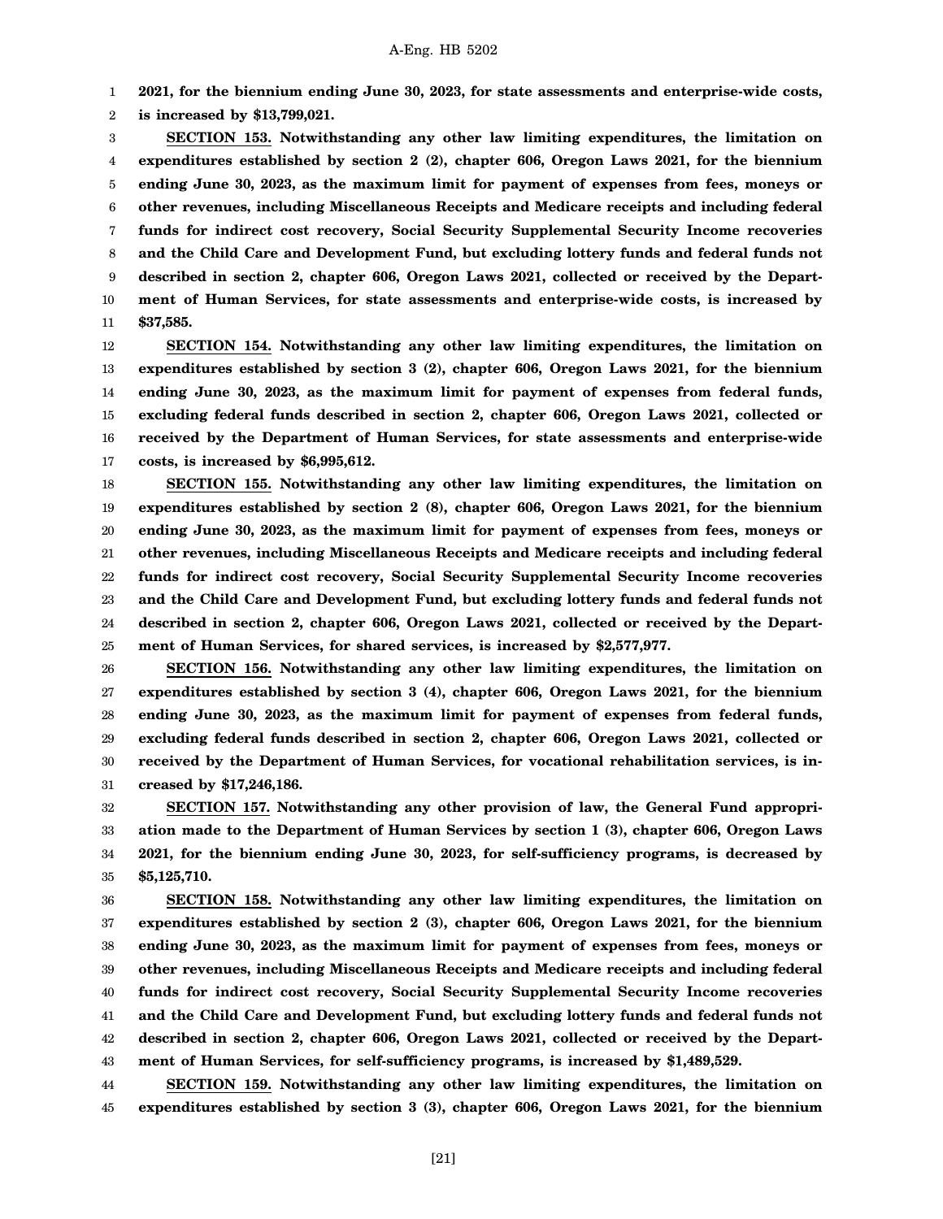**2021, for the biennium ending June 30, 2023, for state assessments and enterprise-wide costs, is increased by $13,799,021.**

**SECTION 153. Notwithstanding any other law limiting expenditures, the limitation on expenditures established by section 2 (2), chapter 606, Oregon Laws 2021, for the biennium ending June 30, 2023, as the maximum limit for payment of expenses from fees, moneys or other revenues, including Miscellaneous Receipts and Medicare receipts and including federal funds for indirect cost recovery, Social Security Supplemental Security Income recoveries and the Child Care and Development Fund, but excluding lottery funds and federal funds not described in section 2, chapter 606, Oregon Laws 2021, collected or received by the Department of Human Services, for state assessments and enterprise-wide costs, is increased by $37,585.**

**SECTION 154. Notwithstanding any other law limiting expenditures, the limitation on expenditures established by section 3 (2), chapter 606, Oregon Laws 2021, for the biennium ending June 30, 2023, as the maximum limit for payment of expenses from federal funds, excluding federal funds described in section 2, chapter 606, Oregon Laws 2021, collected or received by the Department of Human Services, for state assessments and enterprise-wide costs, is increased by $6,995,612.**

**SECTION 155. Notwithstanding any other law limiting expenditures, the limitation on expenditures established by section 2 (8), chapter 606, Oregon Laws 2021, for the biennium ending June 30, 2023, as the maximum limit for payment of expenses from fees, moneys or other revenues, including Miscellaneous Receipts and Medicare receipts and including federal funds for indirect cost recovery, Social Security Supplemental Security Income recoveries and the Child Care and Development Fund, but excluding lottery funds and federal funds not described in section 2, chapter 606, Oregon Laws 2021, collected or received by the Department of Human Services, for shared services, is increased by $2,577,977.**

**SECTION 156. Notwithstanding any other law limiting expenditures, the limitation on expenditures established by section 3 (4), chapter 606, Oregon Laws 2021, for the biennium ending June 30, 2023, as the maximum limit for payment of expenses from federal funds, excluding federal funds described in section 2, chapter 606, Oregon Laws 2021, collected or received by the Department of Human Services, for vocational rehabilitation services, is increased by $17,246,186.**

**SECTION 157. Notwithstanding any other provision of law, the General Fund appropriation made to the Department of Human Services by section 1 (3), chapter 606, Oregon Laws 2021, for the biennium ending June 30, 2023, for self-sufficiency programs, is decreased by $5,125,710.**

**SECTION 158. Notwithstanding any other law limiting expenditures, the limitation on expenditures established by section 2 (3), chapter 606, Oregon Laws 2021, for the biennium ending June 30, 2023, as the maximum limit for payment of expenses from fees, moneys or other revenues, including Miscellaneous Receipts and Medicare receipts and including federal funds for indirect cost recovery, Social Security Supplemental Security Income recoveries and the Child Care and Development Fund, but excluding lottery funds and federal funds not described in section 2, chapter 606, Oregon Laws 2021, collected or received by the Department of Human Services, for self-sufficiency programs, is increased by $1,489,529.**

**SECTION 159. Notwithstanding any other law limiting expenditures, the limitation on expenditures established by section 3 (3), chapter 606, Oregon Laws 2021, for the biennium**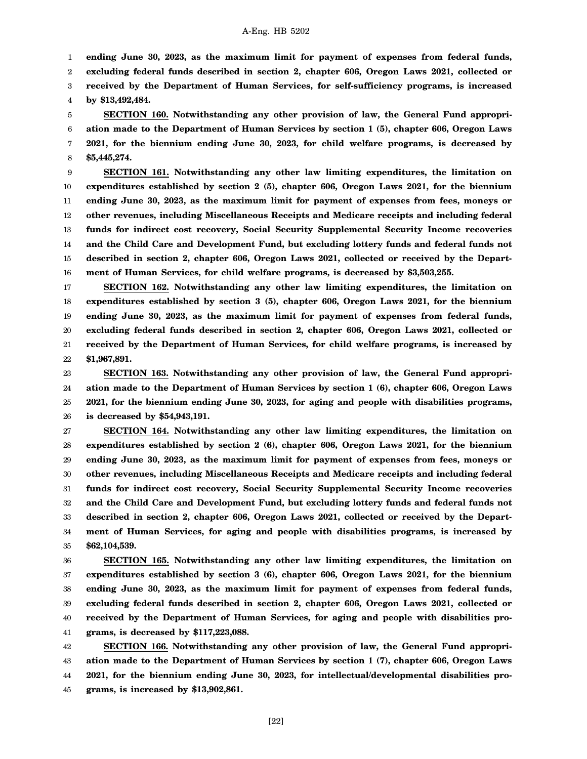**ending June 30, 2023, as the maximum limit for payment of expenses from federal funds, excluding federal funds described in section 2, chapter 606, Oregon Laws 2021, collected or received by the Department of Human Services, for self-sufficiency programs, is increased by $13,492,484.**

**SECTION 160. Notwithstanding any other provision of law, the General Fund appropriation made to the Department of Human Services by section 1 (5), chapter 606, Oregon Laws 2021, for the biennium ending June 30, 2023, for child welfare programs, is decreased by $5,445,274.**

**SECTION 161. Notwithstanding any other law limiting expenditures, the limitation on expenditures established by section 2 (5), chapter 606, Oregon Laws 2021, for the biennium ending June 30, 2023, as the maximum limit for payment of expenses from fees, moneys or other revenues, including Miscellaneous Receipts and Medicare receipts and including federal funds for indirect cost recovery, Social Security Supplemental Security Income recoveries and the Child Care and Development Fund, but excluding lottery funds and federal funds not described in section 2, chapter 606, Oregon Laws 2021, collected or received by the Department of Human Services, for child welfare programs, is decreased by $3,503,255.**

**SECTION 162. Notwithstanding any other law limiting expenditures, the limitation on expenditures established by section 3 (5), chapter 606, Oregon Laws 2021, for the biennium ending June 30, 2023, as the maximum limit for payment of expenses from federal funds, excluding federal funds described in section 2, chapter 606, Oregon Laws 2021, collected or received by the Department of Human Services, for child welfare programs, is increased by $1,967,891.**

**SECTION 163. Notwithstanding any other provision of law, the General Fund appropriation made to the Department of Human Services by section 1 (6), chapter 606, Oregon Laws 2021, for the biennium ending June 30, 2023, for aging and people with disabilities programs, is decreased by $54,943,191.**

**SECTION 164. Notwithstanding any other law limiting expenditures, the limitation on expenditures established by section 2 (6), chapter 606, Oregon Laws 2021, for the biennium ending June 30, 2023, as the maximum limit for payment of expenses from fees, moneys or other revenues, including Miscellaneous Receipts and Medicare receipts and including federal funds for indirect cost recovery, Social Security Supplemental Security Income recoveries and the Child Care and Development Fund, but excluding lottery funds and federal funds not described in section 2, chapter 606, Oregon Laws 2021, collected or received by the Department of Human Services, for aging and people with disabilities programs, is increased by $62,104,539.**

**SECTION 165. Notwithstanding any other law limiting expenditures, the limitation on expenditures established by section 3 (6), chapter 606, Oregon Laws 2021, for the biennium ending June 30, 2023, as the maximum limit for payment of expenses from federal funds, excluding federal funds described in section 2, chapter 606, Oregon Laws 2021, collected or received by the Department of Human Services, for aging and people with disabilities programs, is decreased by $117,223,088.**

**SECTION 166. Notwithstanding any other provision of law, the General Fund appropriation made to the Department of Human Services by section 1 (7), chapter 606, Oregon Laws 2021, for the biennium ending June 30, 2023, for intellectual/developmental disabilities programs, is increased by $13,902,861.**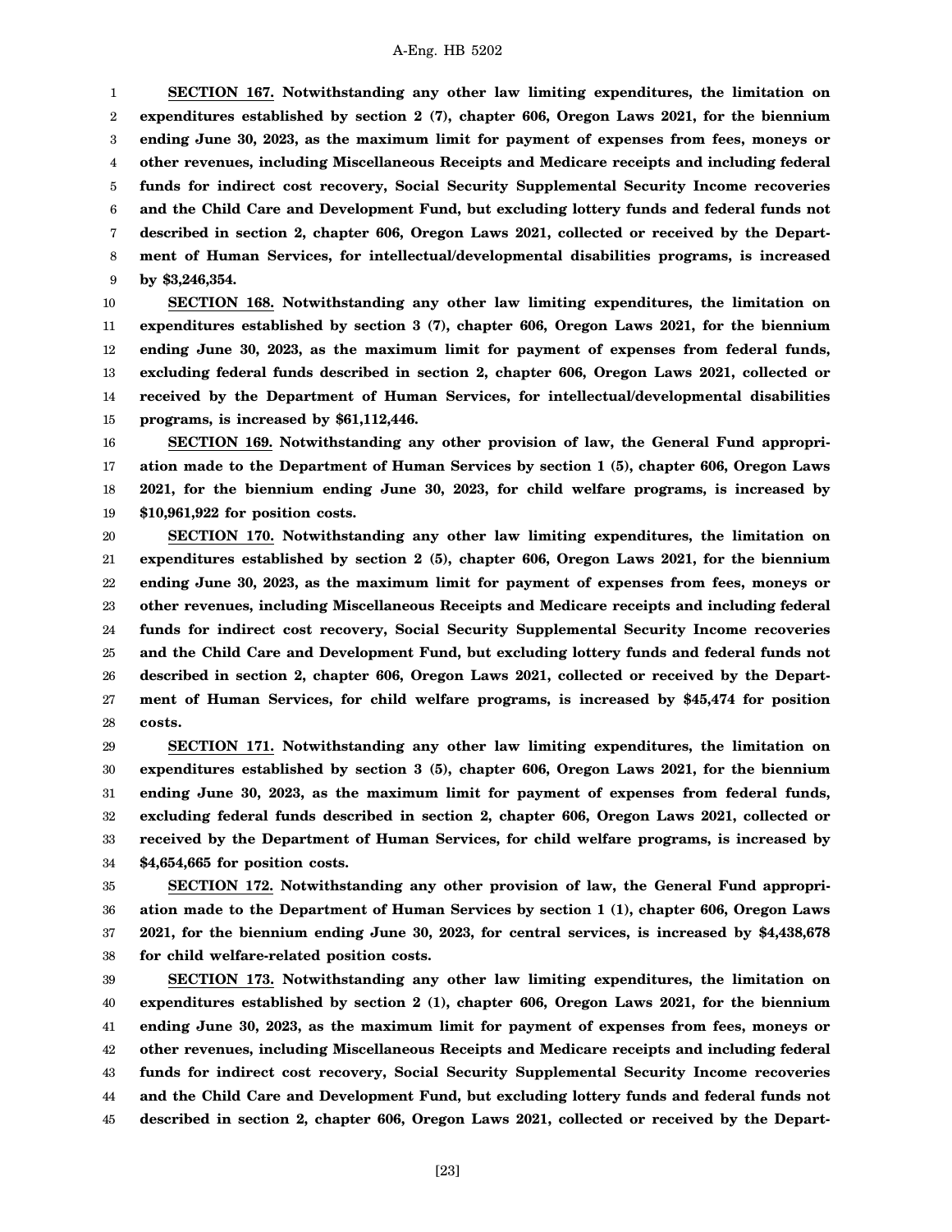**SECTION 167.** **Notwithstanding any other law limiting expenditures, the limitation on expenditures established by section 2 (7), chapter 606, Oregon Laws 2021, for the biennium ending June 30, 2023, as the maximum limit for payment of expenses from fees, moneys or other revenues, including Miscellaneous Receipts and Medicare receipts and including federal funds for indirect cost recovery, Social Security Supplemental Security Income recoveries and the Child Care and Development Fund, but excluding lottery funds and federal funds not described in section 2, chapter 606, Oregon Laws 2021, collected or received by the Department of Human Services, for intellectual/developmental disabilities programs, is increased by $3,246,354.**

**SECTION 168.** **Notwithstanding any other law limiting expenditures, the limitation on expenditures established by section 3 (7), chapter 606, Oregon Laws 2021, for the biennium ending June 30, 2023, as the maximum limit for payment of expenses from federal funds, excluding federal funds described in section 2, chapter 606, Oregon Laws 2021, collected or received by the Department of Human Services, for intellectual/developmental disabilities programs, is increased by $61,112,446.**

**SECTION 169.** **Notwithstanding any other provision of law, the General Fund appropriation made to the Department of Human Services by section 1 (5), chapter 606, Oregon Laws 2021, for the biennium ending June 30, 2023, for child welfare programs, is increased by $10,961,922 for position costs.**

**SECTION 170.** **Notwithstanding any other law limiting expenditures, the limitation on expenditures established by section 2 (5), chapter 606, Oregon Laws 2021, for the biennium ending June 30, 2023, as the maximum limit for payment of expenses from fees, moneys or other revenues, including Miscellaneous Receipts and Medicare receipts and including federal funds for indirect cost recovery, Social Security Supplemental Security Income recoveries and the Child Care and Development Fund, but excluding lottery funds and federal funds not described in section 2, chapter 606, Oregon Laws 2021, collected or received by the Department of Human Services, for child welfare programs, is increased by $45,474 for position costs.**

**SECTION 171.** **Notwithstanding any other law limiting expenditures, the limitation on expenditures established by section 3 (5), chapter 606, Oregon Laws 2021, for the biennium ending June 30, 2023, as the maximum limit for payment of expenses from federal funds, excluding federal funds described in section 2, chapter 606, Oregon Laws 2021, collected or received by the Department of Human Services, for child welfare programs, is increased by $4,654,665 for position costs.**

**SECTION 172.** **Notwithstanding any other provision of law, the General Fund appropriation made to the Department of Human Services by section 1 (1), chapter 606, Oregon Laws 2021, for the biennium ending June 30, 2023, for central services, is increased by $4,438,678 for child welfare-related position costs.**

**SECTION 173.** **Notwithstanding any other law limiting expenditures, the limitation on expenditures established by section 2 (1), chapter 606, Oregon Laws 2021, for the biennium ending June 30, 2023, as the maximum limit for payment of expenses from fees, moneys or other revenues, including Miscellaneous Receipts and Medicare receipts and including federal funds for indirect cost recovery, Social Security Supplemental Security Income recoveries and the Child Care and Development Fund, but excluding lottery funds and federal funds not described in section 2, chapter 606, Oregon Laws 2021, collected or received by the Depart-**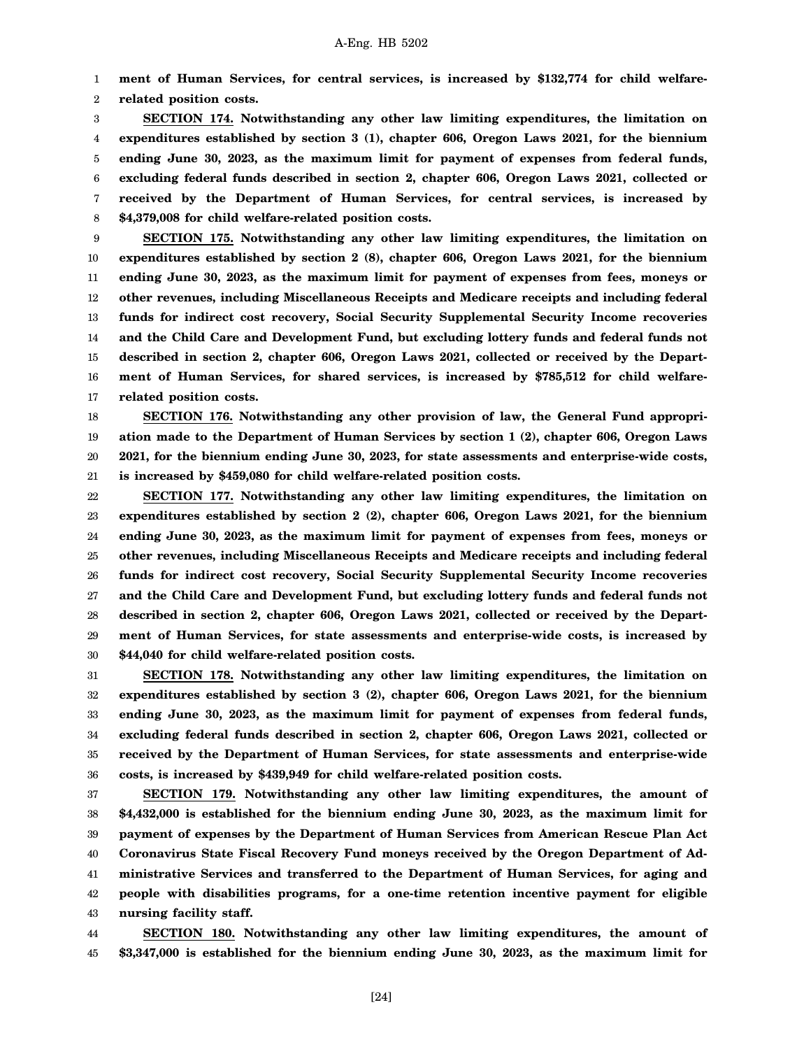**ment of Human Services, for central services, is increased by $132,774 for child welfare-related position costs.**

**SECTION 174. Notwithstanding any other law limiting expenditures, the limitation on expenditures established by section 3 (1), chapter 606, Oregon Laws 2021, for the biennium ending June 30, 2023, as the maximum limit for payment of expenses from federal funds, excluding federal funds described in section 2, chapter 606, Oregon Laws 2021, collected or received by the Department of Human Services, for central services, is increased by $4,379,008 for child welfare-related position costs.**

**SECTION 175. Notwithstanding any other law limiting expenditures, the limitation on expenditures established by section 2 (8), chapter 606, Oregon Laws 2021, for the biennium ending June 30, 2023, as the maximum limit for payment of expenses from fees, moneys or other revenues, including Miscellaneous Receipts and Medicare receipts and including federal funds for indirect cost recovery, Social Security Supplemental Security Income recoveries and the Child Care and Development Fund, but excluding lottery funds and federal funds not described in section 2, chapter 606, Oregon Laws 2021, collected or received by the Department of Human Services, for shared services, is increased by $785,512 for child welfare-related position costs.**

**SECTION 176. Notwithstanding any other provision of law, the General Fund appropriation made to the Department of Human Services by section 1 (2), chapter 606, Oregon Laws 2021, for the biennium ending June 30, 2023, for state assessments and enterprise-wide costs, is increased by $459,080 for child welfare-related position costs.**

**SECTION 177. Notwithstanding any other law limiting expenditures, the limitation on expenditures established by section 2 (2), chapter 606, Oregon Laws 2021, for the biennium ending June 30, 2023, as the maximum limit for payment of expenses from fees, moneys or other revenues, including Miscellaneous Receipts and Medicare receipts and including federal funds for indirect cost recovery, Social Security Supplemental Security Income recoveries and the Child Care and Development Fund, but excluding lottery funds and federal funds not described in section 2, chapter 606, Oregon Laws 2021, collected or received by the Department of Human Services, for state assessments and enterprise-wide costs, is increased by $44,040 for child welfare-related position costs.**

**SECTION 178. Notwithstanding any other law limiting expenditures, the limitation on expenditures established by section 3 (2), chapter 606, Oregon Laws 2021, for the biennium ending June 30, 2023, as the maximum limit for payment of expenses from federal funds, excluding federal funds described in section 2, chapter 606, Oregon Laws 2021, collected or received by the Department of Human Services, for state assessments and enterprise-wide costs, is increased by $439,949 for child welfare-related position costs.**

**SECTION 179. Notwithstanding any other law limiting expenditures, the amount of $4,432,000 is established for the biennium ending June 30, 2023, as the maximum limit for payment of expenses by the Department of Human Services from American Rescue Plan Act Coronavirus State Fiscal Recovery Fund moneys received by the Oregon Department of Administrative Services and transferred to the Department of Human Services, for aging and people with disabilities programs, for a one-time retention incentive payment for eligible nursing facility staff.**

**SECTION 180. Notwithstanding any other law limiting expenditures, the amount of $3,347,000 is established for the biennium ending June 30, 2023, as the maximum limit for**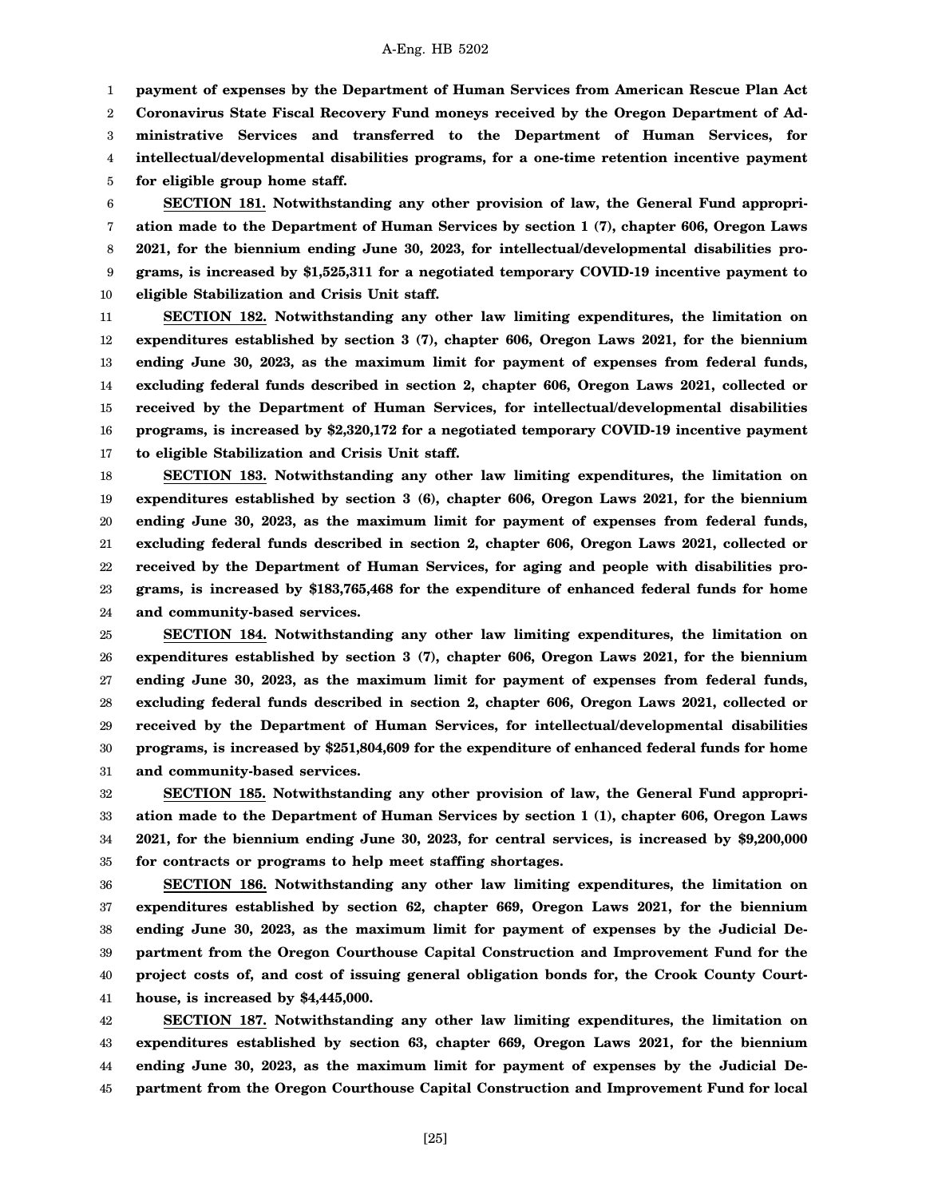**payment of expenses by the Department of Human Services from American Rescue Plan Act Coronavirus State Fiscal Recovery Fund moneys received by the Oregon Department of Administrative Services and transferred to the Department of Human Services, for intellectual/developmental disabilities programs, for a one-time retention incentive payment for eligible group home staff.**

**SECTION 181. Notwithstanding any other provision of law, the General Fund appropriation made to the Department of Human Services by section 1 (7), chapter 606, Oregon Laws 2021, for the biennium ending June 30, 2023, for intellectual/developmental disabilities programs, is increased by $1,525,311 for a negotiated temporary COVID-19 incentive payment to eligible Stabilization and Crisis Unit staff.**

**SECTION 182. Notwithstanding any other law limiting expenditures, the limitation on expenditures established by section 3 (7), chapter 606, Oregon Laws 2021, for the biennium ending June 30, 2023, as the maximum limit for payment of expenses from federal funds, excluding federal funds described in section 2, chapter 606, Oregon Laws 2021, collected or received by the Department of Human Services, for intellectual/developmental disabilities programs, is increased by $2,320,172 for a negotiated temporary COVID-19 incentive payment to eligible Stabilization and Crisis Unit staff.**

**SECTION 183. Notwithstanding any other law limiting expenditures, the limitation on expenditures established by section 3 (6), chapter 606, Oregon Laws 2021, for the biennium ending June 30, 2023, as the maximum limit for payment of expenses from federal funds, excluding federal funds described in section 2, chapter 606, Oregon Laws 2021, collected or received by the Department of Human Services, for aging and people with disabilities programs, is increased by $183,765,468 for the expenditure of enhanced federal funds for home and community-based services.**

**SECTION 184. Notwithstanding any other law limiting expenditures, the limitation on expenditures established by section 3 (7), chapter 606, Oregon Laws 2021, for the biennium ending June 30, 2023, as the maximum limit for payment of expenses from federal funds, excluding federal funds described in section 2, chapter 606, Oregon Laws 2021, collected or received by the Department of Human Services, for intellectual/developmental disabilities programs, is increased by $251,804,609 for the expenditure of enhanced federal funds for home and community-based services.**

**SECTION 185. Notwithstanding any other provision of law, the General Fund appropriation made to the Department of Human Services by section 1 (1), chapter 606, Oregon Laws 2021, for the biennium ending June 30, 2023, for central services, is increased by $9,200,000 for contracts or programs to help meet staffing shortages.**

**SECTION 186. Notwithstanding any other law limiting expenditures, the limitation on expenditures established by section 62, chapter 669, Oregon Laws 2021, for the biennium ending June 30, 2023, as the maximum limit for payment of expenses by the Judicial Department from the Oregon Courthouse Capital Construction and Improvement Fund for the project costs of, and cost of issuing general obligation bonds for, the Crook County Courthouse, is increased by $4,445,000.**

**SECTION 187. Notwithstanding any other law limiting expenditures, the limitation on expenditures established by section 63, chapter 669, Oregon Laws 2021, for the biennium ending June 30, 2023, as the maximum limit for payment of expenses by the Judicial Department from the Oregon Courthouse Capital Construction and Improvement Fund for local**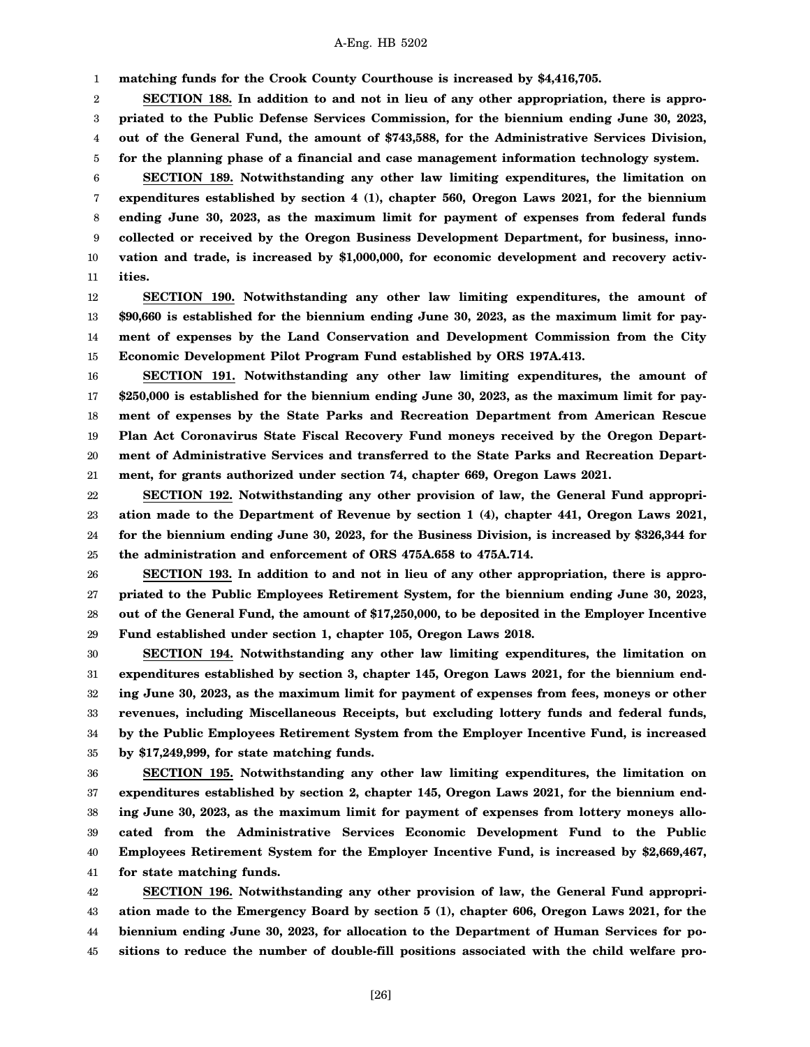**matching funds for the Crook County Courthouse is increased by $4,416,705.**

**SECTION 188. In addition to and not in lieu of any other appropriation, there is appropriated to the Public Defense Services Commission, for the biennium ending June 30, 2023, out of the General Fund, the amount of $743,588, for the Administrative Services Division, for the planning phase of a financial and case management information technology system.**

**SECTION 189. Notwithstanding any other law limiting expenditures, the limitation on expenditures established by section 4 (1), chapter 560, Oregon Laws 2021, for the biennium ending June 30, 2023, as the maximum limit for payment of expenses from federal funds collected or received by the Oregon Business Development Department, for business, innovation and trade, is increased by $1,000,000, for economic development and recovery activities.**

**SECTION 190. Notwithstanding any other law limiting expenditures, the amount of $90,660 is established for the biennium ending June 30, 2023, as the maximum limit for payment of expenses by the Land Conservation and Development Commission from the City Economic Development Pilot Program Fund established by ORS 197A.413.**

**SECTION 191. Notwithstanding any other law limiting expenditures, the amount of $250,000 is established for the biennium ending June 30, 2023, as the maximum limit for payment of expenses by the State Parks and Recreation Department from American Rescue Plan Act Coronavirus State Fiscal Recovery Fund moneys received by the Oregon Department of Administrative Services and transferred to the State Parks and Recreation Department, for grants authorized under section 74, chapter 669, Oregon Laws 2021.**

**SECTION 192. Notwithstanding any other provision of law, the General Fund appropriation made to the Department of Revenue by section 1 (4), chapter 441, Oregon Laws 2021, for the biennium ending June 30, 2023, for the Business Division, is increased by $326,344 for the administration and enforcement of ORS 475A.658 to 475A.714.**

**SECTION 193. In addition to and not in lieu of any other appropriation, there is appropriated to the Public Employees Retirement System, for the biennium ending June 30, 2023, out of the General Fund, the amount of $17,250,000, to be deposited in the Employer Incentive Fund established under section 1, chapter 105, Oregon Laws 2018.**

**SECTION 194. Notwithstanding any other law limiting expenditures, the limitation on expenditures established by section 3, chapter 145, Oregon Laws 2021, for the biennium ending June 30, 2023, as the maximum limit for payment of expenses from fees, moneys or other revenues, including Miscellaneous Receipts, but excluding lottery funds and federal funds, by the Public Employees Retirement System from the Employer Incentive Fund, is increased by $17,249,999, for state matching funds.**

**SECTION 195. Notwithstanding any other law limiting expenditures, the limitation on expenditures established by section 2, chapter 145, Oregon Laws 2021, for the biennium ending June 30, 2023, as the maximum limit for payment of expenses from lottery moneys allocated from the Administrative Services Economic Development Fund to the Public Employees Retirement System for the Employer Incentive Fund, is increased by $2,669,467, for state matching funds.**

**SECTION 196. Notwithstanding any other provision of law, the General Fund appropriation made to the Emergency Board by section 5 (1), chapter 606, Oregon Laws 2021, for the biennium ending June 30, 2023, for allocation to the Department of Human Services for positions to reduce the number of double-fill positions associated with the child welfare pro-**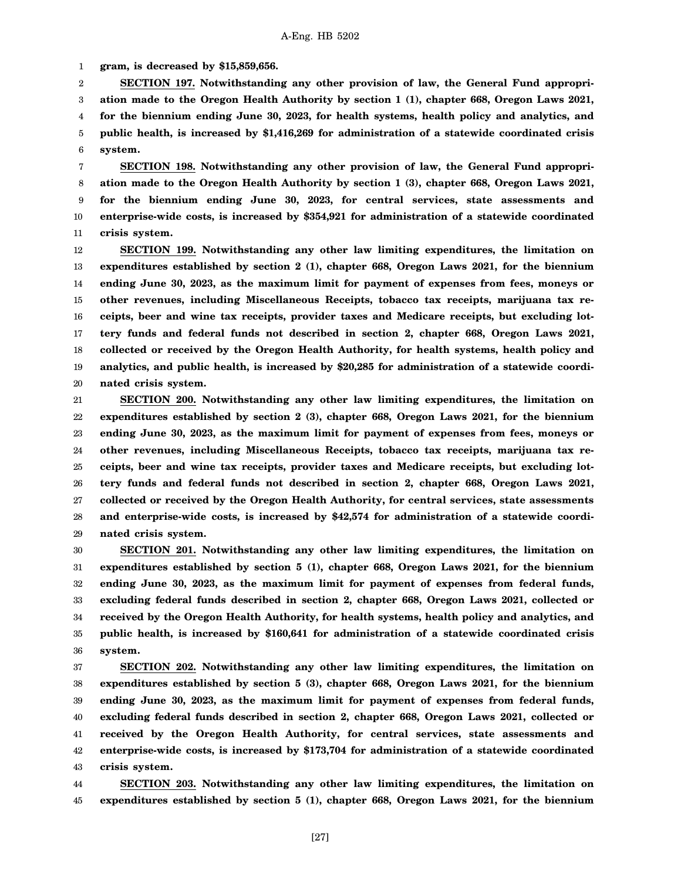**gram, is decreased by $15,859,656.**

**SECTION 197. Notwithstanding any other provision of law, the General Fund appropriation made to the Oregon Health Authority by section 1 (1), chapter 668, Oregon Laws 2021, for the biennium ending June 30, 2023, for health systems, health policy and analytics, and public health, is increased by $1,416,269 for administration of a statewide coordinated crisis system.**

**SECTION 198. Notwithstanding any other provision of law, the General Fund appropriation made to the Oregon Health Authority by section 1 (3), chapter 668, Oregon Laws 2021, for the biennium ending June 30, 2023, for central services, state assessments and enterprise-wide costs, is increased by $354,921 for administration of a statewide coordinated crisis system.**

**SECTION 199. Notwithstanding any other law limiting expenditures, the limitation on expenditures established by section 2 (1), chapter 668, Oregon Laws 2021, for the biennium ending June 30, 2023, as the maximum limit for payment of expenses from fees, moneys or other revenues, including Miscellaneous Receipts, tobacco tax receipts, marijuana tax receipts, beer and wine tax receipts, provider taxes and Medicare receipts, but excluding lottery funds and federal funds not described in section 2, chapter 668, Oregon Laws 2021, collected or received by the Oregon Health Authority, for health systems, health policy and analytics, and public health, is increased by $20,285 for administration of a statewide coordinated crisis system.**

**SECTION 200. Notwithstanding any other law limiting expenditures, the limitation on expenditures established by section 2 (3), chapter 668, Oregon Laws 2021, for the biennium ending June 30, 2023, as the maximum limit for payment of expenses from fees, moneys or other revenues, including Miscellaneous Receipts, tobacco tax receipts, marijuana tax receipts, beer and wine tax receipts, provider taxes and Medicare receipts, but excluding lottery funds and federal funds not described in section 2, chapter 668, Oregon Laws 2021, collected or received by the Oregon Health Authority, for central services, state assessments and enterprise-wide costs, is increased by $42,574 for administration of a statewide coordinated crisis system.**

**SECTION 201. Notwithstanding any other law limiting expenditures, the limitation on expenditures established by section 5 (1), chapter 668, Oregon Laws 2021, for the biennium ending June 30, 2023, as the maximum limit for payment of expenses from federal funds, excluding federal funds described in section 2, chapter 668, Oregon Laws 2021, collected or received by the Oregon Health Authority, for health systems, health policy and analytics, and public health, is increased by $160,641 for administration of a statewide coordinated crisis system.**

**SECTION 202. Notwithstanding any other law limiting expenditures, the limitation on expenditures established by section 5 (3), chapter 668, Oregon Laws 2021, for the biennium ending June 30, 2023, as the maximum limit for payment of expenses from federal funds, excluding federal funds described in section 2, chapter 668, Oregon Laws 2021, collected or received by the Oregon Health Authority, for central services, state assessments and enterprise-wide costs, is increased by $173,704 for administration of a statewide coordinated crisis system.**

**SECTION 203. Notwithstanding any other law limiting expenditures, the limitation on expenditures established by section 5 (1), chapter 668, Oregon Laws 2021, for the biennium**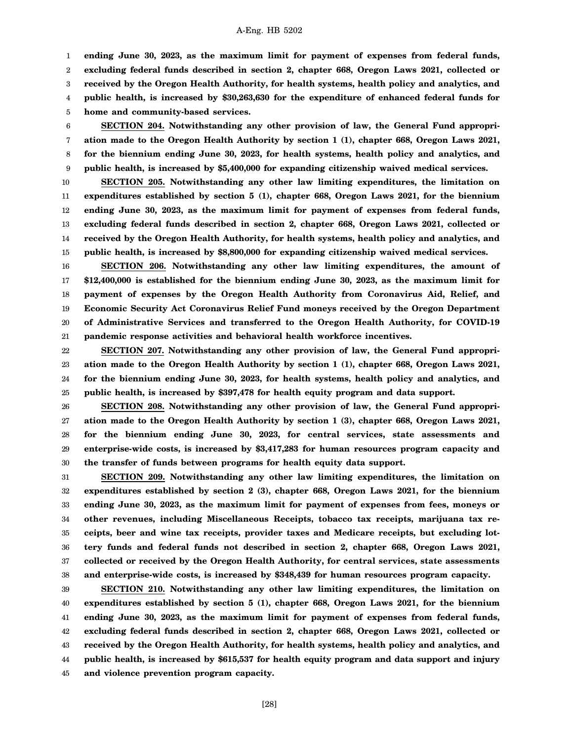**ending June 30, 2023, as the maximum limit for payment of expenses from federal funds, excluding federal funds described in section 2, chapter 668, Oregon Laws 2021, collected or received by the Oregon Health Authority, for health systems, health policy and analytics, and public health, is increased by $30,263,630 for the expenditure of enhanced federal funds for home and community-based services.**

**SECTION 204. Notwithstanding any other provision of law, the General Fund appropriation made to the Oregon Health Authority by section 1 (1), chapter 668, Oregon Laws 2021, for the biennium ending June 30, 2023, for health systems, health policy and analytics, and public health, is increased by $5,400,000 for expanding citizenship waived medical services.**

**SECTION 205. Notwithstanding any other law limiting expenditures, the limitation on expenditures established by section 5 (1), chapter 668, Oregon Laws 2021, for the biennium ending June 30, 2023, as the maximum limit for payment of expenses from federal funds, excluding federal funds described in section 2, chapter 668, Oregon Laws 2021, collected or received by the Oregon Health Authority, for health systems, health policy and analytics, and public health, is increased by $8,800,000 for expanding citizenship waived medical services.**

**SECTION 206. Notwithstanding any other law limiting expenditures, the amount of $12,400,000 is established for the biennium ending June 30, 2023, as the maximum limit for payment of expenses by the Oregon Health Authority from Coronavirus Aid, Relief, and Economic Security Act Coronavirus Relief Fund moneys received by the Oregon Department of Administrative Services and transferred to the Oregon Health Authority, for COVID-19 pandemic response activities and behavioral health workforce incentives.**

**SECTION 207. Notwithstanding any other provision of law, the General Fund appropriation made to the Oregon Health Authority by section 1 (1), chapter 668, Oregon Laws 2021, for the biennium ending June 30, 2023, for health systems, health policy and analytics, and public health, is increased by $397,478 for health equity program and data support.**

**SECTION 208. Notwithstanding any other provision of law, the General Fund appropriation made to the Oregon Health Authority by section 1 (3), chapter 668, Oregon Laws 2021, for the biennium ending June 30, 2023, for central services, state assessments and enterprise-wide costs, is increased by $3,417,283 for human resources program capacity and the transfer of funds between programs for health equity data support.**

**SECTION 209. Notwithstanding any other law limiting expenditures, the limitation on expenditures established by section 2 (3), chapter 668, Oregon Laws 2021, for the biennium ending June 30, 2023, as the maximum limit for payment of expenses from fees, moneys or other revenues, including Miscellaneous Receipts, tobacco tax receipts, marijuana tax receipts, beer and wine tax receipts, provider taxes and Medicare receipts, but excluding lottery funds and federal funds not described in section 2, chapter 668, Oregon Laws 2021, collected or received by the Oregon Health Authority, for central services, state assessments and enterprise-wide costs, is increased by $348,439 for human resources program capacity.**

**SECTION 210. Notwithstanding any other law limiting expenditures, the limitation on expenditures established by section 5 (1), chapter 668, Oregon Laws 2021, for the biennium ending June 30, 2023, as the maximum limit for payment of expenses from federal funds, excluding federal funds described in section 2, chapter 668, Oregon Laws 2021, collected or received by the Oregon Health Authority, for health systems, health policy and analytics, and public health, is increased by $615,537 for health equity program and data support and injury and violence prevention program capacity.**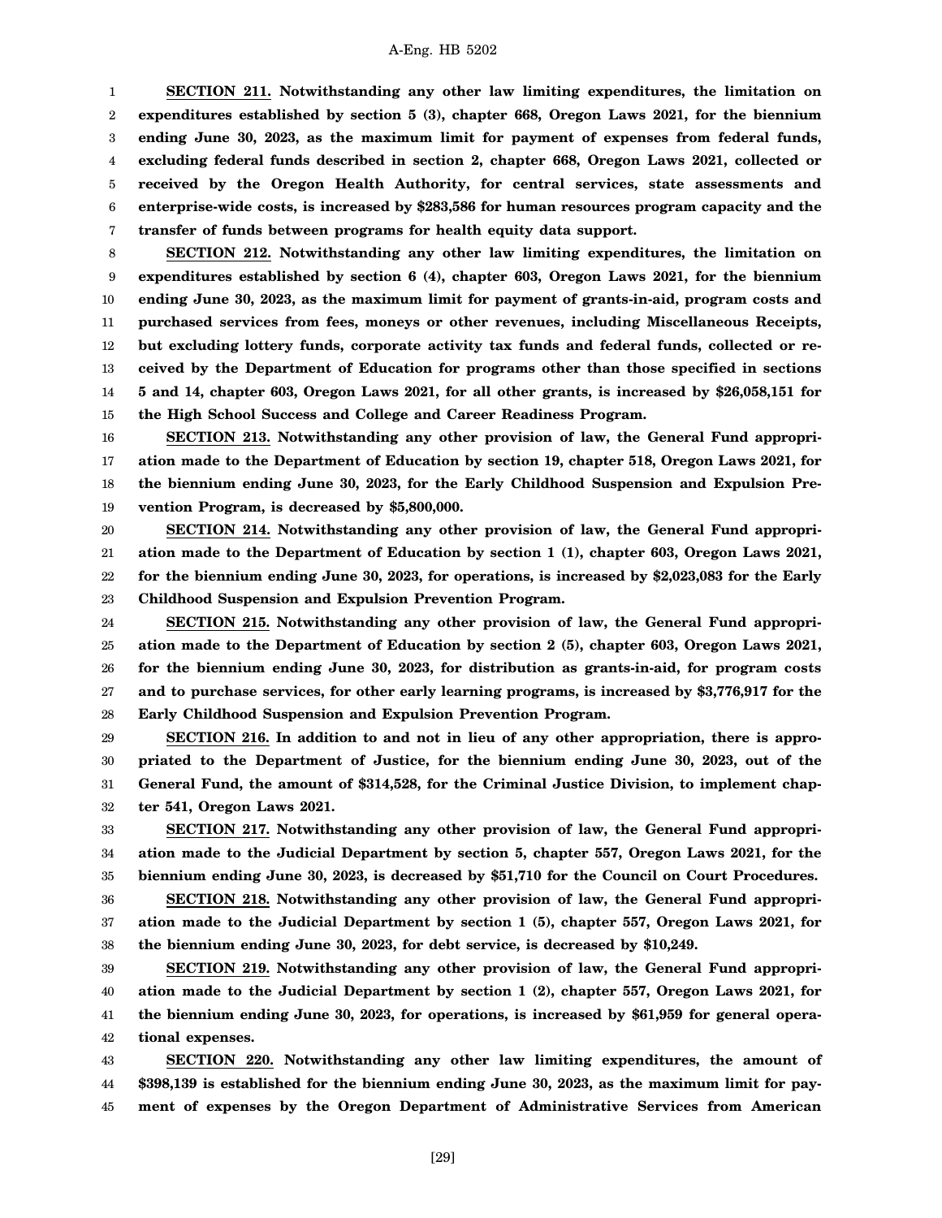**SECTION 211. Notwithstanding any other law limiting expenditures, the limitation on expenditures established by section 5 (3), chapter 668, Oregon Laws 2021, for the biennium ending June 30, 2023, as the maximum limit for payment of expenses from federal funds, excluding federal funds described in section 2, chapter 668, Oregon Laws 2021, collected or received by the Oregon Health Authority, for central services, state assessments and enterprise-wide costs, is increased by $283,586 for human resources program capacity and the transfer of funds between programs for health equity data support.**

**SECTION 212. Notwithstanding any other law limiting expenditures, the limitation on expenditures established by section 6 (4), chapter 603, Oregon Laws 2021, for the biennium ending June 30, 2023, as the maximum limit for payment of grants-in-aid, program costs and purchased services from fees, moneys or other revenues, including Miscellaneous Receipts, but excluding lottery funds, corporate activity tax funds and federal funds, collected or received by the Department of Education for programs other than those specified in sections 5 and 14, chapter 603, Oregon Laws 2021, for all other grants, is increased by $26,058,151 for the High School Success and College and Career Readiness Program.**

**SECTION 213. Notwithstanding any other provision of law, the General Fund appropriation made to the Department of Education by section 19, chapter 518, Oregon Laws 2021, for the biennium ending June 30, 2023, for the Early Childhood Suspension and Expulsion Prevention Program, is decreased by $5,800,000.**

**SECTION 214. Notwithstanding any other provision of law, the General Fund appropriation made to the Department of Education by section 1 (1), chapter 603, Oregon Laws 2021, for the biennium ending June 30, 2023, for operations, is increased by $2,023,083 for the Early Childhood Suspension and Expulsion Prevention Program.**

**SECTION 215. Notwithstanding any other provision of law, the General Fund appropriation made to the Department of Education by section 2 (5), chapter 603, Oregon Laws 2021, for the biennium ending June 30, 2023, for distribution as grants-in-aid, for program costs and to purchase services, for other early learning programs, is increased by $3,776,917 for the Early Childhood Suspension and Expulsion Prevention Program.**

**SECTION 216. In addition to and not in lieu of any other appropriation, there is appropriated to the Department of Justice, for the biennium ending June 30, 2023, out of the General Fund, the amount of $314,528, for the Criminal Justice Division, to implement chapter 541, Oregon Laws 2021.**

**SECTION 217. Notwithstanding any other provision of law, the General Fund appropriation made to the Judicial Department by section 5, chapter 557, Oregon Laws 2021, for the biennium ending June 30, 2023, is decreased by $51,710 for the Council on Court Procedures.**

**SECTION 218. Notwithstanding any other provision of law, the General Fund appropriation made to the Judicial Department by section 1 (5), chapter 557, Oregon Laws 2021, for the biennium ending June 30, 2023, for debt service, is decreased by $10,249.**

**SECTION 219. Notwithstanding any other provision of law, the General Fund appropriation made to the Judicial Department by section 1 (2), chapter 557, Oregon Laws 2021, for the biennium ending June 30, 2023, for operations, is increased by $61,959 for general operational expenses.**

**SECTION 220. Notwithstanding any other law limiting expenditures, the amount of $398,139 is established for the biennium ending June 30, 2023, as the maximum limit for payment of expenses by the Oregon Department of Administrative Services from American**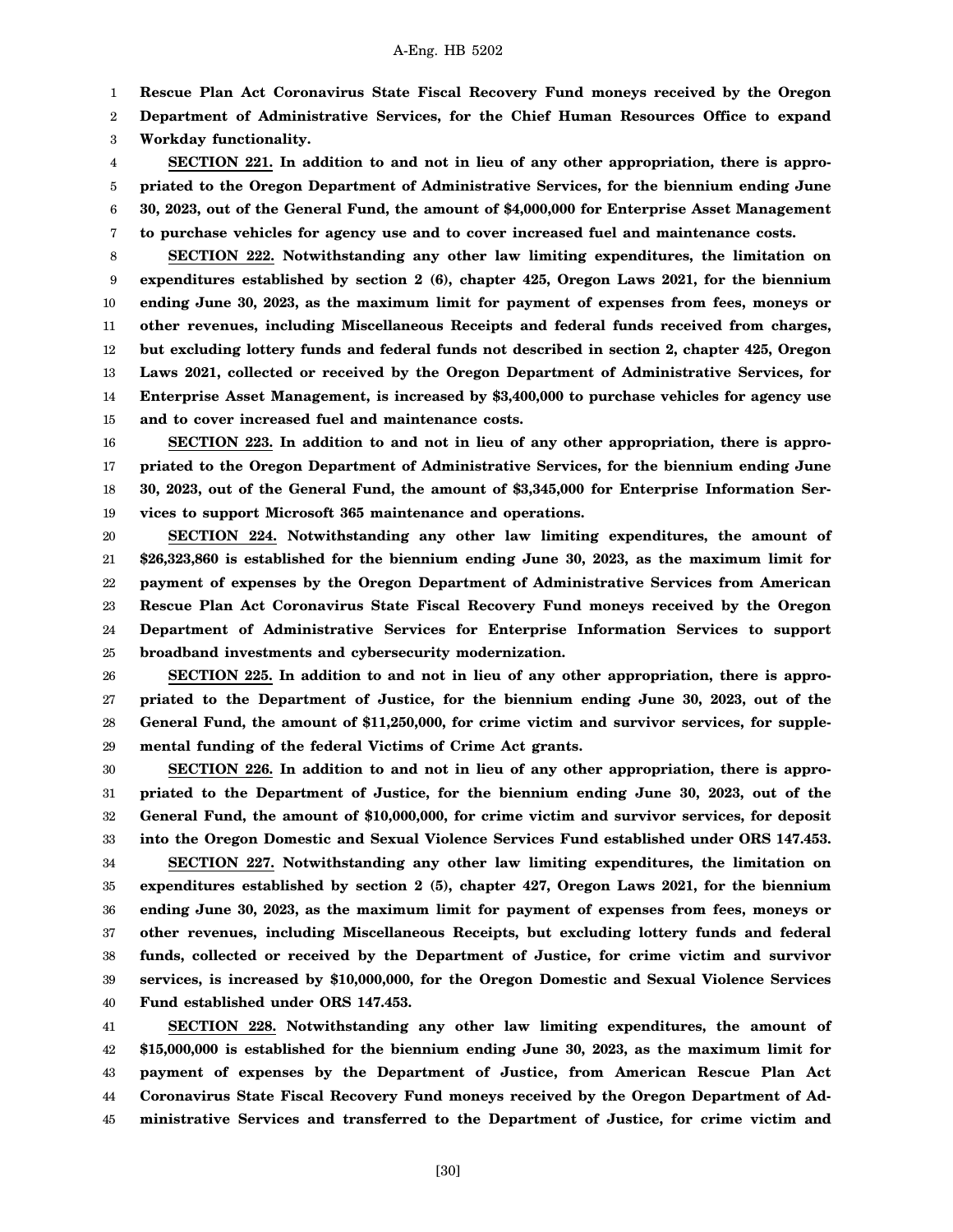**Rescue Plan Act Coronavirus State Fiscal Recovery Fund moneys received by the Oregon Department of Administrative Services, for the Chief Human Resources Office to expand Workday functionality.**

**SECTION 221. In addition to and not in lieu of any other appropriation, there is appropriated to the Oregon Department of Administrative Services, for the biennium ending June 30, 2023, out of the General Fund, the amount of $4,000,000 for Enterprise Asset Management to purchase vehicles for agency use and to cover increased fuel and maintenance costs.**

**SECTION 222. Notwithstanding any other law limiting expenditures, the limitation on expenditures established by section 2 (6), chapter 425, Oregon Laws 2021, for the biennium ending June 30, 2023, as the maximum limit for payment of expenses from fees, moneys or other revenues, including Miscellaneous Receipts and federal funds received from charges, but excluding lottery funds and federal funds not described in section 2, chapter 425, Oregon Laws 2021, collected or received by the Oregon Department of Administrative Services, for Enterprise Asset Management, is increased by $3,400,000 to purchase vehicles for agency use and to cover increased fuel and maintenance costs.**

**SECTION 223. In addition to and not in lieu of any other appropriation, there is appropriated to the Oregon Department of Administrative Services, for the biennium ending June 30, 2023, out of the General Fund, the amount of $3,345,000 for Enterprise Information Services to support Microsoft 365 maintenance and operations.**

**SECTION 224. Notwithstanding any other law limiting expenditures, the amount of $26,323,860 is established for the biennium ending June 30, 2023, as the maximum limit for payment of expenses by the Oregon Department of Administrative Services from American Rescue Plan Act Coronavirus State Fiscal Recovery Fund moneys received by the Oregon Department of Administrative Services for Enterprise Information Services to support broadband investments and cybersecurity modernization.**

**SECTION 225. In addition to and not in lieu of any other appropriation, there is appropriated to the Department of Justice, for the biennium ending June 30, 2023, out of the General Fund, the amount of $11,250,000, for crime victim and survivor services, for supplemental funding of the federal Victims of Crime Act grants.**

**SECTION 226. In addition to and not in lieu of any other appropriation, there is appropriated to the Department of Justice, for the biennium ending June 30, 2023, out of the General Fund, the amount of $10,000,000, for crime victim and survivor services, for deposit into the Oregon Domestic and Sexual Violence Services Fund established under ORS 147.453.**

**SECTION 227. Notwithstanding any other law limiting expenditures, the limitation on expenditures established by section 2 (5), chapter 427, Oregon Laws 2021, for the biennium ending June 30, 2023, as the maximum limit for payment of expenses from fees, moneys or other revenues, including Miscellaneous Receipts, but excluding lottery funds and federal funds, collected or received by the Department of Justice, for crime victim and survivor services, is increased by $10,000,000, for the Oregon Domestic and Sexual Violence Services Fund established under ORS 147.453.**

**SECTION 228. Notwithstanding any other law limiting expenditures, the amount of $15,000,000 is established for the biennium ending June 30, 2023, as the maximum limit for payment of expenses by the Department of Justice, from American Rescue Plan Act Coronavirus State Fiscal Recovery Fund moneys received by the Oregon Department of Administrative Services and transferred to the Department of Justice, for crime victim and**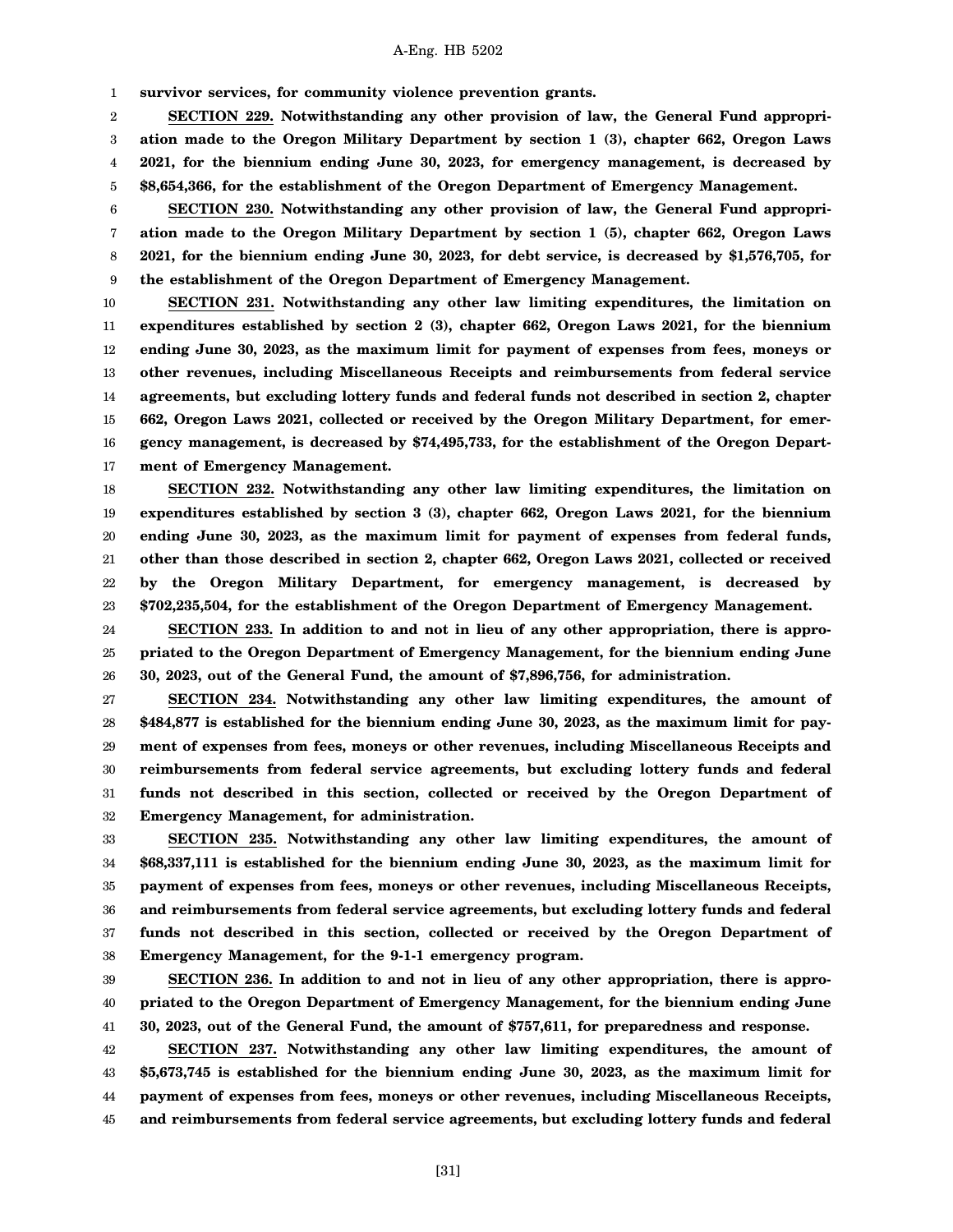**survivor services, for community violence prevention grants.**

**SECTION 229. Notwithstanding any other provision of law, the General Fund appropriation made to the Oregon Military Department by section 1 (3), chapter 662, Oregon Laws 2021, for the biennium ending June 30, 2023, for emergency management, is decreased by $8,654,366, for the establishment of the Oregon Department of Emergency Management.**

**SECTION 230. Notwithstanding any other provision of law, the General Fund appropriation made to the Oregon Military Department by section 1 (5), chapter 662, Oregon Laws 2021, for the biennium ending June 30, 2023, for debt service, is decreased by $1,576,705, for the establishment of the Oregon Department of Emergency Management.**

**SECTION 231. Notwithstanding any other law limiting expenditures, the limitation on expenditures established by section 2 (3), chapter 662, Oregon Laws 2021, for the biennium ending June 30, 2023, as the maximum limit for payment of expenses from fees, moneys or other revenues, including Miscellaneous Receipts and reimbursements from federal service agreements, but excluding lottery funds and federal funds not described in section 2, chapter 662, Oregon Laws 2021, collected or received by the Oregon Military Department, for emergency management, is decreased by $74,495,733, for the establishment of the Oregon Department of Emergency Management.**

**SECTION 232. Notwithstanding any other law limiting expenditures, the limitation on expenditures established by section 3 (3), chapter 662, Oregon Laws 2021, for the biennium ending June 30, 2023, as the maximum limit for payment of expenses from federal funds, other than those described in section 2, chapter 662, Oregon Laws 2021, collected or received by the Oregon Military Department, for emergency management, is decreased by $702,235,504, for the establishment of the Oregon Department of Emergency Management.**

**SECTION 233. In addition to and not in lieu of any other appropriation, there is appropriated to the Oregon Department of Emergency Management, for the biennium ending June 30, 2023, out of the General Fund, the amount of $7,896,756, for administration.**

**SECTION 234. Notwithstanding any other law limiting expenditures, the amount of $484,877 is established for the biennium ending June 30, 2023, as the maximum limit for payment of expenses from fees, moneys or other revenues, including Miscellaneous Receipts and reimbursements from federal service agreements, but excluding lottery funds and federal funds not described in this section, collected or received by the Oregon Department of Emergency Management, for administration.**

**SECTION 235. Notwithstanding any other law limiting expenditures, the amount of $68,337,111 is established for the biennium ending June 30, 2023, as the maximum limit for payment of expenses from fees, moneys or other revenues, including Miscellaneous Receipts, and reimbursements from federal service agreements, but excluding lottery funds and federal funds not described in this section, collected or received by the Oregon Department of Emergency Management, for the 9-1-1 emergency program.**

**SECTION 236. In addition to and not in lieu of any other appropriation, there is appropriated to the Oregon Department of Emergency Management, for the biennium ending June 30, 2023, out of the General Fund, the amount of $757,611, for preparedness and response.**

**SECTION 237. Notwithstanding any other law limiting expenditures, the amount of $5,673,745 is established for the biennium ending June 30, 2023, as the maximum limit for payment of expenses from fees, moneys or other revenues, including Miscellaneous Receipts, and reimbursements from federal service agreements, but excluding lottery funds and federal**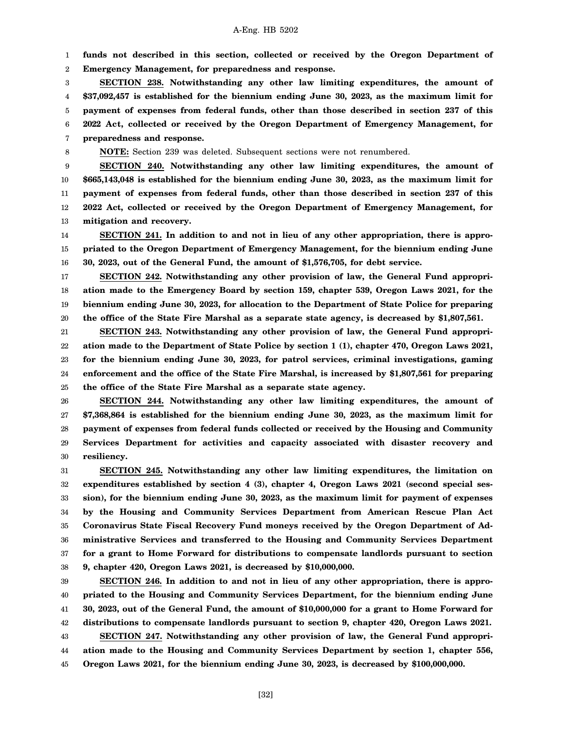**funds not described in this section, collected or received by the Oregon Department of Emergency Management, for preparedness and response.**

**SECTION 238. Notwithstanding any other law limiting expenditures, the amount of $37,092,457 is established for the biennium ending June 30, 2023, as the maximum limit for payment of expenses from federal funds, other than those described in section 237 of this 2022 Act, collected or received by the Oregon Department of Emergency Management, for preparedness and response.**

**NOTE:** Section 239 was deleted. Subsequent sections were not renumbered.

**SECTION 240. Notwithstanding any other law limiting expenditures, the amount of $665,143,048 is established for the biennium ending June 30, 2023, as the maximum limit for payment of expenses from federal funds, other than those described in section 237 of this 2022 Act, collected or received by the Oregon Department of Emergency Management, for mitigation and recovery.**

**SECTION 241. In addition to and not in lieu of any other appropriation, there is appropriated to the Oregon Department of Emergency Management, for the biennium ending June 30, 2023, out of the General Fund, the amount of $1,576,705, for debt service.**

**SECTION 242. Notwithstanding any other provision of law, the General Fund appropriation made to the Emergency Board by section 159, chapter 539, Oregon Laws 2021, for the biennium ending June 30, 2023, for allocation to the Department of State Police for preparing the office of the State Fire Marshal as a separate state agency, is decreased by $1,807,561.**

**SECTION 243. Notwithstanding any other provision of law, the General Fund appropriation made to the Department of State Police by section 1 (1), chapter 470, Oregon Laws 2021, for the biennium ending June 30, 2023, for patrol services, criminal investigations, gaming enforcement and the office of the State Fire Marshal, is increased by $1,807,561 for preparing the office of the State Fire Marshal as a separate state agency.**

**SECTION 244. Notwithstanding any other law limiting expenditures, the amount of $7,368,864 is established for the biennium ending June 30, 2023, as the maximum limit for payment of expenses from federal funds collected or received by the Housing and Community Services Department for activities and capacity associated with disaster recovery and resiliency.**

**SECTION 245. Notwithstanding any other law limiting expenditures, the limitation on expenditures established by section 4 (3), chapter 4, Oregon Laws 2021 (second special session), for the biennium ending June 30, 2023, as the maximum limit for payment of expenses by the Housing and Community Services Department from American Rescue Plan Act Coronavirus State Fiscal Recovery Fund moneys received by the Oregon Department of Administrative Services and transferred to the Housing and Community Services Department for a grant to Home Forward for distributions to compensate landlords pursuant to section 9, chapter 420, Oregon Laws 2021, is decreased by $10,000,000.**

**SECTION 246. In addition to and not in lieu of any other appropriation, there is appropriated to the Housing and Community Services Department, for the biennium ending June 30, 2023, out of the General Fund, the amount of $10,000,000 for a grant to Home Forward for distributions to compensate landlords pursuant to section 9, chapter 420, Oregon Laws 2021.**

**SECTION 247. Notwithstanding any other provision of law, the General Fund appropriation made to the Housing and Community Services Department by section 1, chapter 556, Oregon Laws 2021, for the biennium ending June 30, 2023, is decreased by $100,000,000.**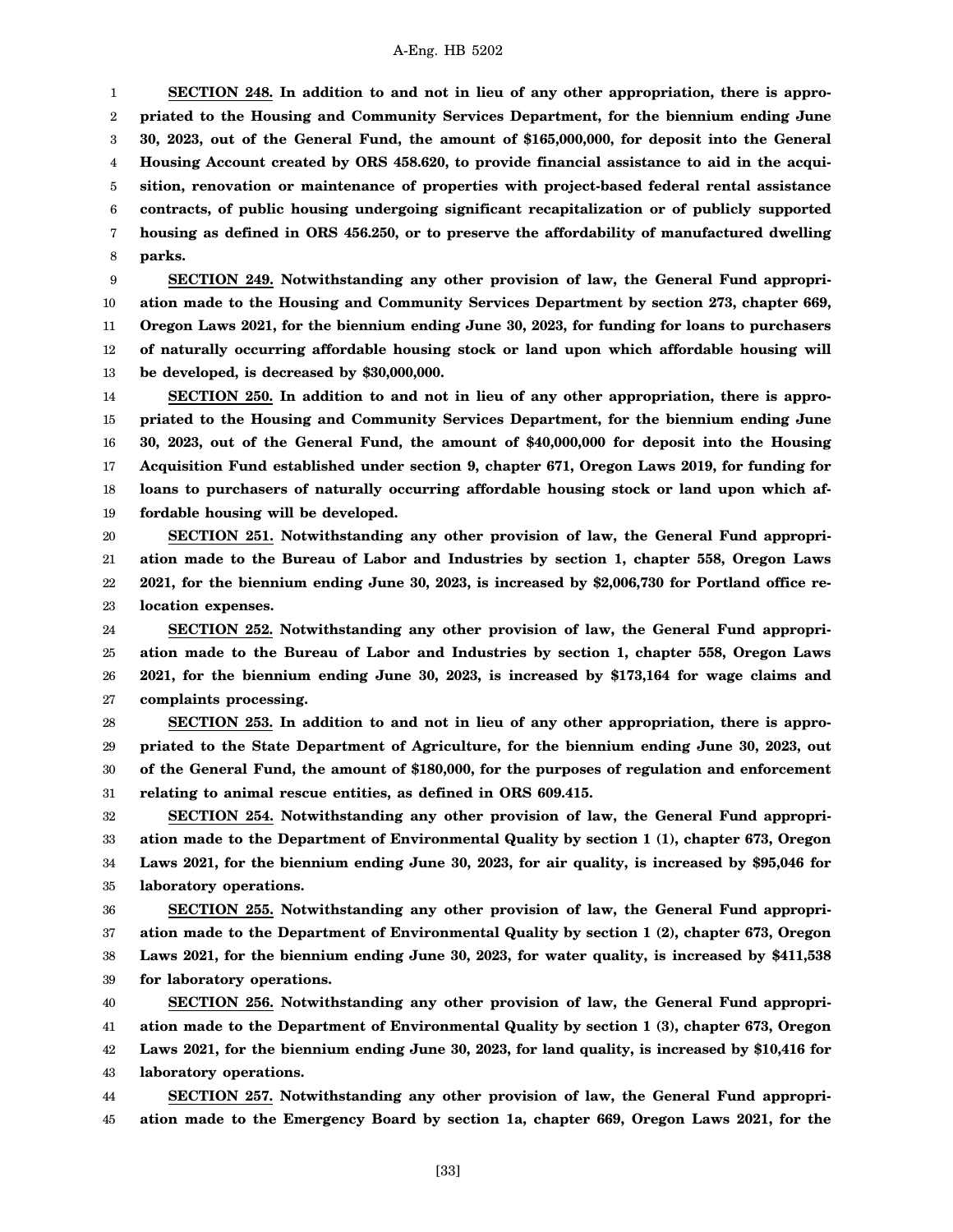**SECTION 248. In addition to and not in lieu of any other appropriation, there is appropriated to the Housing and Community Services Department, for the biennium ending June 30, 2023, out of the General Fund, the amount of $165,000,000, for deposit into the General Housing Account created by ORS 458.620, to provide financial assistance to aid in the acquisition, renovation or maintenance of properties with project-based federal rental assistance contracts, of public housing undergoing significant recapitalization or of publicly supported housing as defined in ORS 456.250, or to preserve the affordability of manufactured dwelling parks.**

**SECTION 249. Notwithstanding any other provision of law, the General Fund appropriation made to the Housing and Community Services Department by section 273, chapter 669, Oregon Laws 2021, for the biennium ending June 30, 2023, for funding for loans to purchasers of naturally occurring affordable housing stock or land upon which affordable housing will be developed, is decreased by $30,000,000.**

**SECTION 250. In addition to and not in lieu of any other appropriation, there is appropriated to the Housing and Community Services Department, for the biennium ending June 30, 2023, out of the General Fund, the amount of $40,000,000 for deposit into the Housing Acquisition Fund established under section 9, chapter 671, Oregon Laws 2019, for funding for loans to purchasers of naturally occurring affordable housing stock or land upon which affordable housing will be developed.**

**SECTION 251. Notwithstanding any other provision of law, the General Fund appropriation made to the Bureau of Labor and Industries by section 1, chapter 558, Oregon Laws 2021, for the biennium ending June 30, 2023, is increased by $2,006,730 for Portland office relocation expenses.**

**SECTION 252. Notwithstanding any other provision of law, the General Fund appropriation made to the Bureau of Labor and Industries by section 1, chapter 558, Oregon Laws 2021, for the biennium ending June 30, 2023, is increased by $173,164 for wage claims and complaints processing.**

**SECTION 253. In addition to and not in lieu of any other appropriation, there is appropriated to the State Department of Agriculture, for the biennium ending June 30, 2023, out of the General Fund, the amount of $180,000, for the purposes of regulation and enforcement relating to animal rescue entities, as defined in ORS 609.415.**

**SECTION 254. Notwithstanding any other provision of law, the General Fund appropriation made to the Department of Environmental Quality by section 1 (1), chapter 673, Oregon Laws 2021, for the biennium ending June 30, 2023, for air quality, is increased by $95,046 for laboratory operations.**

**SECTION 255. Notwithstanding any other provision of law, the General Fund appropriation made to the Department of Environmental Quality by section 1 (2), chapter 673, Oregon Laws 2021, for the biennium ending June 30, 2023, for water quality, is increased by $411,538 for laboratory operations.**

**SECTION 256. Notwithstanding any other provision of law, the General Fund appropriation made to the Department of Environmental Quality by section 1 (3), chapter 673, Oregon Laws 2021, for the biennium ending June 30, 2023, for land quality, is increased by $10,416 for laboratory operations.**

**SECTION 257. Notwithstanding any other provision of law, the General Fund appropriation made to the Emergency Board by section 1a, chapter 669, Oregon Laws 2021, for the**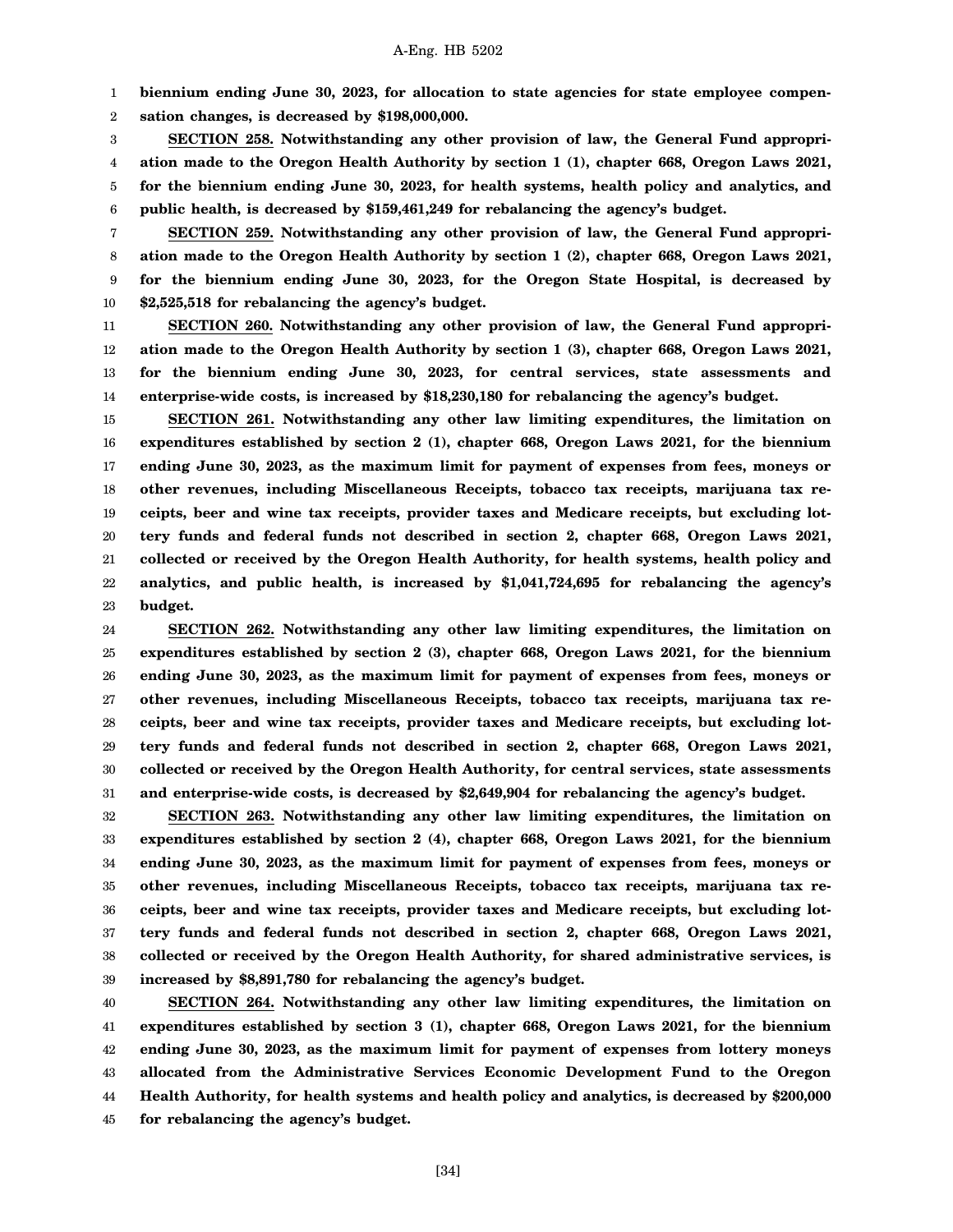**biennium ending June 30, 2023, for allocation to state agencies for state employee compensation changes, is decreased by $198,000,000.**

**SECTION 258. Notwithstanding any other provision of law, the General Fund appropriation made to the Oregon Health Authority by section 1 (1), chapter 668, Oregon Laws 2021, for the biennium ending June 30, 2023, for health systems, health policy and analytics, and public health, is decreased by $159,461,249 for rebalancing the agency's budget.**

**SECTION 259. Notwithstanding any other provision of law, the General Fund appropriation made to the Oregon Health Authority by section 1 (2), chapter 668, Oregon Laws 2021, for the biennium ending June 30, 2023, for the Oregon State Hospital, is decreased by $2,525,518 for rebalancing the agency's budget.**

**SECTION 260. Notwithstanding any other provision of law, the General Fund appropriation made to the Oregon Health Authority by section 1 (3), chapter 668, Oregon Laws 2021, for the biennium ending June 30, 2023, for central services, state assessments and enterprise-wide costs, is increased by $18,230,180 for rebalancing the agency's budget.**

**SECTION 261. Notwithstanding any other law limiting expenditures, the limitation on expenditures established by section 2 (1), chapter 668, Oregon Laws 2021, for the biennium ending June 30, 2023, as the maximum limit for payment of expenses from fees, moneys or other revenues, including Miscellaneous Receipts, tobacco tax receipts, marijuana tax receipts, beer and wine tax receipts, provider taxes and Medicare receipts, but excluding lottery funds and federal funds not described in section 2, chapter 668, Oregon Laws 2021, collected or received by the Oregon Health Authority, for health systems, health policy and analytics, and public health, is increased by $1,041,724,695 for rebalancing the agency's budget.**

**SECTION 262. Notwithstanding any other law limiting expenditures, the limitation on expenditures established by section 2 (3), chapter 668, Oregon Laws 2021, for the biennium ending June 30, 2023, as the maximum limit for payment of expenses from fees, moneys or other revenues, including Miscellaneous Receipts, tobacco tax receipts, marijuana tax receipts, beer and wine tax receipts, provider taxes and Medicare receipts, but excluding lottery funds and federal funds not described in section 2, chapter 668, Oregon Laws 2021, collected or received by the Oregon Health Authority, for central services, state assessments and enterprise-wide costs, is decreased by $2,649,904 for rebalancing the agency's budget.**

**SECTION 263. Notwithstanding any other law limiting expenditures, the limitation on expenditures established by section 2 (4), chapter 668, Oregon Laws 2021, for the biennium ending June 30, 2023, as the maximum limit for payment of expenses from fees, moneys or other revenues, including Miscellaneous Receipts, tobacco tax receipts, marijuana tax receipts, beer and wine tax receipts, provider taxes and Medicare receipts, but excluding lottery funds and federal funds not described in section 2, chapter 668, Oregon Laws 2021, collected or received by the Oregon Health Authority, for shared administrative services, is increased by $8,891,780 for rebalancing the agency's budget.**

**SECTION 264. Notwithstanding any other law limiting expenditures, the limitation on expenditures established by section 3 (1), chapter 668, Oregon Laws 2021, for the biennium ending June 30, 2023, as the maximum limit for payment of expenses from lottery moneys allocated from the Administrative Services Economic Development Fund to the Oregon Health Authority, for health systems and health policy and analytics, is decreased by $200,000 for rebalancing the agency's budget.**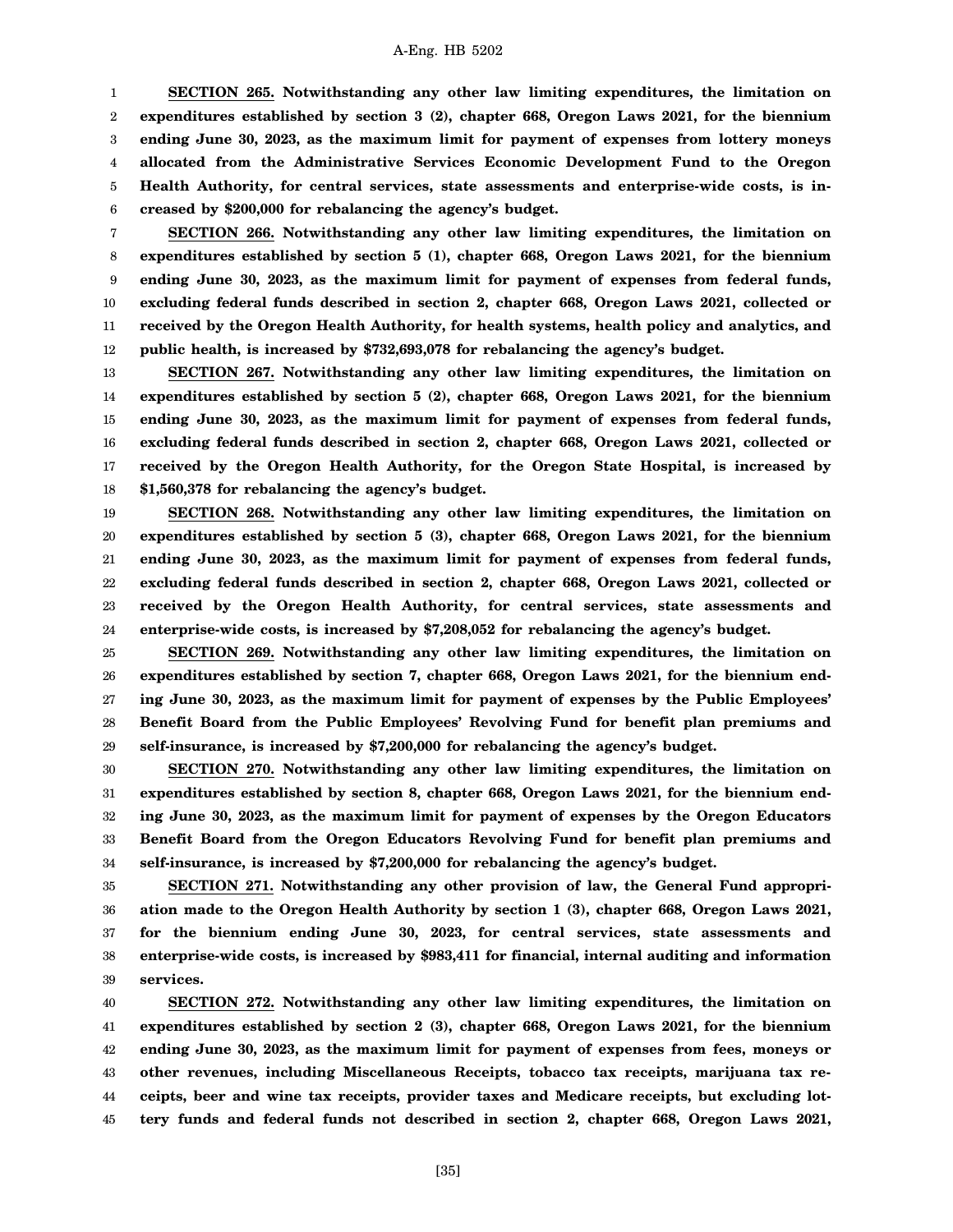**SECTION 265. Notwithstanding any other law limiting expenditures, the limitation on expenditures established by section 3 (2), chapter 668, Oregon Laws 2021, for the biennium ending June 30, 2023, as the maximum limit for payment of expenses from lottery moneys allocated from the Administrative Services Economic Development Fund to the Oregon Health Authority, for central services, state assessments and enterprise-wide costs, is increased by $200,000 for rebalancing the agency's budget.**

**SECTION 266. Notwithstanding any other law limiting expenditures, the limitation on expenditures established by section 5 (1), chapter 668, Oregon Laws 2021, for the biennium ending June 30, 2023, as the maximum limit for payment of expenses from federal funds, excluding federal funds described in section 2, chapter 668, Oregon Laws 2021, collected or received by the Oregon Health Authority, for health systems, health policy and analytics, and public health, is increased by $732,693,078 for rebalancing the agency's budget.**

**SECTION 267. Notwithstanding any other law limiting expenditures, the limitation on expenditures established by section 5 (2), chapter 668, Oregon Laws 2021, for the biennium ending June 30, 2023, as the maximum limit for payment of expenses from federal funds, excluding federal funds described in section 2, chapter 668, Oregon Laws 2021, collected or received by the Oregon Health Authority, for the Oregon State Hospital, is increased by $1,560,378 for rebalancing the agency's budget.**

**SECTION 268. Notwithstanding any other law limiting expenditures, the limitation on expenditures established by section 5 (3), chapter 668, Oregon Laws 2021, for the biennium ending June 30, 2023, as the maximum limit for payment of expenses from federal funds, excluding federal funds described in section 2, chapter 668, Oregon Laws 2021, collected or received by the Oregon Health Authority, for central services, state assessments and enterprise-wide costs, is increased by $7,208,052 for rebalancing the agency's budget.**

**SECTION 269. Notwithstanding any other law limiting expenditures, the limitation on expenditures established by section 7, chapter 668, Oregon Laws 2021, for the biennium ending June 30, 2023, as the maximum limit for payment of expenses by the Public Employees' Benefit Board from the Public Employees' Revolving Fund for benefit plan premiums and self-insurance, is increased by $7,200,000 for rebalancing the agency's budget.**

**SECTION 270. Notwithstanding any other law limiting expenditures, the limitation on expenditures established by section 8, chapter 668, Oregon Laws 2021, for the biennium ending June 30, 2023, as the maximum limit for payment of expenses by the Oregon Educators Benefit Board from the Oregon Educators Revolving Fund for benefit plan premiums and self-insurance, is increased by $7,200,000 for rebalancing the agency's budget.**

**SECTION 271. Notwithstanding any other provision of law, the General Fund appropriation made to the Oregon Health Authority by section 1 (3), chapter 668, Oregon Laws 2021, for the biennium ending June 30, 2023, for central services, state assessments and enterprise-wide costs, is increased by $983,411 for financial, internal auditing and information services.**

**SECTION 272. Notwithstanding any other law limiting expenditures, the limitation on expenditures established by section 2 (3), chapter 668, Oregon Laws 2021, for the biennium ending June 30, 2023, as the maximum limit for payment of expenses from fees, moneys or other revenues, including Miscellaneous Receipts, tobacco tax receipts, marijuana tax receipts, beer and wine tax receipts, provider taxes and Medicare receipts, but excluding lottery funds and federal funds not described in section 2, chapter 668, Oregon Laws 2021,**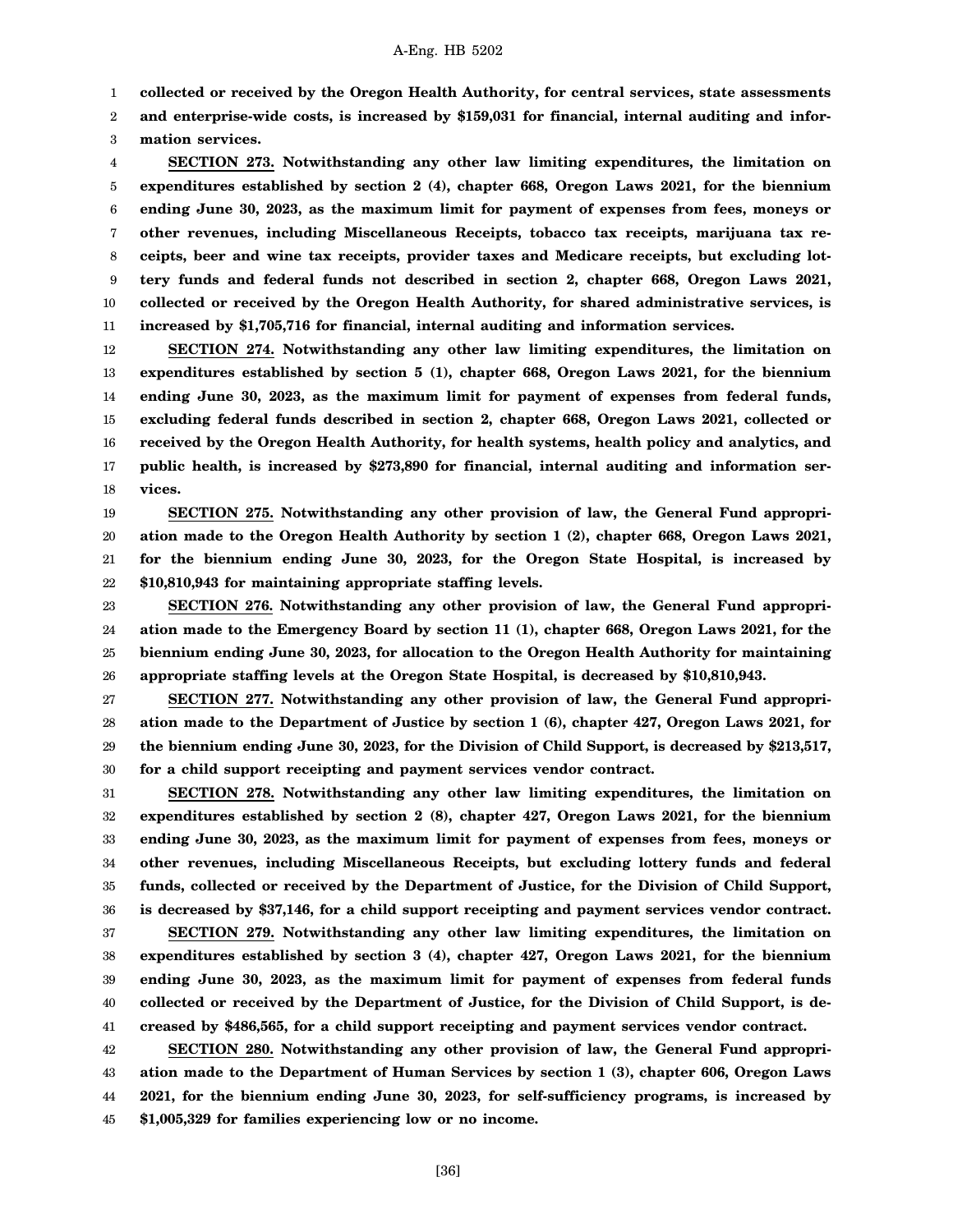**collected or received by the Oregon Health Authority, for central services, state assessments and enterprise-wide costs, is increased by $159,031 for financial, internal auditing and information services.**

**SECTION 273. Notwithstanding any other law limiting expenditures, the limitation on expenditures established by section 2 (4), chapter 668, Oregon Laws 2021, for the biennium ending June 30, 2023, as the maximum limit for payment of expenses from fees, moneys or other revenues, including Miscellaneous Receipts, tobacco tax receipts, marijuana tax receipts, beer and wine tax receipts, provider taxes and Medicare receipts, but excluding lottery funds and federal funds not described in section 2, chapter 668, Oregon Laws 2021, collected or received by the Oregon Health Authority, for shared administrative services, is increased by $1,705,716 for financial, internal auditing and information services.**

**SECTION 274. Notwithstanding any other law limiting expenditures, the limitation on expenditures established by section 5 (1), chapter 668, Oregon Laws 2021, for the biennium ending June 30, 2023, as the maximum limit for payment of expenses from federal funds, excluding federal funds described in section 2, chapter 668, Oregon Laws 2021, collected or received by the Oregon Health Authority, for health systems, health policy and analytics, and public health, is increased by $273,890 for financial, internal auditing and information services.**

**SECTION 275. Notwithstanding any other provision of law, the General Fund appropriation made to the Oregon Health Authority by section 1 (2), chapter 668, Oregon Laws 2021, for the biennium ending June 30, 2023, for the Oregon State Hospital, is increased by $10,810,943 for maintaining appropriate staffing levels.**

**SECTION 276. Notwithstanding any other provision of law, the General Fund appropriation made to the Emergency Board by section 11 (1), chapter 668, Oregon Laws 2021, for the biennium ending June 30, 2023, for allocation to the Oregon Health Authority for maintaining appropriate staffing levels at the Oregon State Hospital, is decreased by $10,810,943.**

**SECTION 277. Notwithstanding any other provision of law, the General Fund appropriation made to the Department of Justice by section 1 (6), chapter 427, Oregon Laws 2021, for the biennium ending June 30, 2023, for the Division of Child Support, is decreased by $213,517, for a child support receipting and payment services vendor contract.**

**SECTION 278. Notwithstanding any other law limiting expenditures, the limitation on expenditures established by section 2 (8), chapter 427, Oregon Laws 2021, for the biennium ending June 30, 2023, as the maximum limit for payment of expenses from fees, moneys or other revenues, including Miscellaneous Receipts, but excluding lottery funds and federal funds, collected or received by the Department of Justice, for the Division of Child Support, is decreased by $37,146, for a child support receipting and payment services vendor contract.**

**SECTION 279. Notwithstanding any other law limiting expenditures, the limitation on expenditures established by section 3 (4), chapter 427, Oregon Laws 2021, for the biennium ending June 30, 2023, as the maximum limit for payment of expenses from federal funds collected or received by the Department of Justice, for the Division of Child Support, is decreased by $486,565, for a child support receipting and payment services vendor contract.**

**SECTION 280. Notwithstanding any other provision of law, the General Fund appropriation made to the Department of Human Services by section 1 (3), chapter 606, Oregon Laws 2021, for the biennium ending June 30, 2023, for self-sufficiency programs, is increased by $1,005,329 for families experiencing low or no income.**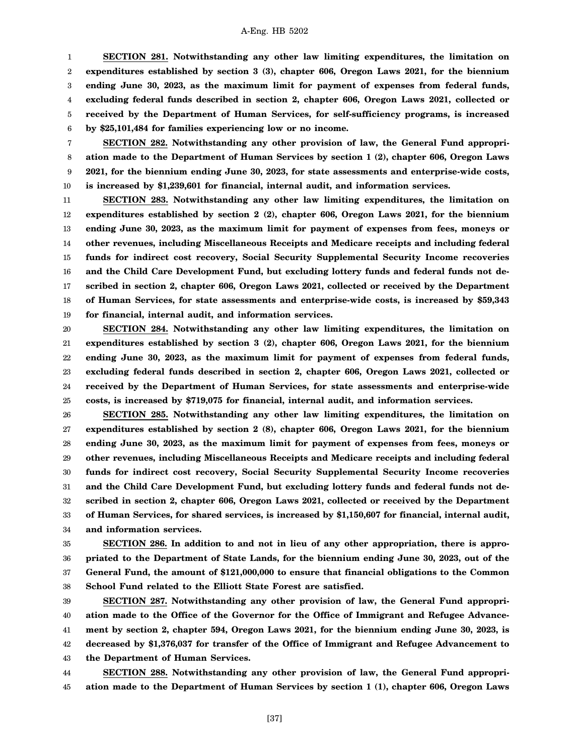**SECTION 281. Notwithstanding any other law limiting expenditures, the limitation on expenditures established by section 3 (3), chapter 606, Oregon Laws 2021, for the biennium ending June 30, 2023, as the maximum limit for payment of expenses from federal funds, excluding federal funds described in section 2, chapter 606, Oregon Laws 2021, collected or received by the Department of Human Services, for self-sufficiency programs, is increased by $25,101,484 for families experiencing low or no income.**

**SECTION 282. Notwithstanding any other provision of law, the General Fund appropriation made to the Department of Human Services by section 1 (2), chapter 606, Oregon Laws 2021, for the biennium ending June 30, 2023, for state assessments and enterprise-wide costs, is increased by $1,239,601 for financial, internal audit, and information services.**

**SECTION 283. Notwithstanding any other law limiting expenditures, the limitation on expenditures established by section 2 (2), chapter 606, Oregon Laws 2021, for the biennium ending June 30, 2023, as the maximum limit for payment of expenses from fees, moneys or other revenues, including Miscellaneous Receipts and Medicare receipts and including federal funds for indirect cost recovery, Social Security Supplemental Security Income recoveries and the Child Care Development Fund, but excluding lottery funds and federal funds not described in section 2, chapter 606, Oregon Laws 2021, collected or received by the Department of Human Services, for state assessments and enterprise-wide costs, is increased by $59,343 for financial, internal audit, and information services.**

**SECTION 284. Notwithstanding any other law limiting expenditures, the limitation on expenditures established by section 3 (2), chapter 606, Oregon Laws 2021, for the biennium ending June 30, 2023, as the maximum limit for payment of expenses from federal funds, excluding federal funds described in section 2, chapter 606, Oregon Laws 2021, collected or received by the Department of Human Services, for state assessments and enterprise-wide costs, is increased by $719,075 for financial, internal audit, and information services.**

**SECTION 285. Notwithstanding any other law limiting expenditures, the limitation on expenditures established by section 2 (8), chapter 606, Oregon Laws 2021, for the biennium ending June 30, 2023, as the maximum limit for payment of expenses from fees, moneys or other revenues, including Miscellaneous Receipts and Medicare receipts and including federal funds for indirect cost recovery, Social Security Supplemental Security Income recoveries and the Child Care Development Fund, but excluding lottery funds and federal funds not described in section 2, chapter 606, Oregon Laws 2021, collected or received by the Department of Human Services, for shared services, is increased by $1,150,607 for financial, internal audit, and information services.**

**SECTION 286. In addition to and not in lieu of any other appropriation, there is appropriated to the Department of State Lands, for the biennium ending June 30, 2023, out of the General Fund, the amount of $121,000,000 to ensure that financial obligations to the Common School Fund related to the Elliott State Forest are satisfied.**

**SECTION 287. Notwithstanding any other provision of law, the General Fund appropriation made to the Office of the Governor for the Office of Immigrant and Refugee Advancement by section 2, chapter 594, Oregon Laws 2021, for the biennium ending June 30, 2023, is decreased by $1,376,037 for transfer of the Office of Immigrant and Refugee Advancement to the Department of Human Services.**

**SECTION 288. Notwithstanding any other provision of law, the General Fund appropriation made to the Department of Human Services by section 1 (1), chapter 606, Oregon Laws**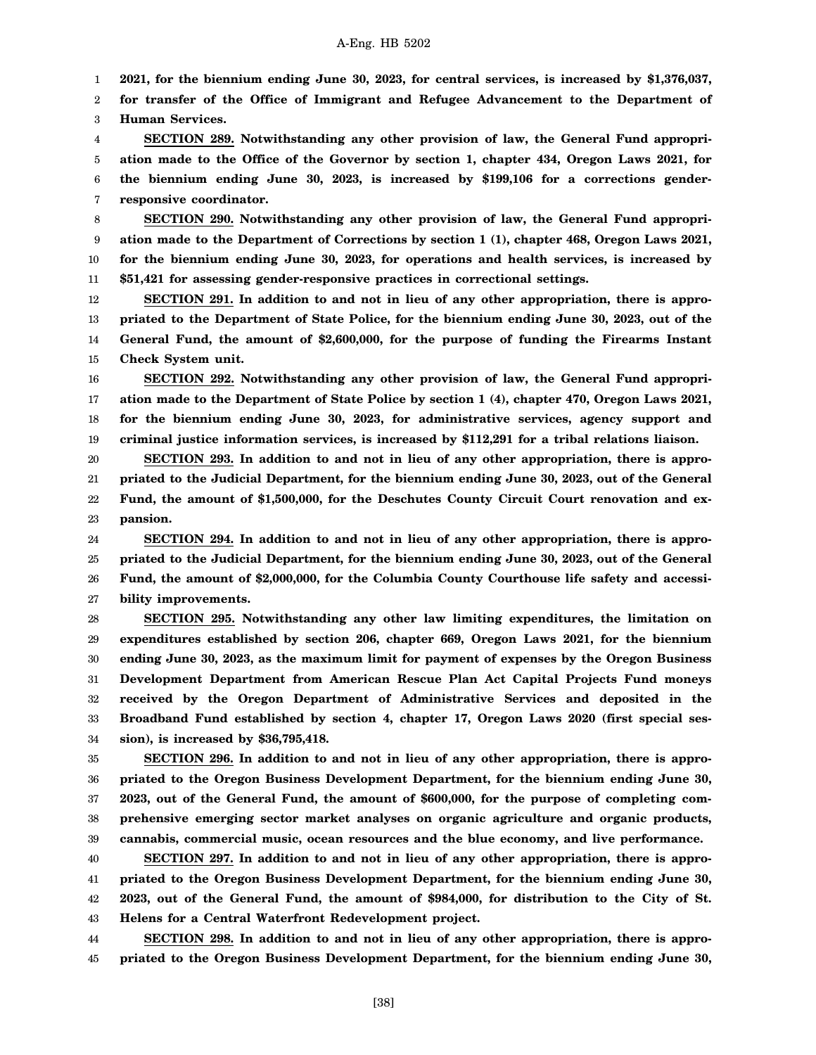**2021, for the biennium ending June 30, 2023, for central services, is increased by $1,376,037, for transfer of the Office of Immigrant and Refugee Advancement to the Department of Human Services.**

**SECTION 289. Notwithstanding any other provision of law, the General Fund appropriation made to the Office of the Governor by section 1, chapter 434, Oregon Laws 2021, for the biennium ending June 30, 2023, is increased by $199,106 for a corrections gender-responsive coordinator.**

**SECTION 290. Notwithstanding any other provision of law, the General Fund appropriation made to the Department of Corrections by section 1 (1), chapter 468, Oregon Laws 2021, for the biennium ending June 30, 2023, for operations and health services, is increased by $51,421 for assessing gender-responsive practices in correctional settings.**

**SECTION 291. In addition to and not in lieu of any other appropriation, there is appropriated to the Department of State Police, for the biennium ending June 30, 2023, out of the General Fund, the amount of $2,600,000, for the purpose of funding the Firearms Instant Check System unit.**

**SECTION 292. Notwithstanding any other provision of law, the General Fund appropriation made to the Department of State Police by section 1 (4), chapter 470, Oregon Laws 2021, for the biennium ending June 30, 2023, for administrative services, agency support and criminal justice information services, is increased by $112,291 for a tribal relations liaison.**

**SECTION 293. In addition to and not in lieu of any other appropriation, there is appropriated to the Judicial Department, for the biennium ending June 30, 2023, out of the General Fund, the amount of $1,500,000, for the Deschutes County Circuit Court renovation and expansion.**

**SECTION 294. In addition to and not in lieu of any other appropriation, there is appropriated to the Judicial Department, for the biennium ending June 30, 2023, out of the General Fund, the amount of $2,000,000, for the Columbia County Courthouse life safety and accessibility improvements.**

**SECTION 295. Notwithstanding any other law limiting expenditures, the limitation on expenditures established by section 206, chapter 669, Oregon Laws 2021, for the biennium ending June 30, 2023, as the maximum limit for payment of expenses by the Oregon Business Development Department from American Rescue Plan Act Capital Projects Fund moneys received by the Oregon Department of Administrative Services and deposited in the Broadband Fund established by section 4, chapter 17, Oregon Laws 2020 (first special session), is increased by $36,795,418.**

**SECTION 296. In addition to and not in lieu of any other appropriation, there is appropriated to the Oregon Business Development Department, for the biennium ending June 30, 2023, out of the General Fund, the amount of $600,000, for the purpose of completing comprehensive emerging sector market analyses on organic agriculture and organic products, cannabis, commercial music, ocean resources and the blue economy, and live performance.**

**SECTION 297. In addition to and not in lieu of any other appropriation, there is appropriated to the Oregon Business Development Department, for the biennium ending June 30, 2023, out of the General Fund, the amount of $984,000, for distribution to the City of St. Helens for a Central Waterfront Redevelopment project.**

**SECTION 298. In addition to and not in lieu of any other appropriation, there is appropriated to the Oregon Business Development Department, for the biennium ending June 30,**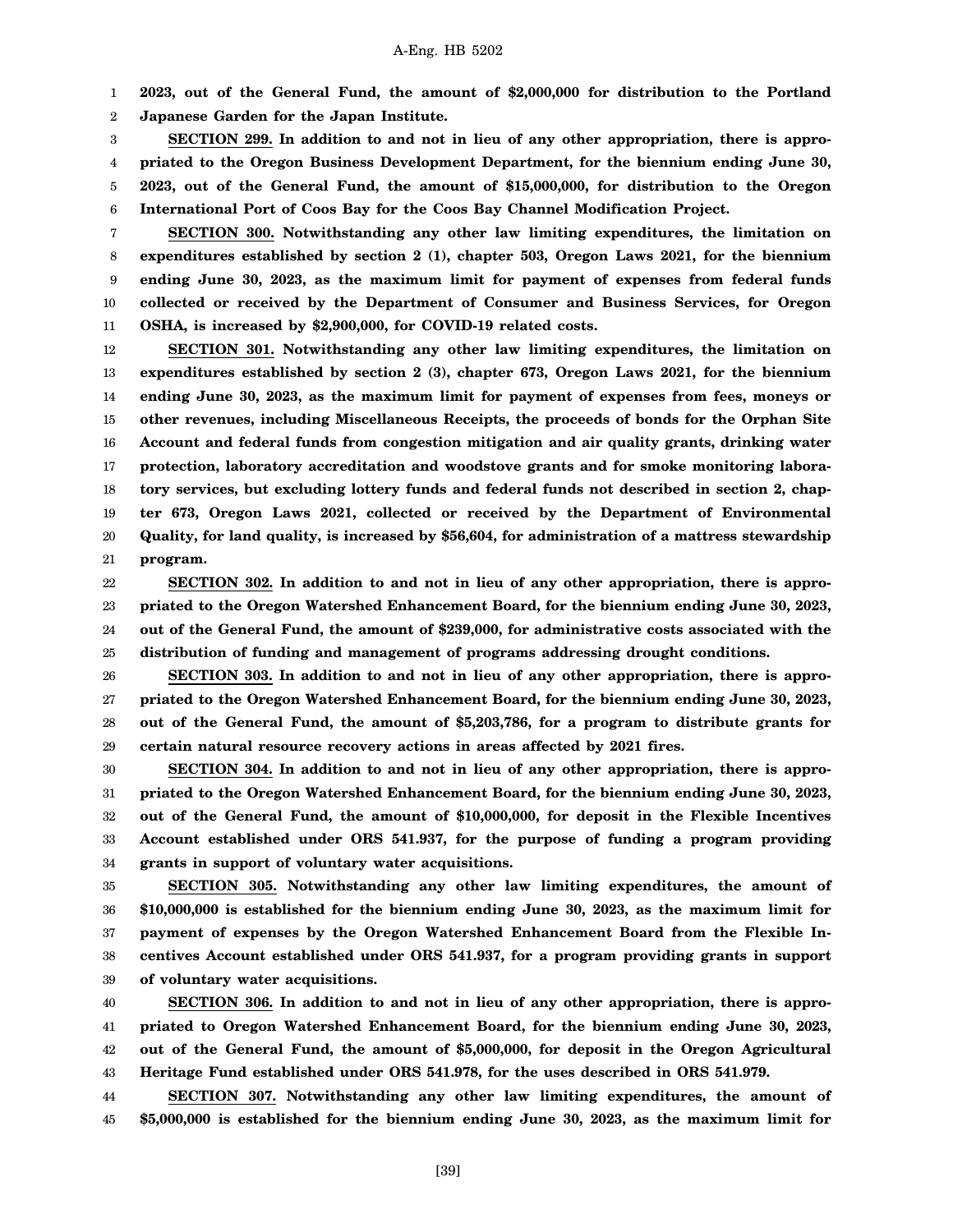**2023, out of the General Fund, the amount of $2,000,000 for distribution to the Portland Japanese Garden for the Japan Institute.**

**SECTION 299. In addition to and not in lieu of any other appropriation, there is appropriated to the Oregon Business Development Department, for the biennium ending June 30, 2023, out of the General Fund, the amount of $15,000,000, for distribution to the Oregon International Port of Coos Bay for the Coos Bay Channel Modification Project.**

**SECTION 300. Notwithstanding any other law limiting expenditures, the limitation on expenditures established by section 2 (1), chapter 503, Oregon Laws 2021, for the biennium ending June 30, 2023, as the maximum limit for payment of expenses from federal funds collected or received by the Department of Consumer and Business Services, for Oregon OSHA, is increased by $2,900,000, for COVID-19 related costs.**

**SECTION 301. Notwithstanding any other law limiting expenditures, the limitation on expenditures established by section 2 (3), chapter 673, Oregon Laws 2021, for the biennium ending June 30, 2023, as the maximum limit for payment of expenses from fees, moneys or other revenues, including Miscellaneous Receipts, the proceeds of bonds for the Orphan Site Account and federal funds from congestion mitigation and air quality grants, drinking water protection, laboratory accreditation and woodstove grants and for smoke monitoring laboratory services, but excluding lottery funds and federal funds not described in section 2, chapter 673, Oregon Laws 2021, collected or received by the Department of Environmental Quality, for land quality, is increased by $56,604, for administration of a mattress stewardship program.**

**SECTION 302. In addition to and not in lieu of any other appropriation, there is appropriated to the Oregon Watershed Enhancement Board, for the biennium ending June 30, 2023, out of the General Fund, the amount of $239,000, for administrative costs associated with the distribution of funding and management of programs addressing drought conditions.**

**SECTION 303. In addition to and not in lieu of any other appropriation, there is appropriated to the Oregon Watershed Enhancement Board, for the biennium ending June 30, 2023, out of the General Fund, the amount of $5,203,786, for a program to distribute grants for certain natural resource recovery actions in areas affected by 2021 fires.**

**SECTION 304. In addition to and not in lieu of any other appropriation, there is appropriated to the Oregon Watershed Enhancement Board, for the biennium ending June 30, 2023, out of the General Fund, the amount of $10,000,000, for deposit in the Flexible Incentives Account established under ORS 541.937, for the purpose of funding a program providing grants in support of voluntary water acquisitions.**

**SECTION 305. Notwithstanding any other law limiting expenditures, the amount of $10,000,000 is established for the biennium ending June 30, 2023, as the maximum limit for payment of expenses by the Oregon Watershed Enhancement Board from the Flexible Incentives Account established under ORS 541.937, for a program providing grants in support of voluntary water acquisitions.**

**SECTION 306. In addition to and not in lieu of any other appropriation, there is appropriated to Oregon Watershed Enhancement Board, for the biennium ending June 30, 2023, out of the General Fund, the amount of $5,000,000, for deposit in the Oregon Agricultural Heritage Fund established under ORS 541.978, for the uses described in ORS 541.979.**

**SECTION 307. Notwithstanding any other law limiting expenditures, the amount of $5,000,000 is established for the biennium ending June 30, 2023, as the maximum limit for**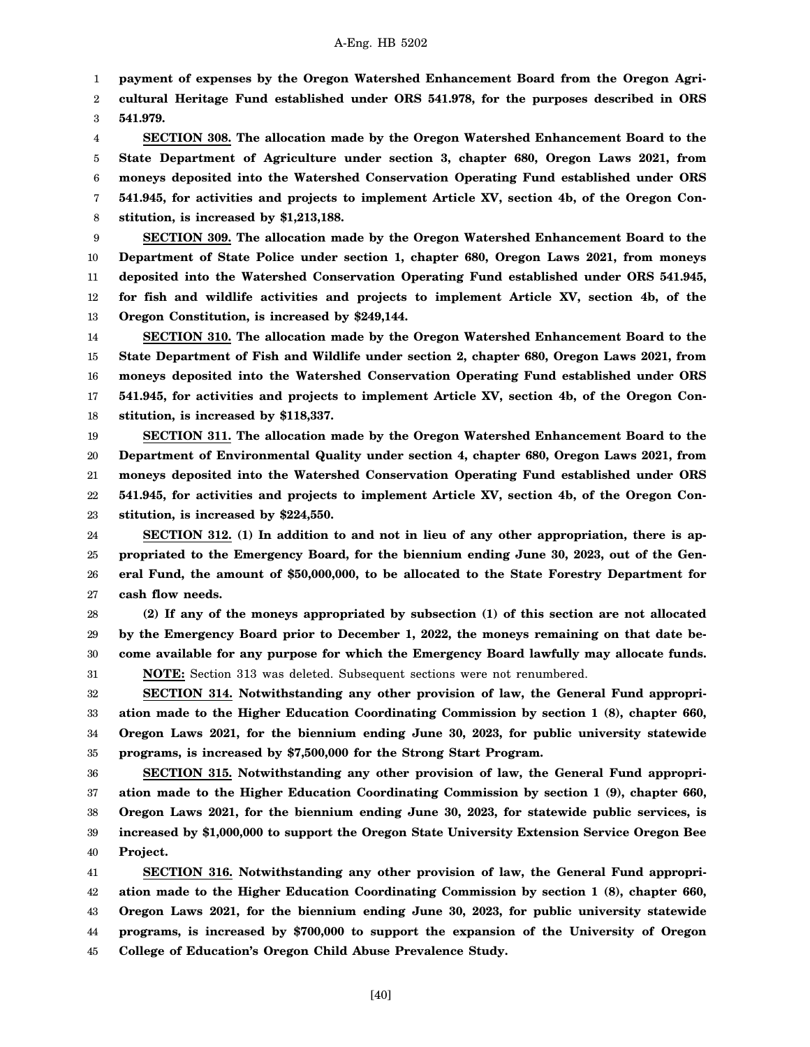**payment of expenses by the Oregon Watershed Enhancement Board from the Oregon Agricultural Heritage Fund established under ORS 541.978, for the purposes described in ORS 541.979.**

**SECTION 308. The allocation made by the Oregon Watershed Enhancement Board to the State Department of Agriculture under section 3, chapter 680, Oregon Laws 2021, from moneys deposited into the Watershed Conservation Operating Fund established under ORS 541.945, for activities and projects to implement Article XV, section 4b, of the Oregon Constitution, is increased by $1,213,188.**

**SECTION 309. The allocation made by the Oregon Watershed Enhancement Board to the Department of State Police under section 1, chapter 680, Oregon Laws 2021, from moneys deposited into the Watershed Conservation Operating Fund established under ORS 541.945, for fish and wildlife activities and projects to implement Article XV, section 4b, of the Oregon Constitution, is increased by $249,144.**

**SECTION 310. The allocation made by the Oregon Watershed Enhancement Board to the State Department of Fish and Wildlife under section 2, chapter 680, Oregon Laws 2021, from moneys deposited into the Watershed Conservation Operating Fund established under ORS 541.945, for activities and projects to implement Article XV, section 4b, of the Oregon Constitution, is increased by $118,337.**

**SECTION 311. The allocation made by the Oregon Watershed Enhancement Board to the Department of Environmental Quality under section 4, chapter 680, Oregon Laws 2021, from moneys deposited into the Watershed Conservation Operating Fund established under ORS 541.945, for activities and projects to implement Article XV, section 4b, of the Oregon Constitution, is increased by $224,550.**

**SECTION 312. (1) In addition to and not in lieu of any other appropriation, there is appropriated to the Emergency Board, for the biennium ending June 30, 2023, out of the General Fund, the amount of $50,000,000, to be allocated to the State Forestry Department for cash flow needs.**

**(2) If any of the moneys appropriated by subsection (1) of this section are not allocated by the Emergency Board prior to December 1, 2022, the moneys remaining on that date become available for any purpose for which the Emergency Board lawfully may allocate funds.**

**NOTE:** Section 313 was deleted. Subsequent sections were not renumbered.

**SECTION 314. Notwithstanding any other provision of law, the General Fund appropriation made to the Higher Education Coordinating Commission by section 1 (8), chapter 660, Oregon Laws 2021, for the biennium ending June 30, 2023, for public university statewide programs, is increased by $7,500,000 for the Strong Start Program.**

**SECTION 315. Notwithstanding any other provision of law, the General Fund appropriation made to the Higher Education Coordinating Commission by section 1 (9), chapter 660, Oregon Laws 2021, for the biennium ending June 30, 2023, for statewide public services, is increased by $1,000,000 to support the Oregon State University Extension Service Oregon Bee Project.**

**SECTION 316. Notwithstanding any other provision of law, the General Fund appropriation made to the Higher Education Coordinating Commission by section 1 (8), chapter 660, Oregon Laws 2021, for the biennium ending June 30, 2023, for public university statewide programs, is increased by $700,000 to support the expansion of the University of Oregon College of Education's Oregon Child Abuse Prevalence Study.**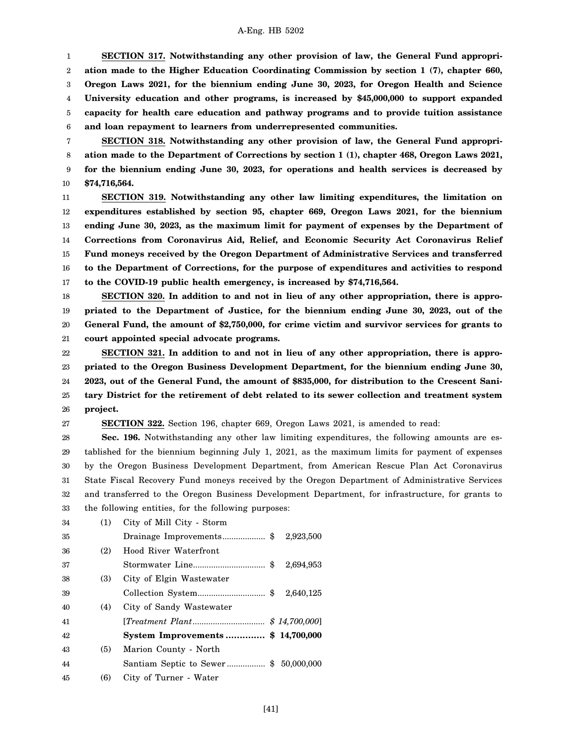**SECTION 317. Notwithstanding any other provision of law, the General Fund appropriation made to the Higher Education Coordinating Commission by section 1 (7), chapter 660, Oregon Laws 2021, for the biennium ending June 30, 2023, for Oregon Health and Science University education and other programs, is increased by $45,000,000 to support expanded capacity for health care education and pathway programs and to provide tuition assistance and loan repayment to learners from underrepresented communities.**

**SECTION 318. Notwithstanding any other provision of law, the General Fund appropriation made to the Department of Corrections by section 1 (1), chapter 468, Oregon Laws 2021, for the biennium ending June 30, 2023, for operations and health services is decreased by $74,716,564.**

**SECTION 319. Notwithstanding any other law limiting expenditures, the limitation on expenditures established by section 95, chapter 669, Oregon Laws 2021, for the biennium ending June 30, 2023, as the maximum limit for payment of expenses by the Department of Corrections from Coronavirus Aid, Relief, and Economic Security Act Coronavirus Relief Fund moneys received by the Oregon Department of Administrative Services and transferred to the Department of Corrections, for the purpose of expenditures and activities to respond to the COVID-19 public health emergency, is increased by $74,716,564.**

**SECTION 320. In addition to and not in lieu of any other appropriation, there is appropriated to the Department of Justice, for the biennium ending June 30, 2023, out of the General Fund, the amount of $2,750,000, for crime victim and survivor services for grants to court appointed special advocate programs.**

**SECTION 321. In addition to and not in lieu of any other appropriation, there is appropriated to the Oregon Business Development Department, for the biennium ending June 30, 2023, out of the General Fund, the amount of $835,000, for distribution to the Crescent Sanitary District for the retirement of debt related to its sewer collection and treatment system project.**

**SECTION 322.** Section 196, chapter 669, Oregon Laws 2021, is amended to read:

**Sec. 196.** Notwithstanding any other law limiting expenditures, the following amounts are established for the biennium beginning July 1, 2021, as the maximum limits for payment of expenses by the Oregon Business Development Department, from American Rescue Plan Act Coronavirus State Fiscal Recovery Fund moneys received by the Oregon Department of Administrative Services and transferred to the Oregon Business Development Department, for infrastructure, for grants to the following entities, for the following purposes:

(1) City of Mill City - Storm Drainage Improvements .................. $ 2,923,500

(2) Hood River Waterfront Stormwater Line ................................ $ 2,694,953

(3) City of Elgin Wastewater Collection System ............................ $ 2,640,125

(4) City of Sandy Wastewater [*Treatment Plant ................................ $ 14,700,000*] **System Improvements ............. $ 14,700,000**

(5) Marion County - North Santiam Septic to Sewer ................. $ 50,000,000

(6) City of Turner - Water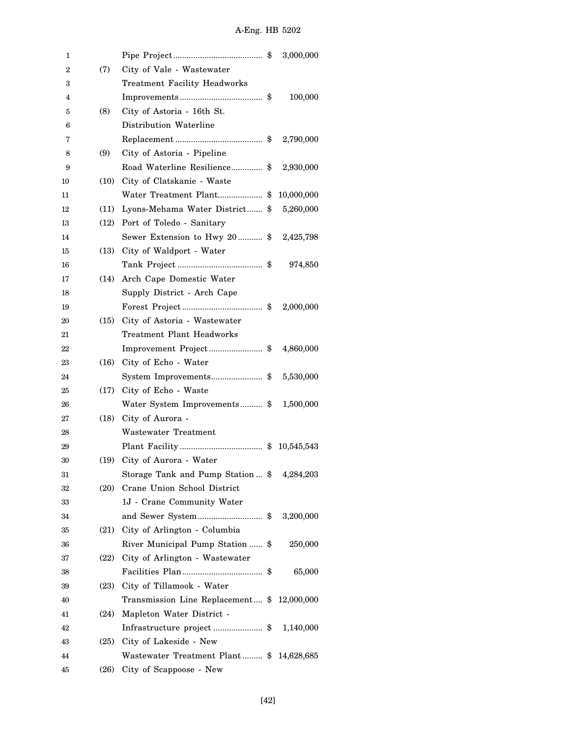Pipe Project ........................................ $ 3,000,000

(7) City of Vale - Wastewater Treatment Facility Headworks Improvements ..................................... $ 100,000

(8) City of Astoria - 16th St. Distribution Waterline Replacement ....................................... $ 2,790,000

(9) City of Astoria - Pipeline Road Waterline Resilience.............. $ 2,930,000

(10) City of Clatskanie - Waste Water Treatment Plant.................... $ 10,000,000

(11) Lyons-Mehama Water District....... $ 5,260,000

(12) Port of Toledo - Sanitary Sewer Extension to Hwy 20 ........... $ 2,425,798

(13) City of Waldport - Water Tank Project ...................................... $ 974,850

(14) Arch Cape Domestic Water Supply District - Arch Cape Forest Project .................................... $ 2,000,000

(15) City of Astoria - Wastewater Treatment Plant Headworks Improvement Project ........................ $ 4,860,000

(16) City of Echo - Water System Improvements....................... $ 5,530,000

(17) City of Echo - Waste Water System Improvements.......... $ 1,500,000

(18) City of Aurora - Wastewater Treatment Plant Facility ..................................... $ 10,545,543

(19) City of Aurora - Water Storage Tank and Pump Station ... $ 4,284,203

(20) Crane Union School District 1J - Crane Community Water and Sewer System............................. $ 3,200,000

(21) City of Arlington - Columbia River Municipal Pump Station ...... $ 250,000

(22) City of Arlington - Wastewater Facilities Plan.................................... $ 65,000

(23) City of Tillamook - Water Transmission Line Replacement.... $ 12,000,000

(24) Mapleton Water District - Infrastructure project ...................... $ 1,140,000

(25) City of Lakeside - New Wastewater Treatment Plant ......... $ 14,628,685

(26) City of Scappoose - New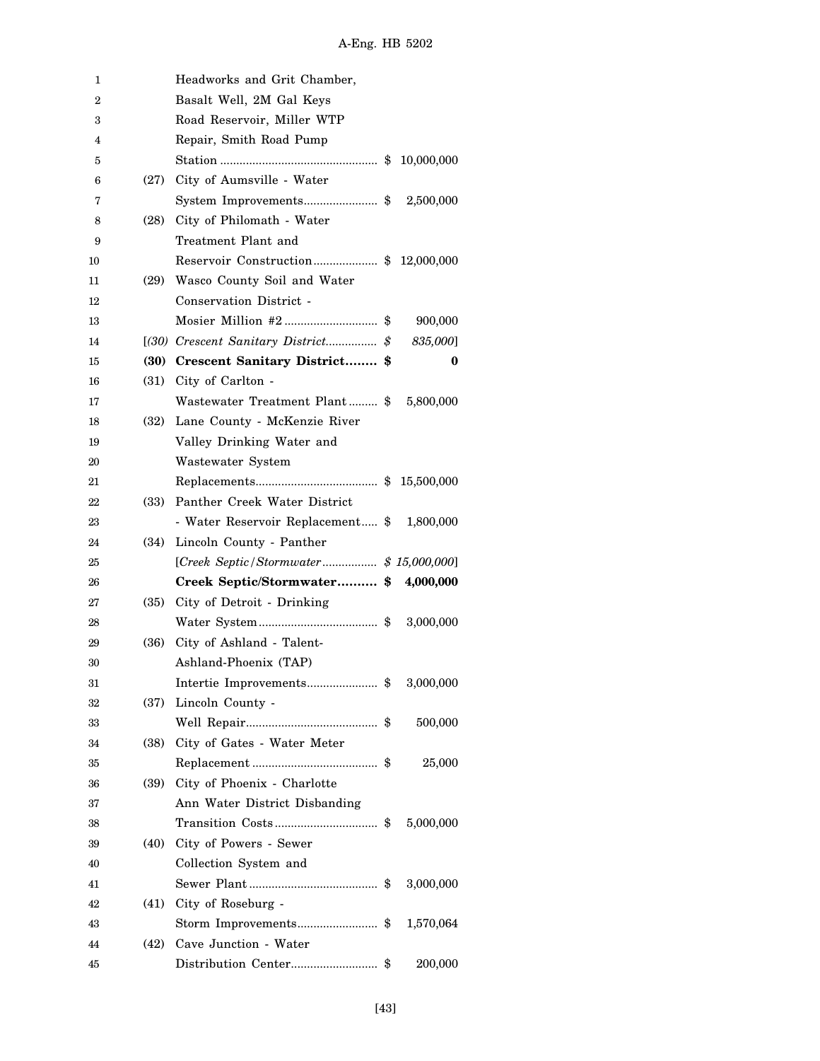Headworks and Grit Chamber, Basalt Well, 2M Gal Keys Road Reservoir, Miller WTP Repair, Smith Road Pump Station ................................................ $ 10,000,000

(27) City of Aumsville - Water System Improvements....................... $ 2,500,000

(28) City of Philomath - Water Treatment Plant and Reservoir Construction.................... $ 12,000,000

(29) Wasco County Soil and Water Conservation District - Mosier Million #2 ............................ $ 900,000

[*(30) Crescent Sanitary District................ $ 835,000*]

**(30) Crescent Sanitary District........ $ 0**

(31) City of Carlton - Wastewater Treatment Plant ......... $ 5,800,000

(32) Lane County - McKenzie River Valley Drinking Water and Wastewater System Replacements...................................... $ 15,500,000

(33) Panther Creek Water District - Water Reservoir Replacement..... $ 1,800,000

(34) Lincoln County - Panther [*Creek Septic/Stormwater................. $ 15,000,000*]
**Creek Septic/Stormwater.......... $ 4,000,000**

(35) City of Detroit - Drinking Water System..................................... $ 3,000,000

(36) City of Ashland - Talent-Ashland-Phoenix (TAP) Intertie Improvements...................... $ 3,000,000

(37) Lincoln County - Well Repair......................................... $ 500,000

(38) City of Gates - Water Meter Replacement ....................................... $ 25,000

(39) City of Phoenix - Charlotte Ann Water District Disbanding Transition Costs ................................ $ 5,000,000

(40) City of Powers - Sewer Collection System and Sewer Plant ........................................ $ 3,000,000

(41) City of Roseburg - Storm Improvements......................... $ 1,570,064

(42) Cave Junction - Water Distribution Center........................... $ 200,000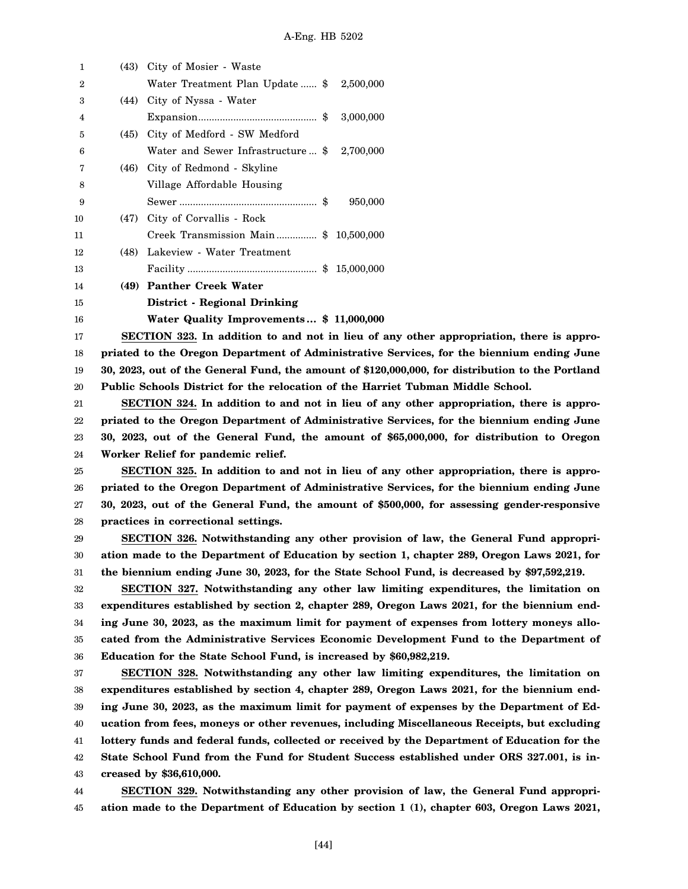(43) City of Mosier - Waste Water Treatment Plan Update ...... $ 2,500,000

(44) City of Nyssa - Water Expansion............................................ $ 3,000,000

(45) City of Medford - SW Medford Water and Sewer Infrastructure ... $ 2,700,000

(46) City of Redmond - Skyline Village Affordable Housing Sewer ................................................... $ 950,000

(47) City of Corvallis - Rock Creek Transmission Main............... $ 10,500,000

(48) Lakeview - Water Treatment Facility ................................................ $ 15,000,000

**(49) Panther Creek Water District - Regional Drinking Water Quality Improvements... $ 11,000,000**

**SECTION 323. In addition to and not in lieu of any other appropriation, there is appropriated to the Oregon Department of Administrative Services, for the biennium ending June 30, 2023, out of the General Fund, the amount of $120,000,000, for distribution to the Portland Public Schools District for the relocation of the Harriet Tubman Middle School.**

**SECTION 324. In addition to and not in lieu of any other appropriation, there is appropriated to the Oregon Department of Administrative Services, for the biennium ending June 30, 2023, out of the General Fund, the amount of $65,000,000, for distribution to Oregon Worker Relief for pandemic relief.**

**SECTION 325. In addition to and not in lieu of any other appropriation, there is appropriated to the Oregon Department of Administrative Services, for the biennium ending June 30, 2023, out of the General Fund, the amount of $500,000, for assessing gender-responsive practices in correctional settings.**

**SECTION 326. Notwithstanding any other provision of law, the General Fund appropriation made to the Department of Education by section 1, chapter 289, Oregon Laws 2021, for the biennium ending June 30, 2023, for the State School Fund, is decreased by $97,592,219.**

**SECTION 327. Notwithstanding any other law limiting expenditures, the limitation on expenditures established by section 2, chapter 289, Oregon Laws 2021, for the biennium ending June 30, 2023, as the maximum limit for payment of expenses from lottery moneys allocated from the Administrative Services Economic Development Fund to the Department of Education for the State School Fund, is increased by $60,982,219.**

**SECTION 328. Notwithstanding any other law limiting expenditures, the limitation on expenditures established by section 4, chapter 289, Oregon Laws 2021, for the biennium ending June 30, 2023, as the maximum limit for payment of expenses by the Department of Education from fees, moneys or other revenues, including Miscellaneous Receipts, but excluding lottery funds and federal funds, collected or received by the Department of Education for the State School Fund from the Fund for Student Success established under ORS 327.001, is increased by $36,610,000.**

**SECTION 329. Notwithstanding any other provision of law, the General Fund appropriation made to the Department of Education by section 1 (1), chapter 603, Oregon Laws 2021,**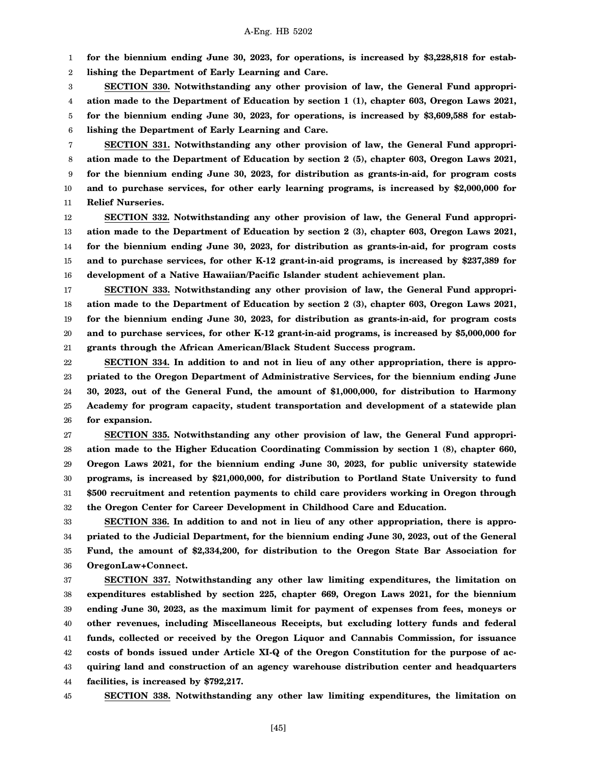**for the biennium ending June 30, 2023, for operations, is increased by $3,228,818 for establishing the Department of Early Learning and Care.**

**SECTION 330. Notwithstanding any other provision of law, the General Fund appropriation made to the Department of Education by section 1 (1), chapter 603, Oregon Laws 2021, for the biennium ending June 30, 2023, for operations, is increased by $3,609,588 for establishing the Department of Early Learning and Care.**

**SECTION 331. Notwithstanding any other provision of law, the General Fund appropriation made to the Department of Education by section 2 (5), chapter 603, Oregon Laws 2021, for the biennium ending June 30, 2023, for distribution as grants-in-aid, for program costs and to purchase services, for other early learning programs, is increased by $2,000,000 for Relief Nurseries.**

**SECTION 332. Notwithstanding any other provision of law, the General Fund appropriation made to the Department of Education by section 2 (3), chapter 603, Oregon Laws 2021, for the biennium ending June 30, 2023, for distribution as grants-in-aid, for program costs and to purchase services, for other K-12 grant-in-aid programs, is increased by $237,389 for development of a Native Hawaiian/Pacific Islander student achievement plan.**

**SECTION 333. Notwithstanding any other provision of law, the General Fund appropriation made to the Department of Education by section 2 (3), chapter 603, Oregon Laws 2021, for the biennium ending June 30, 2023, for distribution as grants-in-aid, for program costs and to purchase services, for other K-12 grant-in-aid programs, is increased by $5,000,000 for grants through the African American/Black Student Success program.**

**SECTION 334. In addition to and not in lieu of any other appropriation, there is appropriated to the Oregon Department of Administrative Services, for the biennium ending June 30, 2023, out of the General Fund, the amount of $1,000,000, for distribution to Harmony Academy for program capacity, student transportation and development of a statewide plan for expansion.**

**SECTION 335. Notwithstanding any other provision of law, the General Fund appropriation made to the Higher Education Coordinating Commission by section 1 (8), chapter 660, Oregon Laws 2021, for the biennium ending June 30, 2023, for public university statewide programs, is increased by $21,000,000, for distribution to Portland State University to fund $500 recruitment and retention payments to child care providers working in Oregon through the Oregon Center for Career Development in Childhood Care and Education.**

**SECTION 336. In addition to and not in lieu of any other appropriation, there is appropriated to the Judicial Department, for the biennium ending June 30, 2023, out of the General Fund, the amount of $2,334,200, for distribution to the Oregon State Bar Association for OregonLaw+Connect.**

**SECTION 337. Notwithstanding any other law limiting expenditures, the limitation on expenditures established by section 225, chapter 669, Oregon Laws 2021, for the biennium ending June 30, 2023, as the maximum limit for payment of expenses from fees, moneys or other revenues, including Miscellaneous Receipts, but excluding lottery funds and federal funds, collected or received by the Oregon Liquor and Cannabis Commission, for issuance costs of bonds issued under Article XI-Q of the Oregon Constitution for the purpose of acquiring land and construction of an agency warehouse distribution center and headquarters facilities, is increased by $792,217.**

**SECTION 338. Notwithstanding any other law limiting expenditures, the limitation on**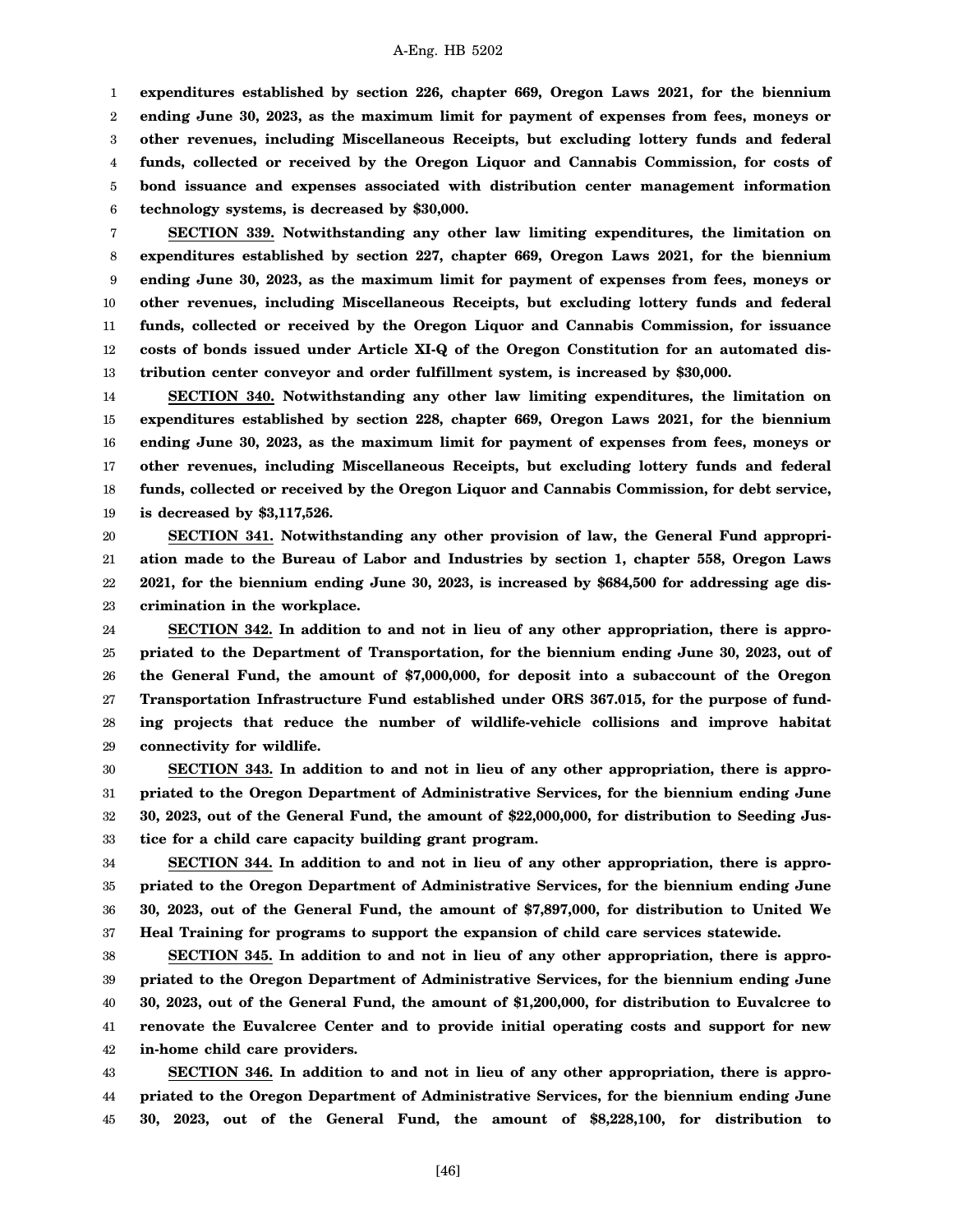**expenditures established by section 226, chapter 669, Oregon Laws 2021, for the biennium ending June 30, 2023, as the maximum limit for payment of expenses from fees, moneys or other revenues, including Miscellaneous Receipts, but excluding lottery funds and federal funds, collected or received by the Oregon Liquor and Cannabis Commission, for costs of bond issuance and expenses associated with distribution center management information technology systems, is decreased by $30,000.**

**SECTION 339. Notwithstanding any other law limiting expenditures, the limitation on expenditures established by section 227, chapter 669, Oregon Laws 2021, for the biennium ending June 30, 2023, as the maximum limit for payment of expenses from fees, moneys or other revenues, including Miscellaneous Receipts, but excluding lottery funds and federal funds, collected or received by the Oregon Liquor and Cannabis Commission, for issuance costs of bonds issued under Article XI-Q of the Oregon Constitution for an automated distribution center conveyor and order fulfillment system, is increased by $30,000.**

**SECTION 340. Notwithstanding any other law limiting expenditures, the limitation on expenditures established by section 228, chapter 669, Oregon Laws 2021, for the biennium ending June 30, 2023, as the maximum limit for payment of expenses from fees, moneys or other revenues, including Miscellaneous Receipts, but excluding lottery funds and federal funds, collected or received by the Oregon Liquor and Cannabis Commission, for debt service, is decreased by $3,117,526.**

**SECTION 341. Notwithstanding any other provision of law, the General Fund appropriation made to the Bureau of Labor and Industries by section 1, chapter 558, Oregon Laws 2021, for the biennium ending June 30, 2023, is increased by $684,500 for addressing age discrimination in the workplace.**

**SECTION 342. In addition to and not in lieu of any other appropriation, there is appropriated to the Department of Transportation, for the biennium ending June 30, 2023, out of the General Fund, the amount of $7,000,000, for deposit into a subaccount of the Oregon Transportation Infrastructure Fund established under ORS 367.015, for the purpose of funding projects that reduce the number of wildlife-vehicle collisions and improve habitat connectivity for wildlife.**

**SECTION 343. In addition to and not in lieu of any other appropriation, there is appropriated to the Oregon Department of Administrative Services, for the biennium ending June 30, 2023, out of the General Fund, the amount of $22,000,000, for distribution to Seeding Justice for a child care capacity building grant program.**

**SECTION 344. In addition to and not in lieu of any other appropriation, there is appropriated to the Oregon Department of Administrative Services, for the biennium ending June 30, 2023, out of the General Fund, the amount of $7,897,000, for distribution to United We Heal Training for programs to support the expansion of child care services statewide.**

**SECTION 345. In addition to and not in lieu of any other appropriation, there is appropriated to the Oregon Department of Administrative Services, for the biennium ending June 30, 2023, out of the General Fund, the amount of $1,200,000, for distribution to Euvalcree to renovate the Euvalcree Center and to provide initial operating costs and support for new in-home child care providers.**

**SECTION 346. In addition to and not in lieu of any other appropriation, there is appropriated to the Oregon Department of Administrative Services, for the biennium ending June 30, 2023, out of the General Fund, the amount of $8,228,100, for distribution to**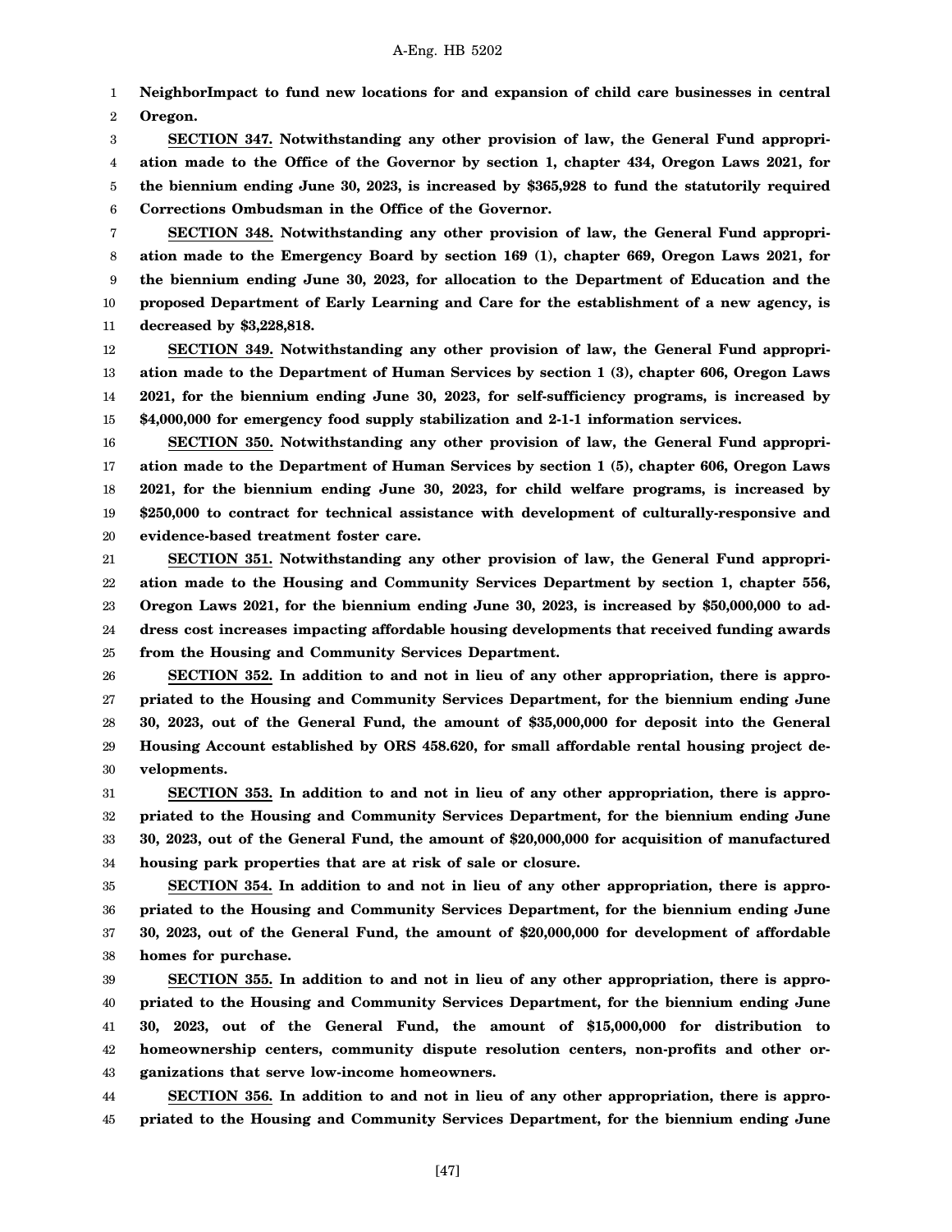**NeighborImpact to fund new locations for and expansion of child care businesses in central Oregon.**

**SECTION 347. Notwithstanding any other provision of law, the General Fund appropriation made to the Office of the Governor by section 1, chapter 434, Oregon Laws 2021, for the biennium ending June 30, 2023, is increased by $365,928 to fund the statutorily required Corrections Ombudsman in the Office of the Governor.**

**SECTION 348. Notwithstanding any other provision of law, the General Fund appropriation made to the Emergency Board by section 169 (1), chapter 669, Oregon Laws 2021, for the biennium ending June 30, 2023, for allocation to the Department of Education and the proposed Department of Early Learning and Care for the establishment of a new agency, is decreased by $3,228,818.**

**SECTION 349. Notwithstanding any other provision of law, the General Fund appropriation made to the Department of Human Services by section 1 (3), chapter 606, Oregon Laws 2021, for the biennium ending June 30, 2023, for self-sufficiency programs, is increased by $4,000,000 for emergency food supply stabilization and 2-1-1 information services.**

**SECTION 350. Notwithstanding any other provision of law, the General Fund appropriation made to the Department of Human Services by section 1 (5), chapter 606, Oregon Laws 2021, for the biennium ending June 30, 2023, for child welfare programs, is increased by $250,000 to contract for technical assistance with development of culturally-responsive and evidence-based treatment foster care.**

**SECTION 351. Notwithstanding any other provision of law, the General Fund appropriation made to the Housing and Community Services Department by section 1, chapter 556, Oregon Laws 2021, for the biennium ending June 30, 2023, is increased by $50,000,000 to address cost increases impacting affordable housing developments that received funding awards from the Housing and Community Services Department.**

**SECTION 352. In addition to and not in lieu of any other appropriation, there is appropriated to the Housing and Community Services Department, for the biennium ending June 30, 2023, out of the General Fund, the amount of $35,000,000 for deposit into the General Housing Account established by ORS 458.620, for small affordable rental housing project developments.**

**SECTION 353. In addition to and not in lieu of any other appropriation, there is appropriated to the Housing and Community Services Department, for the biennium ending June 30, 2023, out of the General Fund, the amount of $20,000,000 for acquisition of manufactured housing park properties that are at risk of sale or closure.**

**SECTION 354. In addition to and not in lieu of any other appropriation, there is appropriated to the Housing and Community Services Department, for the biennium ending June 30, 2023, out of the General Fund, the amount of $20,000,000 for development of affordable homes for purchase.**

**SECTION 355. In addition to and not in lieu of any other appropriation, there is appropriated to the Housing and Community Services Department, for the biennium ending June 30, 2023, out of the General Fund, the amount of $15,000,000 for distribution to homeownership centers, community dispute resolution centers, non-profits and other organizations that serve low-income homeowners.**

**SECTION 356. In addition to and not in lieu of any other appropriation, there is appropriated to the Housing and Community Services Department, for the biennium ending June**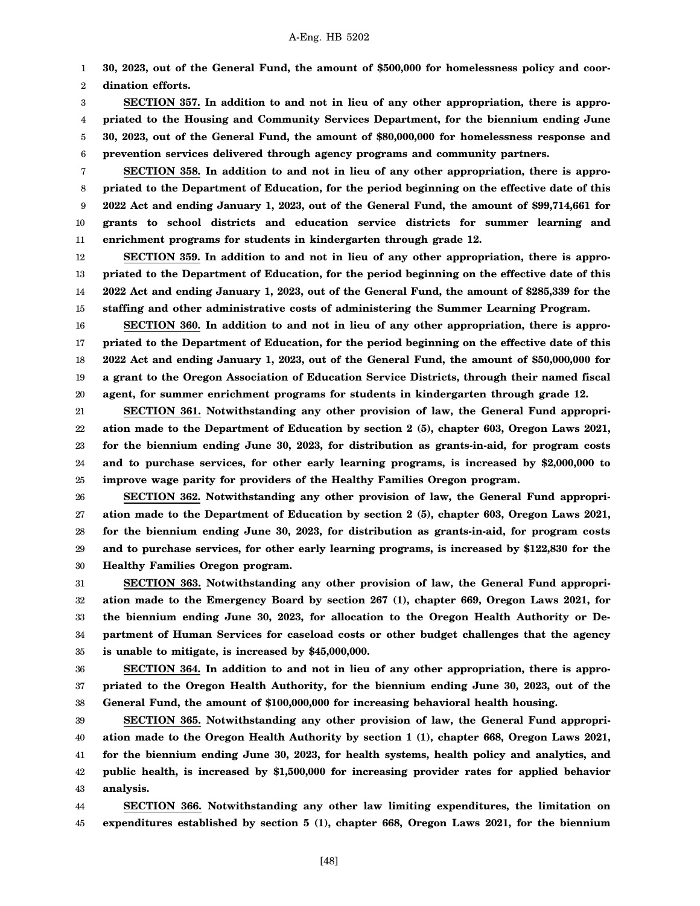**30, 2023, out of the General Fund, the amount of $500,000 for homelessness policy and coordination efforts.**

**SECTION 357. In addition to and not in lieu of any other appropriation, there is appropriated to the Housing and Community Services Department, for the biennium ending June 30, 2023, out of the General Fund, the amount of $80,000,000 for homelessness response and prevention services delivered through agency programs and community partners.**

**SECTION 358. In addition to and not in lieu of any other appropriation, there is appropriated to the Department of Education, for the period beginning on the effective date of this 2022 Act and ending January 1, 2023, out of the General Fund, the amount of $99,714,661 for grants to school districts and education service districts for summer learning and enrichment programs for students in kindergarten through grade 12.**

**SECTION 359. In addition to and not in lieu of any other appropriation, there is appropriated to the Department of Education, for the period beginning on the effective date of this 2022 Act and ending January 1, 2023, out of the General Fund, the amount of $285,339 for the staffing and other administrative costs of administering the Summer Learning Program.**

**SECTION 360. In addition to and not in lieu of any other appropriation, there is appropriated to the Department of Education, for the period beginning on the effective date of this 2022 Act and ending January 1, 2023, out of the General Fund, the amount of $50,000,000 for a grant to the Oregon Association of Education Service Districts, through their named fiscal agent, for summer enrichment programs for students in kindergarten through grade 12.**

**SECTION 361. Notwithstanding any other provision of law, the General Fund appropriation made to the Department of Education by section 2 (5), chapter 603, Oregon Laws 2021, for the biennium ending June 30, 2023, for distribution as grants-in-aid, for program costs and to purchase services, for other early learning programs, is increased by $2,000,000 to improve wage parity for providers of the Healthy Families Oregon program.**

**SECTION 362. Notwithstanding any other provision of law, the General Fund appropriation made to the Department of Education by section 2 (5), chapter 603, Oregon Laws 2021, for the biennium ending June 30, 2023, for distribution as grants-in-aid, for program costs and to purchase services, for other early learning programs, is increased by $122,830 for the Healthy Families Oregon program.**

**SECTION 363. Notwithstanding any other provision of law, the General Fund appropriation made to the Emergency Board by section 267 (1), chapter 669, Oregon Laws 2021, for the biennium ending June 30, 2023, for allocation to the Oregon Health Authority or Department of Human Services for caseload costs or other budget challenges that the agency is unable to mitigate, is increased by $45,000,000.**

**SECTION 364. In addition to and not in lieu of any other appropriation, there is appropriated to the Oregon Health Authority, for the biennium ending June 30, 2023, out of the General Fund, the amount of $100,000,000 for increasing behavioral health housing.**

**SECTION 365. Notwithstanding any other provision of law, the General Fund appropriation made to the Oregon Health Authority by section 1 (1), chapter 668, Oregon Laws 2021, for the biennium ending June 30, 2023, for health systems, health policy and analytics, and public health, is increased by $1,500,000 for increasing provider rates for applied behavior analysis.**

**SECTION 366. Notwithstanding any other law limiting expenditures, the limitation on expenditures established by section 5 (1), chapter 668, Oregon Laws 2021, for the biennium**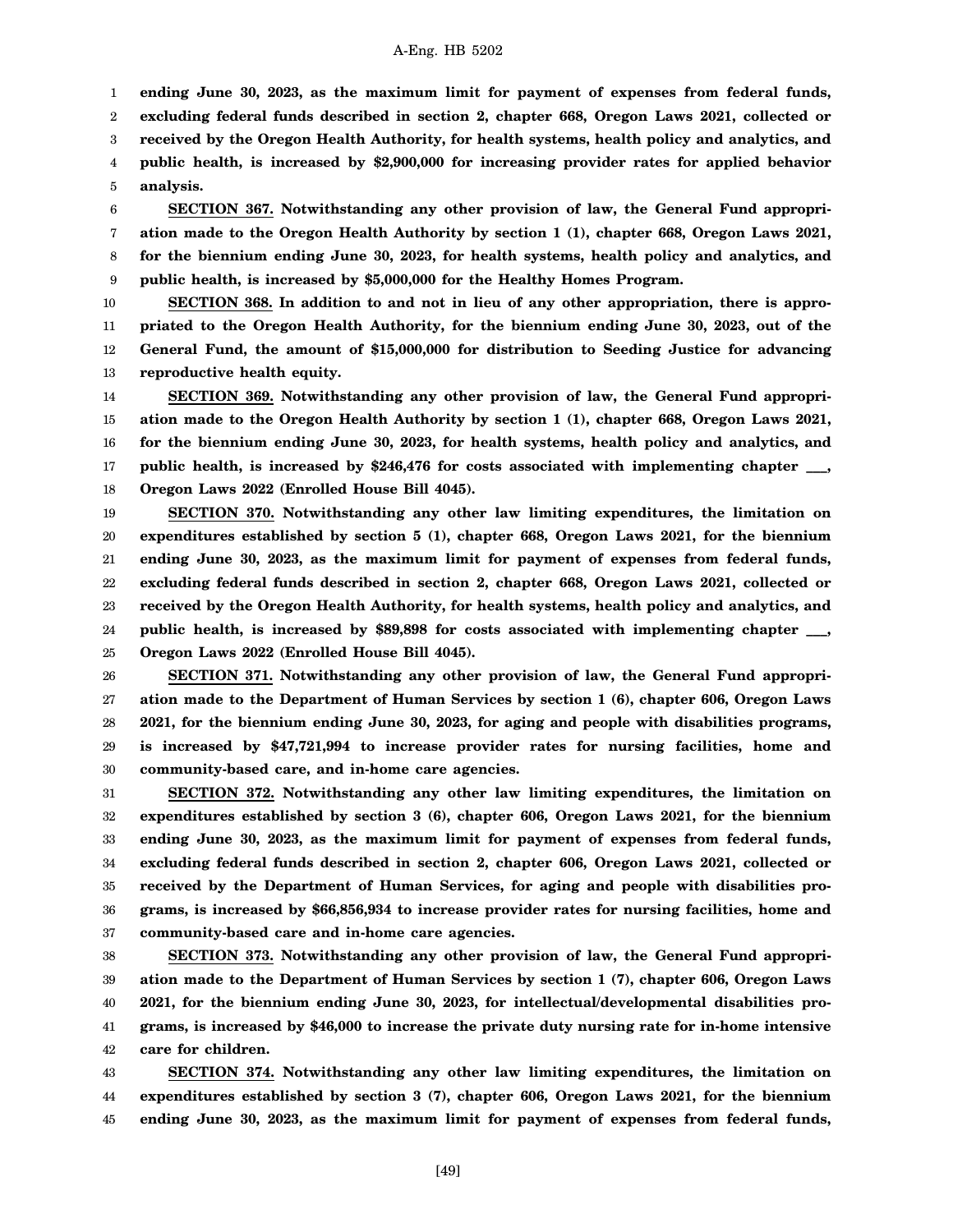**ending June 30, 2023, as the maximum limit for payment of expenses from federal funds, excluding federal funds described in section 2, chapter 668, Oregon Laws 2021, collected or received by the Oregon Health Authority, for health systems, health policy and analytics, and public health, is increased by $2,900,000 for increasing provider rates for applied behavior analysis.**

**SECTION 367. Notwithstanding any other provision of law, the General Fund appropriation made to the Oregon Health Authority by section 1 (1), chapter 668, Oregon Laws 2021, for the biennium ending June 30, 2023, for health systems, health policy and analytics, and public health, is increased by $5,000,000 for the Healthy Homes Program.**

**SECTION 368. In addition to and not in lieu of any other appropriation, there is appropriated to the Oregon Health Authority, for the biennium ending June 30, 2023, out of the General Fund, the amount of $15,000,000 for distribution to Seeding Justice for advancing reproductive health equity.**

**SECTION 369. Notwithstanding any other provision of law, the General Fund appropriation made to the Oregon Health Authority by section 1 (1), chapter 668, Oregon Laws 2021, for the biennium ending June 30, 2023, for health systems, health policy and analytics, and public health, is increased by $246,476 for costs associated with implementing chapter ___, Oregon Laws 2022 (Enrolled House Bill 4045).**

**SECTION 370. Notwithstanding any other law limiting expenditures, the limitation on expenditures established by section 5 (1), chapter 668, Oregon Laws 2021, for the biennium ending June 30, 2023, as the maximum limit for payment of expenses from federal funds, excluding federal funds described in section 2, chapter 668, Oregon Laws 2021, collected or received by the Oregon Health Authority, for health systems, health policy and analytics, and public health, is increased by $89,898 for costs associated with implementing chapter ___, Oregon Laws 2022 (Enrolled House Bill 4045).**

**SECTION 371. Notwithstanding any other provision of law, the General Fund appropriation made to the Department of Human Services by section 1 (6), chapter 606, Oregon Laws 2021, for the biennium ending June 30, 2023, for aging and people with disabilities programs, is increased by $47,721,994 to increase provider rates for nursing facilities, home and community-based care, and in-home care agencies.**

**SECTION 372. Notwithstanding any other law limiting expenditures, the limitation on expenditures established by section 3 (6), chapter 606, Oregon Laws 2021, for the biennium ending June 30, 2023, as the maximum limit for payment of expenses from federal funds, excluding federal funds described in section 2, chapter 606, Oregon Laws 2021, collected or received by the Department of Human Services, for aging and people with disabilities programs, is increased by $66,856,934 to increase provider rates for nursing facilities, home and community-based care and in-home care agencies.**

**SECTION 373. Notwithstanding any other provision of law, the General Fund appropriation made to the Department of Human Services by section 1 (7), chapter 606, Oregon Laws 2021, for the biennium ending June 30, 2023, for intellectual/developmental disabilities programs, is increased by $46,000 to increase the private duty nursing rate for in-home intensive care for children.**

**SECTION 374. Notwithstanding any other law limiting expenditures, the limitation on expenditures established by section 3 (7), chapter 606, Oregon Laws 2021, for the biennium ending June 30, 2023, as the maximum limit for payment of expenses from federal funds,**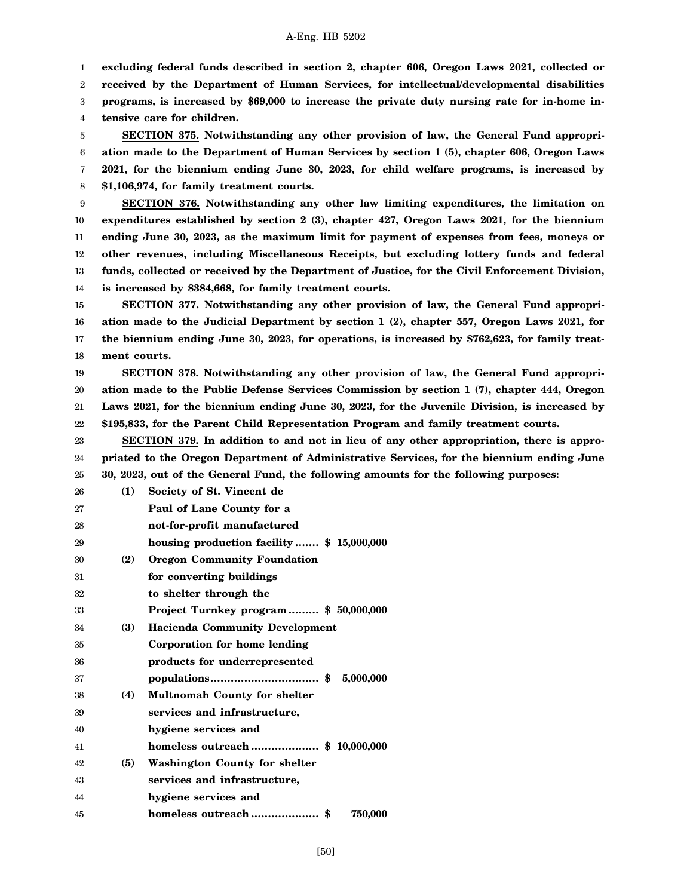**excluding federal funds described in section 2, chapter 606, Oregon Laws 2021, collected or received by the Department of Human Services, for intellectual/developmental disabilities programs, is increased by $69,000 to increase the private duty nursing rate for in-home intensive care for children.**

**SECTION 375. Notwithstanding any other provision of law, the General Fund appropriation made to the Department of Human Services by section 1 (5), chapter 606, Oregon Laws 2021, for the biennium ending June 30, 2023, for child welfare programs, is increased by $1,106,974, for family treatment courts.**

**SECTION 376. Notwithstanding any other law limiting expenditures, the limitation on expenditures established by section 2 (3), chapter 427, Oregon Laws 2021, for the biennium ending June 30, 2023, as the maximum limit for payment of expenses from fees, moneys or other revenues, including Miscellaneous Receipts, but excluding lottery funds and federal funds, collected or received by the Department of Justice, for the Civil Enforcement Division, is increased by $384,668, for family treatment courts.**

**SECTION 377. Notwithstanding any other provision of law, the General Fund appropriation made to the Judicial Department by section 1 (2), chapter 557, Oregon Laws 2021, for the biennium ending June 30, 2023, for operations, is increased by $762,623, for family treatment courts.**

**SECTION 378. Notwithstanding any other provision of law, the General Fund appropriation made to the Public Defense Services Commission by section 1 (7), chapter 444, Oregon Laws 2021, for the biennium ending June 30, 2023, for the Juvenile Division, is increased by $195,833, for the Parent Child Representation Program and family treatment courts.**

**SECTION 379. In addition to and not in lieu of any other appropriation, there is appropriated to the Oregon Department of Administrative Services, for the biennium ending June 30, 2023, out of the General Fund, the following amounts for the following purposes:**

**(1) Society of St. Vincent de Paul of Lane County for a not-for-profit manufactured housing production facility ....... $ 15,000,000**

**(2) Oregon Community Foundation for converting buildings to shelter through the Project Turnkey program ......... $ 50,000,000**

**(3) Hacienda Community Development Corporation for home lending products for underrepresented populations................................ $ 5,000,000**

**(4) Multnomah County for shelter services and infrastructure, hygiene services and homeless outreach .................... $ 10,000,000**

**(5) Washington County for shelter services and infrastructure, hygiene services and homeless outreach .................... $ 750,000**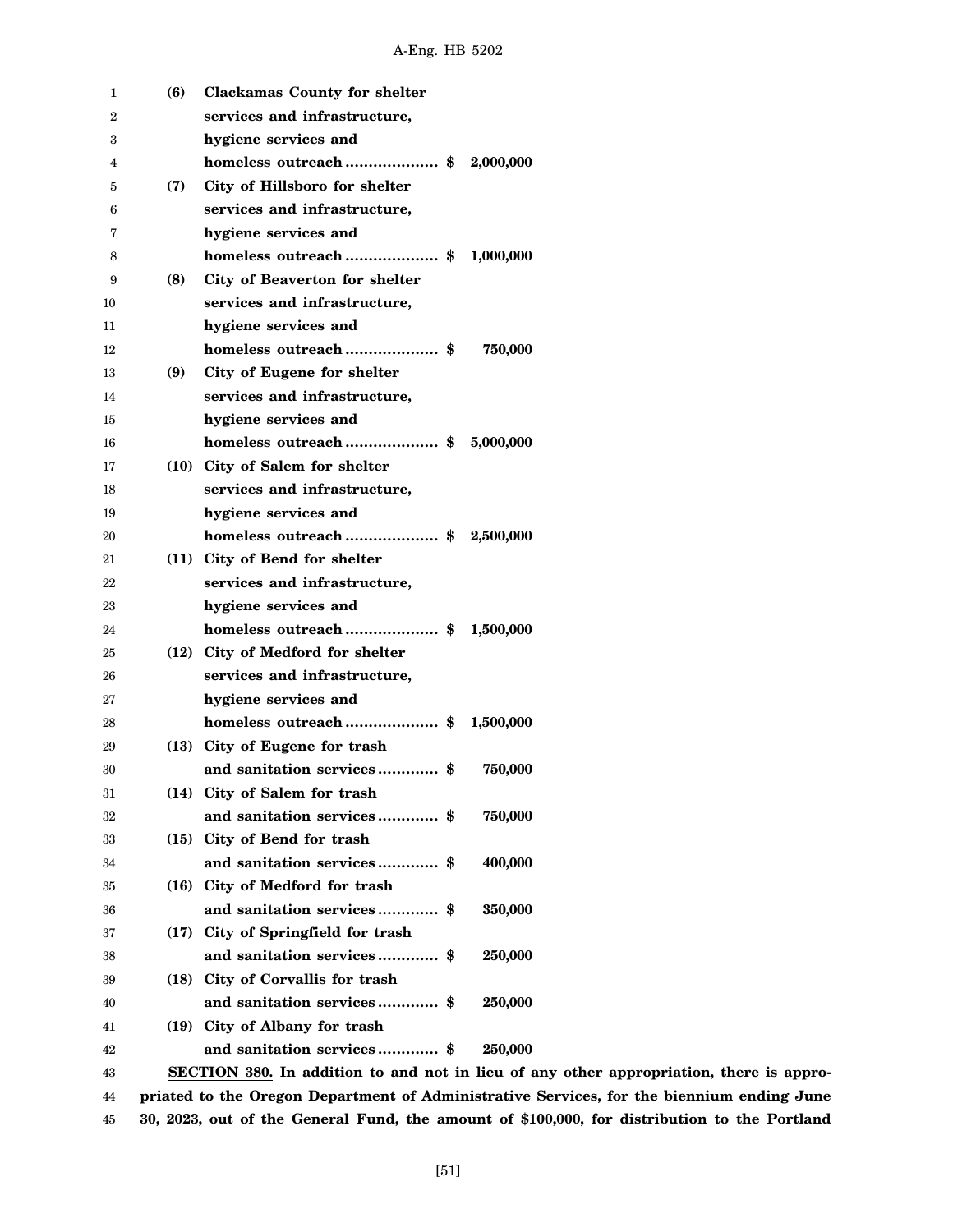**(6) Clackamas County for shelter services and infrastructure, hygiene services and homeless outreach .................... $ 2,000,000**

**(7) City of Hillsboro for shelter services and infrastructure, hygiene services and homeless outreach .................... $ 1,000,000**

**(8) City of Beaverton for shelter services and infrastructure, hygiene services and homeless outreach .................... $ 750,000**

**(9) City of Eugene for shelter services and infrastructure, hygiene services and homeless outreach .................... $ 5,000,000**

**(10) City of Salem for shelter services and infrastructure, hygiene services and homeless outreach .................... $ 2,500,000**

**(11) City of Bend for shelter services and infrastructure, hygiene services and homeless outreach .................... $ 1,500,000**

**(12) City of Medford for shelter services and infrastructure, hygiene services and homeless outreach .................... $ 1,500,000**

**(13) City of Eugene for trash and sanitation services ............. $ 750,000**

**(14) City of Salem for trash and sanitation services ............. $ 750,000**

**(15) City of Bend for trash and sanitation services ............. $ 400,000**

**(16) City of Medford for trash and sanitation services ............. $ 350,000**

**(17) City of Springfield for trash and sanitation services ............. $ 250,000**

**(18) City of Corvallis for trash and sanitation services ............. $ 250,000**

**(19) City of Albany for trash and sanitation services ............. $ 250,000**

**SECTION 380. In addition to and not in lieu of any other appropriation, there is appropriated to the Oregon Department of Administrative Services, for the biennium ending June 30, 2023, out of the General Fund, the amount of $100,000, for distribution to the Portland**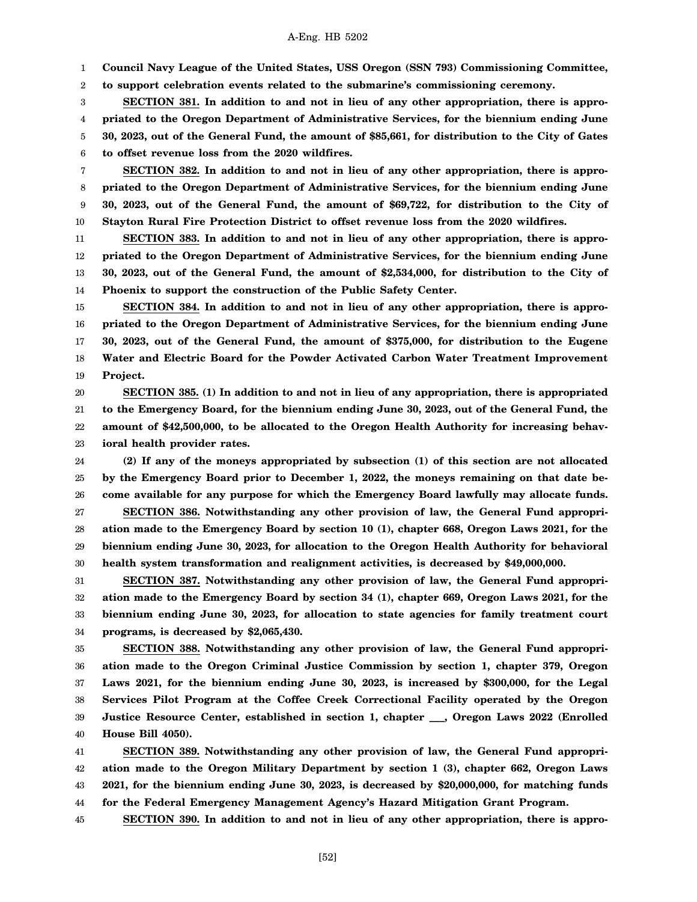**Council Navy League of the United States, USS Oregon (SSN 793) Commissioning Committee, to support celebration events related to the submarine's commissioning ceremony.**

**SECTION 381. In addition to and not in lieu of any other appropriation, there is appropriated to the Oregon Department of Administrative Services, for the biennium ending June 30, 2023, out of the General Fund, the amount of $85,661, for distribution to the City of Gates to offset revenue loss from the 2020 wildfires.**

**SECTION 382. In addition to and not in lieu of any other appropriation, there is appropriated to the Oregon Department of Administrative Services, for the biennium ending June 30, 2023, out of the General Fund, the amount of $69,722, for distribution to the City of Stayton Rural Fire Protection District to offset revenue loss from the 2020 wildfires.**

**SECTION 383. In addition to and not in lieu of any other appropriation, there is appropriated to the Oregon Department of Administrative Services, for the biennium ending June 30, 2023, out of the General Fund, the amount of $2,534,000, for distribution to the City of Phoenix to support the construction of the Public Safety Center.**

**SECTION 384. In addition to and not in lieu of any other appropriation, there is appropriated to the Oregon Department of Administrative Services, for the biennium ending June 30, 2023, out of the General Fund, the amount of $375,000, for distribution to the Eugene Water and Electric Board for the Powder Activated Carbon Water Treatment Improvement Project.**

**SECTION 385. (1) In addition to and not in lieu of any appropriation, there is appropriated to the Emergency Board, for the biennium ending June 30, 2023, out of the General Fund, the amount of $42,500,000, to be allocated to the Oregon Health Authority for increasing behavioral health provider rates.**

**(2) If any of the moneys appropriated by subsection (1) of this section are not allocated by the Emergency Board prior to December 1, 2022, the moneys remaining on that date become available for any purpose for which the Emergency Board lawfully may allocate funds.**

**SECTION 386. Notwithstanding any other provision of law, the General Fund appropriation made to the Emergency Board by section 10 (1), chapter 668, Oregon Laws 2021, for the biennium ending June 30, 2023, for allocation to the Oregon Health Authority for behavioral health system transformation and realignment activities, is decreased by $49,000,000.**

**SECTION 387. Notwithstanding any other provision of law, the General Fund appropriation made to the Emergency Board by section 34 (1), chapter 669, Oregon Laws 2021, for the biennium ending June 30, 2023, for allocation to state agencies for family treatment court programs, is decreased by $2,065,430.**

**SECTION 388. Notwithstanding any other provision of law, the General Fund appropriation made to the Oregon Criminal Justice Commission by section 1, chapter 379, Oregon Laws 2021, for the biennium ending June 30, 2023, is increased by $300,000, for the Legal Services Pilot Program at the Coffee Creek Correctional Facility operated by the Oregon Justice Resource Center, established in section 1, chapter ___, Oregon Laws 2022 (Enrolled House Bill 4050).**

**SECTION 389. Notwithstanding any other provision of law, the General Fund appropriation made to the Oregon Military Department by section 1 (3), chapter 662, Oregon Laws 2021, for the biennium ending June 30, 2023, is decreased by $20,000,000, for matching funds for the Federal Emergency Management Agency's Hazard Mitigation Grant Program.**

**SECTION 390. In addition to and not in lieu of any other appropriation, there is appro-**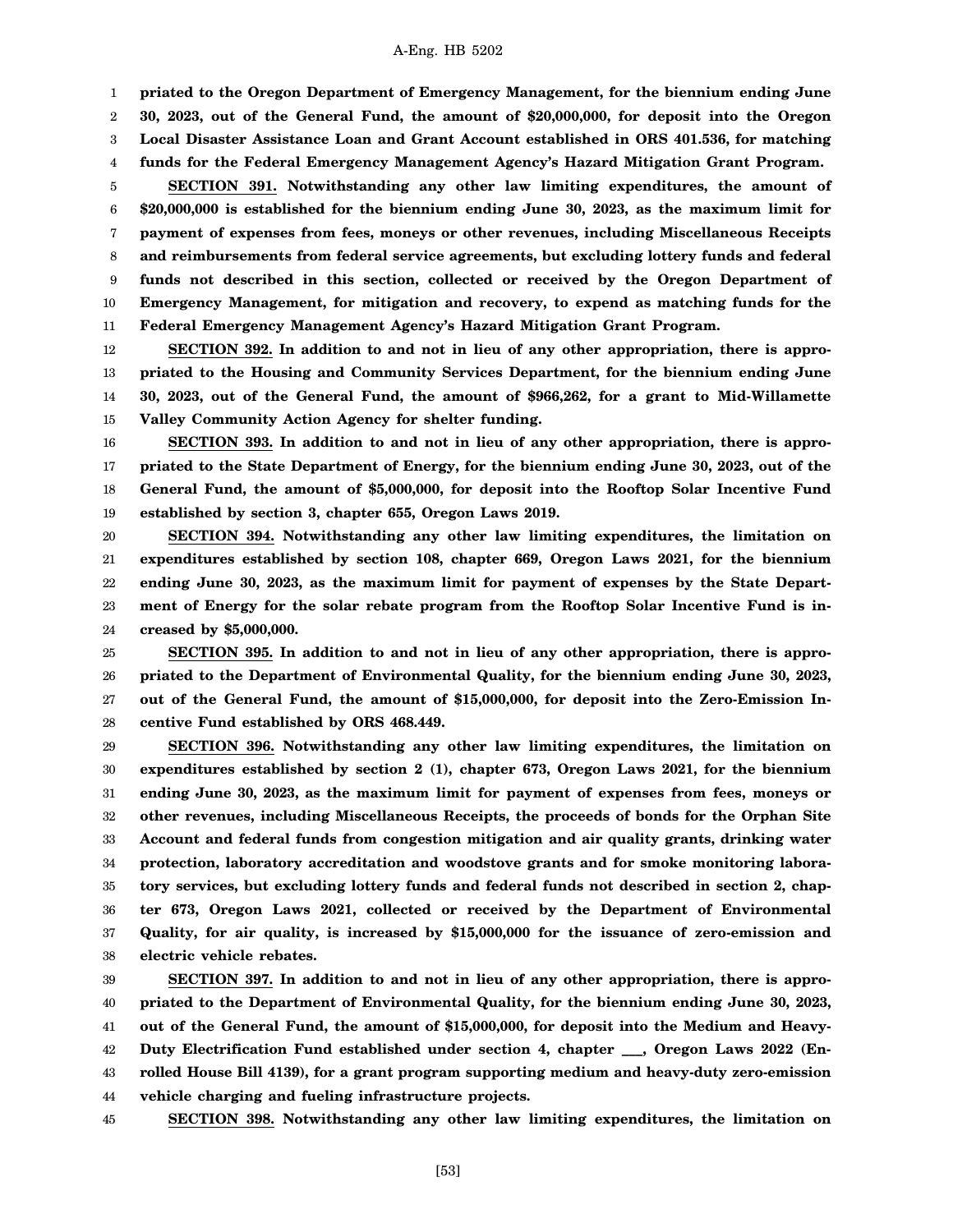**priated to the Oregon Department of Emergency Management, for the biennium ending June 30, 2023, out of the General Fund, the amount of $20,000,000, for deposit into the Oregon Local Disaster Assistance Loan and Grant Account established in ORS 401.536, for matching funds for the Federal Emergency Management Agency's Hazard Mitigation Grant Program.**

**SECTION 391. Notwithstanding any other law limiting expenditures, the amount of $20,000,000 is established for the biennium ending June 30, 2023, as the maximum limit for payment of expenses from fees, moneys or other revenues, including Miscellaneous Receipts and reimbursements from federal service agreements, but excluding lottery funds and federal funds not described in this section, collected or received by the Oregon Department of Emergency Management, for mitigation and recovery, to expend as matching funds for the Federal Emergency Management Agency's Hazard Mitigation Grant Program.**

**SECTION 392. In addition to and not in lieu of any other appropriation, there is appropriated to the Housing and Community Services Department, for the biennium ending June 30, 2023, out of the General Fund, the amount of $966,262, for a grant to Mid-Willamette Valley Community Action Agency for shelter funding.**

**SECTION 393. In addition to and not in lieu of any other appropriation, there is appropriated to the State Department of Energy, for the biennium ending June 30, 2023, out of the General Fund, the amount of $5,000,000, for deposit into the Rooftop Solar Incentive Fund established by section 3, chapter 655, Oregon Laws 2019.**

**SECTION 394. Notwithstanding any other law limiting expenditures, the limitation on expenditures established by section 108, chapter 669, Oregon Laws 2021, for the biennium ending June 30, 2023, as the maximum limit for payment of expenses by the State Department of Energy for the solar rebate program from the Rooftop Solar Incentive Fund is increased by $5,000,000.**

**SECTION 395. In addition to and not in lieu of any other appropriation, there is appropriated to the Department of Environmental Quality, for the biennium ending June 30, 2023, out of the General Fund, the amount of $15,000,000, for deposit into the Zero-Emission Incentive Fund established by ORS 468.449.**

**SECTION 396. Notwithstanding any other law limiting expenditures, the limitation on expenditures established by section 2 (1), chapter 673, Oregon Laws 2021, for the biennium ending June 30, 2023, as the maximum limit for payment of expenses from fees, moneys or other revenues, including Miscellaneous Receipts, the proceeds of bonds for the Orphan Site Account and federal funds from congestion mitigation and air quality grants, drinking water protection, laboratory accreditation and woodstove grants and for smoke monitoring laboratory services, but excluding lottery funds and federal funds not described in section 2, chapter 673, Oregon Laws 2021, collected or received by the Department of Environmental Quality, for air quality, is increased by $15,000,000 for the issuance of zero-emission and electric vehicle rebates.**

**SECTION 397. In addition to and not in lieu of any other appropriation, there is appropriated to the Department of Environmental Quality, for the biennium ending June 30, 2023, out of the General Fund, the amount of $15,000,000, for deposit into the Medium and Heavy-Duty Electrification Fund established under section 4, chapter ___, Oregon Laws 2022 (Enrolled House Bill 4139), for a grant program supporting medium and heavy-duty zero-emission vehicle charging and fueling infrastructure projects.**

**SECTION 398. Notwithstanding any other law limiting expenditures, the limitation on**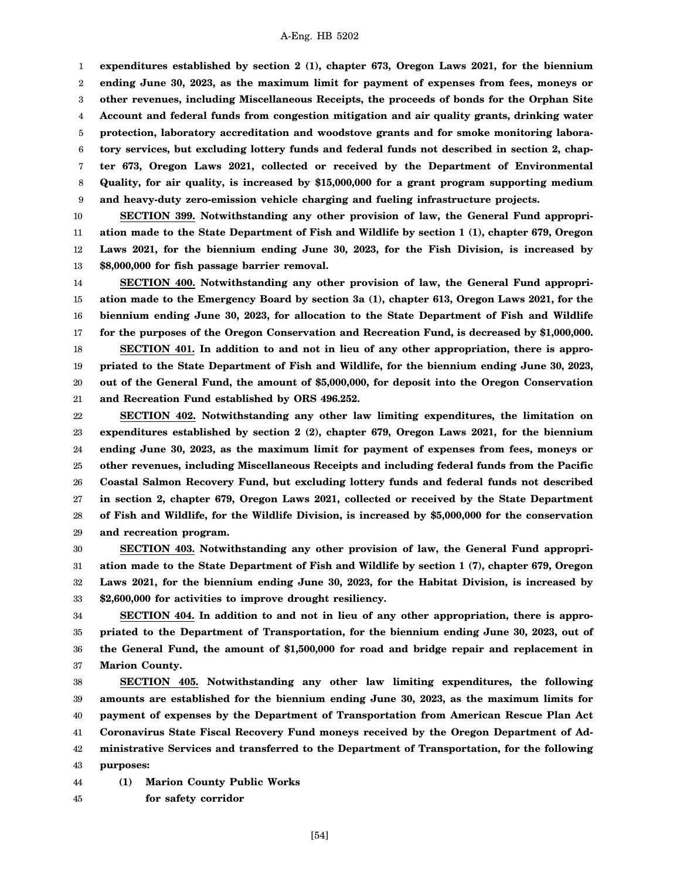**expenditures established by section 2 (1), chapter 673, Oregon Laws 2021, for the biennium ending June 30, 2023, as the maximum limit for payment of expenses from fees, moneys or other revenues, including Miscellaneous Receipts, the proceeds of bonds for the Orphan Site Account and federal funds from congestion mitigation and air quality grants, drinking water protection, laboratory accreditation and woodstove grants and for smoke monitoring laboratory services, but excluding lottery funds and federal funds not described in section 2, chapter 673, Oregon Laws 2021, collected or received by the Department of Environmental Quality, for air quality, is increased by $15,000,000 for a grant program supporting medium and heavy-duty zero-emission vehicle charging and fueling infrastructure projects.**

**SECTION 399. Notwithstanding any other provision of law, the General Fund appropriation made to the State Department of Fish and Wildlife by section 1 (1), chapter 679, Oregon Laws 2021, for the biennium ending June 30, 2023, for the Fish Division, is increased by $8,000,000 for fish passage barrier removal.**

**SECTION 400. Notwithstanding any other provision of law, the General Fund appropriation made to the Emergency Board by section 3a (1), chapter 613, Oregon Laws 2021, for the biennium ending June 30, 2023, for allocation to the State Department of Fish and Wildlife for the purposes of the Oregon Conservation and Recreation Fund, is decreased by $1,000,000.**

**SECTION 401. In addition to and not in lieu of any other appropriation, there is appropriated to the State Department of Fish and Wildlife, for the biennium ending June 30, 2023, out of the General Fund, the amount of $5,000,000, for deposit into the Oregon Conservation and Recreation Fund established by ORS 496.252.**

**SECTION 402. Notwithstanding any other law limiting expenditures, the limitation on expenditures established by section 2 (2), chapter 679, Oregon Laws 2021, for the biennium ending June 30, 2023, as the maximum limit for payment of expenses from fees, moneys or other revenues, including Miscellaneous Receipts and including federal funds from the Pacific Coastal Salmon Recovery Fund, but excluding lottery funds and federal funds not described in section 2, chapter 679, Oregon Laws 2021, collected or received by the State Department of Fish and Wildlife, for the Wildlife Division, is increased by $5,000,000 for the conservation and recreation program.**

**SECTION 403. Notwithstanding any other provision of law, the General Fund appropriation made to the State Department of Fish and Wildlife by section 1 (7), chapter 679, Oregon Laws 2021, for the biennium ending June 30, 2023, for the Habitat Division, is increased by $2,600,000 for activities to improve drought resiliency.**

**SECTION 404. In addition to and not in lieu of any other appropriation, there is appropriated to the Department of Transportation, for the biennium ending June 30, 2023, out of the General Fund, the amount of $1,500,000 for road and bridge repair and replacement in Marion County.**

**SECTION 405. Notwithstanding any other law limiting expenditures, the following amounts are established for the biennium ending June 30, 2023, as the maximum limits for payment of expenses by the Department of Transportation from American Rescue Plan Act Coronavirus State Fiscal Recovery Fund moneys received by the Oregon Department of Administrative Services and transferred to the Department of Transportation, for the following purposes:**

**(1) Marion County Public Works
for safety corridor**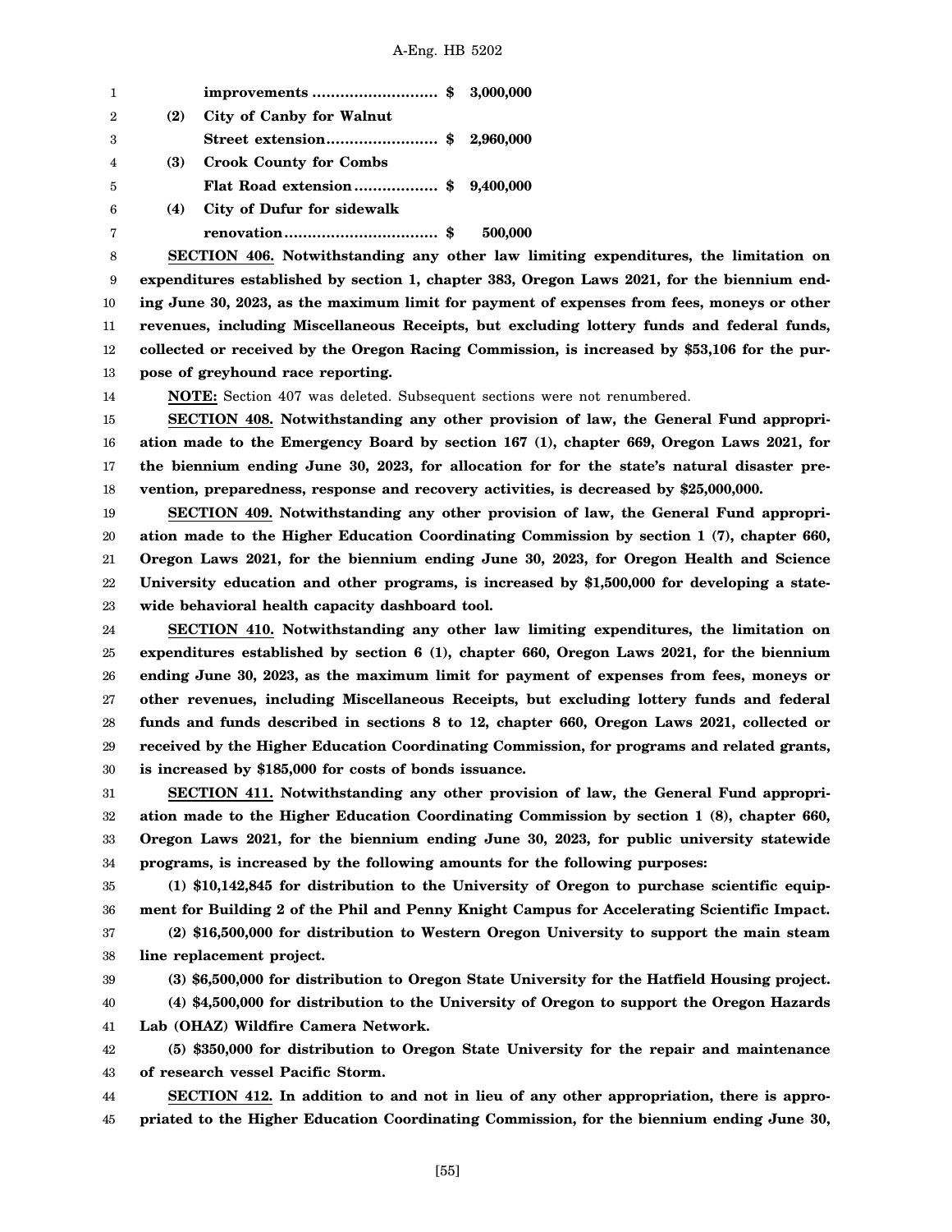**improvements .......................... $ 3,000,000**

**(2) City of Canby for Walnut Street extension........................ $ 2,960,000**

**(3) Crook County for Combs Flat Road extension.................. $ 9,400,000**

**(4) City of Dufur for sidewalk renovation................................ $ 500,000**

**SECTION 406. Notwithstanding any other law limiting expenditures, the limitation on expenditures established by section 1, chapter 383, Oregon Laws 2021, for the biennium ending June 30, 2023, as the maximum limit for payment of expenses from fees, moneys or other revenues, including Miscellaneous Receipts, but excluding lottery funds and federal funds, collected or received by the Oregon Racing Commission, is increased by $53,106 for the purpose of greyhound race reporting.**

**NOTE:** Section 407 was deleted. Subsequent sections were not renumbered.

**SECTION 408. Notwithstanding any other provision of law, the General Fund appropriation made to the Emergency Board by section 167 (1), chapter 669, Oregon Laws 2021, for the biennium ending June 30, 2023, for allocation for for the state's natural disaster prevention, preparedness, response and recovery activities, is decreased by $25,000,000.**

**SECTION 409. Notwithstanding any other provision of law, the General Fund appropriation made to the Higher Education Coordinating Commission by section 1 (7), chapter 660, Oregon Laws 2021, for the biennium ending June 30, 2023, for Oregon Health and Science University education and other programs, is increased by $1,500,000 for developing a statewide behavioral health capacity dashboard tool.**

**SECTION 410. Notwithstanding any other law limiting expenditures, the limitation on expenditures established by section 6 (1), chapter 660, Oregon Laws 2021, for the biennium ending June 30, 2023, as the maximum limit for payment of expenses from fees, moneys or other revenues, including Miscellaneous Receipts, but excluding lottery funds and federal funds and funds described in sections 8 to 12, chapter 660, Oregon Laws 2021, collected or received by the Higher Education Coordinating Commission, for programs and related grants, is increased by $185,000 for costs of bonds issuance.**

**SECTION 411. Notwithstanding any other provision of law, the General Fund appropriation made to the Higher Education Coordinating Commission by section 1 (8), chapter 660, Oregon Laws 2021, for the biennium ending June 30, 2023, for public university statewide programs, is increased by the following amounts for the following purposes:**

**(1) $10,142,845 for distribution to the University of Oregon to purchase scientific equipment for Building 2 of the Phil and Penny Knight Campus for Accelerating Scientific Impact.**

**(2) $16,500,000 for distribution to Western Oregon University to support the main steam line replacement project.**

**(3) $6,500,000 for distribution to Oregon State University for the Hatfield Housing project.**

**(4) $4,500,000 for distribution to the University of Oregon to support the Oregon Hazards Lab (OHAZ) Wildfire Camera Network.**

**(5) $350,000 for distribution to Oregon State University for the repair and maintenance of research vessel Pacific Storm.**

**SECTION 412. In addition to and not in lieu of any other appropriation, there is appropriated to the Higher Education Coordinating Commission, for the biennium ending June 30,**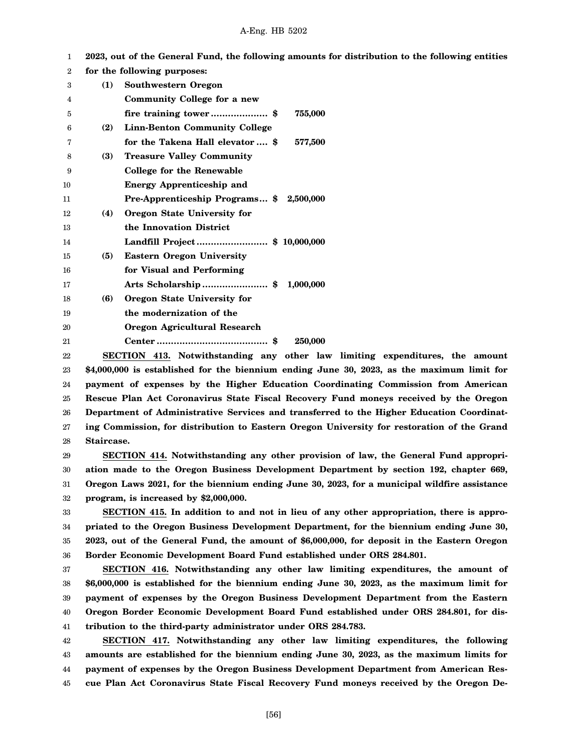**2023, out of the General Fund, the following amounts for distribution to the following entities for the following purposes:**

**(1) Southwestern Oregon Community College for a new fire training tower .................... $ 755,000**

**(2) Linn-Benton Community College for the Takena Hall elevator .... $ 577,500**

**(3) Treasure Valley Community College for the Renewable Energy Apprenticeship and Pre-Apprenticeship Programs... $ 2,500,000**

**(4) Oregon State University for the Innovation District Landfill Project ......................... $ 10,000,000**

**(5) Eastern Oregon University for Visual and Performing Arts Scholarship ....................... $ 1,000,000**

**(6) Oregon State University for the modernization of the Oregon Agricultural Research Center ....................................... $ 250,000**

**SECTION 413.** **Notwithstanding any other law limiting expenditures, the amount $4,000,000 is established for the biennium ending June 30, 2023, as the maximum limit for payment of expenses by the Higher Education Coordinating Commission from American Rescue Plan Act Coronavirus State Fiscal Recovery Fund moneys received by the Oregon Department of Administrative Services and transferred to the Higher Education Coordinating Commission, for distribution to Eastern Oregon University for restoration of the Grand Staircase.**

**SECTION 414.** **Notwithstanding any other provision of law, the General Fund appropriation made to the Oregon Business Development Department by section 192, chapter 669, Oregon Laws 2021, for the biennium ending June 30, 2023, for a municipal wildfire assistance program, is increased by $2,000,000.**

**SECTION 415.** **In addition to and not in lieu of any other appropriation, there is appropriated to the Oregon Business Development Department, for the biennium ending June 30, 2023, out of the General Fund, the amount of $6,000,000, for deposit in the Eastern Oregon Border Economic Development Board Fund established under ORS 284.801.**

**SECTION 416.** **Notwithstanding any other law limiting expenditures, the amount of $6,000,000 is established for the biennium ending June 30, 2023, as the maximum limit for payment of expenses by the Oregon Business Development Department from the Eastern Oregon Border Economic Development Board Fund established under ORS 284.801, for distribution to the third-party administrator under ORS 284.783.**

**SECTION 417.** **Notwithstanding any other law limiting expenditures, the following amounts are established for the biennium ending June 30, 2023, as the maximum limits for payment of expenses by the Oregon Business Development Department from American Rescue Plan Act Coronavirus State Fiscal Recovery Fund moneys received by the Oregon De-**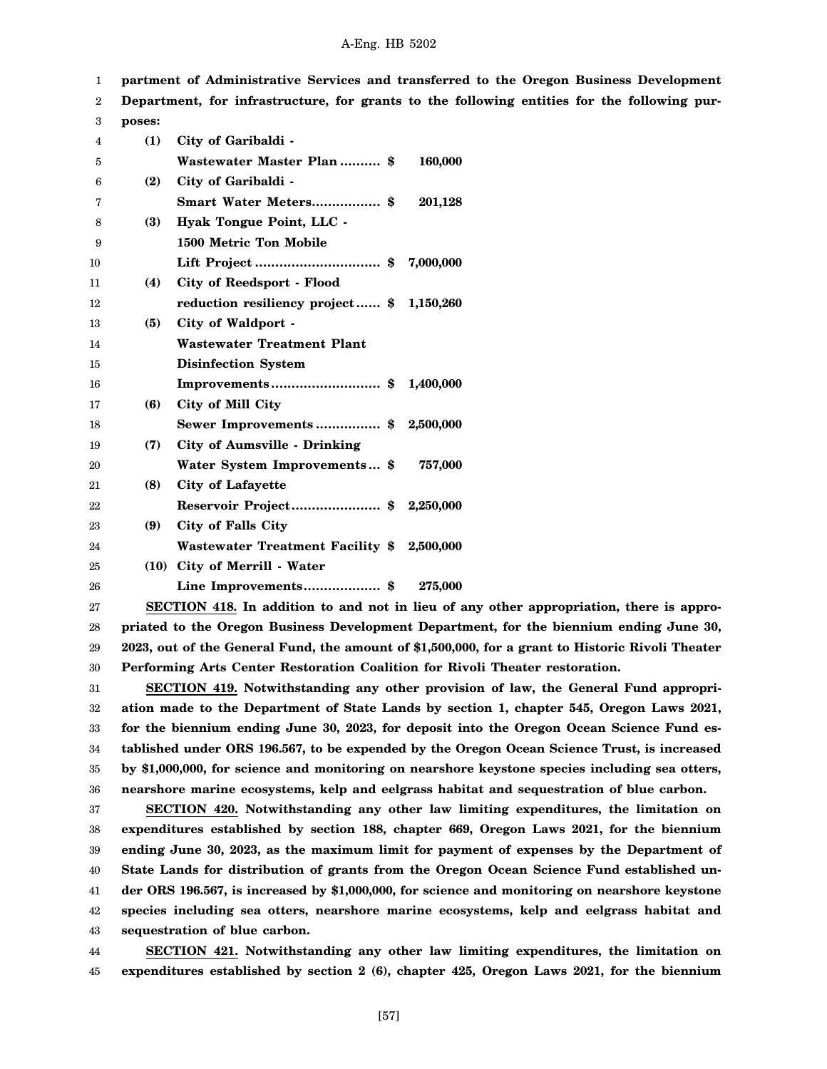**partment of Administrative Services and transferred to the Oregon Business Development Department, for infrastructure, for grants to the following entities for the following purposes:**

**(1) City of Garibaldi - Wastewater Master Plan .......... $ 160,000**

**(2) City of Garibaldi - Smart Water Meters................. $ 201,128**

**(3) Hyak Tongue Point, LLC - 1500 Metric Ton Mobile Lift Project ............................... $ 7,000,000**

**(4) City of Reedsport - Flood reduction resiliency project ...... $ 1,150,260**

**(5) City of Waldport - Wastewater Treatment Plant Disinfection System Improvements........................... $ 1,400,000**

**(6) City of Mill City Sewer Improvements ................ $ 2,500,000**

**(7) City of Aumsville - Drinking Water System Improvements... $ 757,000**

**(8) City of Lafayette Reservoir Project...................... $ 2,250,000**

**(9) City of Falls City Wastewater Treatment Facility $ 2,500,000**

**(10) City of Merrill - Water Line Improvements................... $ 275,000**

**SECTION 418. In addition to and not in lieu of any other appropriation, there is appropriated to the Oregon Business Development Department, for the biennium ending June 30, 2023, out of the General Fund, the amount of $1,500,000, for a grant to Historic Rivoli Theater Performing Arts Center Restoration Coalition for Rivoli Theater restoration.**

**SECTION 419. Notwithstanding any other provision of law, the General Fund appropriation made to the Department of State Lands by section 1, chapter 545, Oregon Laws 2021, for the biennium ending June 30, 2023, for deposit into the Oregon Ocean Science Fund established under ORS 196.567, to be expended by the Oregon Ocean Science Trust, is increased by $1,000,000, for science and monitoring on nearshore keystone species including sea otters, nearshore marine ecosystems, kelp and eelgrass habitat and sequestration of blue carbon.**

**SECTION 420. Notwithstanding any other law limiting expenditures, the limitation on expenditures established by section 188, chapter 669, Oregon Laws 2021, for the biennium ending June 30, 2023, as the maximum limit for payment of expenses by the Department of State Lands for distribution of grants from the Oregon Ocean Science Fund established under ORS 196.567, is increased by $1,000,000, for science and monitoring on nearshore keystone species including sea otters, nearshore marine ecosystems, kelp and eelgrass habitat and sequestration of blue carbon.**

**SECTION 421. Notwithstanding any other law limiting expenditures, the limitation on expenditures established by section 2 (6), chapter 425, Oregon Laws 2021, for the biennium**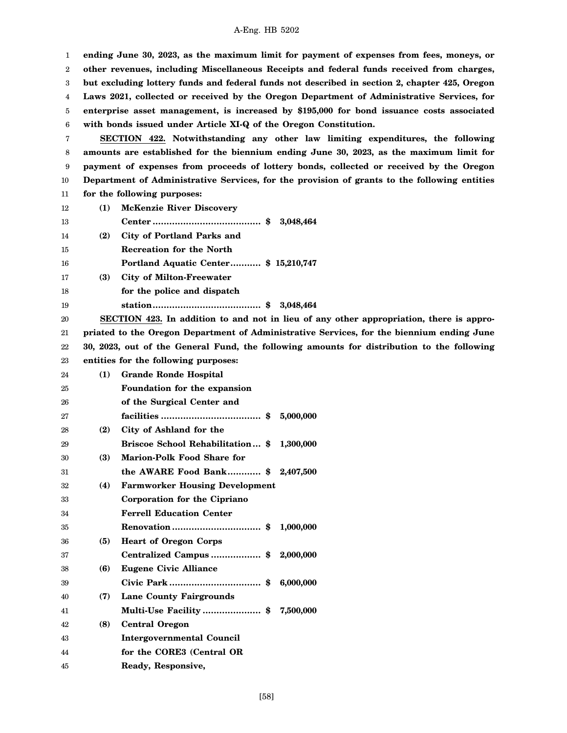**ending June 30, 2023, as the maximum limit for payment of expenses from fees, moneys, or other revenues, including Miscellaneous Receipts and federal funds received from charges, but excluding lottery funds and federal funds not described in section 2, chapter 425, Oregon Laws 2021, collected or received by the Oregon Department of Administrative Services, for enterprise asset management, is increased by $195,000 for bond issuance costs associated with bonds issued under Article XI-Q of the Oregon Constitution.**

**SECTION 422. Notwithstanding any other law limiting expenditures, the following amounts are established for the biennium ending June 30, 2023, as the maximum limit for payment of expenses from proceeds of lottery bonds, collected or received by the Oregon Department of Administrative Services, for the provision of grants to the following entities for the following purposes:**

**(1) McKenzie River Discovery Center ....................................... $ 3,048,464**

**(2) City of Portland Parks and Recreation for the North Portland Aquatic Center........... $ 15,210,747**

**(3) City of Milton-Freewater for the police and dispatch station....................................... $ 3,048,464**

**SECTION 423. In addition to and not in lieu of any other appropriation, there is appropriated to the Oregon Department of Administrative Services, for the biennium ending June 30, 2023, out of the General Fund, the following amounts for distribution to the following entities for the following purposes:**

**(1) Grande Ronde Hospital Foundation for the expansion of the Surgical Center and facilities .................................... $ 5,000,000**

**(2) City of Ashland for the Briscoe School Rehabilitation... $ 1,300,000**

**(3) Marion-Polk Food Share for the AWARE Food Bank............ $ 2,407,500**

**(4) Farmworker Housing Development Corporation for the Cipriano Ferrell Education Center Renovation ................................ $ 1,000,000**

**(5) Heart of Oregon Corps Centralized Campus .................. $ 2,000,000**

**(6) Eugene Civic Alliance Civic Park ................................. $ 6,000,000**

**(7) Lane County Fairgrounds Multi-Use Facility ..................... $ 7,500,000**

**(8) Central Oregon Intergovernmental Council for the CORE3 (Central OR Ready, Responsive,**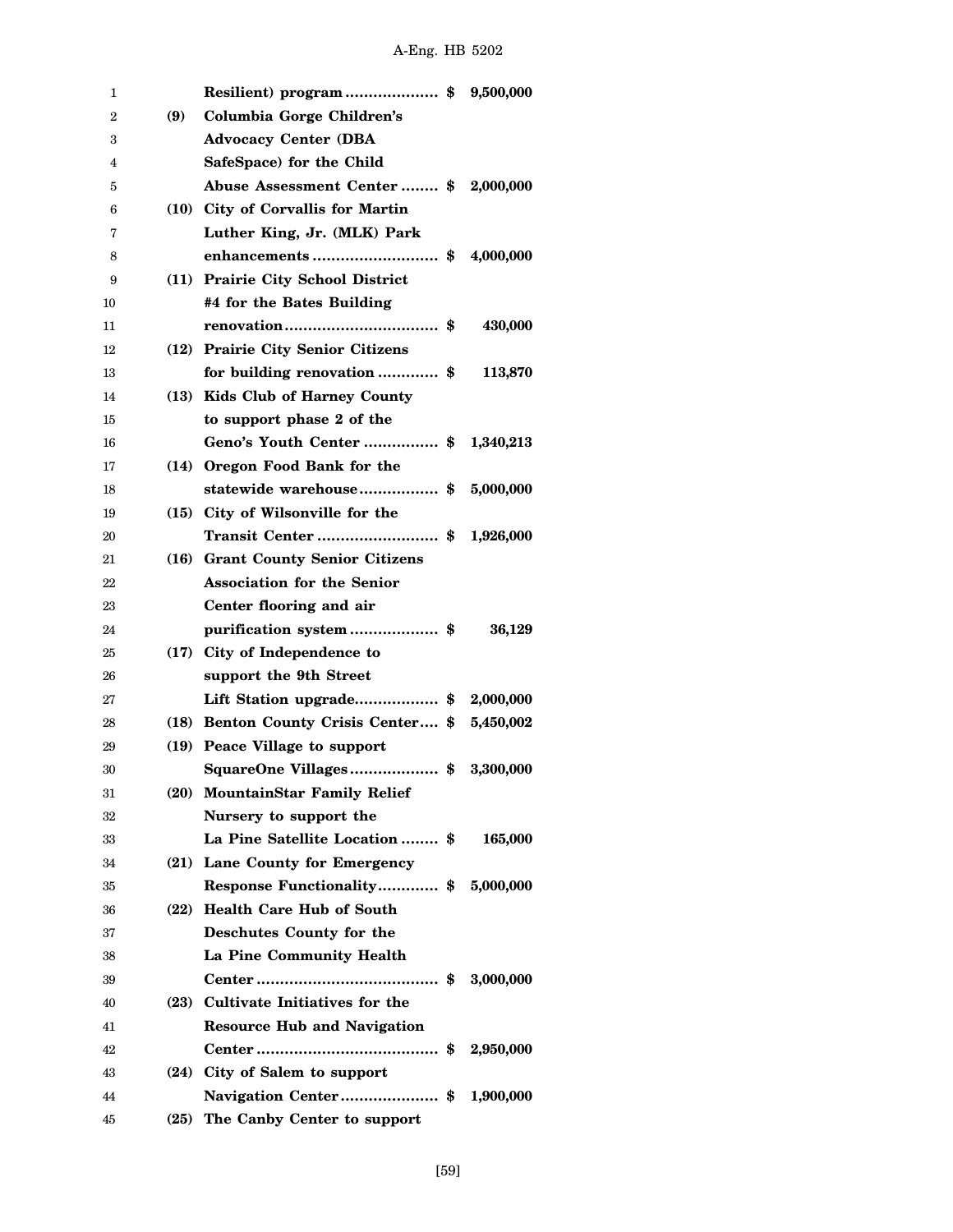**Resilient) program .................... $ 9,500,000**

**(9) Columbia Gorge Children's Advocacy Center (DBA SafeSpace) for the Child Abuse Assessment Center ........ $ 2,000,000**

**(10) City of Corvallis for Martin Luther King, Jr. (MLK) Park enhancements .......................... $ 4,000,000**

**(11) Prairie City School District #4 for the Bates Building renovation................................ $ 430,000**

**(12) Prairie City Senior Citizens for building renovation ............ $ 113,870**

**(13) Kids Club of Harney County to support phase 2 of the Geno's Youth Center ................ $ 1,340,213**

**(14) Oregon Food Bank for the statewide warehouse................ $ 5,000,000**

**(15) City of Wilsonville for the Transit Center .......................... $ 1,926,000**

**(16) Grant County Senior Citizens Association for the Senior Center flooring and air purification system .................. $ 36,129**

**(17) City of Independence to support the 9th Street Lift Station upgrade.................. $ 2,000,000**

**(18) Benton County Crisis Center.... $ 5,450,002**

**(19) Peace Village to support SquareOne Villages................... $ 3,300,000**

**(20) MountainStar Family Relief Nursery to support the La Pine Satellite Location ........ $ 165,000**

**(21) Lane County for Emergency Response Functionality............ $ 5,000,000**

**(22) Health Care Hub of South Deschutes County for the La Pine Community Health Center ...................................... $ 3,000,000**

**(23) Cultivate Initiatives for the Resource Hub and Navigation Center ...................................... $ 2,950,000**

**(24) City of Salem to support Navigation Center..................... $ 1,900,000**

**(25) The Canby Center to support**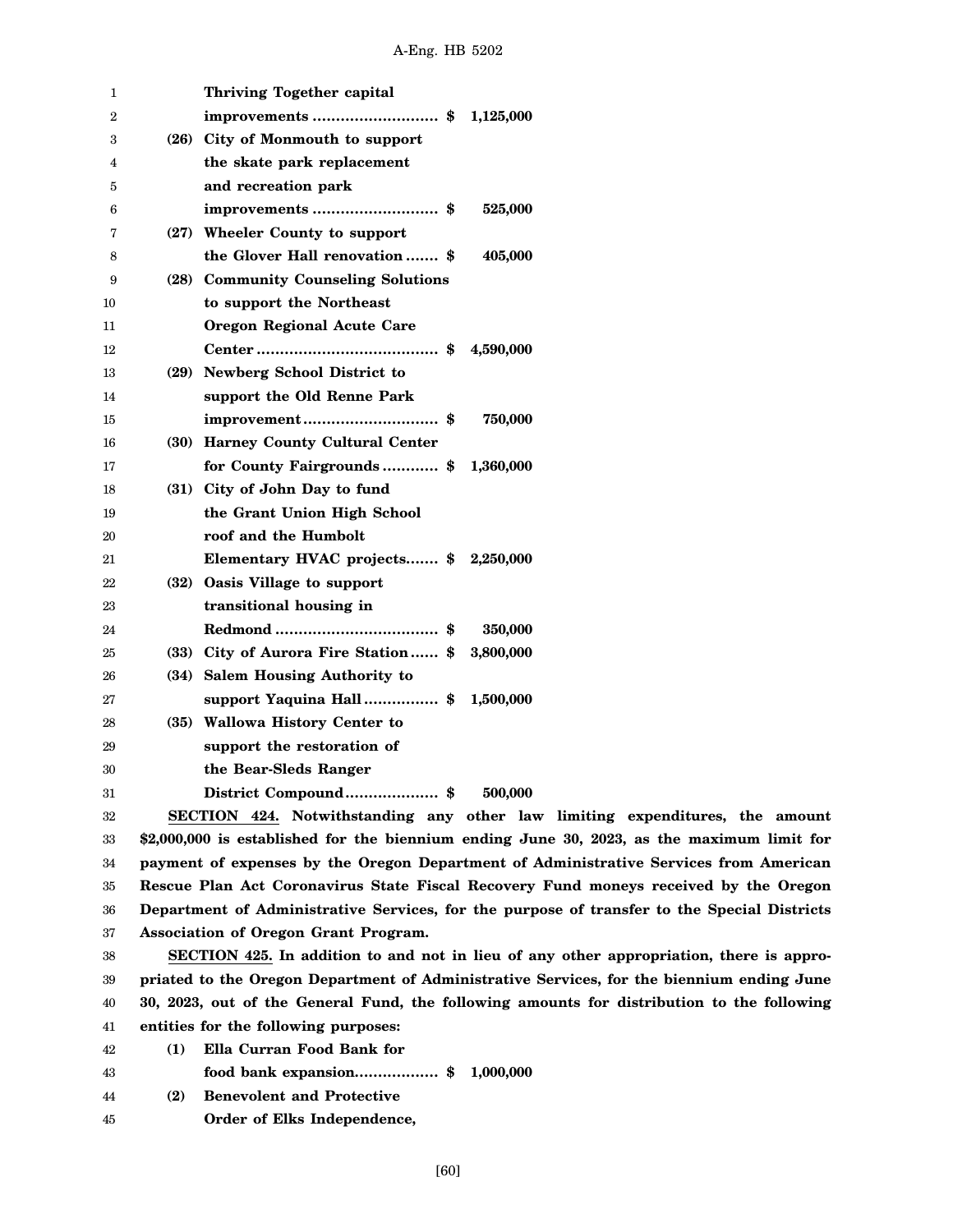**Thriving Together capital improvements .......................... $ 1,125,000**

**(26) City of Monmouth to support the skate park replacement and recreation park improvements .......................... $ 525,000**

**(27) Wheeler County to support the Glover Hall renovation ....... $ 405,000**

**(28) Community Counseling Solutions to support the Northeast Oregon Regional Acute Care Center ...................................... $ 4,590,000**

**(29) Newberg School District to support the Old Renne Park improvement ............................ $ 750,000**

**(30) Harney County Cultural Center for County Fairgrounds ........... $ 1,360,000**

**(31) City of John Day to fund the Grant Union High School roof and the Humbolt Elementary HVAC projects....... $ 2,250,000**

**(32) Oasis Village to support transitional housing in Redmond .................................. $ 350,000**

**(33) City of Aurora Fire Station...... $ 3,800,000**

**(34) Salem Housing Authority to support Yaquina Hall ................ $ 1,500,000**

**(35) Wallowa History Center to support the restoration of the Bear-Sleds Ranger District Compound.................... $ 500,000**

**SECTION 424. Notwithstanding any other law limiting expenditures, the amount $2,000,000 is established for the biennium ending June 30, 2023, as the maximum limit for payment of expenses by the Oregon Department of Administrative Services from American Rescue Plan Act Coronavirus State Fiscal Recovery Fund moneys received by the Oregon Department of Administrative Services, for the purpose of transfer to the Special Districts Association of Oregon Grant Program.**

**SECTION 425. In addition to and not in lieu of any other appropriation, there is appropriated to the Oregon Department of Administrative Services, for the biennium ending June 30, 2023, out of the General Fund, the following amounts for distribution to the following entities for the following purposes:**

**(1) Ella Curran Food Bank for food bank expansion................. $ 1,000,000**

**(2) Benevolent and Protective Order of Elks Independence,**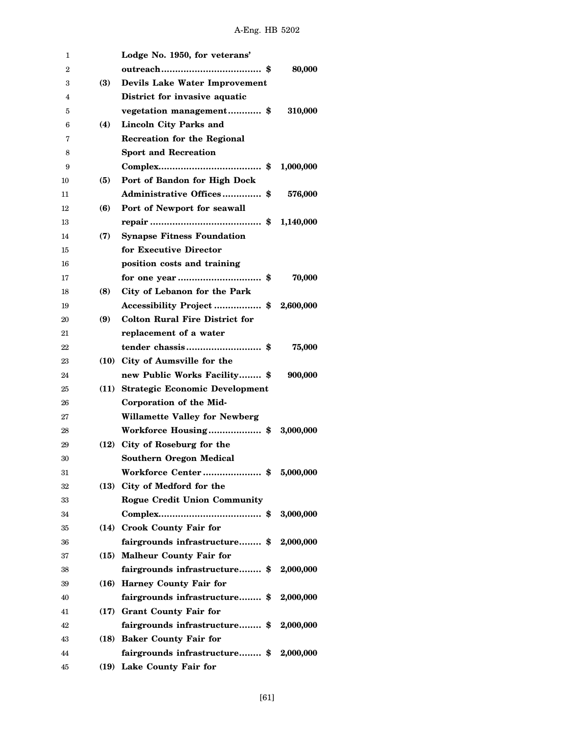**Lodge No. 1950, for veterans' outreach.................................. $ 80,000**

**(3) Devils Lake Water Improvement District for invasive aquatic vegetation management........... $ 310,000**

**(4) Lincoln City Parks and Recreation for the Regional Sport and Recreation Complex.................................... $ 1,000,000**

**(5) Port of Bandon for High Dock Administrative Offices............. $ 576,000**

**(6) Port of Newport for seawall repair ....................................... $ 1,140,000**

**(7) Synapse Fitness Foundation for Executive Director position costs and training for one year ............................. $ 70,000**

**(8) City of Lebanon for the Park Accessibility Project ................ $ 2,600,000**

**(9) Colton Rural Fire District for replacement of a water tender chassis.......................... $ 75,000**

**(10) City of Aumsville for the new Public Works Facility........ $ 900,000**

**(11) Strategic Economic Development Corporation of the Mid-Willamette Valley for Newberg Workforce Housing.................. $ 3,000,000**

**(12) City of Roseburg for the Southern Oregon Medical Workforce Center .................... $ 5,000,000**

**(13) City of Medford for the Rogue Credit Union Community Complex.................................... $ 3,000,000**

**(14) Crook County Fair for fairgrounds infrastructure........ $ 2,000,000**

**(15) Malheur County Fair for fairgrounds infrastructure........ $ 2,000,000**

**(16) Harney County Fair for fairgrounds infrastructure........ $ 2,000,000**

**(17) Grant County Fair for fairgrounds infrastructure........ $ 2,000,000**

**(18) Baker County Fair for fairgrounds infrastructure........ $ 2,000,000**

**(19) Lake County Fair for**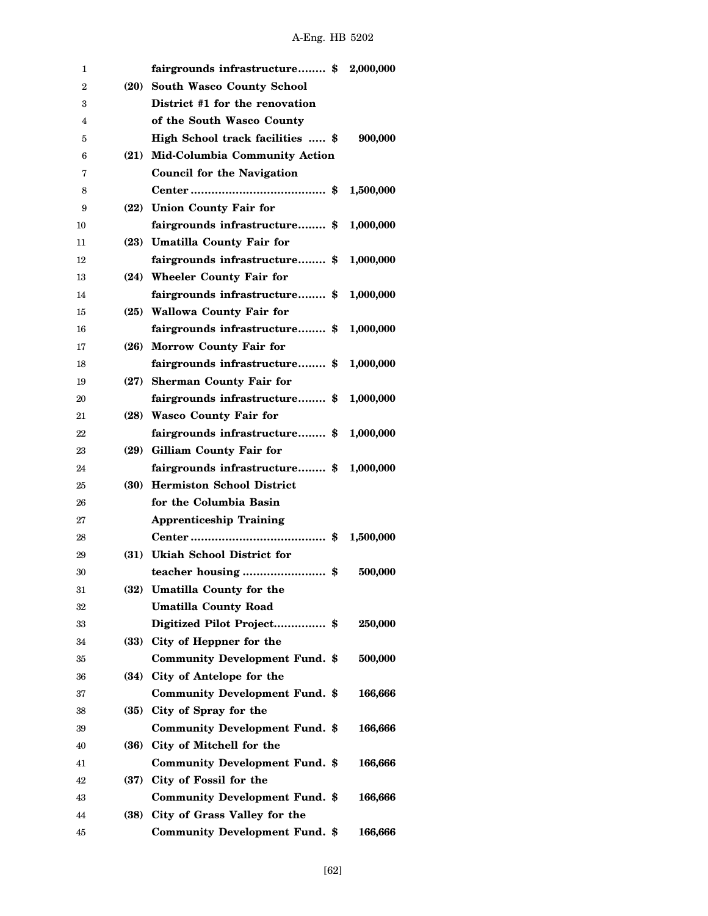**fairgrounds infrastructure........ $ 2,000,000**

**(20) South Wasco County School District #1 for the renovation of the South Wasco County High School track facilities ..... $ 900,000**

**(21) Mid-Columbia Community Action Council for the Navigation Center ...................................... $ 1,500,000**

**(22) Union County Fair for fairgrounds infrastructure........ $ 1,000,000**

**(23) Umatilla County Fair for fairgrounds infrastructure........ $ 1,000,000**

**(24) Wheeler County Fair for fairgrounds infrastructure........ $ 1,000,000**

**(25) Wallowa County Fair for fairgrounds infrastructure........ $ 1,000,000**

**(26) Morrow County Fair for fairgrounds infrastructure........ $ 1,000,000**

**(27) Sherman County Fair for fairgrounds infrastructure........ $ 1,000,000**

**(28) Wasco County Fair for fairgrounds infrastructure........ $ 1,000,000**

**(29) Gilliam County Fair for fairgrounds infrastructure........ $ 1,000,000**

**(30) Hermiston School District for the Columbia Basin Apprenticeship Training Center ...................................... $ 1,500,000**

**(31) Ukiah School District for teacher housing ........................ $ 500,000**

**(32) Umatilla County for the Umatilla County Road Digitized Pilot Project............... $ 250,000**

**(33) City of Heppner for the Community Development Fund. $ 500,000**

**(34) City of Antelope for the Community Development Fund. $ 166,666**

**(35) City of Spray for the Community Development Fund. $ 166,666**

**(36) City of Mitchell for the Community Development Fund. $ 166,666**

**(37) City of Fossil for the Community Development Fund. $ 166,666**

**(38) City of Grass Valley for the Community Development Fund. $ 166,666**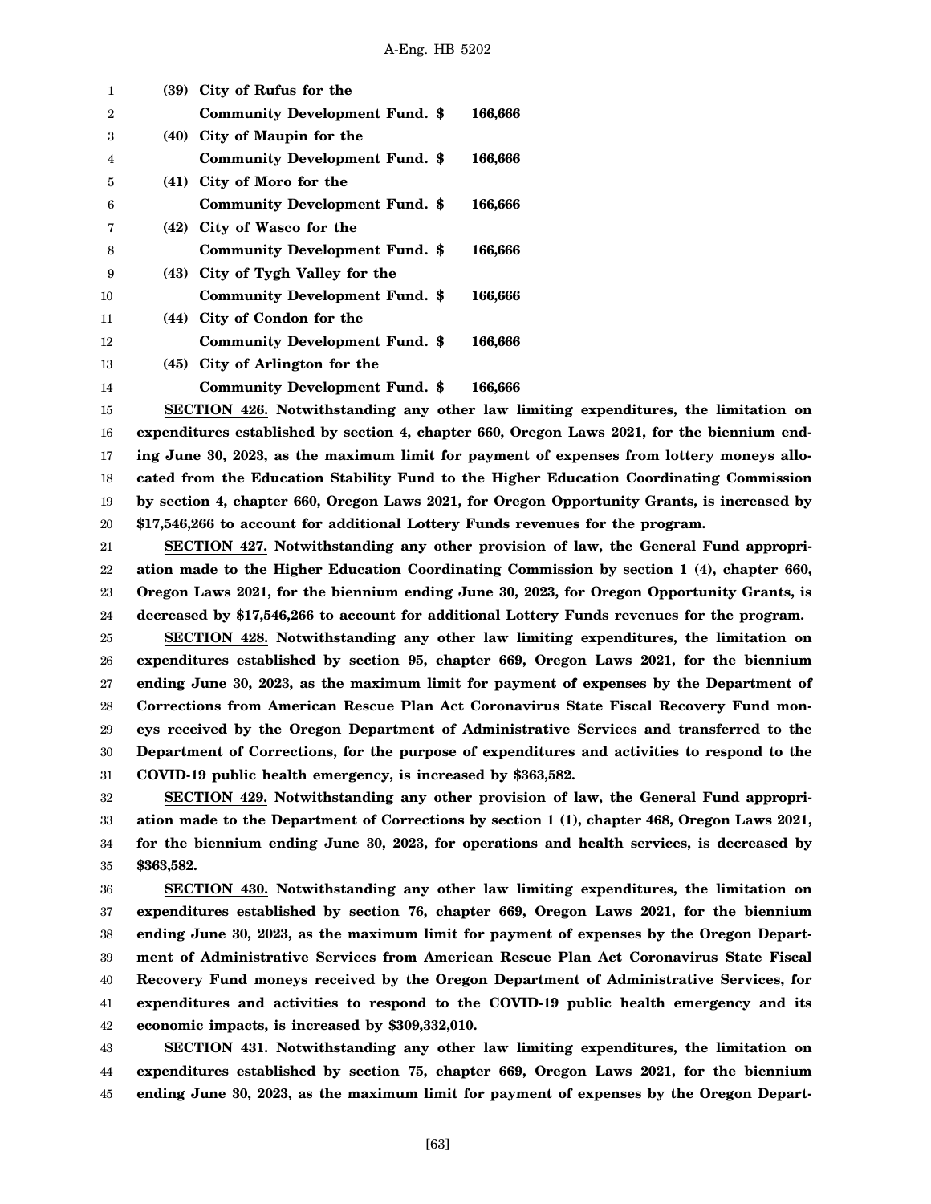**(39) City of Rufus for the Community Development Fund. $ 166,666**

**(40) City of Maupin for the Community Development Fund. $ 166,666**

**(41) City of Moro for the Community Development Fund. $ 166,666**

**(42) City of Wasco for the Community Development Fund. $ 166,666**

**(43) City of Tygh Valley for the Community Development Fund. $ 166,666**

**(44) City of Condon for the Community Development Fund. $ 166,666**

**(45) City of Arlington for the Community Development Fund. $ 166,666**

**SECTION 426. Notwithstanding any other law limiting expenditures, the limitation on expenditures established by section 4, chapter 660, Oregon Laws 2021, for the biennium ending June 30, 2023, as the maximum limit for payment of expenses from lottery moneys allocated from the Education Stability Fund to the Higher Education Coordinating Commission by section 4, chapter 660, Oregon Laws 2021, for Oregon Opportunity Grants, is increased by $17,546,266 to account for additional Lottery Funds revenues for the program.**

**SECTION 427. Notwithstanding any other provision of law, the General Fund appropriation made to the Higher Education Coordinating Commission by section 1 (4), chapter 660, Oregon Laws 2021, for the biennium ending June 30, 2023, for Oregon Opportunity Grants, is decreased by $17,546,266 to account for additional Lottery Funds revenues for the program.**

**SECTION 428. Notwithstanding any other law limiting expenditures, the limitation on expenditures established by section 95, chapter 669, Oregon Laws 2021, for the biennium ending June 30, 2023, as the maximum limit for payment of expenses by the Department of Corrections from American Rescue Plan Act Coronavirus State Fiscal Recovery Fund moneys received by the Oregon Department of Administrative Services and transferred to the Department of Corrections, for the purpose of expenditures and activities to respond to the COVID-19 public health emergency, is increased by $363,582.**

**SECTION 429. Notwithstanding any other provision of law, the General Fund appropriation made to the Department of Corrections by section 1 (1), chapter 468, Oregon Laws 2021, for the biennium ending June 30, 2023, for operations and health services, is decreased by $363,582.**

**SECTION 430. Notwithstanding any other law limiting expenditures, the limitation on expenditures established by section 76, chapter 669, Oregon Laws 2021, for the biennium ending June 30, 2023, as the maximum limit for payment of expenses by the Oregon Department of Administrative Services from American Rescue Plan Act Coronavirus State Fiscal Recovery Fund moneys received by the Oregon Department of Administrative Services, for expenditures and activities to respond to the COVID-19 public health emergency and its economic impacts, is increased by $309,332,010.**

**SECTION 431. Notwithstanding any other law limiting expenditures, the limitation on expenditures established by section 75, chapter 669, Oregon Laws 2021, for the biennium ending June 30, 2023, as the maximum limit for payment of expenses by the Oregon Depart-**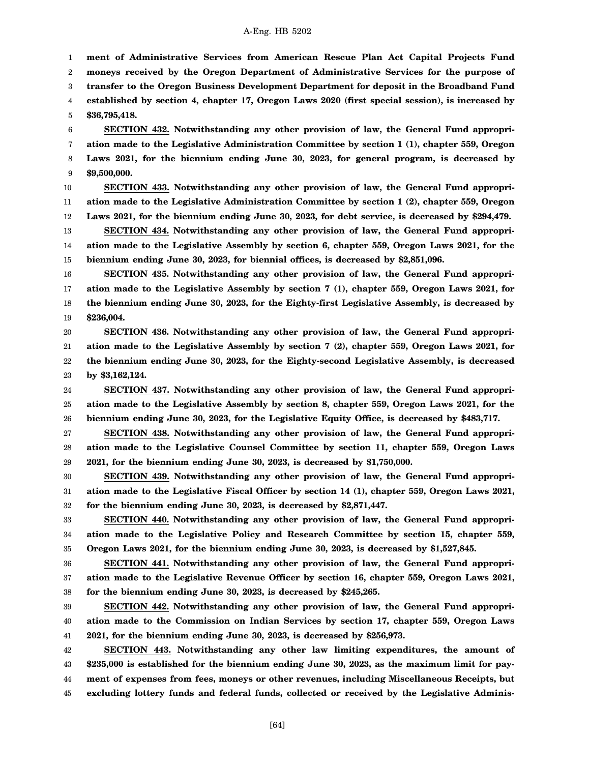**ment of Administrative Services from American Rescue Plan Act Capital Projects Fund moneys received by the Oregon Department of Administrative Services for the purpose of transfer to the Oregon Business Development Department for deposit in the Broadband Fund established by section 4, chapter 17, Oregon Laws 2020 (first special session), is increased by $36,795,418.**

**SECTION 432. Notwithstanding any other provision of law, the General Fund appropriation made to the Legislative Administration Committee by section 1 (1), chapter 559, Oregon Laws 2021, for the biennium ending June 30, 2023, for general program, is decreased by $9,500,000.**

**SECTION 433. Notwithstanding any other provision of law, the General Fund appropriation made to the Legislative Administration Committee by section 1 (2), chapter 559, Oregon Laws 2021, for the biennium ending June 30, 2023, for debt service, is decreased by $294,479.**

**SECTION 434. Notwithstanding any other provision of law, the General Fund appropriation made to the Legislative Assembly by section 6, chapter 559, Oregon Laws 2021, for the biennium ending June 30, 2023, for biennial offices, is decreased by $2,851,096.**

**SECTION 435. Notwithstanding any other provision of law, the General Fund appropriation made to the Legislative Assembly by section 7 (1), chapter 559, Oregon Laws 2021, for the biennium ending June 30, 2023, for the Eighty-first Legislative Assembly, is decreased by $236,004.**

**SECTION 436. Notwithstanding any other provision of law, the General Fund appropriation made to the Legislative Assembly by section 7 (2), chapter 559, Oregon Laws 2021, for the biennium ending June 30, 2023, for the Eighty-second Legislative Assembly, is decreased by $3,162,124.**

**SECTION 437. Notwithstanding any other provision of law, the General Fund appropriation made to the Legislative Assembly by section 8, chapter 559, Oregon Laws 2021, for the biennium ending June 30, 2023, for the Legislative Equity Office, is decreased by $483,717.**

**SECTION 438. Notwithstanding any other provision of law, the General Fund appropriation made to the Legislative Counsel Committee by section 11, chapter 559, Oregon Laws 2021, for the biennium ending June 30, 2023, is decreased by $1,750,000.**

**SECTION 439. Notwithstanding any other provision of law, the General Fund appropriation made to the Legislative Fiscal Officer by section 14 (1), chapter 559, Oregon Laws 2021, for the biennium ending June 30, 2023, is decreased by $2,871,447.**

**SECTION 440. Notwithstanding any other provision of law, the General Fund appropriation made to the Legislative Policy and Research Committee by section 15, chapter 559, Oregon Laws 2021, for the biennium ending June 30, 2023, is decreased by $1,527,845.**

**SECTION 441. Notwithstanding any other provision of law, the General Fund appropriation made to the Legislative Revenue Officer by section 16, chapter 559, Oregon Laws 2021, for the biennium ending June 30, 2023, is decreased by $245,265.**

**SECTION 442. Notwithstanding any other provision of law, the General Fund appropriation made to the Commission on Indian Services by section 17, chapter 559, Oregon Laws 2021, for the biennium ending June 30, 2023, is decreased by $256,973.**

**SECTION 443. Notwithstanding any other law limiting expenditures, the amount of $235,000 is established for the biennium ending June 30, 2023, as the maximum limit for payment of expenses from fees, moneys or other revenues, including Miscellaneous Receipts, but excluding lottery funds and federal funds, collected or received by the Legislative Adminis-**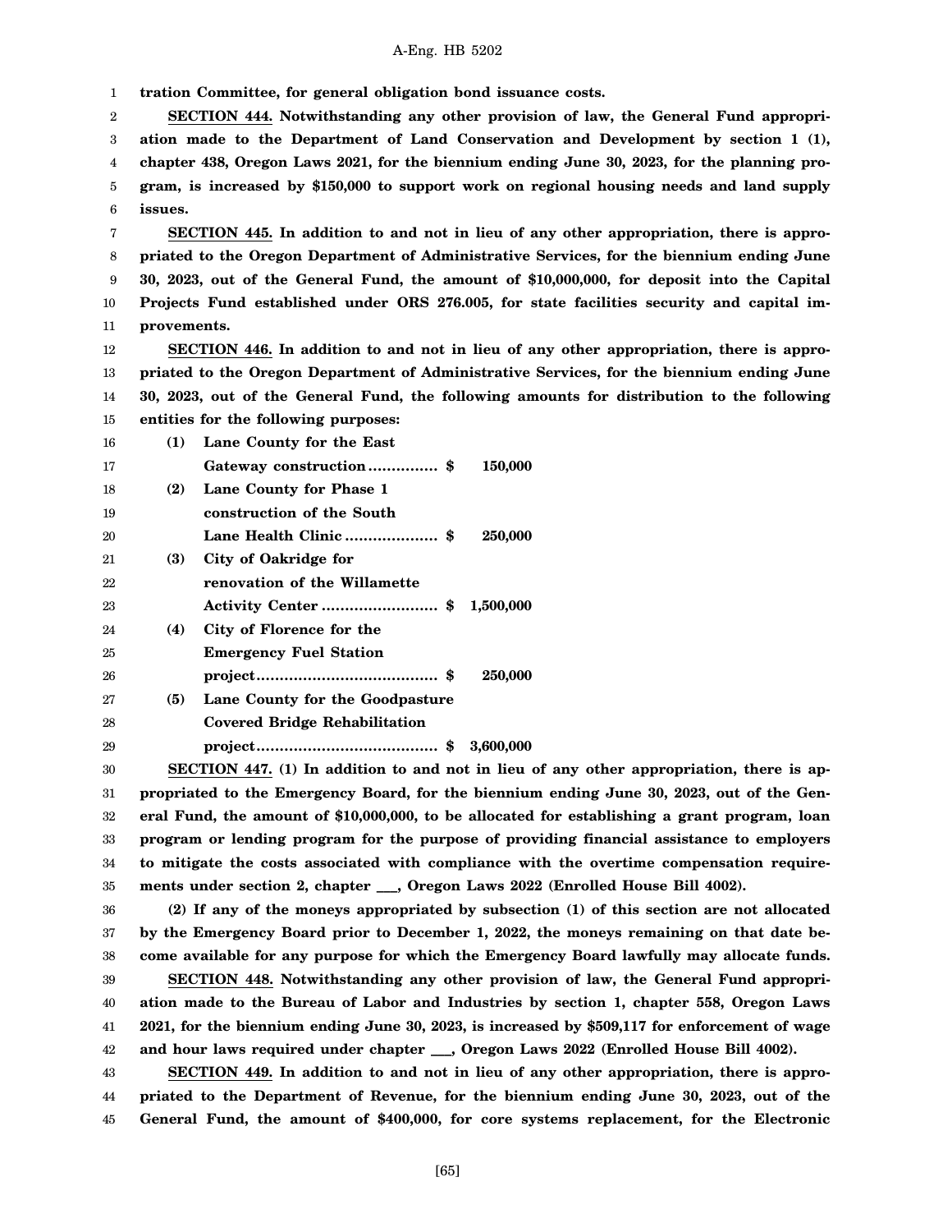**tration Committee, for general obligation bond issuance costs.**

**SECTION 444. Notwithstanding any other provision of law, the General Fund appropriation made to the Department of Land Conservation and Development by section 1 (1), chapter 438, Oregon Laws 2021, for the biennium ending June 30, 2023, for the planning program, is increased by $150,000 to support work on regional housing needs and land supply issues.**

**SECTION 445. In addition to and not in lieu of any other appropriation, there is appropriated to the Oregon Department of Administrative Services, for the biennium ending June 30, 2023, out of the General Fund, the amount of $10,000,000, for deposit into the Capital Projects Fund established under ORS 276.005, for state facilities security and capital improvements.**

**SECTION 446. In addition to and not in lieu of any other appropriation, there is appropriated to the Oregon Department of Administrative Services, for the biennium ending June 30, 2023, out of the General Fund, the following amounts for distribution to the following entities for the following purposes:**

**(1) Lane County for the East Gateway construction .............. $ 150,000**

**(2) Lane County for Phase 1 construction of the South Lane Health Clinic .................... $ 250,000**

**(3) City of Oakridge for renovation of the Willamette Activity Center ......................... $ 1,500,000**

**(4) City of Florence for the Emergency Fuel Station project....................................... $ 250,000**

**(5) Lane County for the Goodpasture Covered Bridge Rehabilitation project....................................... $ 3,600,000**

**SECTION 447. (1) In addition to and not in lieu of any other appropriation, there is appropriated to the Emergency Board, for the biennium ending June 30, 2023, out of the General Fund, the amount of $10,000,000, to be allocated for establishing a grant program, loan program or lending program for the purpose of providing financial assistance to employers to mitigate the costs associated with compliance with the overtime compensation requirements under section 2, chapter ___, Oregon Laws 2022 (Enrolled House Bill 4002).**

**(2) If any of the moneys appropriated by subsection (1) of this section are not allocated by the Emergency Board prior to December 1, 2022, the moneys remaining on that date become available for any purpose for which the Emergency Board lawfully may allocate funds.**

**SECTION 448. Notwithstanding any other provision of law, the General Fund appropriation made to the Bureau of Labor and Industries by section 1, chapter 558, Oregon Laws 2021, for the biennium ending June 30, 2023, is increased by $509,117 for enforcement of wage and hour laws required under chapter ___, Oregon Laws 2022 (Enrolled House Bill 4002).**

**SECTION 449. In addition to and not in lieu of any other appropriation, there is appropriated to the Department of Revenue, for the biennium ending June 30, 2023, out of the General Fund, the amount of $400,000, for core systems replacement, for the Electronic**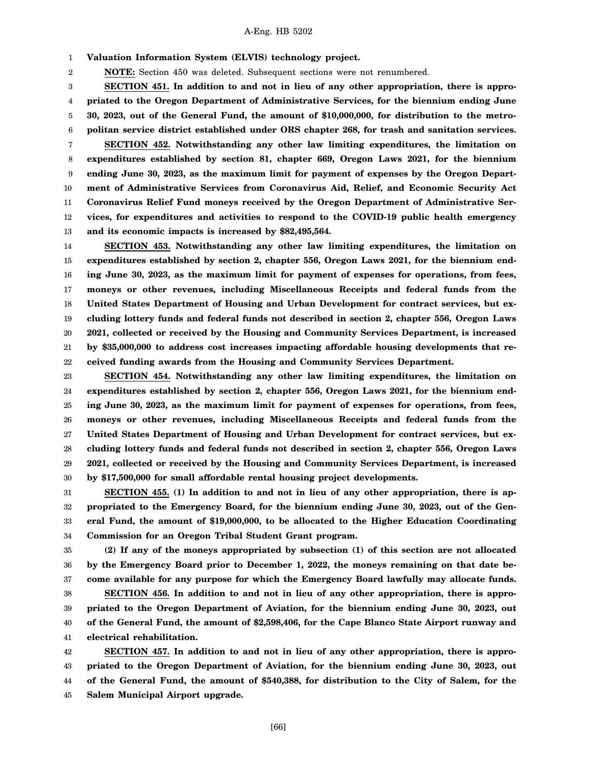**Valuation Information System (ELVIS) technology project.**

**NOTE:** Section 450 was deleted. Subsequent sections were not renumbered.

**SECTION 451. In addition to and not in lieu of any other appropriation, there is appropriated to the Oregon Department of Administrative Services, for the biennium ending June 30, 2023, out of the General Fund, the amount of $10,000,000, for distribution to the metropolitan service district established under ORS chapter 268, for trash and sanitation services.**

**SECTION 452. Notwithstanding any other law limiting expenditures, the limitation on expenditures established by section 81, chapter 669, Oregon Laws 2021, for the biennium ending June 30, 2023, as the maximum limit for payment of expenses by the Oregon Department of Administrative Services from Coronavirus Aid, Relief, and Economic Security Act Coronavirus Relief Fund moneys received by the Oregon Department of Administrative Services, for expenditures and activities to respond to the COVID-19 public health emergency and its economic impacts is increased by $82,495,564.**

**SECTION 453. Notwithstanding any other law limiting expenditures, the limitation on expenditures established by section 2, chapter 556, Oregon Laws 2021, for the biennium ending June 30, 2023, as the maximum limit for payment of expenses for operations, from fees, moneys or other revenues, including Miscellaneous Receipts and federal funds from the United States Department of Housing and Urban Development for contract services, but excluding lottery funds and federal funds not described in section 2, chapter 556, Oregon Laws 2021, collected or received by the Housing and Community Services Department, is increased by $35,000,000 to address cost increases impacting affordable housing developments that received funding awards from the Housing and Community Services Department.**

**SECTION 454. Notwithstanding any other law limiting expenditures, the limitation on expenditures established by section 2, chapter 556, Oregon Laws 2021, for the biennium ending June 30, 2023, as the maximum limit for payment of expenses for operations, from fees, moneys or other revenues, including Miscellaneous Receipts and federal funds from the United States Department of Housing and Urban Development for contract services, but excluding lottery funds and federal funds not described in section 2, chapter 556, Oregon Laws 2021, collected or received by the Housing and Community Services Department, is increased by $17,500,000 for small affordable rental housing project developments.**

**SECTION 455. (1) In addition to and not in lieu of any other appropriation, there is appropriated to the Emergency Board, for the biennium ending June 30, 2023, out of the General Fund, the amount of $19,000,000, to be allocated to the Higher Education Coordinating Commission for an Oregon Tribal Student Grant program.**

**(2) If any of the moneys appropriated by subsection (1) of this section are not allocated by the Emergency Board prior to December 1, 2022, the moneys remaining on that date become available for any purpose for which the Emergency Board lawfully may allocate funds.**

**SECTION 456. In addition to and not in lieu of any other appropriation, there is appropriated to the Oregon Department of Aviation, for the biennium ending June 30, 2023, out of the General Fund, the amount of $2,598,406, for the Cape Blanco State Airport runway and electrical rehabilitation.**

**SECTION 457. In addition to and not in lieu of any other appropriation, there is appropriated to the Oregon Department of Aviation, for the biennium ending June 30, 2023, out of the General Fund, the amount of $540,388, for distribution to the City of Salem, for the Salem Municipal Airport upgrade.**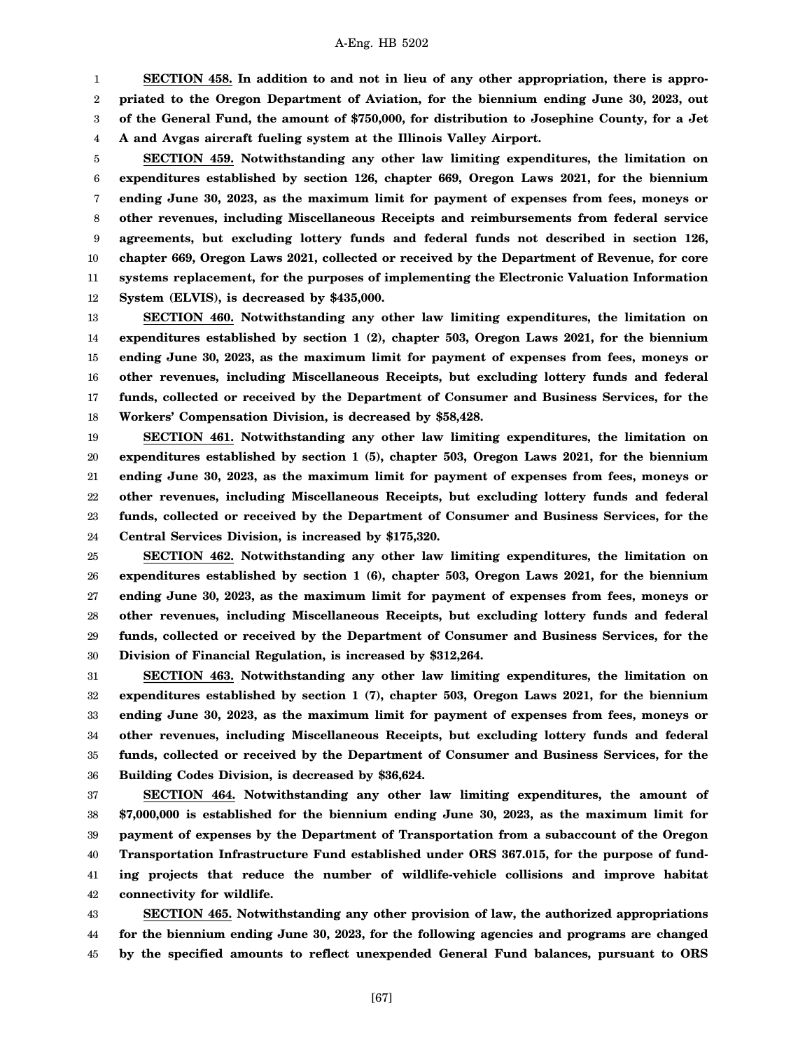**SECTION 458. In addition to and not in lieu of any other appropriation, there is appropriated to the Oregon Department of Aviation, for the biennium ending June 30, 2023, out of the General Fund, the amount of $750,000, for distribution to Josephine County, for a Jet A and Avgas aircraft fueling system at the Illinois Valley Airport.**

**SECTION 459. Notwithstanding any other law limiting expenditures, the limitation on expenditures established by section 126, chapter 669, Oregon Laws 2021, for the biennium ending June 30, 2023, as the maximum limit for payment of expenses from fees, moneys or other revenues, including Miscellaneous Receipts and reimbursements from federal service agreements, but excluding lottery funds and federal funds not described in section 126, chapter 669, Oregon Laws 2021, collected or received by the Department of Revenue, for core systems replacement, for the purposes of implementing the Electronic Valuation Information System (ELVIS), is decreased by $435,000.**

**SECTION 460. Notwithstanding any other law limiting expenditures, the limitation on expenditures established by section 1 (2), chapter 503, Oregon Laws 2021, for the biennium ending June 30, 2023, as the maximum limit for payment of expenses from fees, moneys or other revenues, including Miscellaneous Receipts, but excluding lottery funds and federal funds, collected or received by the Department of Consumer and Business Services, for the Workers' Compensation Division, is decreased by $58,428.**

**SECTION 461. Notwithstanding any other law limiting expenditures, the limitation on expenditures established by section 1 (5), chapter 503, Oregon Laws 2021, for the biennium ending June 30, 2023, as the maximum limit for payment of expenses from fees, moneys or other revenues, including Miscellaneous Receipts, but excluding lottery funds and federal funds, collected or received by the Department of Consumer and Business Services, for the Central Services Division, is increased by $175,320.**

**SECTION 462. Notwithstanding any other law limiting expenditures, the limitation on expenditures established by section 1 (6), chapter 503, Oregon Laws 2021, for the biennium ending June 30, 2023, as the maximum limit for payment of expenses from fees, moneys or other revenues, including Miscellaneous Receipts, but excluding lottery funds and federal funds, collected or received by the Department of Consumer and Business Services, for the Division of Financial Regulation, is increased by $312,264.**

**SECTION 463. Notwithstanding any other law limiting expenditures, the limitation on expenditures established by section 1 (7), chapter 503, Oregon Laws 2021, for the biennium ending June 30, 2023, as the maximum limit for payment of expenses from fees, moneys or other revenues, including Miscellaneous Receipts, but excluding lottery funds and federal funds, collected or received by the Department of Consumer and Business Services, for the Building Codes Division, is decreased by $36,624.**

**SECTION 464. Notwithstanding any other law limiting expenditures, the amount of $7,000,000 is established for the biennium ending June 30, 2023, as the maximum limit for payment of expenses by the Department of Transportation from a subaccount of the Oregon Transportation Infrastructure Fund established under ORS 367.015, for the purpose of funding projects that reduce the number of wildlife-vehicle collisions and improve habitat connectivity for wildlife.**

**SECTION 465. Notwithstanding any other provision of law, the authorized appropriations for the biennium ending June 30, 2023, for the following agencies and programs are changed by the specified amounts to reflect unexpended General Fund balances, pursuant to ORS**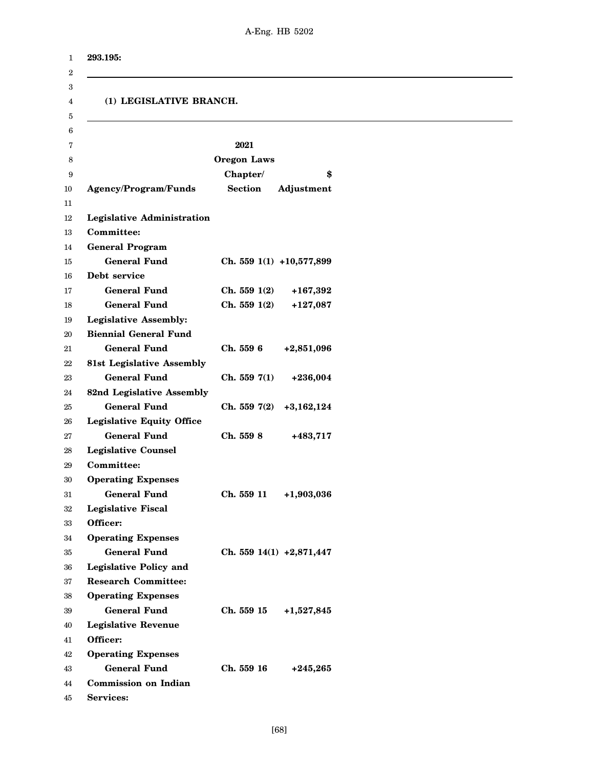**293.195:**

---

**(1) LEGISLATIVE BRANCH.**

---

| Agency/Program/Funds | 2021 Oregon Laws Chapter/ Section | $ Adjustment |
|---|---|---|
| **Legislative Administration Committee:** | | |
| **General Program** | | |
| **General Fund** | **Ch. 559 1(1)** | **+10,577,899** |
| **Debt service** | | |
| **General Fund** | **Ch. 559 1(2)** | **+167,392** |
| **General Fund** | **Ch. 559 1(2)** | **+127,087** |
| **Legislative Assembly:** | | |
| **Biennial General Fund** | | |
| **General Fund** | **Ch. 559 6** | **+2,851,096** |
| **81st Legislative Assembly** | | |
| **General Fund** | **Ch. 559 7(1)** | **+236,004** |
| **82nd Legislative Assembly** | | |
| **General Fund** | **Ch. 559 7(2)** | **+3,162,124** |
| **Legislative Equity Office** | | |
| **General Fund** | **Ch. 559 8** | **+483,717** |
| **Legislative Counsel Committee:** | | |
| **Operating Expenses** | | |
| **General Fund** | **Ch. 559 11** | **+1,903,036** |
| **Legislative Fiscal Officer:** | | |
| **Operating Expenses** | | |
| **General Fund** | **Ch. 559 14(1)** | **+2,871,447** |
| **Legislative Policy and Research Committee:** | | |
| **Operating Expenses** | | |
| **General Fund** | **Ch. 559 15** | **+1,527,845** |
| **Legislative Revenue Officer:** | | |
| **Operating Expenses** | | |
| **General Fund** | **Ch. 559 16** | **+245,265** |
| **Commission on Indian Services:** | | |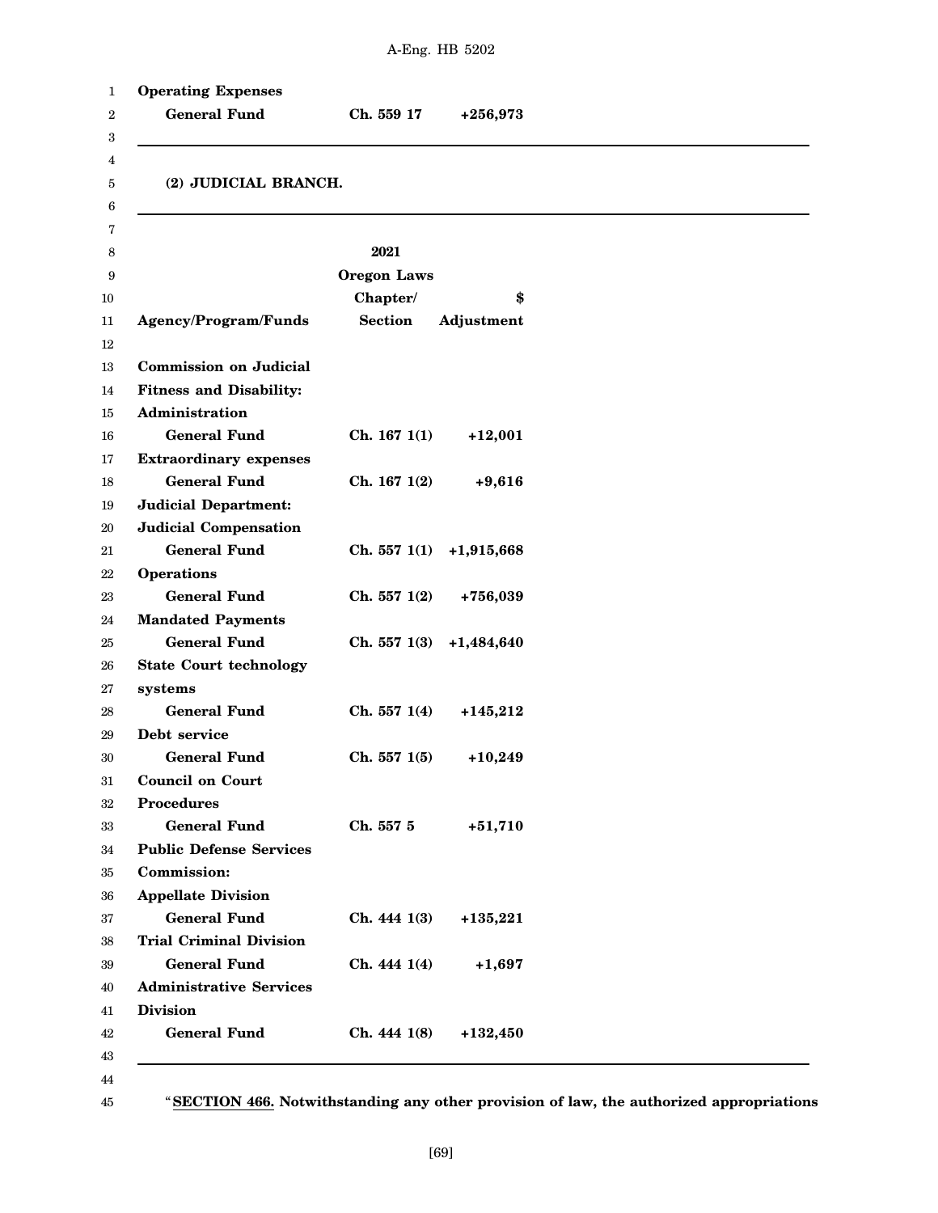| | | |
|---|---|---|
| **Operating Expenses** | | |
| **General Fund** | **Ch. 559 17** | **+256,973** |

**(2) JUDICIAL BRANCH.**

| **Agency/Program/Funds** | **2021 Oregon Laws Chapter/ Section** | **$ Adjustment** |
|---|---|---|
| **Commission on Judicial Fitness and Disability:** | | |
| **Administration** | | |
| **General Fund** | **Ch. 167 1(1)** | **+12,001** |
| **Extraordinary expenses** | | |
| **General Fund** | **Ch. 167 1(2)** | **+9,616** |
| **Judicial Department:** | | |
| **Judicial Compensation** | | |
| **General Fund** | **Ch. 557 1(1)** | **+1,915,668** |
| **Operations** | | |
| **General Fund** | **Ch. 557 1(2)** | **+756,039** |
| **Mandated Payments** | | |
| **General Fund** | **Ch. 557 1(3)** | **+1,484,640** |
| **State Court technology systems** | | |
| **General Fund** | **Ch. 557 1(4)** | **+145,212** |
| **Debt service** | | |
| **General Fund** | **Ch. 557 1(5)** | **+10,249** |
| **Council on Court Procedures** | | |
| **General Fund** | **Ch. 557 5** | **+51,710** |
| **Public Defense Services Commission:** | | |
| **Appellate Division** | | |
| **General Fund** | **Ch. 444 1(3)** | **+135,221** |
| **Trial Criminal Division** | | |
| **General Fund** | **Ch. 444 1(4)** | **+1,697** |
| **Administrative Services Division** | | |
| **General Fund** | **Ch. 444 1(8)** | **+132,450** |

"**SECTION 466. Notwithstanding any other provision of law, the authorized appropriations**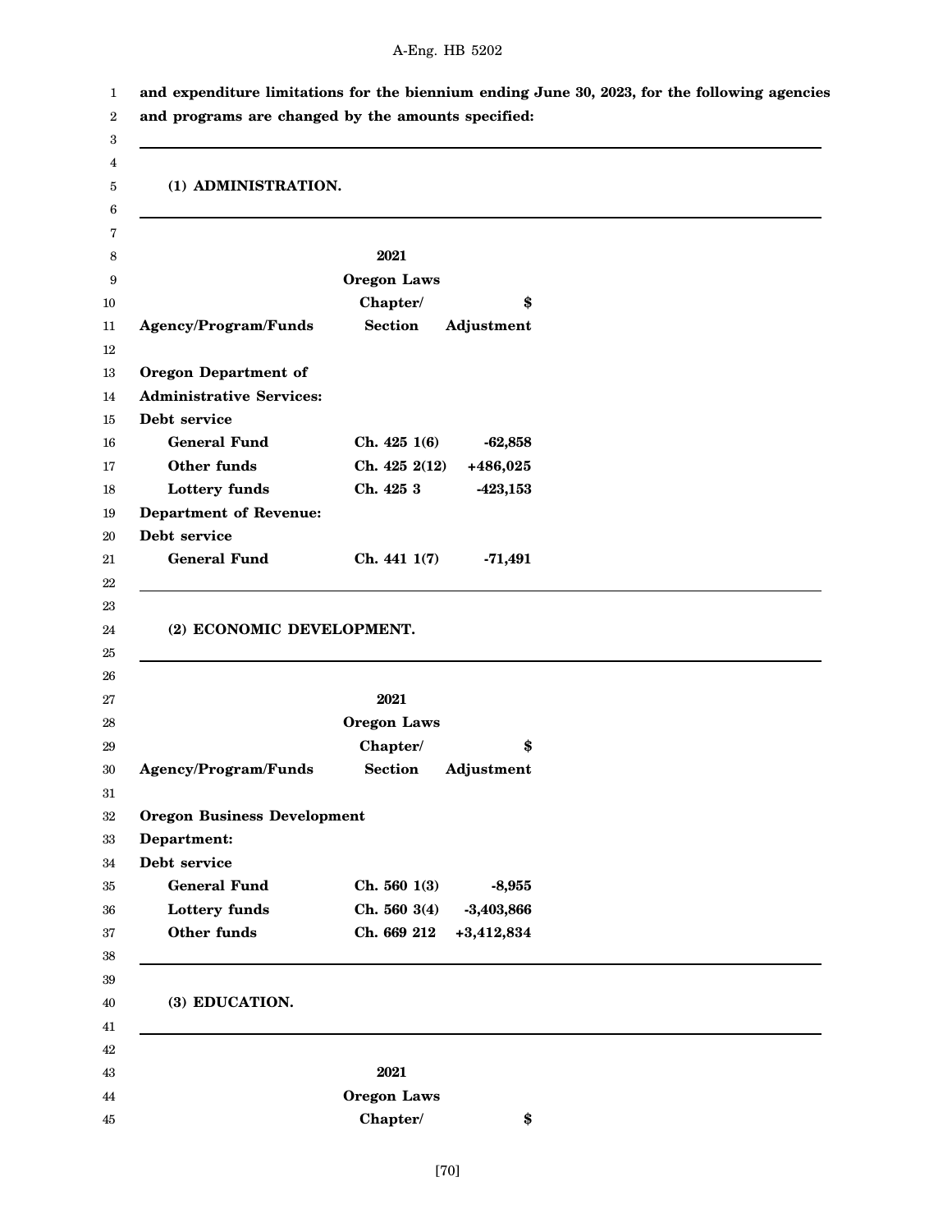**and expenditure limitations for the biennium ending June 30, 2023, for the following agencies and programs are changed by the amounts specified:**

---

**(1) ADMINISTRATION.**

---

| Agency/Program/Funds | 2021 Oregon Laws Chapter/ Section | $ Adjustment |
|---|---|---|
| **Oregon Department of Administrative Services:** | | |
| **Debt service** | | |
| **General Fund** | **Ch. 425 1(6)** | **-62,858** |
| **Other funds** | **Ch. 425 2(12)** | **+486,025** |
| **Lottery funds** | **Ch. 425 3** | **-423,153** |
| **Department of Revenue:** | | |
| **Debt service** | | |
| **General Fund** | **Ch. 441 1(7)** | **-71,491** |

---

**(2) ECONOMIC DEVELOPMENT.**

---

| Agency/Program/Funds | 2021 Oregon Laws Chapter/ Section | $ Adjustment |
|---|---|---|
| **Oregon Business Development Department:** | | |
| **Debt service** | | |
| **General Fund** | **Ch. 560 1(3)** | **-8,955** |
| **Lottery funds** | **Ch. 560 3(4)** | **-3,403,866** |
| **Other funds** | **Ch. 669 212** | **+3,412,834** |

---

**(3) EDUCATION.**

---

| | 2021 Oregon Laws Chapter/ | $ |
|---|---|---|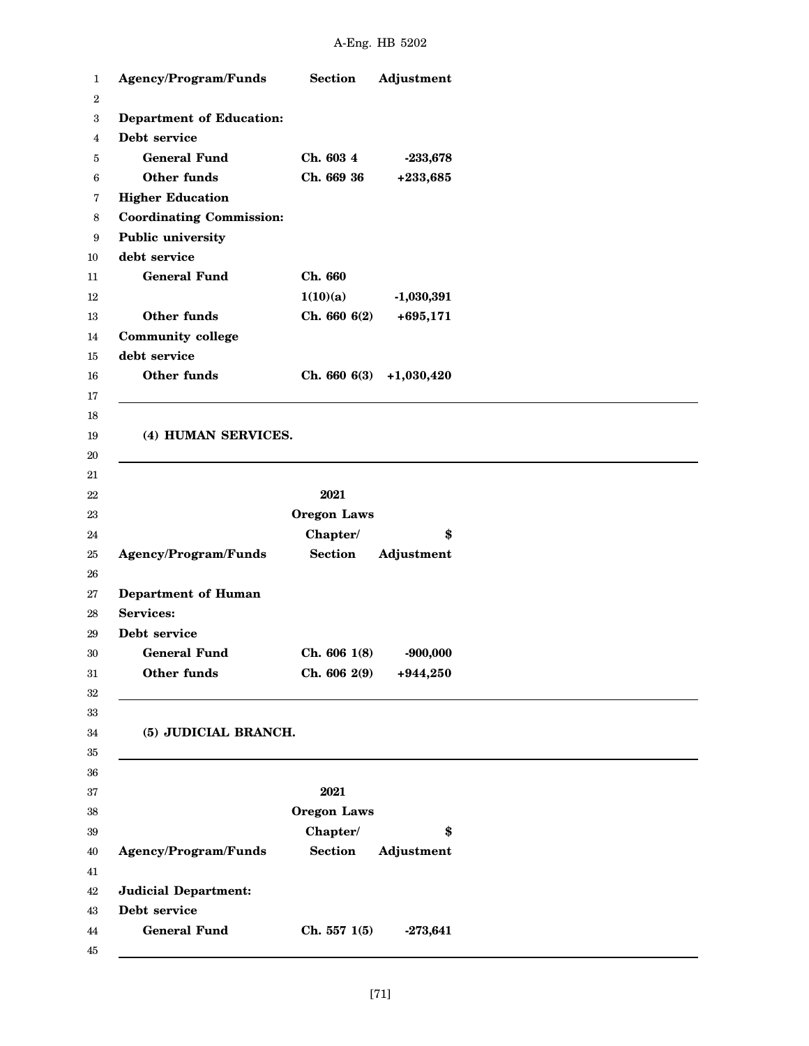| Agency/Program/Funds | Section | Adjustment |
|---|---|---|
| **Department of Education:** | | |
| **Debt service** | | |
| **General Fund** | Ch. 603 4 | -233,678 |
| **Other funds** | Ch. 669 36 | +233,685 |
| **Higher Education Coordinating Commission:** | | |
| **Public university debt service** | | |
| **General Fund** | Ch. 660 1(10)(a) | -1,030,391 |
| **Other funds** | Ch. 660 6(2) | +695,171 |
| **Community college debt service** | | |
| **Other funds** | Ch. 660 6(3) | +1,030,420 |

**(4) HUMAN SERVICES.**

| Agency/Program/Funds | 2021 Oregon Laws Chapter/ Section | $ Adjustment |
|---|---|---|
| **Department of Human Services:** | | |
| **Debt service** | | |
| **General Fund** | Ch. 606 1(8) | -900,000 |
| **Other funds** | Ch. 606 2(9) | +944,250 |

**(5) JUDICIAL BRANCH.**

| Agency/Program/Funds | 2021 Oregon Laws Chapter/ Section | $ Adjustment |
|---|---|---|
| **Judicial Department:** | | |
| **Debt service** | | |
| **General Fund** | Ch. 557 1(5) | -273,641 |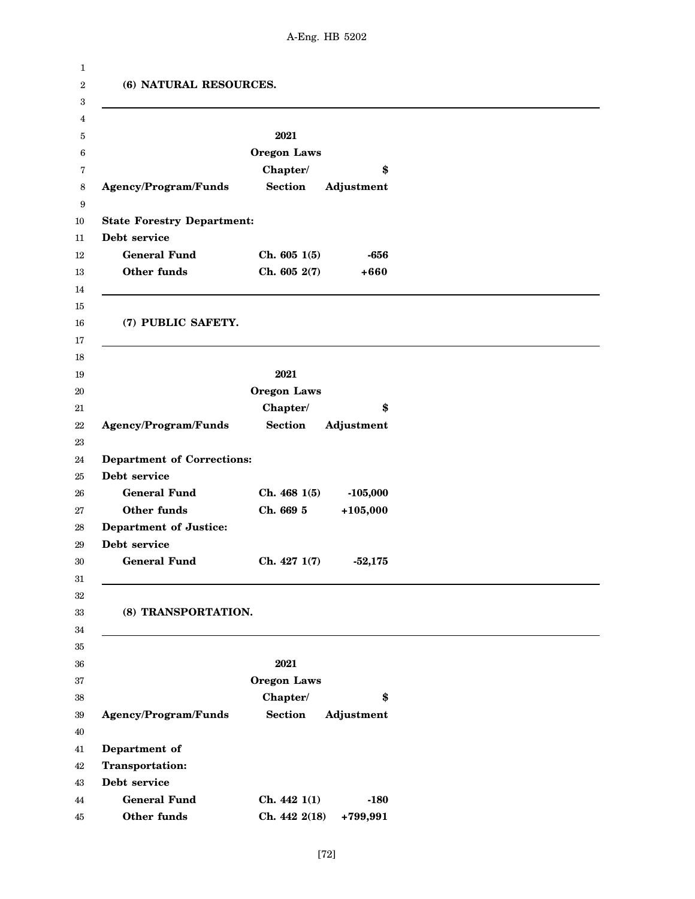**(6) NATURAL RESOURCES.**

| Agency/Program/Funds | 2021 Oregon Laws Chapter/ Section | $ Adjustment |
|---|---|---|
| **State Forestry Department:** | | |
| **Debt service** | | |
| **General Fund** | **Ch. 605 1(5)** | **-656** |
| **Other funds** | **Ch. 605 2(7)** | **+660** |

**(7) PUBLIC SAFETY.**

| Agency/Program/Funds | 2021 Oregon Laws Chapter/ Section | $ Adjustment |
|---|---|---|
| **Department of Corrections:** | | |
| **Debt service** | | |
| **General Fund** | **Ch. 468 1(5)** | **-105,000** |
| **Other funds** | **Ch. 669 5** | **+105,000** |
| **Department of Justice:** | | |
| **Debt service** | | |
| **General Fund** | **Ch. 427 1(7)** | **-52,175** |

**(8) TRANSPORTATION.**

| Agency/Program/Funds | 2021 Oregon Laws Chapter/ Section | $ Adjustment |
|---|---|---|
| **Department of Transportation:** | | |
| **Debt service** | | |
| **General Fund** | **Ch. 442 1(1)** | **-180** |
| **Other funds** | **Ch. 442 2(18)** | **+799,991** |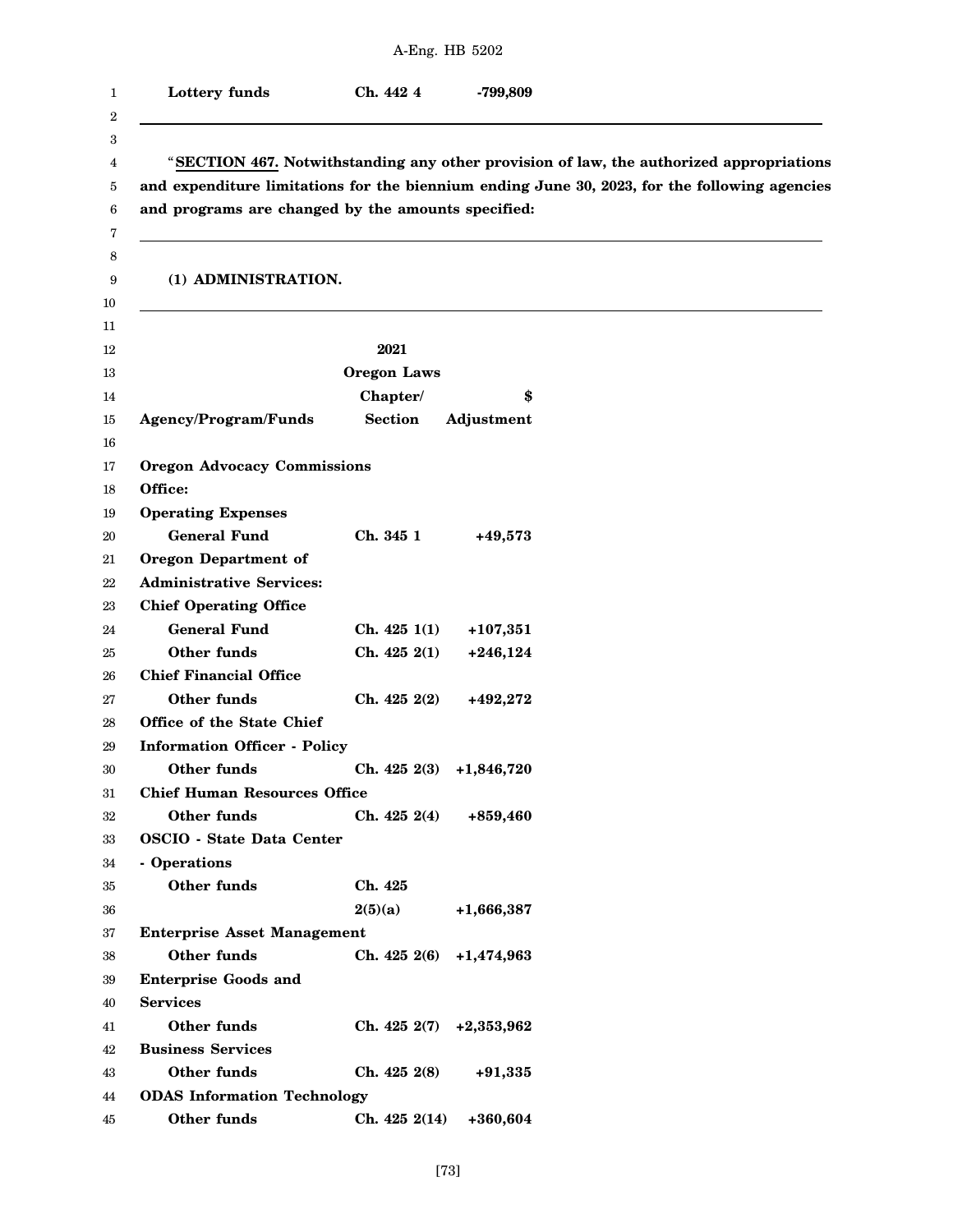| | | |
|---|---|---|
| **Lottery funds** | **Ch. 442 4** | **-799,809** |

"**SECTION 467. Notwithstanding any other provision of law, the authorized appropriations and expenditure limitations for the biennium ending June 30, 2023, for the following agencies and programs are changed by the amounts specified:**

**(1) ADMINISTRATION.**

| **Agency/Program/Funds** | **2021 Oregon Laws Chapter/ Section** | **$ Adjustment** |
|---|---|---|
| **Oregon Advocacy Commissions Office:** | | |
| **Operating Expenses** | | |
| **General Fund** | **Ch. 345 1** | **+49,573** |
| **Oregon Department of Administrative Services:** | | |
| **Chief Operating Office** | | |
| **General Fund** | **Ch. 425 1(1)** | **+107,351** |
| **Other funds** | **Ch. 425 2(1)** | **+246,124** |
| **Chief Financial Office** | | |
| **Other funds** | **Ch. 425 2(2)** | **+492,272** |
| **Office of the State Chief Information Officer - Policy** | | |
| **Other funds** | **Ch. 425 2(3)** | **+1,846,720** |
| **Chief Human Resources Office** | | |
| **Other funds** | **Ch. 425 2(4)** | **+859,460** |
| **OSCIO - State Data Center - Operations** | | |
| **Other funds** | **Ch. 425 2(5)(a)** | **+1,666,387** |
| **Enterprise Asset Management** | | |
| **Other funds** | **Ch. 425 2(6)** | **+1,474,963** |
| **Enterprise Goods and Services** | | |
| **Other funds** | **Ch. 425 2(7)** | **+2,353,962** |
| **Business Services** | | |
| **Other funds** | **Ch. 425 2(8)** | **+91,335** |
| **ODAS Information Technology** | | |
| **Other funds** | **Ch. 425 2(14)** | **+360,604** |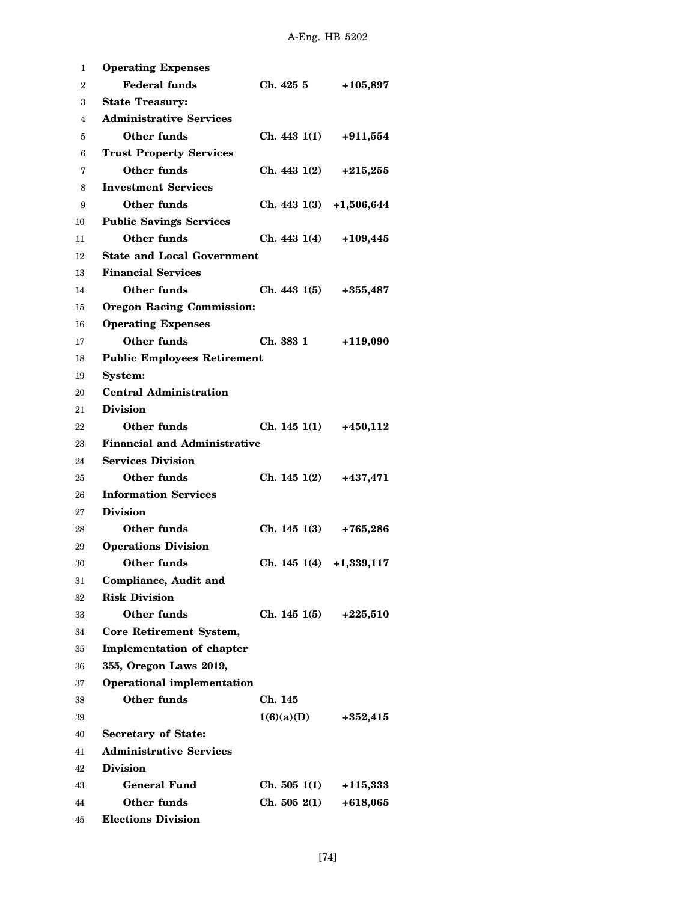| | | |
|---|---|---|
| **Operating Expenses** | | |
| **Federal funds** | **Ch. 425 5** | **+105,897** |
| **State Treasury:** | | |
| **Administrative Services** | | |
| **Other funds** | **Ch. 443 1(1)** | **+911,554** |
| **Trust Property Services** | | |
| **Other funds** | **Ch. 443 1(2)** | **+215,255** |
| **Investment Services** | | |
| **Other funds** | **Ch. 443 1(3)** | **+1,506,644** |
| **Public Savings Services** | | |
| **Other funds** | **Ch. 443 1(4)** | **+109,445** |
| **State and Local Government Financial Services** | | |
| **Other funds** | **Ch. 443 1(5)** | **+355,487** |
| **Oregon Racing Commission:** | | |
| **Operating Expenses** | | |
| **Other funds** | **Ch. 383 1** | **+119,090** |
| **Public Employees Retirement System:** | | |
| **Central Administration Division** | | |
| **Other funds** | **Ch. 145 1(1)** | **+450,112** |
| **Financial and Administrative Services Division** | | |
| **Other funds** | **Ch. 145 1(2)** | **+437,471** |
| **Information Services Division** | | |
| **Other funds** | **Ch. 145 1(3)** | **+765,286** |
| **Operations Division** | | |
| **Other funds** | **Ch. 145 1(4)** | **+1,339,117** |
| **Compliance, Audit and Risk Division** | | |
| **Other funds** | **Ch. 145 1(5)** | **+225,510** |
| **Core Retirement System, Implementation of chapter 355, Oregon Laws 2019, Operational implementation** | | |
| **Other funds** | **Ch. 145 1(6)(a)(D)** | **+352,415** |
| **Secretary of State:** | | |
| **Administrative Services Division** | | |
| **General Fund** | **Ch. 505 1(1)** | **+115,333** |
| **Other funds** | **Ch. 505 2(1)** | **+618,065** |
| **Elections Division** | | |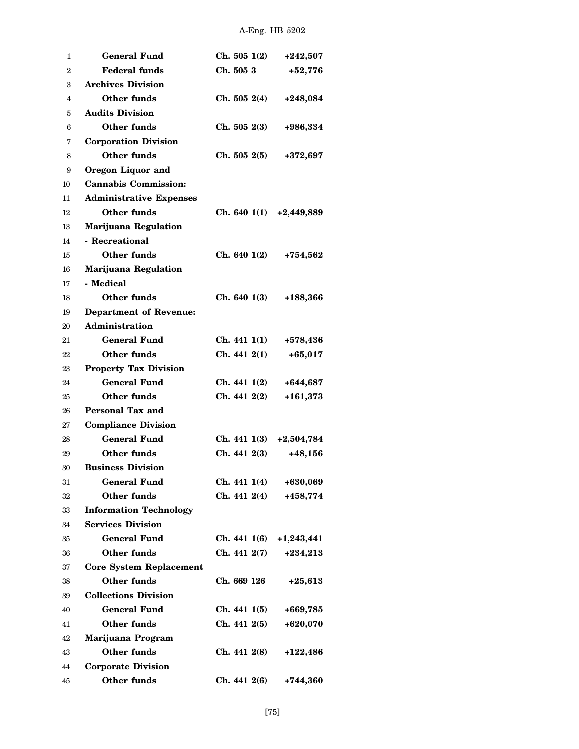| | | |
|---|---|---|
| **General Fund** | **Ch. 505 1(2)** | **+242,507** |
| **Federal funds** | **Ch. 505 3** | **+52,776** |
| **Archives Division** | | |
| **Other funds** | **Ch. 505 2(4)** | **+248,084** |
| **Audits Division** | | |
| **Other funds** | **Ch. 505 2(3)** | **+986,334** |
| **Corporation Division** | | |
| **Other funds** | **Ch. 505 2(5)** | **+372,697** |
| **Oregon Liquor and Cannabis Commission:** | | |
| **Administrative Expenses** | | |
| **Other funds** | **Ch. 640 1(1)** | **+2,449,889** |
| **Marijuana Regulation - Recreational** | | |
| **Other funds** | **Ch. 640 1(2)** | **+754,562** |
| **Marijuana Regulation - Medical** | | |
| **Other funds** | **Ch. 640 1(3)** | **+188,366** |
| **Department of Revenue:** | | |
| **Administration** | | |
| **General Fund** | **Ch. 441 1(1)** | **+578,436** |
| **Other funds** | **Ch. 441 2(1)** | **+65,017** |
| **Property Tax Division** | | |
| **General Fund** | **Ch. 441 1(2)** | **+644,687** |
| **Other funds** | **Ch. 441 2(2)** | **+161,373** |
| **Personal Tax and Compliance Division** | | |
| **General Fund** | **Ch. 441 1(3)** | **+2,504,784** |
| **Other funds** | **Ch. 441 2(3)** | **+48,156** |
| **Business Division** | | |
| **General Fund** | **Ch. 441 1(4)** | **+630,069** |
| **Other funds** | **Ch. 441 2(4)** | **+458,774** |
| **Information Technology Services Division** | | |
| **General Fund** | **Ch. 441 1(6)** | **+1,243,441** |
| **Other funds** | **Ch. 441 2(7)** | **+234,213** |
| **Core System Replacement** | | |
| **Other funds** | **Ch. 669 126** | **+25,613** |
| **Collections Division** | | |
| **General Fund** | **Ch. 441 1(5)** | **+669,785** |
| **Other funds** | **Ch. 441 2(5)** | **+620,070** |
| **Marijuana Program** | | |
| **Other funds** | **Ch. 441 2(8)** | **+122,486** |
| **Corporate Division** | | |
| **Other funds** | **Ch. 441 2(6)** | **+744,360** |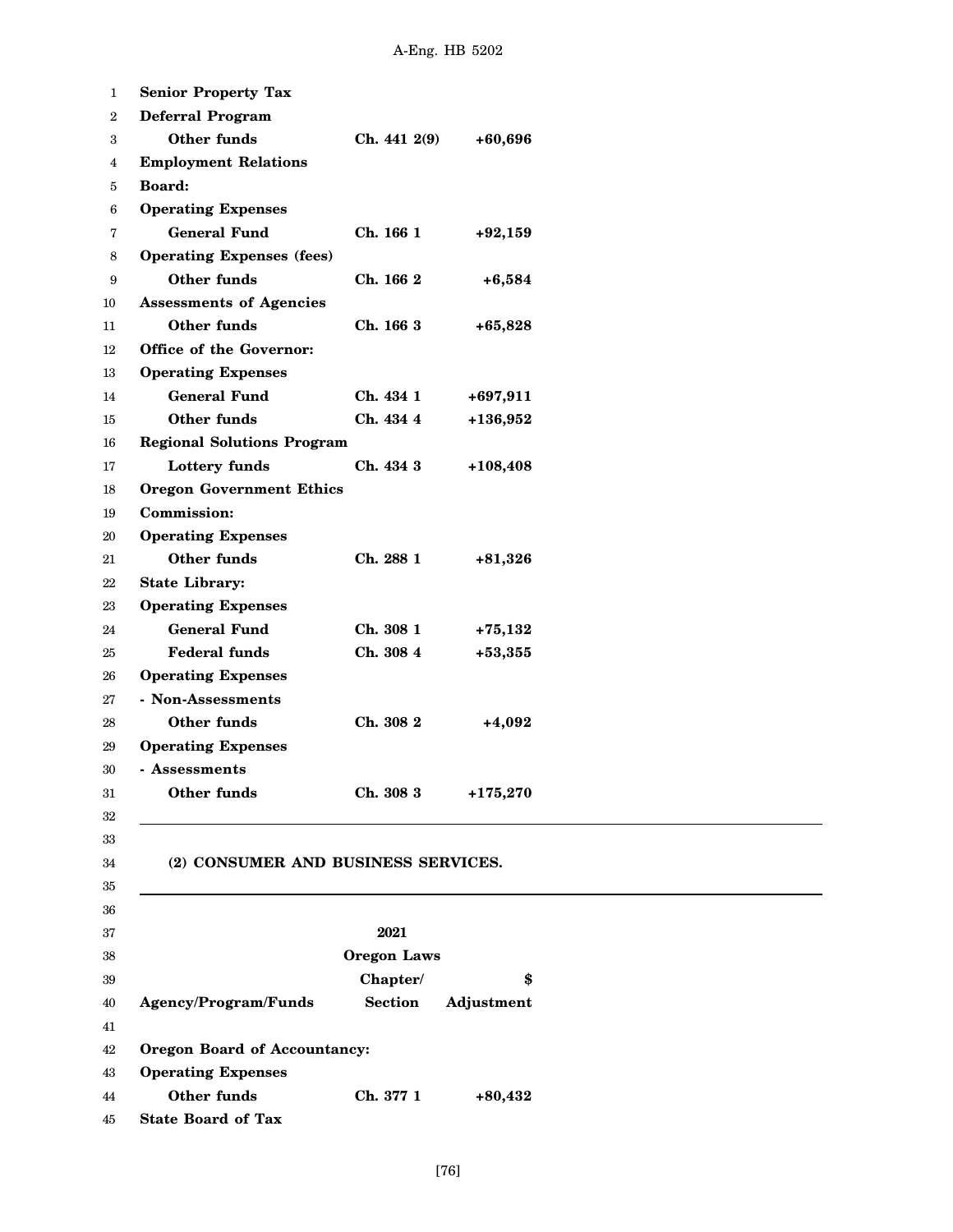| | | |
|---|---|---|
| **Senior Property Tax** | | |
| **Deferral Program** | | |
| **Other funds** | **Ch. 441 2(9)** | **+60,696** |
| **Employment Relations** | | |
| **Board:** | | |
| **Operating Expenses** | | |
| **General Fund** | **Ch. 166 1** | **+92,159** |
| **Operating Expenses (fees)** | | |
| **Other funds** | **Ch. 166 2** | **+6,584** |
| **Assessments of Agencies** | | |
| **Other funds** | **Ch. 166 3** | **+65,828** |
| **Office of the Governor:** | | |
| **Operating Expenses** | | |
| **General Fund** | **Ch. 434 1** | **+697,911** |
| **Other funds** | **Ch. 434 4** | **+136,952** |
| **Regional Solutions Program** | | |
| **Lottery funds** | **Ch. 434 3** | **+108,408** |
| **Oregon Government Ethics** | | |
| **Commission:** | | |
| **Operating Expenses** | | |
| **Other funds** | **Ch. 288 1** | **+81,326** |
| **State Library:** | | |
| **Operating Expenses** | | |
| **General Fund** | **Ch. 308 1** | **+75,132** |
| **Federal funds** | **Ch. 308 4** | **+53,355** |
| **Operating Expenses** | | |
| **- Non-Assessments** | | |
| **Other funds** | **Ch. 308 2** | **+4,092** |
| **Operating Expenses** | | |
| **- Assessments** | | |
| **Other funds** | **Ch. 308 3** | **+175,270** |

**(2) CONSUMER AND BUSINESS SERVICES.**

| **Agency/Program/Funds** | **2021 Oregon Laws Chapter/ Section** | **$ Adjustment** |
|---|---|---|
| **Oregon Board of Accountancy:** | | |
| **Operating Expenses** | | |
| **Other funds** | **Ch. 377 1** | **+80,432** |
| **State Board of Tax** | | |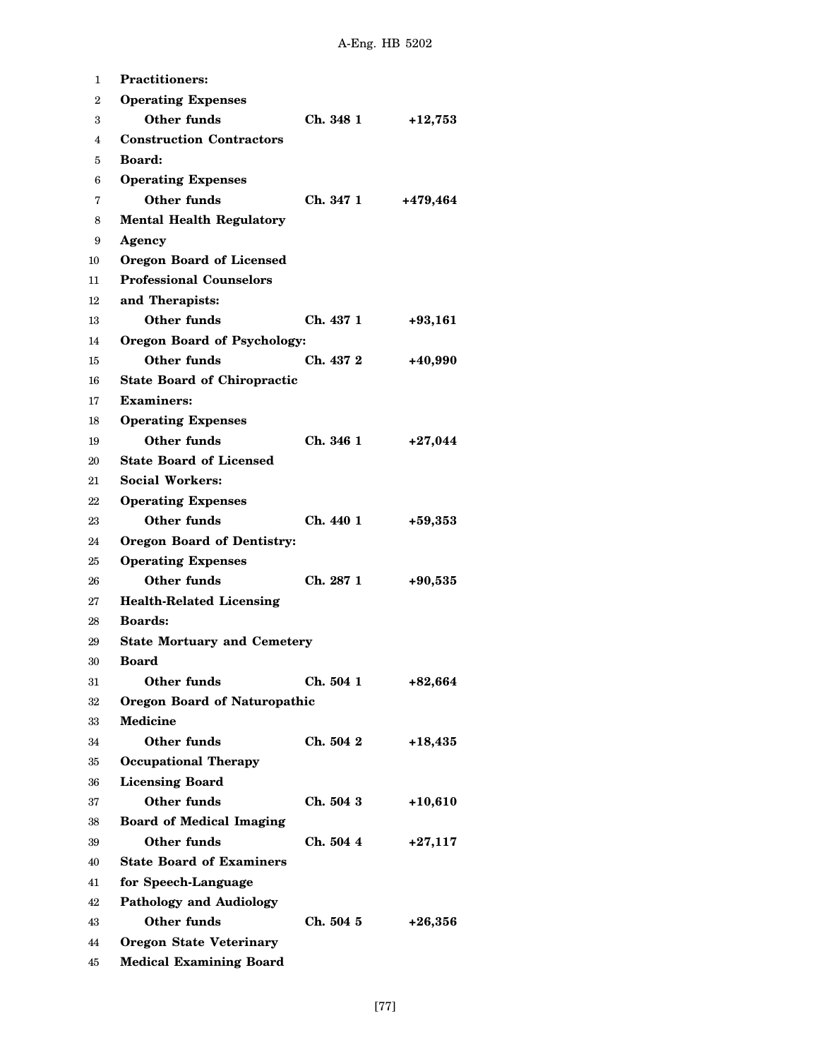| | | |
|---|---|---|
| **Practitioners:** | | |
| **Operating Expenses** | | |
| **Other funds** | **Ch. 348 1** | **+12,753** |
| **Construction Contractors Board:** | | |
| **Operating Expenses** | | |
| **Other funds** | **Ch. 347 1** | **+479,464** |
| **Mental Health Regulatory Agency** | | |
| **Oregon Board of Licensed Professional Counselors and Therapists:** | | |
| **Other funds** | **Ch. 437 1** | **+93,161** |
| **Oregon Board of Psychology:** | | |
| **Other funds** | **Ch. 437 2** | **+40,990** |
| **State Board of Chiropractic Examiners:** | | |
| **Operating Expenses** | | |
| **Other funds** | **Ch. 346 1** | **+27,044** |
| **State Board of Licensed Social Workers:** | | |
| **Operating Expenses** | | |
| **Other funds** | **Ch. 440 1** | **+59,353** |
| **Oregon Board of Dentistry:** | | |
| **Operating Expenses** | | |
| **Other funds** | **Ch. 287 1** | **+90,535** |
| **Health-Related Licensing Boards:** | | |
| **State Mortuary and Cemetery Board** | | |
| **Other funds** | **Ch. 504 1** | **+82,664** |
| **Oregon Board of Naturopathic Medicine** | | |
| **Other funds** | **Ch. 504 2** | **+18,435** |
| **Occupational Therapy Licensing Board** | | |
| **Other funds** | **Ch. 504 3** | **+10,610** |
| **Board of Medical Imaging** | | |
| **Other funds** | **Ch. 504 4** | **+27,117** |
| **State Board of Examiners for Speech-Language Pathology and Audiology** | | |
| **Other funds** | **Ch. 504 5** | **+26,356** |
| **Oregon State Veterinary Medical Examining Board** | | |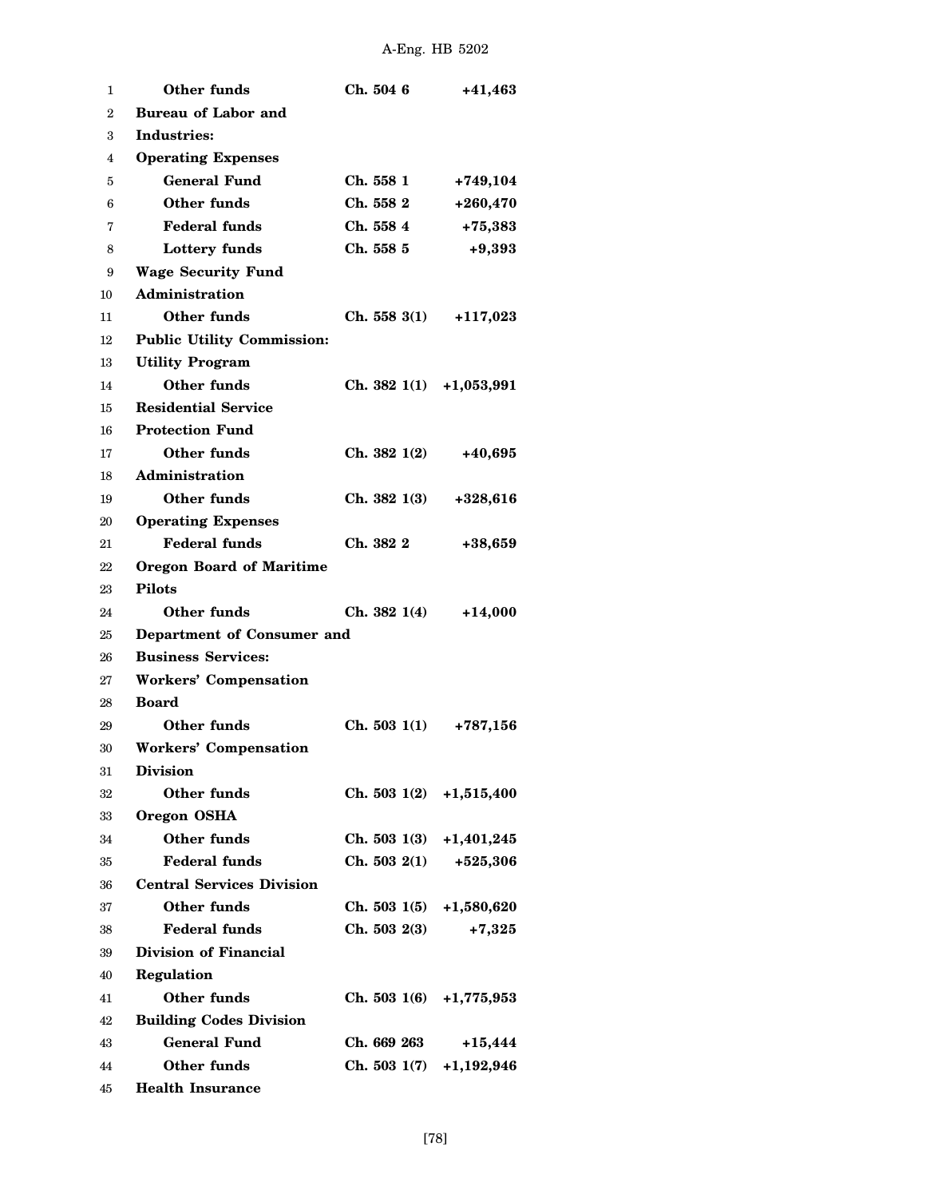| | | |
|---|---|---|
| **Other funds** | **Ch. 504 6** | **+41,463** |
| **Bureau of Labor and Industries:** | | |
| **Operating Expenses** | | |
| **General Fund** | **Ch. 558 1** | **+749,104** |
| **Other funds** | **Ch. 558 2** | **+260,470** |
| **Federal funds** | **Ch. 558 4** | **+75,383** |
| **Lottery funds** | **Ch. 558 5** | **+9,393** |
| **Wage Security Fund Administration** | | |
| **Other funds** | **Ch. 558 3(1)** | **+117,023** |
| **Public Utility Commission:** | | |
| **Utility Program** | | |
| **Other funds** | **Ch. 382 1(1)** | **+1,053,991** |
| **Residential Service Protection Fund** | | |
| **Other funds** | **Ch. 382 1(2)** | **+40,695** |
| **Administration** | | |
| **Other funds** | **Ch. 382 1(3)** | **+328,616** |
| **Operating Expenses** | | |
| **Federal funds** | **Ch. 382 2** | **+38,659** |
| **Oregon Board of Maritime Pilots** | | |
| **Other funds** | **Ch. 382 1(4)** | **+14,000** |
| **Department of Consumer and Business Services:** | | |
| **Workers' Compensation Board** | | |
| **Other funds** | **Ch. 503 1(1)** | **+787,156** |
| **Workers' Compensation Division** | | |
| **Other funds** | **Ch. 503 1(2)** | **+1,515,400** |
| **Oregon OSHA** | | |
| **Other funds** | **Ch. 503 1(3)** | **+1,401,245** |
| **Federal funds** | **Ch. 503 2(1)** | **+525,306** |
| **Central Services Division** | | |
| **Other funds** | **Ch. 503 1(5)** | **+1,580,620** |
| **Federal funds** | **Ch. 503 2(3)** | **+7,325** |
| **Division of Financial Regulation** | | |
| **Other funds** | **Ch. 503 1(6)** | **+1,775,953** |
| **Building Codes Division** | | |
| **General Fund** | **Ch. 669 263** | **+15,444** |
| **Other funds** | **Ch. 503 1(7)** | **+1,192,946** |
| **Health Insurance** | | |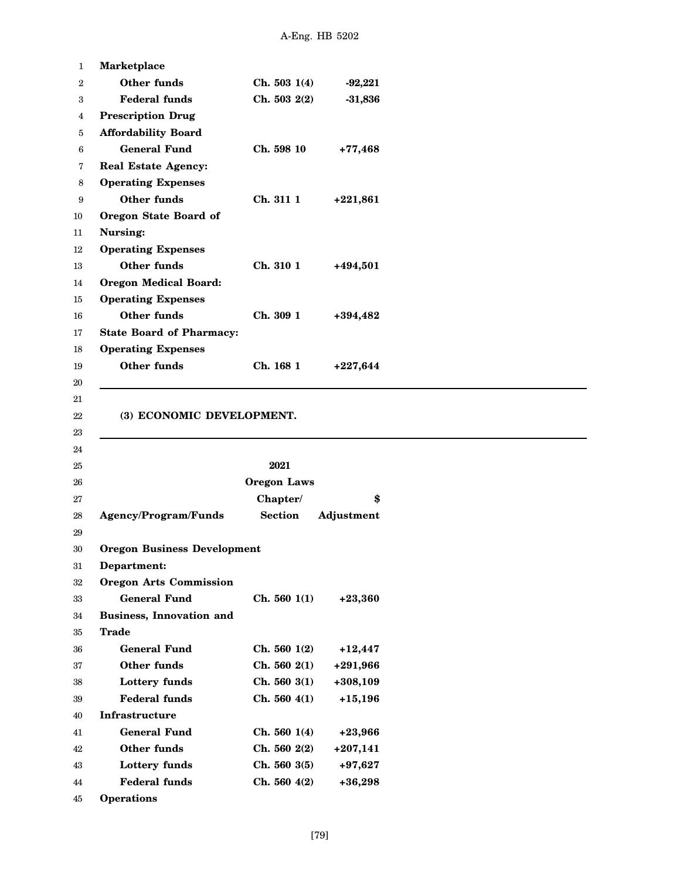| | | |
|---|---|---|
| **Marketplace** | | |
| **Other funds** | **Ch. 503 1(4)** | **-92,221** |
| **Federal funds** | **Ch. 503 2(2)** | **-31,836** |
| **Prescription Drug Affordability Board** | | |
| **General Fund** | **Ch. 598 10** | **+77,468** |
| **Real Estate Agency:** | | |
| **Operating Expenses** | | |
| **Other funds** | **Ch. 311 1** | **+221,861** |
| **Oregon State Board of Nursing:** | | |
| **Operating Expenses** | | |
| **Other funds** | **Ch. 310 1** | **+494,501** |
| **Oregon Medical Board:** | | |
| **Operating Expenses** | | |
| **Other funds** | **Ch. 309 1** | **+394,482** |
| **State Board of Pharmacy:** | | |
| **Operating Expenses** | | |
| **Other funds** | **Ch. 168 1** | **+227,644** |

**(3) ECONOMIC DEVELOPMENT.**

| **Agency/Program/Funds** | **2021 Oregon Laws Chapter/ Section** | **$ Adjustment** |
|---|---|---|
| **Oregon Business Development Department:** | | |
| **Oregon Arts Commission** | | |
| **General Fund** | **Ch. 560 1(1)** | **+23,360** |
| **Business, Innovation and Trade** | | |
| **General Fund** | **Ch. 560 1(2)** | **+12,447** |
| **Other funds** | **Ch. 560 2(1)** | **+291,966** |
| **Lottery funds** | **Ch. 560 3(1)** | **+308,109** |
| **Federal funds** | **Ch. 560 4(1)** | **+15,196** |
| **Infrastructure** | | |
| **General Fund** | **Ch. 560 1(4)** | **+23,966** |
| **Other funds** | **Ch. 560 2(2)** | **+207,141** |
| **Lottery funds** | **Ch. 560 3(5)** | **+97,627** |
| **Federal funds** | **Ch. 560 4(2)** | **+36,298** |
| **Operations** | | |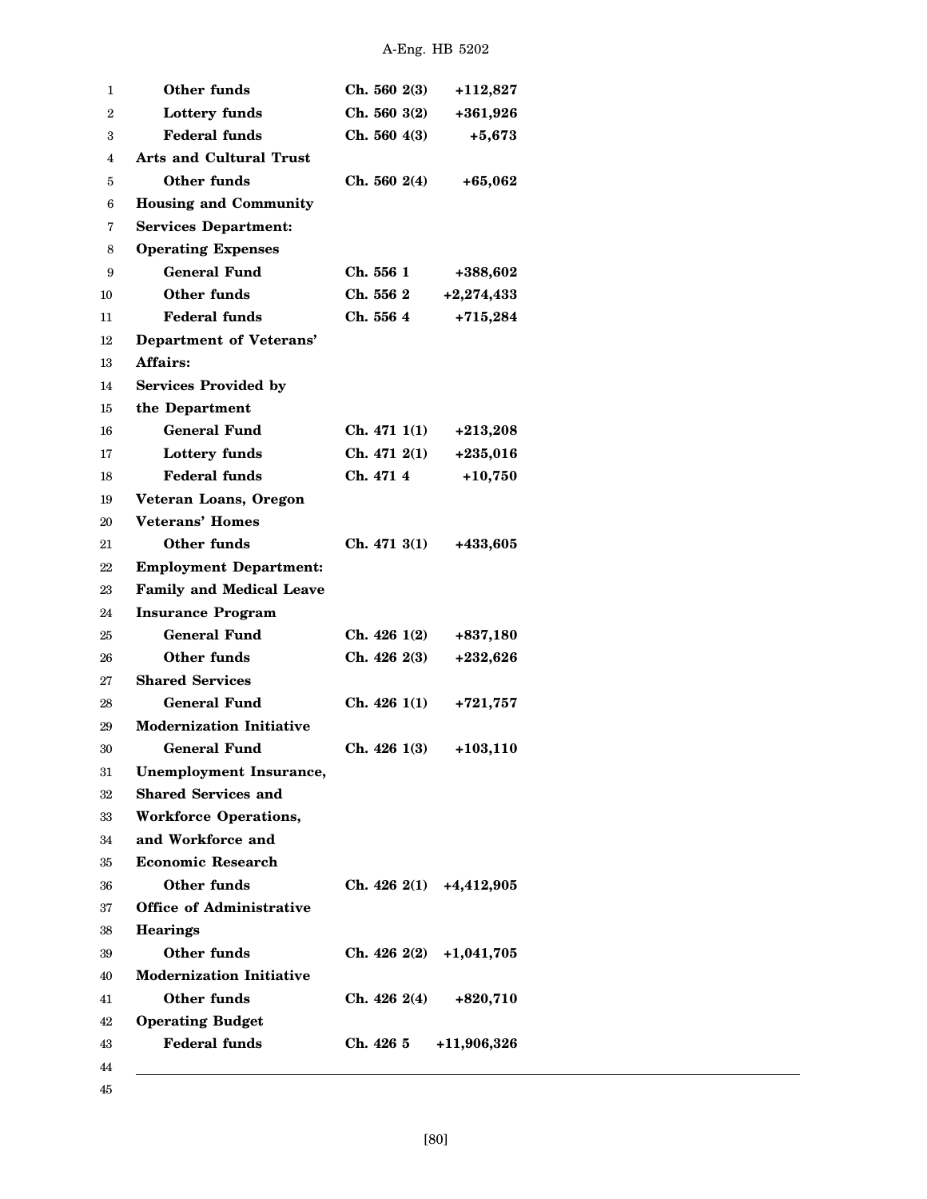| | | |
|---|---|---|
| **Other funds** | **Ch. 560 2(3)** | **+112,827** |
| **Lottery funds** | **Ch. 560 3(2)** | **+361,926** |
| **Federal funds** | **Ch. 560 4(3)** | **+5,673** |
| **Arts and Cultural Trust** | | |
| **Other funds** | **Ch. 560 2(4)** | **+65,062** |
| **Housing and Community Services Department: Operating Expenses** | | |
| **General Fund** | **Ch. 556 1** | **+388,602** |
| **Other funds** | **Ch. 556 2** | **+2,274,433** |
| **Federal funds** | **Ch. 556 4** | **+715,284** |
| **Department of Veterans' Affairs: Services Provided by the Department** | | |
| **General Fund** | **Ch. 471 1(1)** | **+213,208** |
| **Lottery funds** | **Ch. 471 2(1)** | **+235,016** |
| **Federal funds** | **Ch. 471 4** | **+10,750** |
| **Veteran Loans, Oregon Veterans' Homes** | | |
| **Other funds** | **Ch. 471 3(1)** | **+433,605** |
| **Employment Department: Family and Medical Leave Insurance Program** | | |
| **General Fund** | **Ch. 426 1(2)** | **+837,180** |
| **Other funds** | **Ch. 426 2(3)** | **+232,626** |
| **Shared Services** | | |
| **General Fund** | **Ch. 426 1(1)** | **+721,757** |
| **Modernization Initiative** | | |
| **General Fund** | **Ch. 426 1(3)** | **+103,110** |
| **Unemployment Insurance, Shared Services and Workforce Operations, and Workforce and Economic Research** | | |
| **Other funds** | **Ch. 426 2(1)** | **+4,412,905** |
| **Office of Administrative Hearings** | | |
| **Other funds** | **Ch. 426 2(2)** | **+1,041,705** |
| **Modernization Initiative** | | |
| **Other funds** | **Ch. 426 2(4)** | **+820,710** |
| **Operating Budget** | | |
| **Federal funds** | **Ch. 426 5** | **+11,906,326** |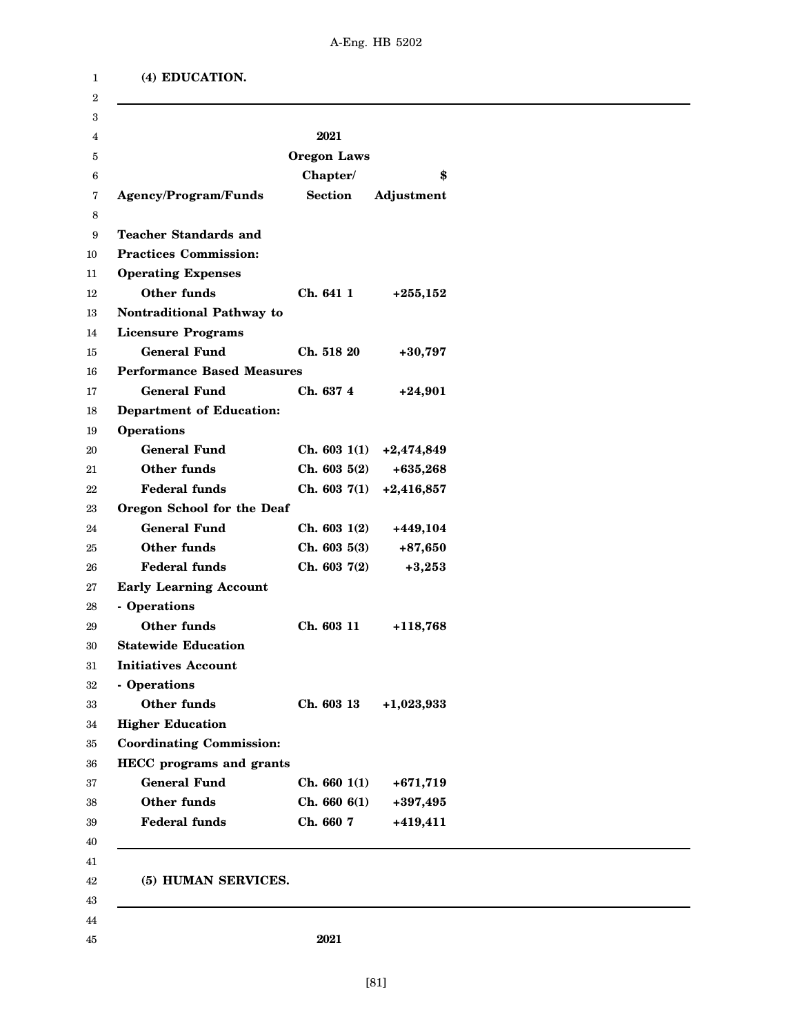**(4) EDUCATION.**

| Agency/Program/Funds | 2021 Oregon Laws Chapter/ Section | $ Adjustment |
|---|---|---|
| **Teacher Standards and Practices Commission:** | | |
| **Operating Expenses** | | |
| **Other funds** | **Ch. 641 1** | **+255,152** |
| **Nontraditional Pathway to Licensure Programs** | | |
| **General Fund** | **Ch. 518 20** | **+30,797** |
| **Performance Based Measures** | | |
| **General Fund** | **Ch. 637 4** | **+24,901** |
| **Department of Education:** | | |
| **Operations** | | |
| **General Fund** | **Ch. 603 1(1)** | **+2,474,849** |
| **Other funds** | **Ch. 603 5(2)** | **+635,268** |
| **Federal funds** | **Ch. 603 7(1)** | **+2,416,857** |
| **Oregon School for the Deaf** | | |
| **General Fund** | **Ch. 603 1(2)** | **+449,104** |
| **Other funds** | **Ch. 603 5(3)** | **+87,650** |
| **Federal funds** | **Ch. 603 7(2)** | **+3,253** |
| **Early Learning Account - Operations** | | |
| **Other funds** | **Ch. 603 11** | **+118,768** |
| **Statewide Education Initiatives Account - Operations** | | |
| **Other funds** | **Ch. 603 13** | **+1,023,933** |
| **Higher Education Coordinating Commission:** | | |
| **HECC programs and grants** | | |
| **General Fund** | **Ch. 660 1(1)** | **+671,719** |
| **Other funds** | **Ch. 660 6(1)** | **+397,495** |
| **Federal funds** | **Ch. 660 7** | **+419,411** |

**(5) HUMAN SERVICES.**

**2021**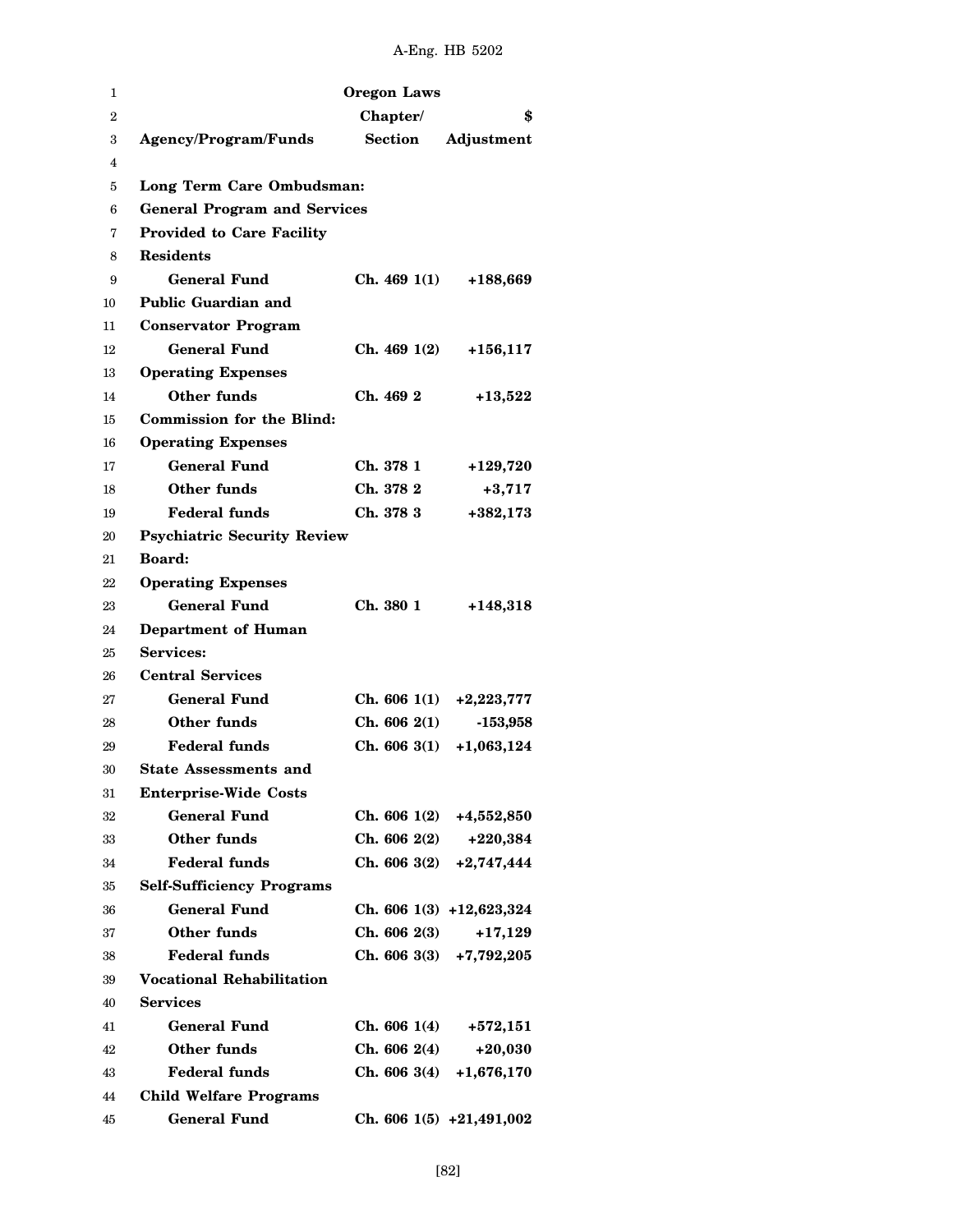| Agency/Program/Funds | Oregon Laws Chapter/ Section | $ Adjustment |
|---|---|---|
| **Long Term Care Ombudsman:** | | |
| **General Program and Services Provided to Care Facility Residents** | | |
| General Fund | Ch. 469 1(1) | +188,669 |
| **Public Guardian and Conservator Program** | | |
| General Fund | Ch. 469 1(2) | +156,117 |
| **Operating Expenses** | | |
| Other funds | Ch. 469 2 | +13,522 |
| **Commission for the Blind:** | | |
| **Operating Expenses** | | |
| General Fund | Ch. 378 1 | +129,720 |
| Other funds | Ch. 378 2 | +3,717 |
| Federal funds | Ch. 378 3 | +382,173 |
| **Psychiatric Security Review Board:** | | |
| **Operating Expenses** | | |
| General Fund | Ch. 380 1 | +148,318 |
| **Department of Human Services:** | | |
| **Central Services** | | |
| General Fund | Ch. 606 1(1) | +2,223,777 |
| Other funds | Ch. 606 2(1) | -153,958 |
| Federal funds | Ch. 606 3(1) | +1,063,124 |
| **State Assessments and Enterprise-Wide Costs** | | |
| General Fund | Ch. 606 1(2) | +4,552,850 |
| Other funds | Ch. 606 2(2) | +220,384 |
| Federal funds | Ch. 606 3(2) | +2,747,444 |
| **Self-Sufficiency Programs** | | |
| General Fund | Ch. 606 1(3) | +12,623,324 |
| Other funds | Ch. 606 2(3) | +17,129 |
| Federal funds | Ch. 606 3(3) | +7,792,205 |
| **Vocational Rehabilitation Services** | | |
| General Fund | Ch. 606 1(4) | +572,151 |
| Other funds | Ch. 606 2(4) | +20,030 |
| Federal funds | Ch. 606 3(4) | +1,676,170 |
| **Child Welfare Programs** | | |
| General Fund | Ch. 606 1(5) | +21,491,002 |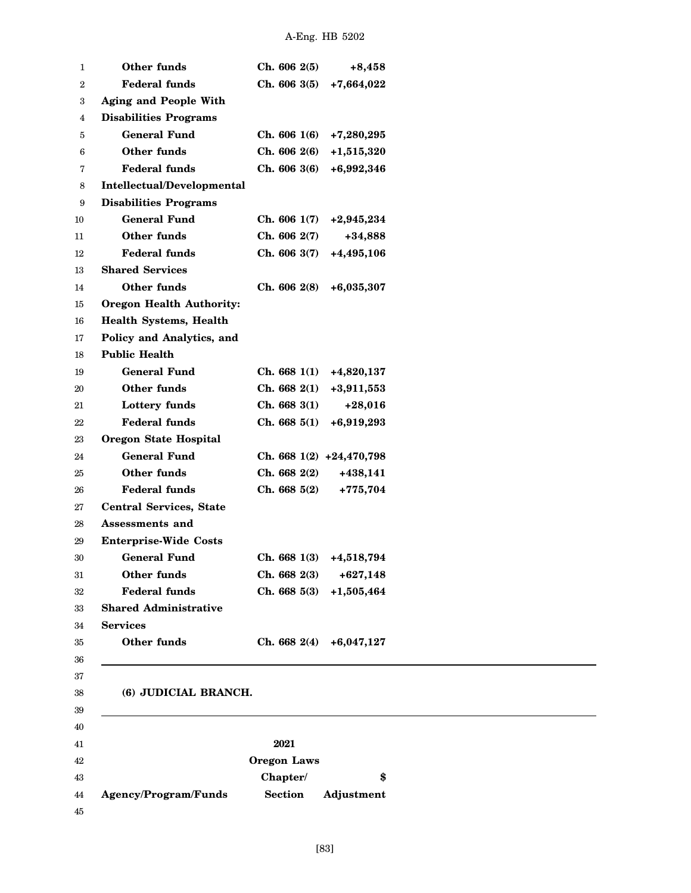| | | |
|---|---|---|
| **Other funds** | **Ch. 606 2(5)** | **+8,458** |
| **Federal funds** | **Ch. 606 3(5)** | **+7,664,022** |
| **Aging and People With Disabilities Programs** | | |
| **General Fund** | **Ch. 606 1(6)** | **+7,280,295** |
| **Other funds** | **Ch. 606 2(6)** | **+1,515,320** |
| **Federal funds** | **Ch. 606 3(6)** | **+6,992,346** |
| **Intellectual/Developmental Disabilities Programs** | | |
| **General Fund** | **Ch. 606 1(7)** | **+2,945,234** |
| **Other funds** | **Ch. 606 2(7)** | **+34,888** |
| **Federal funds** | **Ch. 606 3(7)** | **+4,495,106** |
| **Shared Services** | | |
| **Other funds** | **Ch. 606 2(8)** | **+6,035,307** |
| **Oregon Health Authority: Health Systems, Health Policy and Analytics, and Public Health** | | |
| **General Fund** | **Ch. 668 1(1)** | **+4,820,137** |
| **Other funds** | **Ch. 668 2(1)** | **+3,911,553** |
| **Lottery funds** | **Ch. 668 3(1)** | **+28,016** |
| **Federal funds** | **Ch. 668 5(1)** | **+6,919,293** |
| **Oregon State Hospital** | | |
| **General Fund** | **Ch. 668 1(2)** | **+24,470,798** |
| **Other funds** | **Ch. 668 2(2)** | **+438,141** |
| **Federal funds** | **Ch. 668 5(2)** | **+775,704** |
| **Central Services, State Assessments and Enterprise-Wide Costs** | | |
| **General Fund** | **Ch. 668 1(3)** | **+4,518,794** |
| **Other funds** | **Ch. 668 2(3)** | **+627,148** |
| **Federal funds** | **Ch. 668 5(3)** | **+1,505,464** |
| **Shared Administrative Services** | | |
| **Other funds** | **Ch. 668 2(4)** | **+6,047,127** |

**(6) JUDICIAL BRANCH.**

| **Agency/Program/Funds** | **2021 Oregon Laws Chapter/ Section** | **$ Adjustment** |
|---|---|---|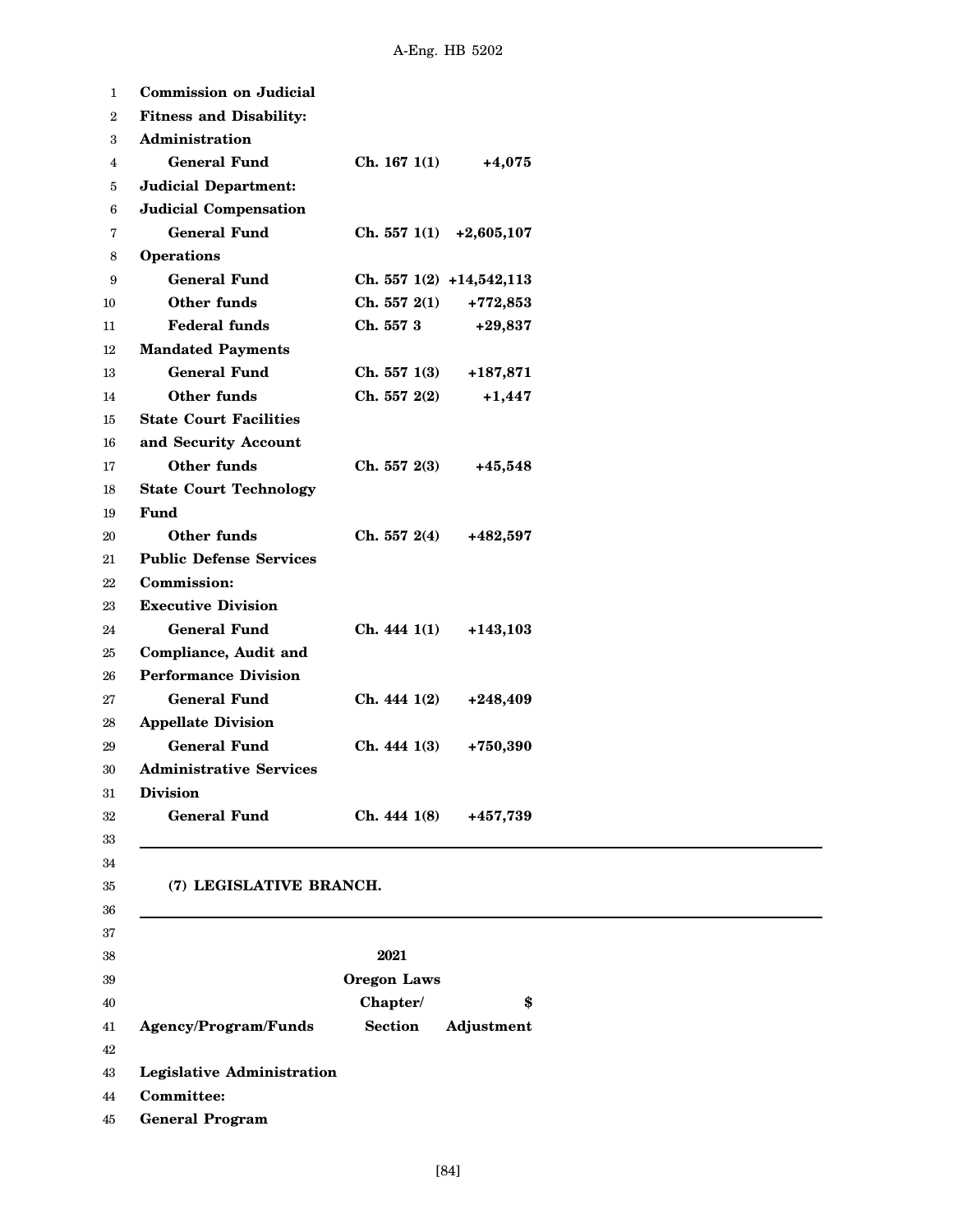| Agency/Program/Funds | Chapter/Section | Adjustment |
|---|---|---|
| **Commission on Judicial Fitness and Disability:** | | |
| **Administration** | | |
| **General Fund** | **Ch. 167 1(1)** | **+4,075** |
| **Judicial Department:** | | |
| **Judicial Compensation** | | |
| **General Fund** | **Ch. 557 1(1)** | **+2,605,107** |
| **Operations** | | |
| **General Fund** | **Ch. 557 1(2)** | **+14,542,113** |
| **Other funds** | **Ch. 557 2(1)** | **+772,853** |
| **Federal funds** | **Ch. 557 3** | **+29,837** |
| **Mandated Payments** | | |
| **General Fund** | **Ch. 557 1(3)** | **+187,871** |
| **Other funds** | **Ch. 557 2(2)** | **+1,447** |
| **State Court Facilities and Security Account** | | |
| **Other funds** | **Ch. 557 2(3)** | **+45,548** |
| **State Court Technology Fund** | | |
| **Other funds** | **Ch. 557 2(4)** | **+482,597** |
| **Public Defense Services Commission:** | | |
| **Executive Division** | | |
| **General Fund** | **Ch. 444 1(1)** | **+143,103** |
| **Compliance, Audit and Performance Division** | | |
| **General Fund** | **Ch. 444 1(2)** | **+248,409** |
| **Appellate Division** | | |
| **General Fund** | **Ch. 444 1(3)** | **+750,390** |
| **Administrative Services Division** | | |
| **General Fund** | **Ch. 444 1(8)** | **+457,739** |

---

**(7) LEGISLATIVE BRANCH.**

---

| **Agency/Program/Funds** | **2021 Oregon Laws Chapter/ Section** | **$ Adjustment** |
|---|---|---|
| **Legislative Administration Committee:** | | |
| **General Program** | | |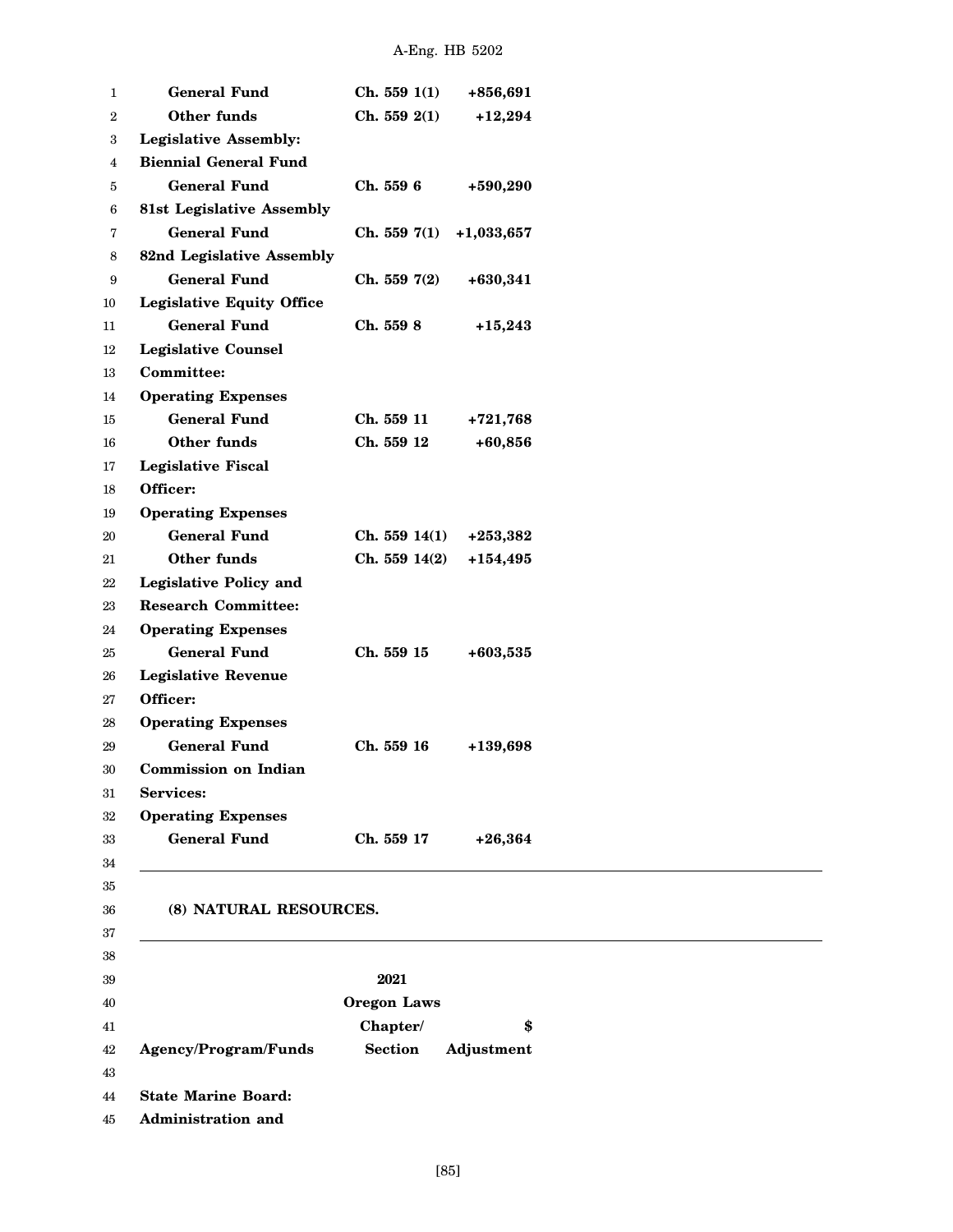| | | |
|---|---|---|
| **General Fund** | **Ch. 559 1(1)** | **+856,691** |
| **Other funds** | **Ch. 559 2(1)** | **+12,294** |
| **Legislative Assembly:** | | |
| **Biennial General Fund** | | |
| **General Fund** | **Ch. 559 6** | **+590,290** |
| **81st Legislative Assembly** | | |
| **General Fund** | **Ch. 559 7(1)** | **+1,033,657** |
| **82nd Legislative Assembly** | | |
| **General Fund** | **Ch. 559 7(2)** | **+630,341** |
| **Legislative Equity Office** | | |
| **General Fund** | **Ch. 559 8** | **+15,243** |
| **Legislative Counsel Committee:** | | |
| **Operating Expenses** | | |
| **General Fund** | **Ch. 559 11** | **+721,768** |
| **Other funds** | **Ch. 559 12** | **+60,856** |
| **Legislative Fiscal Officer:** | | |
| **Operating Expenses** | | |
| **General Fund** | **Ch. 559 14(1)** | **+253,382** |
| **Other funds** | **Ch. 559 14(2)** | **+154,495** |
| **Legislative Policy and Research Committee:** | | |
| **Operating Expenses** | | |
| **General Fund** | **Ch. 559 15** | **+603,535** |
| **Legislative Revenue Officer:** | | |
| **Operating Expenses** | | |
| **General Fund** | **Ch. 559 16** | **+139,698** |
| **Commission on Indian Services:** | | |
| **Operating Expenses** | | |
| **General Fund** | **Ch. 559 17** | **+26,364** |

**(8) NATURAL RESOURCES.**

| **Agency/Program/Funds** | **2021 Oregon Laws Chapter/ Section** | **$ Adjustment** |
|---|---|---|
| **State Marine Board:** | | |
| **Administration and** | | |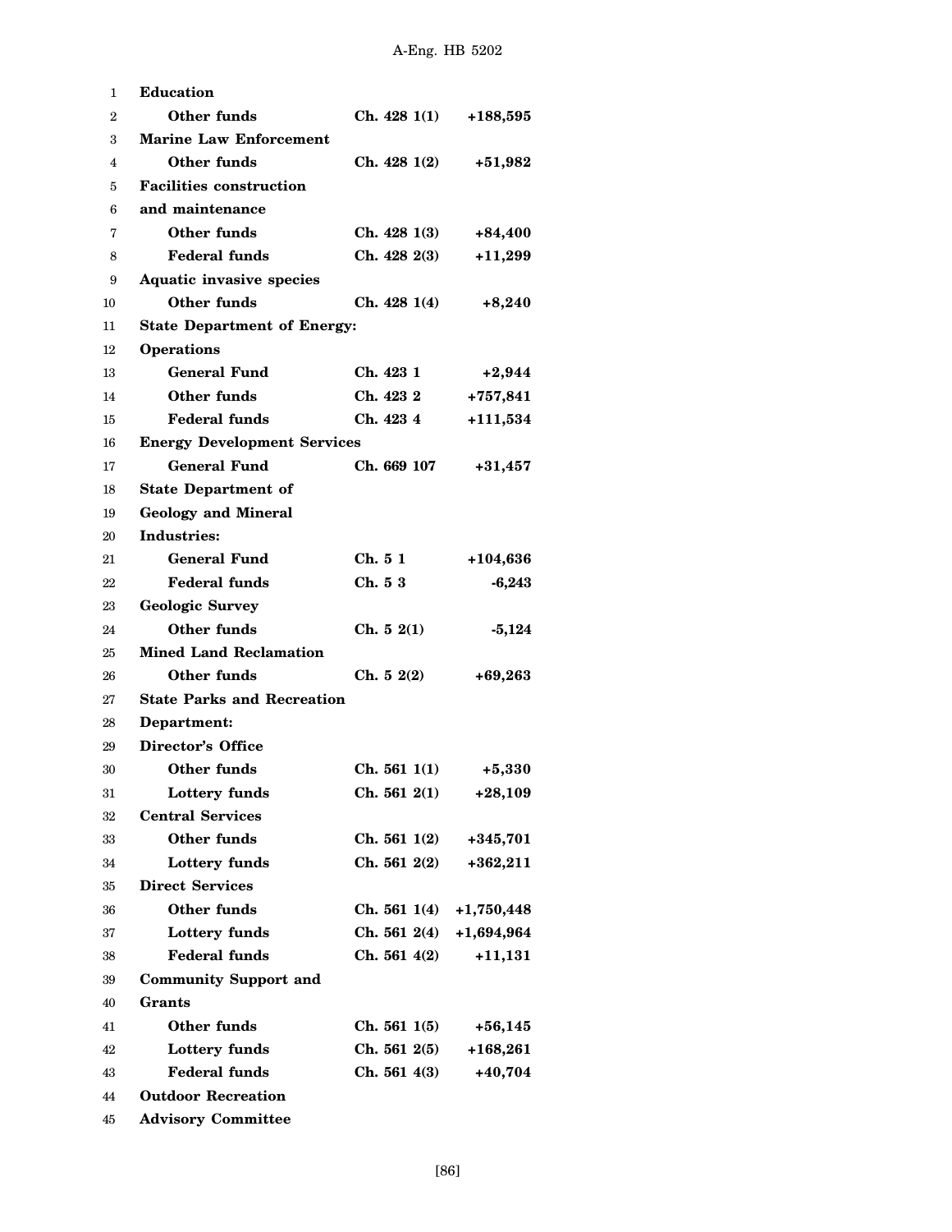| | | |
|---|---|---|
| **Education** | | |
| **Other funds** | **Ch. 428 1(1)** | **+188,595** |
| **Marine Law Enforcement** | | |
| **Other funds** | **Ch. 428 1(2)** | **+51,982** |
| **Facilities construction and maintenance** | | |
| **Other funds** | **Ch. 428 1(3)** | **+84,400** |
| **Federal funds** | **Ch. 428 2(3)** | **+11,299** |
| **Aquatic invasive species** | | |
| **Other funds** | **Ch. 428 1(4)** | **+8,240** |
| **State Department of Energy:** | | |
| **Operations** | | |
| **General Fund** | **Ch. 423 1** | **+2,944** |
| **Other funds** | **Ch. 423 2** | **+757,841** |
| **Federal funds** | **Ch. 423 4** | **+111,534** |
| **Energy Development Services** | | |
| **General Fund** | **Ch. 669 107** | **+31,457** |
| **State Department of Geology and Mineral Industries:** | | |
| **General Fund** | **Ch. 5 1** | **+104,636** |
| **Federal funds** | **Ch. 5 3** | **-6,243** |
| **Geologic Survey** | | |
| **Other funds** | **Ch. 5 2(1)** | **-5,124** |
| **Mined Land Reclamation** | | |
| **Other funds** | **Ch. 5 2(2)** | **+69,263** |
| **State Parks and Recreation Department:** | | |
| **Director's Office** | | |
| **Other funds** | **Ch. 561 1(1)** | **+5,330** |
| **Lottery funds** | **Ch. 561 2(1)** | **+28,109** |
| **Central Services** | | |
| **Other funds** | **Ch. 561 1(2)** | **+345,701** |
| **Lottery funds** | **Ch. 561 2(2)** | **+362,211** |
| **Direct Services** | | |
| **Other funds** | **Ch. 561 1(4)** | **+1,750,448** |
| **Lottery funds** | **Ch. 561 2(4)** | **+1,694,964** |
| **Federal funds** | **Ch. 561 4(2)** | **+11,131** |
| **Community Support and Grants** | | |
| **Other funds** | **Ch. 561 1(5)** | **+56,145** |
| **Lottery funds** | **Ch. 561 2(5)** | **+168,261** |
| **Federal funds** | **Ch. 561 4(3)** | **+40,704** |
| **Outdoor Recreation Advisory Committee** | | |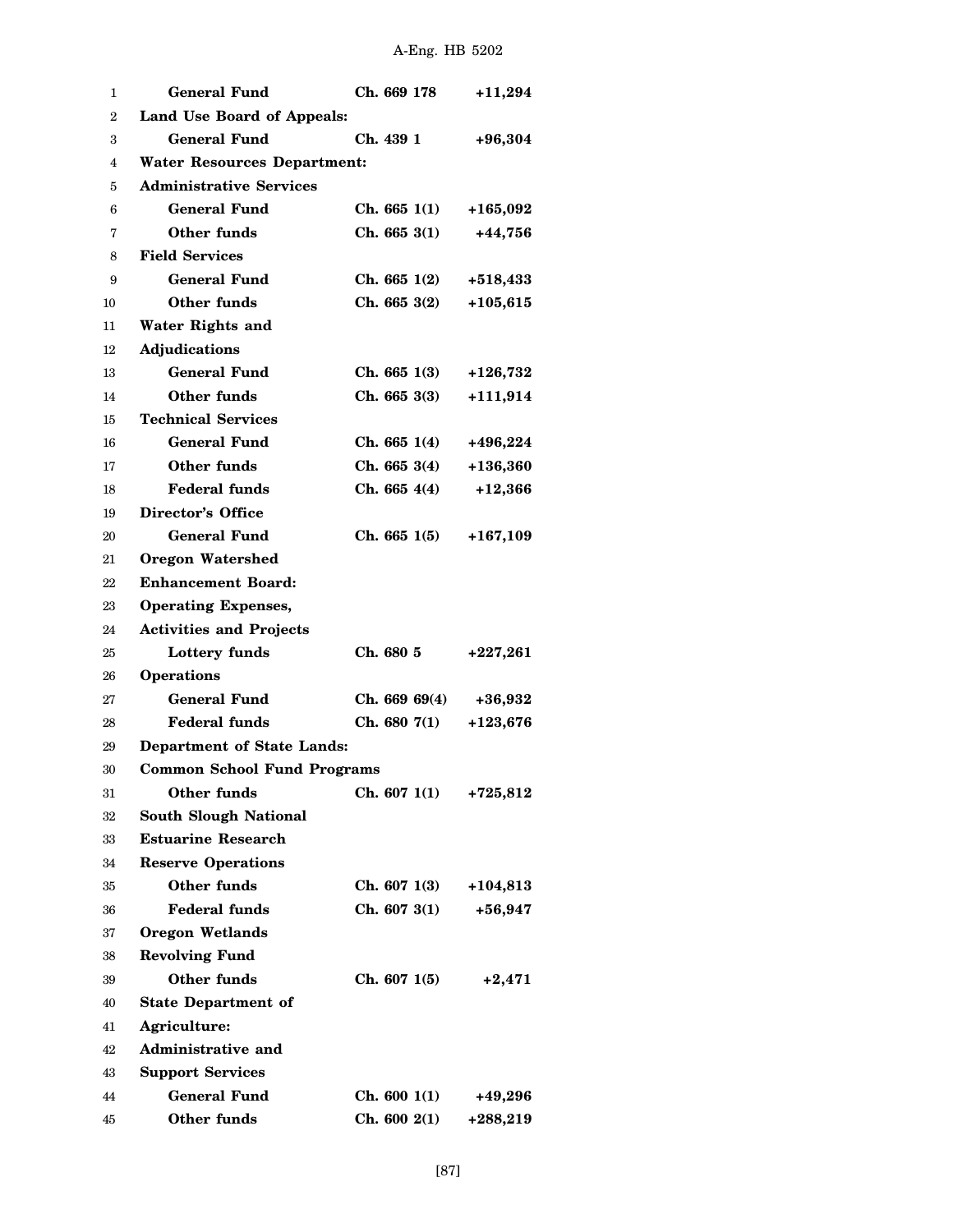| | | |
|---|---|---|
| **General Fund** | **Ch. 669 178** | **+11,294** |
| **Land Use Board of Appeals:** | | |
| **General Fund** | **Ch. 439 1** | **+96,304** |
| **Water Resources Department:** | | |
| **Administrative Services** | | |
| **General Fund** | **Ch. 665 1(1)** | **+165,092** |
| **Other funds** | **Ch. 665 3(1)** | **+44,756** |
| **Field Services** | | |
| **General Fund** | **Ch. 665 1(2)** | **+518,433** |
| **Other funds** | **Ch. 665 3(2)** | **+105,615** |
| **Water Rights and Adjudications** | | |
| **General Fund** | **Ch. 665 1(3)** | **+126,732** |
| **Other funds** | **Ch. 665 3(3)** | **+111,914** |
| **Technical Services** | | |
| **General Fund** | **Ch. 665 1(4)** | **+496,224** |
| **Other funds** | **Ch. 665 3(4)** | **+136,360** |
| **Federal funds** | **Ch. 665 4(4)** | **+12,366** |
| **Director's Office** | | |
| **General Fund** | **Ch. 665 1(5)** | **+167,109** |
| **Oregon Watershed Enhancement Board:** | | |
| **Operating Expenses, Activities and Projects** | | |
| **Lottery funds** | **Ch. 680 5** | **+227,261** |
| **Operations** | | |
| **General Fund** | **Ch. 669 69(4)** | **+36,932** |
| **Federal funds** | **Ch. 680 7(1)** | **+123,676** |
| **Department of State Lands:** | | |
| **Common School Fund Programs** | | |
| **Other funds** | **Ch. 607 1(1)** | **+725,812** |
| **South Slough National Estuarine Research Reserve Operations** | | |
| **Other funds** | **Ch. 607 1(3)** | **+104,813** |
| **Federal funds** | **Ch. 607 3(1)** | **+56,947** |
| **Oregon Wetlands Revolving Fund** | | |
| **Other funds** | **Ch. 607 1(5)** | **+2,471** |
| **State Department of Agriculture:** | | |
| **Administrative and Support Services** | | |
| **General Fund** | **Ch. 600 1(1)** | **+49,296** |
| **Other funds** | **Ch. 600 2(1)** | **+288,219** |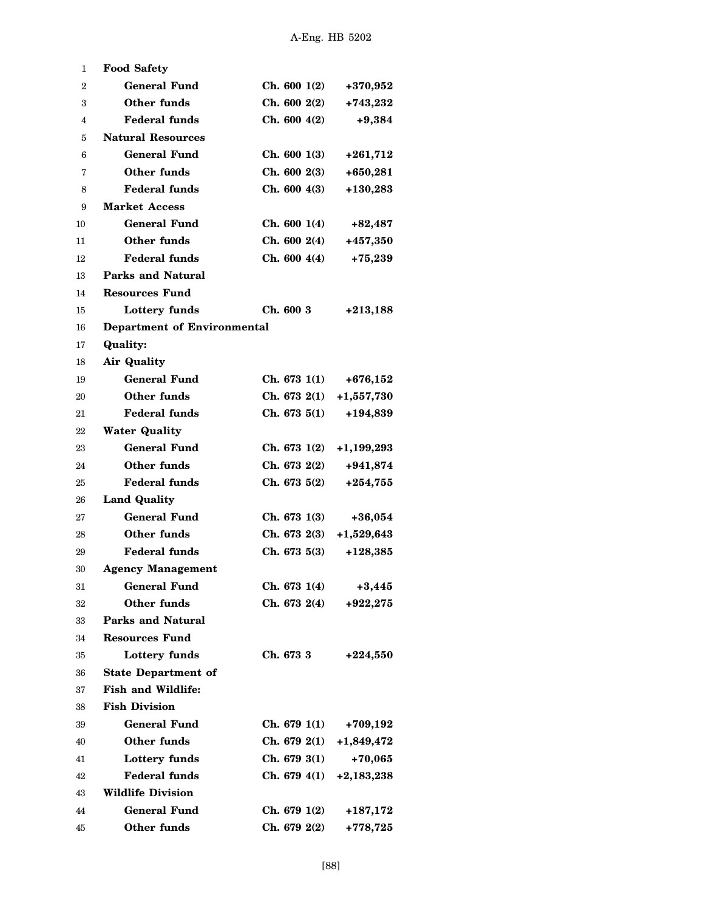| | | |
|---|---|---|
| **Food Safety** | | |
| **General Fund** | **Ch. 600 1(2)** | **+370,952** |
| **Other funds** | **Ch. 600 2(2)** | **+743,232** |
| **Federal funds** | **Ch. 600 4(2)** | **+9,384** |
| **Natural Resources** | | |
| **General Fund** | **Ch. 600 1(3)** | **+261,712** |
| **Other funds** | **Ch. 600 2(3)** | **+650,281** |
| **Federal funds** | **Ch. 600 4(3)** | **+130,283** |
| **Market Access** | | |
| **General Fund** | **Ch. 600 1(4)** | **+82,487** |
| **Other funds** | **Ch. 600 2(4)** | **+457,350** |
| **Federal funds** | **Ch. 600 4(4)** | **+75,239** |
| **Parks and Natural Resources Fund** | | |
| **Lottery funds** | **Ch. 600 3** | **+213,188** |
| **Department of Environmental Quality:** | | |
| **Air Quality** | | |
| **General Fund** | **Ch. 673 1(1)** | **+676,152** |
| **Other funds** | **Ch. 673 2(1)** | **+1,557,730** |
| **Federal funds** | **Ch. 673 5(1)** | **+194,839** |
| **Water Quality** | | |
| **General Fund** | **Ch. 673 1(2)** | **+1,199,293** |
| **Other funds** | **Ch. 673 2(2)** | **+941,874** |
| **Federal funds** | **Ch. 673 5(2)** | **+254,755** |
| **Land Quality** | | |
| **General Fund** | **Ch. 673 1(3)** | **+36,054** |
| **Other funds** | **Ch. 673 2(3)** | **+1,529,643** |
| **Federal funds** | **Ch. 673 5(3)** | **+128,385** |
| **Agency Management** | | |
| **General Fund** | **Ch. 673 1(4)** | **+3,445** |
| **Other funds** | **Ch. 673 2(4)** | **+922,275** |
| **Parks and Natural Resources Fund** | | |
| **Lottery funds** | **Ch. 673 3** | **+224,550** |
| **State Department of Fish and Wildlife:** | | |
| **Fish Division** | | |
| **General Fund** | **Ch. 679 1(1)** | **+709,192** |
| **Other funds** | **Ch. 679 2(1)** | **+1,849,472** |
| **Lottery funds** | **Ch. 679 3(1)** | **+70,065** |
| **Federal funds** | **Ch. 679 4(1)** | **+2,183,238** |
| **Wildlife Division** | | |
| **General Fund** | **Ch. 679 1(2)** | **+187,172** |
| **Other funds** | **Ch. 679 2(2)** | **+778,725** |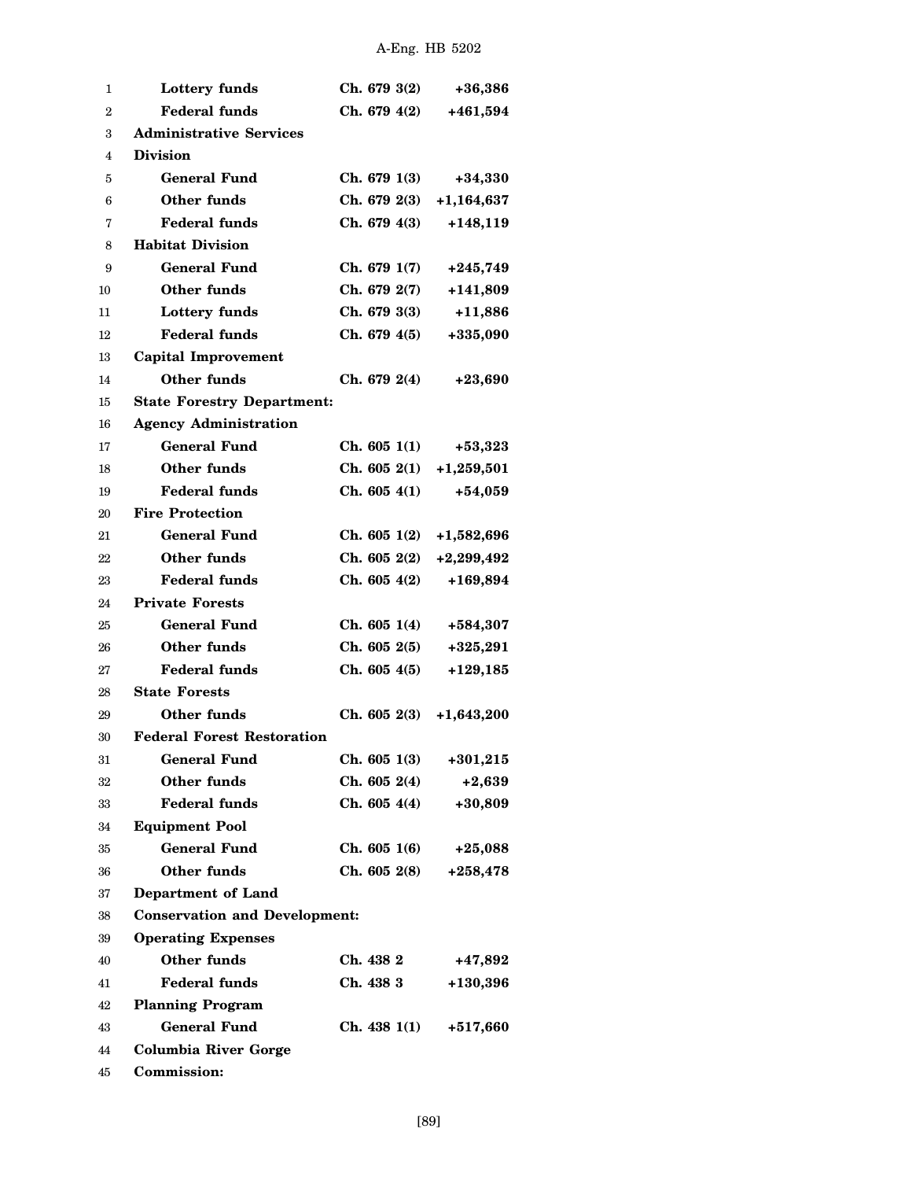| | | |
|---|---|---|
| **Lottery funds** | **Ch. 679 3(2)** | **+36,386** |
| **Federal funds** | **Ch. 679 4(2)** | **+461,594** |
| **Administrative Services Division** | | |
| **General Fund** | **Ch. 679 1(3)** | **+34,330** |
| **Other funds** | **Ch. 679 2(3)** | **+1,164,637** |
| **Federal funds** | **Ch. 679 4(3)** | **+148,119** |
| **Habitat Division** | | |
| **General Fund** | **Ch. 679 1(7)** | **+245,749** |
| **Other funds** | **Ch. 679 2(7)** | **+141,809** |
| **Lottery funds** | **Ch. 679 3(3)** | **+11,886** |
| **Federal funds** | **Ch. 679 4(5)** | **+335,090** |
| **Capital Improvement** | | |
| **Other funds** | **Ch. 679 2(4)** | **+23,690** |
| **State Forestry Department:** | | |
| **Agency Administration** | | |
| **General Fund** | **Ch. 605 1(1)** | **+53,323** |
| **Other funds** | **Ch. 605 2(1)** | **+1,259,501** |
| **Federal funds** | **Ch. 605 4(1)** | **+54,059** |
| **Fire Protection** | | |
| **General Fund** | **Ch. 605 1(2)** | **+1,582,696** |
| **Other funds** | **Ch. 605 2(2)** | **+2,299,492** |
| **Federal funds** | **Ch. 605 4(2)** | **+169,894** |
| **Private Forests** | | |
| **General Fund** | **Ch. 605 1(4)** | **+584,307** |
| **Other funds** | **Ch. 605 2(5)** | **+325,291** |
| **Federal funds** | **Ch. 605 4(5)** | **+129,185** |
| **State Forests** | | |
| **Other funds** | **Ch. 605 2(3)** | **+1,643,200** |
| **Federal Forest Restoration** | | |
| **General Fund** | **Ch. 605 1(3)** | **+301,215** |
| **Other funds** | **Ch. 605 2(4)** | **+2,639** |
| **Federal funds** | **Ch. 605 4(4)** | **+30,809** |
| **Equipment Pool** | | |
| **General Fund** | **Ch. 605 1(6)** | **+25,088** |
| **Other funds** | **Ch. 605 2(8)** | **+258,478** |
| **Department of Land Conservation and Development:** | | |
| **Operating Expenses** | | |
| **Other funds** | **Ch. 438 2** | **+47,892** |
| **Federal funds** | **Ch. 438 3** | **+130,396** |
| **Planning Program** | | |
| **General Fund** | **Ch. 438 1(1)** | **+517,660** |
| **Columbia River Gorge Commission:** | | |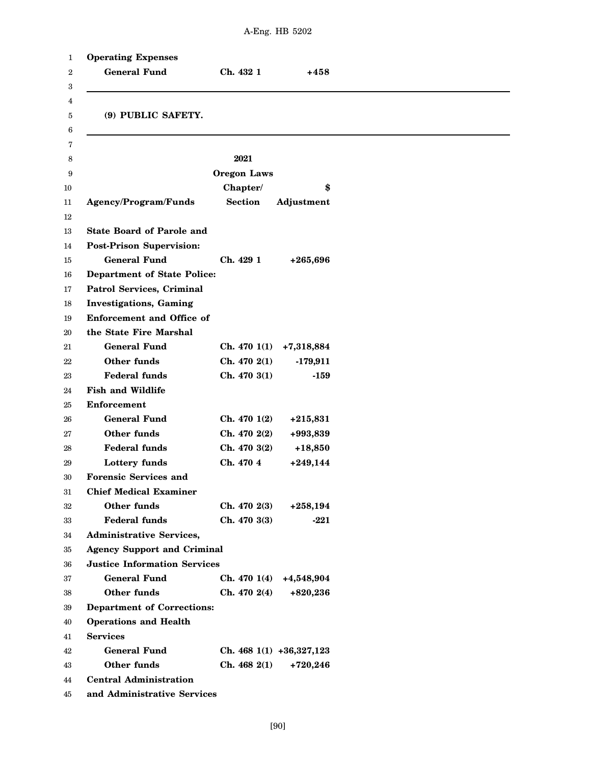| | | |
|---|---|---|
| **Operating Expenses** | | |
| **General Fund** | **Ch. 432 1** | **+458** |

**(9) PUBLIC SAFETY.**

| **Agency/Program/Funds** | **2021 Oregon Laws Chapter/ Section** | **$ Adjustment** |
|---|---|---|
| **State Board of Parole and Post-Prison Supervision:** | | |
| **General Fund** | **Ch. 429 1** | **+265,696** |
| **Department of State Police:** | | |
| **Patrol Services, Criminal Investigations, Gaming Enforcement and Office of the State Fire Marshal** | | |
| **General Fund** | **Ch. 470 1(1)** | **+7,318,884** |
| **Other funds** | **Ch. 470 2(1)** | **-179,911** |
| **Federal funds** | **Ch. 470 3(1)** | **-159** |
| **Fish and Wildlife Enforcement** | | |
| **General Fund** | **Ch. 470 1(2)** | **+215,831** |
| **Other funds** | **Ch. 470 2(2)** | **+993,839** |
| **Federal funds** | **Ch. 470 3(2)** | **+18,850** |
| **Lottery funds** | **Ch. 470 4** | **+249,144** |
| **Forensic Services and Chief Medical Examiner** | | |
| **Other funds** | **Ch. 470 2(3)** | **+258,194** |
| **Federal funds** | **Ch. 470 3(3)** | **-221** |
| **Administrative Services, Agency Support and Criminal Justice Information Services** | | |
| **General Fund** | **Ch. 470 1(4)** | **+4,548,904** |
| **Other funds** | **Ch. 470 2(4)** | **+820,236** |
| **Department of Corrections:** | | |
| **Operations and Health Services** | | |
| **General Fund** | **Ch. 468 1(1)** | **+36,327,123** |
| **Other funds** | **Ch. 468 2(1)** | **+720,246** |
| **Central Administration and Administrative Services** | | |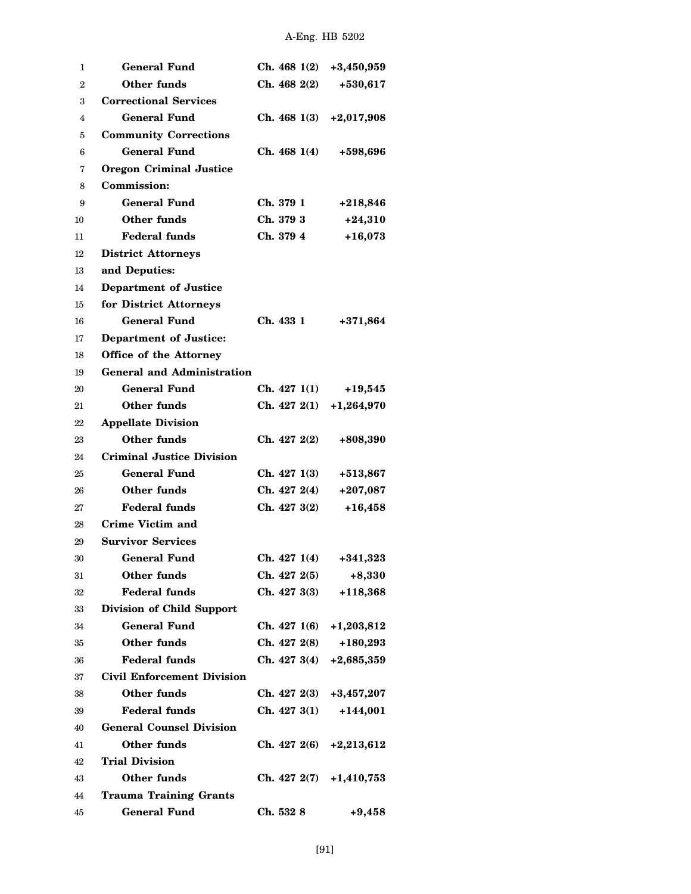| | | |
|---|---|---|
| **General Fund** | **Ch. 468 1(2)** | **+3,450,959** |
| **Other funds** | **Ch. 468 2(2)** | **+530,617** |
| **Correctional Services** | | |
| **General Fund** | **Ch. 468 1(3)** | **+2,017,908** |
| **Community Corrections** | | |
| **General Fund** | **Ch. 468 1(4)** | **+598,696** |
| **Oregon Criminal Justice Commission:** | | |
| **General Fund** | **Ch. 379 1** | **+218,846** |
| **Other funds** | **Ch. 379 3** | **+24,310** |
| **Federal funds** | **Ch. 379 4** | **+16,073** |
| **District Attorneys and Deputies:** | | |
| **Department of Justice for District Attorneys** | | |
| **General Fund** | **Ch. 433 1** | **+371,864** |
| **Department of Justice:** | | |
| **Office of the Attorney General and Administration** | | |
| **General Fund** | **Ch. 427 1(1)** | **+19,545** |
| **Other funds** | **Ch. 427 2(1)** | **+1,264,970** |
| **Appellate Division** | | |
| **Other funds** | **Ch. 427 2(2)** | **+808,390** |
| **Criminal Justice Division** | | |
| **General Fund** | **Ch. 427 1(3)** | **+513,867** |
| **Other funds** | **Ch. 427 2(4)** | **+207,087** |
| **Federal funds** | **Ch. 427 3(2)** | **+16,458** |
| **Crime Victim and Survivor Services** | | |
| **General Fund** | **Ch. 427 1(4)** | **+341,323** |
| **Other funds** | **Ch. 427 2(5)** | **+8,330** |
| **Federal funds** | **Ch. 427 3(3)** | **+118,368** |
| **Division of Child Support** | | |
| **General Fund** | **Ch. 427 1(6)** | **+1,203,812** |
| **Other funds** | **Ch. 427 2(8)** | **+180,293** |
| **Federal funds** | **Ch. 427 3(4)** | **+2,685,359** |
| **Civil Enforcement Division** | | |
| **Other funds** | **Ch. 427 2(3)** | **+3,457,207** |
| **Federal funds** | **Ch. 427 3(1)** | **+144,001** |
| **General Counsel Division** | | |
| **Other funds** | **Ch. 427 2(6)** | **+2,213,612** |
| **Trial Division** | | |
| **Other funds** | **Ch. 427 2(7)** | **+1,410,753** |
| **Trauma Training Grants** | | |
| **General Fund** | **Ch. 532 8** | **+9,458** |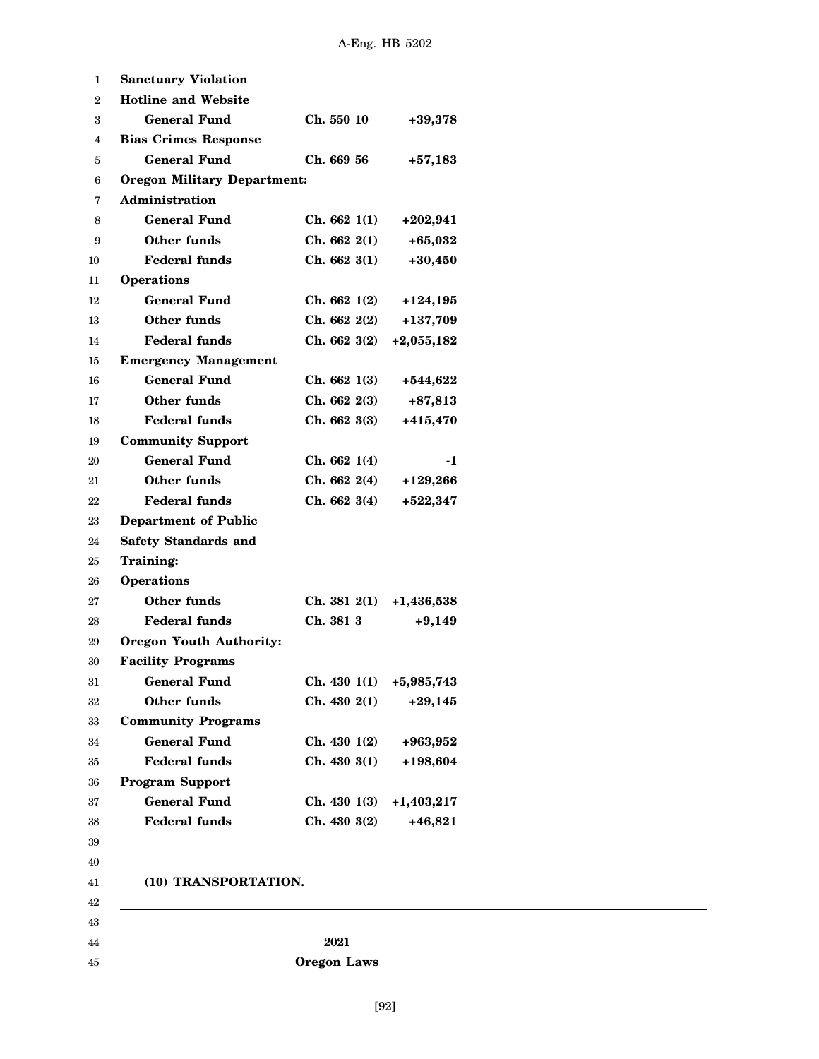| | | |
|---|---|---|
| **Sanctuary Violation** | | |
| **Hotline and Website** | | |
| **General Fund** | **Ch. 550 10** | **+39,378** |
| **Bias Crimes Response** | | |
| **General Fund** | **Ch. 669 56** | **+57,183** |
| **Oregon Military Department:** | | |
| **Administration** | | |
| **General Fund** | **Ch. 662 1(1)** | **+202,941** |
| **Other funds** | **Ch. 662 2(1)** | **+65,032** |
| **Federal funds** | **Ch. 662 3(1)** | **+30,450** |
| **Operations** | | |
| **General Fund** | **Ch. 662 1(2)** | **+124,195** |
| **Other funds** | **Ch. 662 2(2)** | **+137,709** |
| **Federal funds** | **Ch. 662 3(2)** | **+2,055,182** |
| **Emergency Management** | | |
| **General Fund** | **Ch. 662 1(3)** | **+544,622** |
| **Other funds** | **Ch. 662 2(3)** | **+87,813** |
| **Federal funds** | **Ch. 662 3(3)** | **+415,470** |
| **Community Support** | | |
| **General Fund** | **Ch. 662 1(4)** | **-1** |
| **Other funds** | **Ch. 662 2(4)** | **+129,266** |
| **Federal funds** | **Ch. 662 3(4)** | **+522,347** |
| **Department of Public Safety Standards and Training:** | | |
| **Operations** | | |
| **Other funds** | **Ch. 381 2(1)** | **+1,436,538** |
| **Federal funds** | **Ch. 381 3** | **+9,149** |
| **Oregon Youth Authority:** | | |
| **Facility Programs** | | |
| **General Fund** | **Ch. 430 1(1)** | **+5,985,743** |
| **Other funds** | **Ch. 430 2(1)** | **+29,145** |
| **Community Programs** | | |
| **General Fund** | **Ch. 430 1(2)** | **+963,952** |
| **Federal funds** | **Ch. 430 3(1)** | **+198,604** |
| **Program Support** | | |
| **General Fund** | **Ch. 430 1(3)** | **+1,403,217** |
| **Federal funds** | **Ch. 430 3(2)** | **+46,821** |

---

**(10) TRANSPORTATION.**

---

**2021**
**Oregon Laws**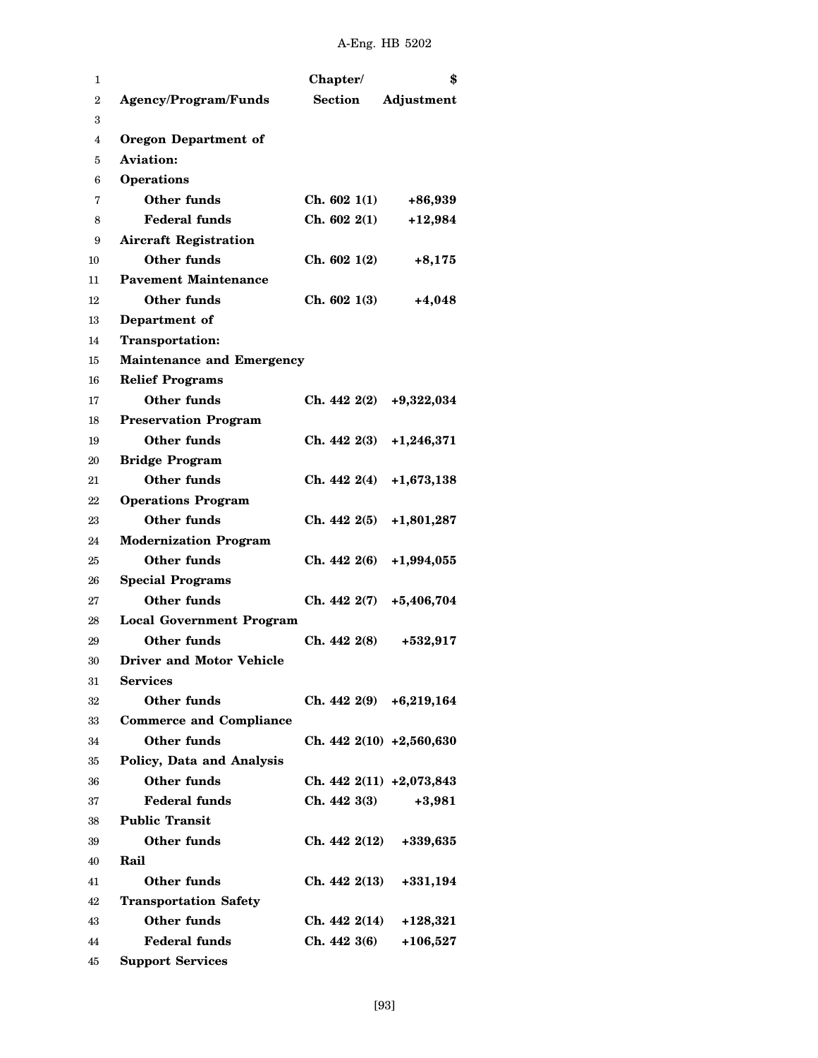| Agency/Program/Funds | Chapter/ Section | $ Adjustment |
|---|---|---|
| **Oregon Department of Aviation:** | | |
| **Operations** | | |
| Other funds | Ch. 602 1(1) | +86,939 |
| Federal funds | Ch. 602 2(1) | +12,984 |
| **Aircraft Registration** | | |
| Other funds | Ch. 602 1(2) | +8,175 |
| **Pavement Maintenance** | | |
| Other funds | Ch. 602 1(3) | +4,048 |
| **Department of Transportation:** | | |
| **Maintenance and Emergency Relief Programs** | | |
| Other funds | Ch. 442 2(2) | +9,322,034 |
| **Preservation Program** | | |
| Other funds | Ch. 442 2(3) | +1,246,371 |
| **Bridge Program** | | |
| Other funds | Ch. 442 2(4) | +1,673,138 |
| **Operations Program** | | |
| Other funds | Ch. 442 2(5) | +1,801,287 |
| **Modernization Program** | | |
| Other funds | Ch. 442 2(6) | +1,994,055 |
| **Special Programs** | | |
| Other funds | Ch. 442 2(7) | +5,406,704 |
| **Local Government Program** | | |
| Other funds | Ch. 442 2(8) | +532,917 |
| **Driver and Motor Vehicle Services** | | |
| Other funds | Ch. 442 2(9) | +6,219,164 |
| **Commerce and Compliance** | | |
| Other funds | Ch. 442 2(10) | +2,560,630 |
| **Policy, Data and Analysis** | | |
| Other funds | Ch. 442 2(11) | +2,073,843 |
| Federal funds | Ch. 442 3(3) | +3,981 |
| **Public Transit** | | |
| Other funds | Ch. 442 2(12) | +339,635 |
| **Rail** | | |
| Other funds | Ch. 442 2(13) | +331,194 |
| **Transportation Safety** | | |
| Other funds | Ch. 442 2(14) | +128,321 |
| Federal funds | Ch. 442 3(6) | +106,527 |
| **Support Services** | | |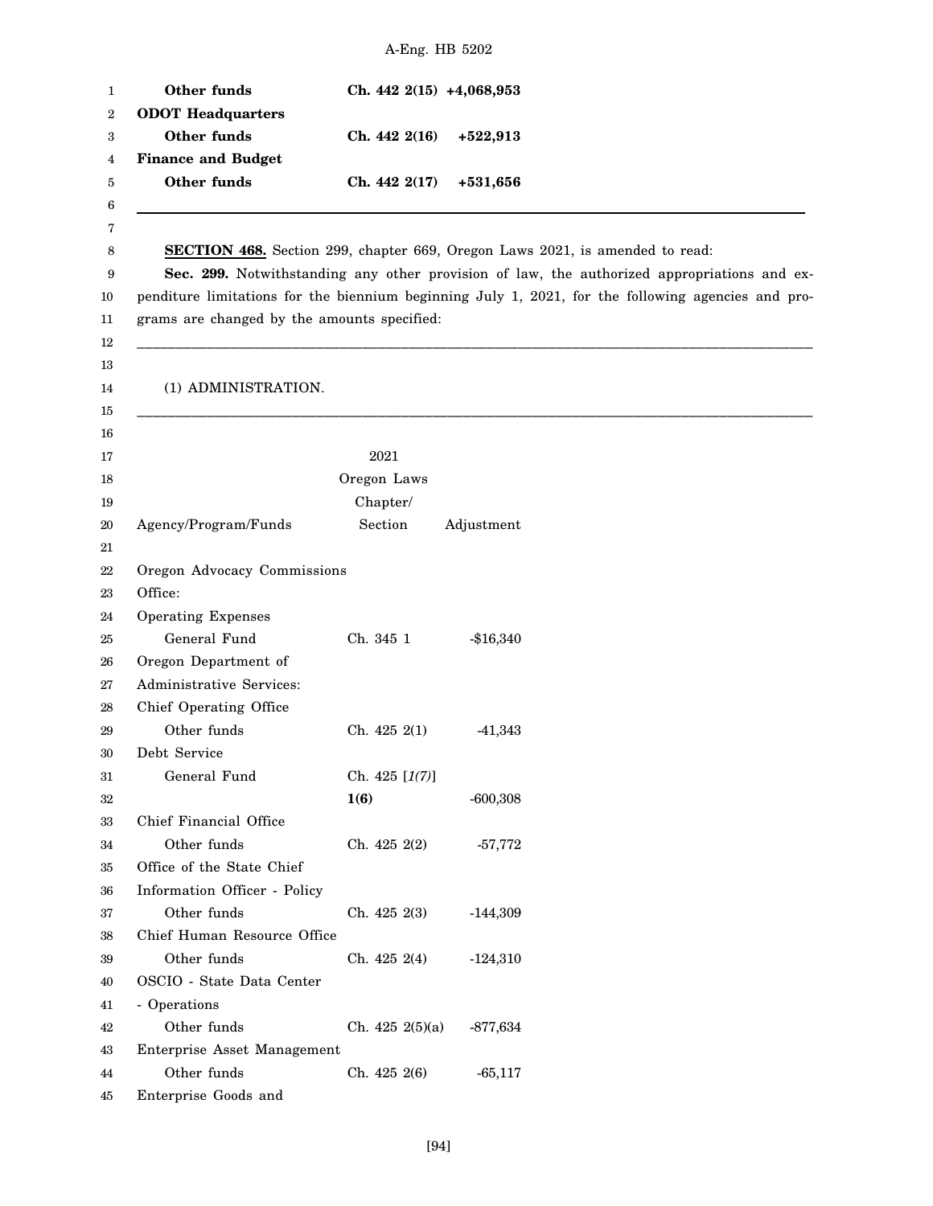| | | |
|---|---|---|
| **Other funds** | **Ch. 442 2(15)** | **+4,068,953** |
| **ODOT Headquarters** | | |
| **Other funds** | **Ch. 442 2(16)** | **+522,913** |
| **Finance and Budget** | | |
| **Other funds** | **Ch. 442 2(17)** | **+531,656** |

---

**SECTION 468.** Section 299, chapter 669, Oregon Laws 2021, is amended to read:

**Sec. 299.** Notwithstanding any other provision of law, the authorized appropriations and expenditure limitations for the biennium beginning July 1, 2021, for the following agencies and programs are changed by the amounts specified:

---

(1) ADMINISTRATION.

---

| Agency/Program/Funds | 2021 Oregon Laws Chapter/ Section | Adjustment |
|---|---|---|
| Oregon Advocacy Commissions Office: | | |
| Operating Expenses | | |
| General Fund | Ch. 345 1 | -$16,340 |
| Oregon Department of Administrative Services: | | |
| Chief Operating Office | | |
| Other funds | Ch. 425 2(1) | -41,343 |
| Debt Service | | |
| General Fund | Ch. 425 [*1(7)*] **1(6)** | -600,308 |
| Chief Financial Office | | |
| Other funds | Ch. 425 2(2) | -57,772 |
| Office of the State Chief Information Officer - Policy | | |
| Other funds | Ch. 425 2(3) | -144,309 |
| Chief Human Resource Office | | |
| Other funds | Ch. 425 2(4) | -124,310 |
| OSCIO - State Data Center - Operations | | |
| Other funds | Ch. 425 2(5)(a) | -877,634 |
| Enterprise Asset Management | | |
| Other funds | Ch. 425 2(6) | -65,117 |
| Enterprise Goods and | | |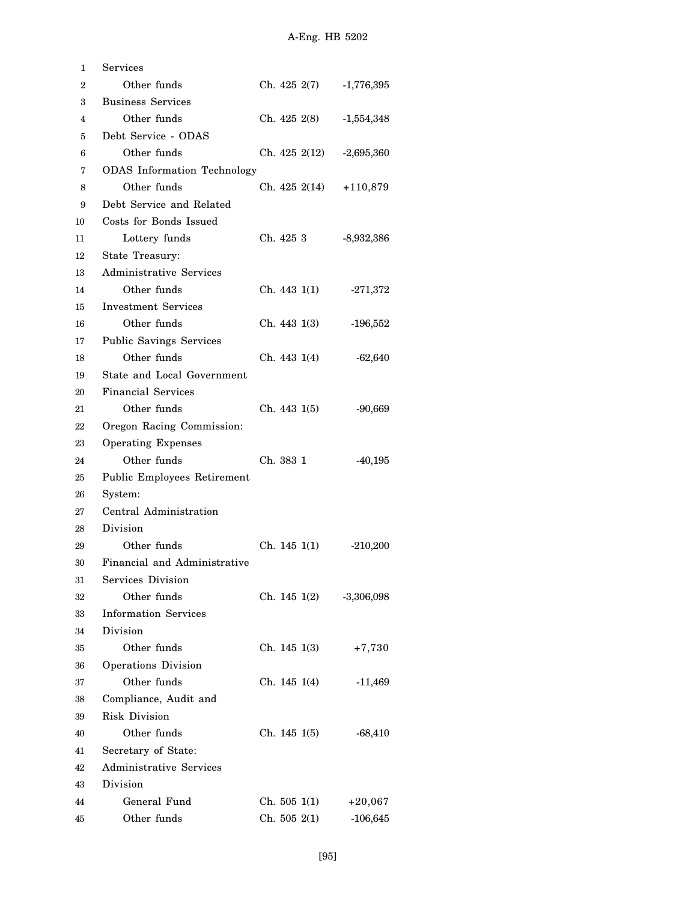Services

| | | |
|---|---|---|
| Other funds | Ch. 425 2(7) | -1,776,395 |
| Business Services | | |
| Other funds | Ch. 425 2(8) | -1,554,348 |
| Debt Service - ODAS | | |
| Other funds | Ch. 425 2(12) | -2,695,360 |
| ODAS Information Technology | | |
| Other funds | Ch. 425 2(14) | +110,879 |
| Debt Service and Related Costs for Bonds Issued | | |
| Lottery funds | Ch. 425 3 | -8,932,386 |
| State Treasury: | | |
| Administrative Services | | |
| Other funds | Ch. 443 1(1) | -271,372 |
| Investment Services | | |
| Other funds | Ch. 443 1(3) | -196,552 |
| Public Savings Services | | |
| Other funds | Ch. 443 1(4) | -62,640 |
| State and Local Government Financial Services | | |
| Other funds | Ch. 443 1(5) | -90,669 |
| Oregon Racing Commission: | | |
| Operating Expenses | | |
| Other funds | Ch. 383 1 | -40,195 |
| Public Employees Retirement System: | | |
| Central Administration Division | | |
| Other funds | Ch. 145 1(1) | -210,200 |
| Financial and Administrative Services Division | | |
| Other funds | Ch. 145 1(2) | -3,306,098 |
| Information Services Division | | |
| Other funds | Ch. 145 1(3) | +7,730 |
| Operations Division | | |
| Other funds | Ch. 145 1(4) | -11,469 |
| Compliance, Audit and Risk Division | | |
| Other funds | Ch. 145 1(5) | -68,410 |
| Secretary of State: | | |
| Administrative Services Division | | |
| General Fund | Ch. 505 1(1) | +20,067 |
| Other funds | Ch. 505 2(1) | -106,645 |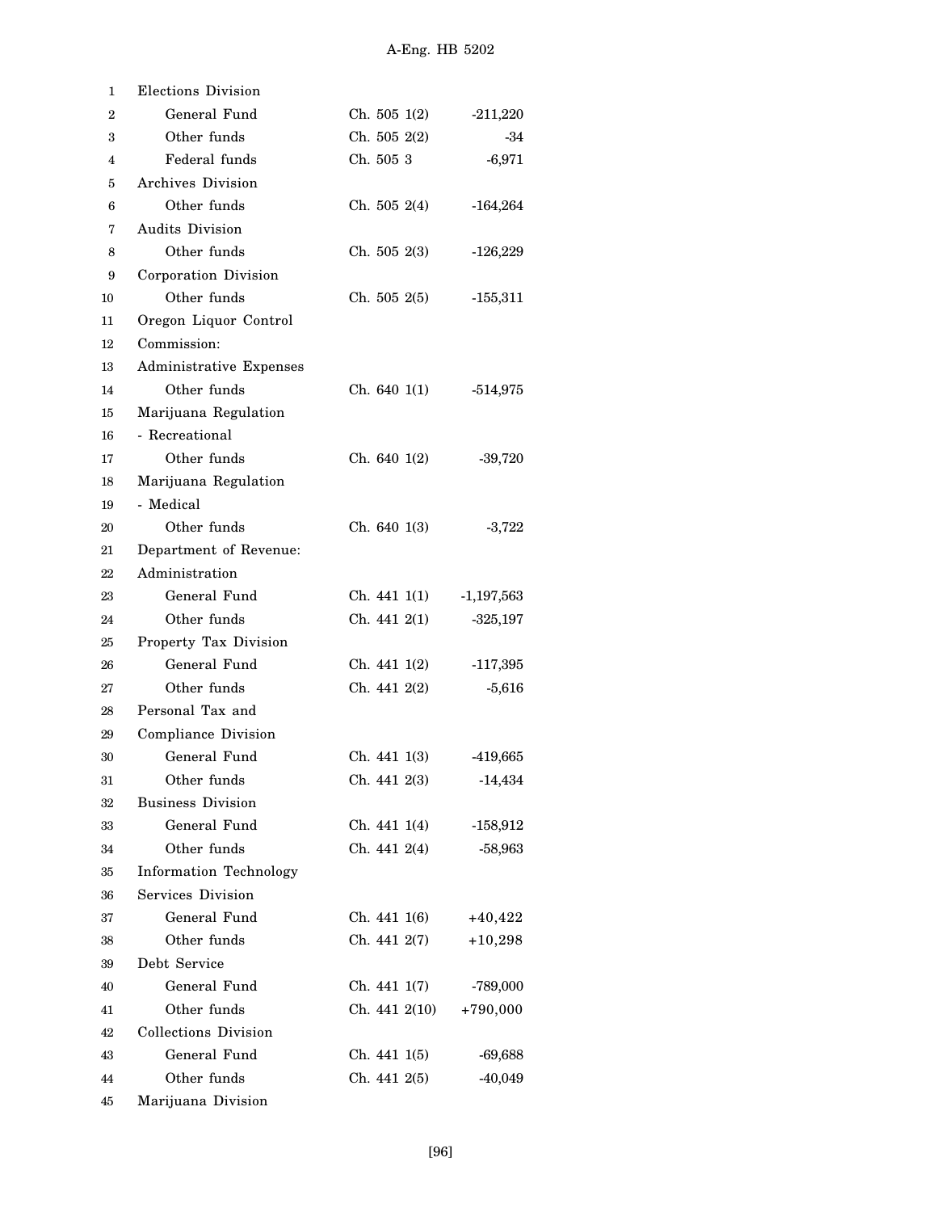| | | |
|---|---|---|
| Elections Division | | |
| General Fund | Ch. 505 1(2) | -211,220 |
| Other funds | Ch. 505 2(2) | -34 |
| Federal funds | Ch. 505 3 | -6,971 |
| Archives Division | | |
| Other funds | Ch. 505 2(4) | -164,264 |
| Audits Division | | |
| Other funds | Ch. 505 2(3) | -126,229 |
| Corporation Division | | |
| Other funds | Ch. 505 2(5) | -155,311 |
| Oregon Liquor Control Commission: | | |
| Administrative Expenses | | |
| Other funds | Ch. 640 1(1) | -514,975 |
| Marijuana Regulation - Recreational | | |
| Other funds | Ch. 640 1(2) | -39,720 |
| Marijuana Regulation - Medical | | |
| Other funds | Ch. 640 1(3) | -3,722 |
| Department of Revenue: | | |
| Administration | | |
| General Fund | Ch. 441 1(1) | -1,197,563 |
| Other funds | Ch. 441 2(1) | -325,197 |
| Property Tax Division | | |
| General Fund | Ch. 441 1(2) | -117,395 |
| Other funds | Ch. 441 2(2) | -5,616 |
| Personal Tax and Compliance Division | | |
| General Fund | Ch. 441 1(3) | -419,665 |
| Other funds | Ch. 441 2(3) | -14,434 |
| Business Division | | |
| General Fund | Ch. 441 1(4) | -158,912 |
| Other funds | Ch. 441 2(4) | -58,963 |
| Information Technology Services Division | | |
| General Fund | Ch. 441 1(6) | +40,422 |
| Other funds | Ch. 441 2(7) | +10,298 |
| Debt Service | | |
| General Fund | Ch. 441 1(7) | -789,000 |
| Other funds | Ch. 441 2(10) | +790,000 |
| Collections Division | | |
| General Fund | Ch. 441 1(5) | -69,688 |
| Other funds | Ch. 441 2(5) | -40,049 |
| Marijuana Division | | |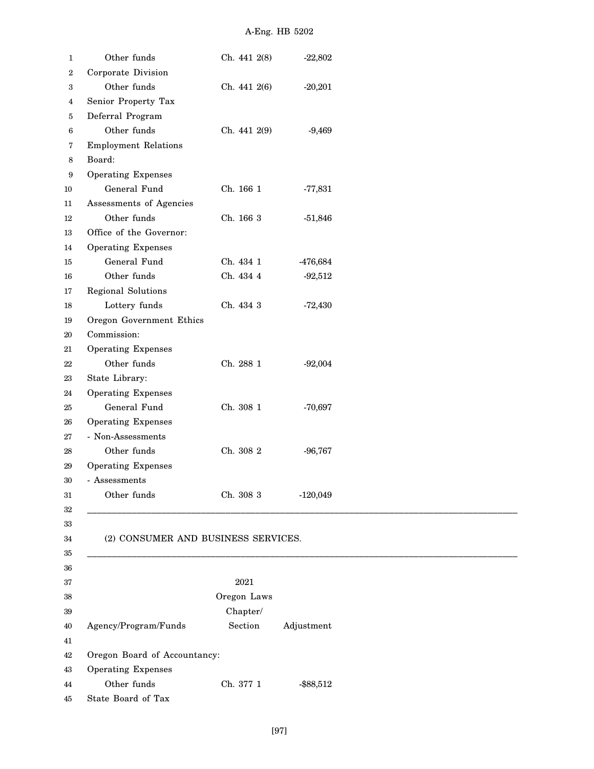| | | |
|---|---|---|
| Other funds | Ch. 441 2(8) | -22,802 |
| Corporate Division | | |
| Other funds | Ch. 441 2(6) | -20,201 |
| Senior Property Tax Deferral Program | | |
| Other funds | Ch. 441 2(9) | -9,469 |
| Employment Relations Board: | | |
| Operating Expenses | | |
| General Fund | Ch. 166 1 | -77,831 |
| Assessments of Agencies | | |
| Other funds | Ch. 166 3 | -51,846 |
| Office of the Governor: | | |
| Operating Expenses | | |
| General Fund | Ch. 434 1 | -476,684 |
| Other funds | Ch. 434 4 | -92,512 |
| Regional Solutions | | |
| Lottery funds | Ch. 434 3 | -72,430 |
| Oregon Government Ethics Commission: | | |
| Operating Expenses | | |
| Other funds | Ch. 288 1 | -92,004 |
| State Library: | | |
| Operating Expenses | | |
| General Fund | Ch. 308 1 | -70,697 |
| Operating Expenses - Non-Assessments | | |
| Other funds | Ch. 308 2 | -96,767 |
| Operating Expenses - Assessments | | |
| Other funds | Ch. 308 3 | -120,049 |

(2) CONSUMER AND BUSINESS SERVICES.

| Agency/Program/Funds | 2021 Oregon Laws Chapter/ Section | Adjustment |
|---|---|---|
| Oregon Board of Accountancy: | | |
| Operating Expenses | | |
| Other funds | Ch. 377 1 | -$88,512 |
| State Board of Tax | | |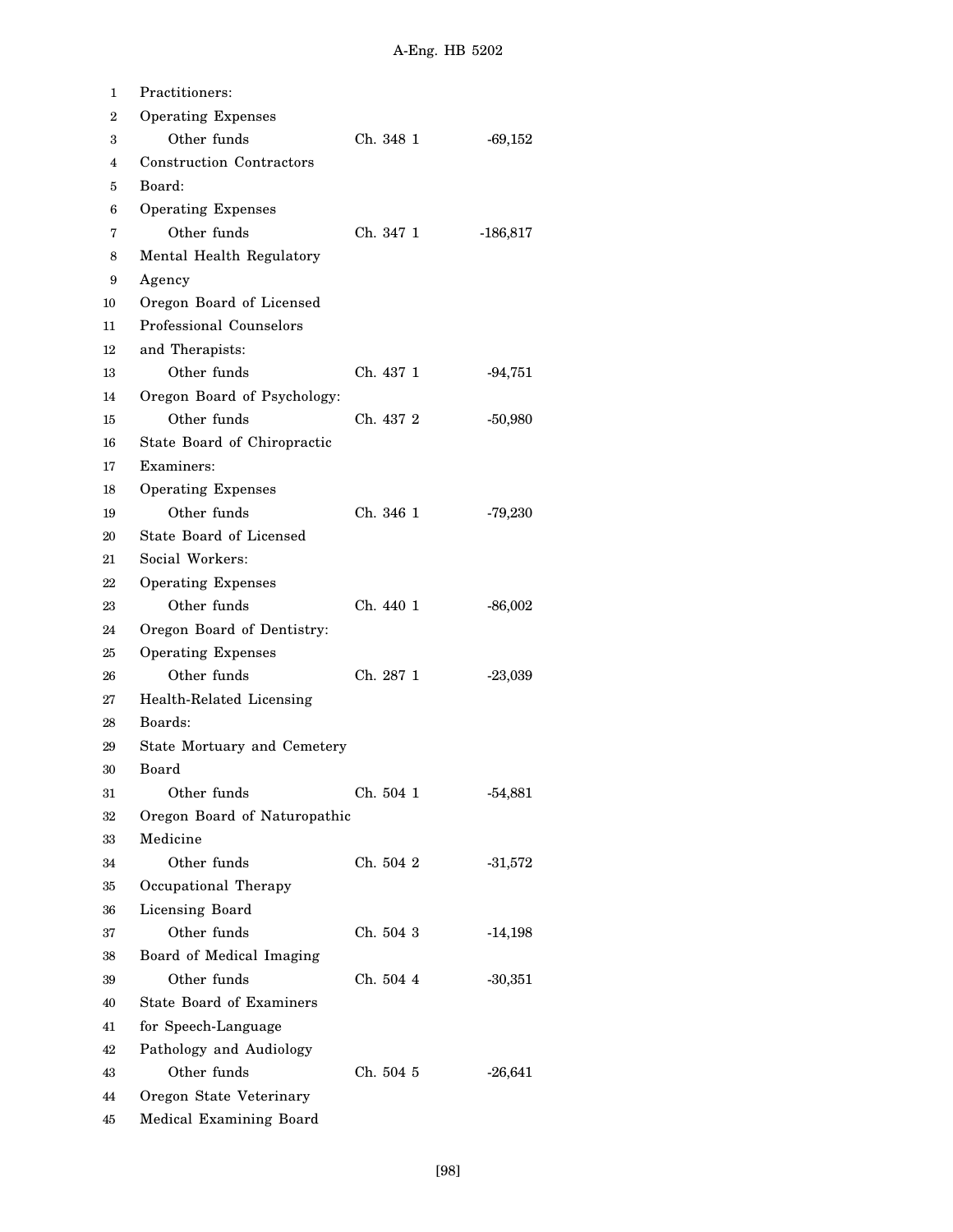Practitioners:
Operating Expenses
Other funds Ch. 348 1 -69,152
Construction Contractors
Board:
Operating Expenses
Other funds Ch. 347 1 -186,817
Mental Health Regulatory
Agency
Oregon Board of Licensed
Professional Counselors
and Therapists:
Other funds Ch. 437 1 -94,751
Oregon Board of Psychology:
Other funds Ch. 437 2 -50,980
State Board of Chiropractic
Examiners:
Operating Expenses
Other funds Ch. 346 1 -79,230
State Board of Licensed
Social Workers:
Operating Expenses
Other funds Ch. 440 1 -86,002
Oregon Board of Dentistry:
Operating Expenses
Other funds Ch. 287 1 -23,039
Health-Related Licensing
Boards:
State Mortuary and Cemetery
Board
Other funds Ch. 504 1 -54,881
Oregon Board of Naturopathic
Medicine
Other funds Ch. 504 2 -31,572
Occupational Therapy
Licensing Board
Other funds Ch. 504 3 -14,198
Board of Medical Imaging
Other funds Ch. 504 4 -30,351
State Board of Examiners
for Speech-Language
Pathology and Audiology
Other funds Ch. 504 5 -26,641
Oregon State Veterinary
Medical Examining Board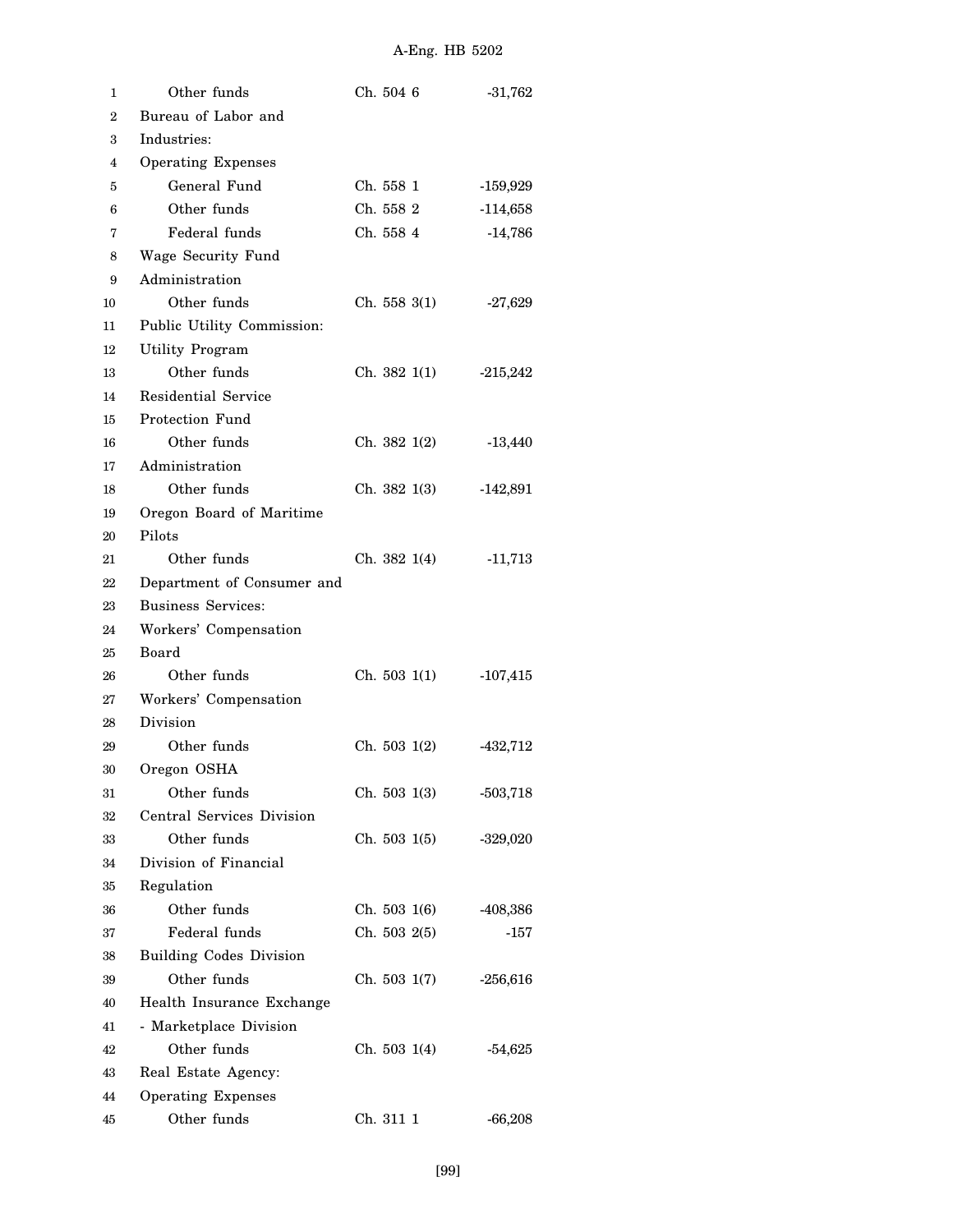| | | |
|---|---|---|
| Other funds | Ch. 504 6 | -31,762 |
| Bureau of Labor and Industries: | | |
| Operating Expenses | | |
| General Fund | Ch. 558 1 | -159,929 |
| Other funds | Ch. 558 2 | -114,658 |
| Federal funds | Ch. 558 4 | -14,786 |
| Wage Security Fund Administration | | |
| Other funds | Ch. 558 3(1) | -27,629 |
| Public Utility Commission: | | |
| Utility Program | | |
| Other funds | Ch. 382 1(1) | -215,242 |
| Residential Service Protection Fund | | |
| Other funds | Ch. 382 1(2) | -13,440 |
| Administration | | |
| Other funds | Ch. 382 1(3) | -142,891 |
| Oregon Board of Maritime Pilots | | |
| Other funds | Ch. 382 1(4) | -11,713 |
| Department of Consumer and Business Services: | | |
| Workers' Compensation Board | | |
| Other funds | Ch. 503 1(1) | -107,415 |
| Workers' Compensation Division | | |
| Other funds | Ch. 503 1(2) | -432,712 |
| Oregon OSHA | | |
| Other funds | Ch. 503 1(3) | -503,718 |
| Central Services Division | | |
| Other funds | Ch. 503 1(5) | -329,020 |
| Division of Financial Regulation | | |
| Other funds | Ch. 503 1(6) | -408,386 |
| Federal funds | Ch. 503 2(5) | -157 |
| Building Codes Division | | |
| Other funds | Ch. 503 1(7) | -256,616 |
| Health Insurance Exchange - Marketplace Division | | |
| Other funds | Ch. 503 1(4) | -54,625 |
| Real Estate Agency: | | |
| Operating Expenses | | |
| Other funds | Ch. 311 1 | -66,208 |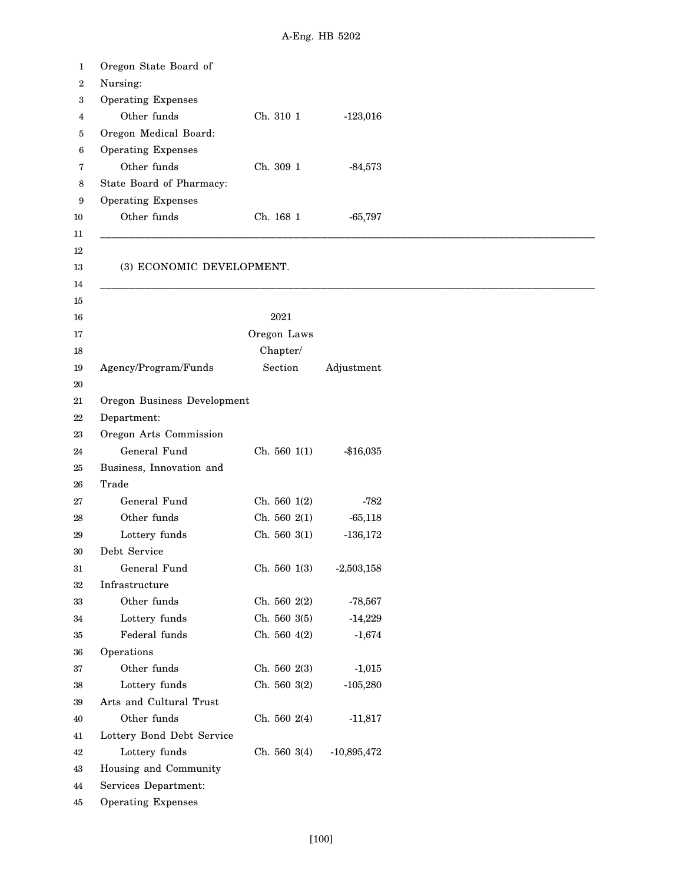| | | |
|---|---|---|
| Oregon State Board of Nursing: | | |
| Operating Expenses | | |
| Other funds | Ch. 310 1 | -123,016 |
| Oregon Medical Board: | | |
| Operating Expenses | | |
| Other funds | Ch. 309 1 | -84,573 |
| State Board of Pharmacy: | | |
| Operating Expenses | | |
| Other funds | Ch. 168 1 | -65,797 |

(3) ECONOMIC DEVELOPMENT.

| Agency/Program/Funds | 2021 Oregon Laws Chapter/ Section | Adjustment |
|---|---|---|
| Oregon Business Development Department: | | |
| Oregon Arts Commission | | |
| General Fund | Ch. 560 1(1) | -$16,035 |
| Business, Innovation and Trade | | |
| General Fund | Ch. 560 1(2) | -782 |
| Other funds | Ch. 560 2(1) | -65,118 |
| Lottery funds | Ch. 560 3(1) | -136,172 |
| Debt Service | | |
| General Fund | Ch. 560 1(3) | -2,503,158 |
| Infrastructure | | |
| Other funds | Ch. 560 2(2) | -78,567 |
| Lottery funds | Ch. 560 3(5) | -14,229 |
| Federal funds | Ch. 560 4(2) | -1,674 |
| Operations | | |
| Other funds | Ch. 560 2(3) | -1,015 |
| Lottery funds | Ch. 560 3(2) | -105,280 |
| Arts and Cultural Trust | | |
| Other funds | Ch. 560 2(4) | -11,817 |
| Lottery Bond Debt Service | | |
| Lottery funds | Ch. 560 3(4) | -10,895,472 |
| Housing and Community Services Department: | | |
| Operating Expenses | | |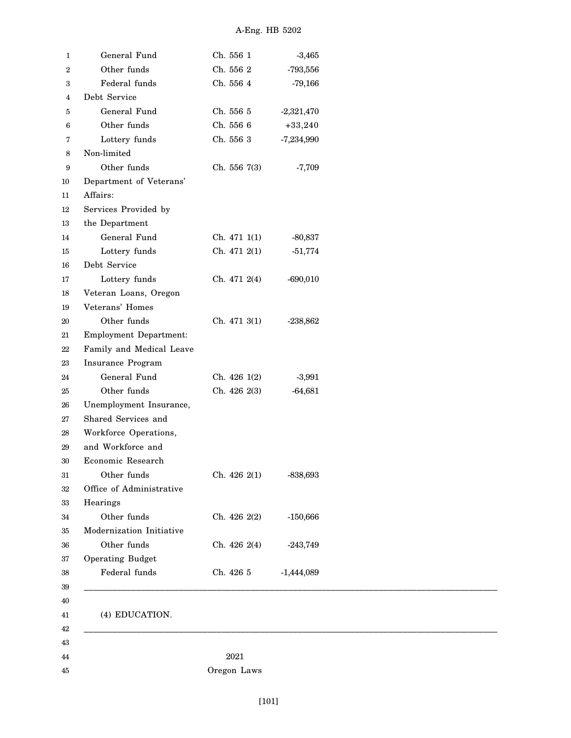| | | |
|---|---|---|
| General Fund | Ch. 556 1 | -3,465 |
| Other funds | Ch. 556 2 | -793,556 |
| Federal funds | Ch. 556 4 | -79,166 |
| Debt Service | | |
| General Fund | Ch. 556 5 | -2,321,470 |
| Other funds | Ch. 556 6 | +33,240 |
| Lottery funds | Ch. 556 3 | -7,234,990 |
| Non-limited | | |
| Other funds | Ch. 556 7(3) | -7,709 |
| Department of Veterans' Affairs: | | |
| Services Provided by the Department | | |
| General Fund | Ch. 471 1(1) | -80,837 |
| Lottery funds | Ch. 471 2(1) | -51,774 |
| Debt Service | | |
| Lottery funds | Ch. 471 2(4) | -690,010 |
| Veteran Loans, Oregon Veterans' Homes | | |
| Other funds | Ch. 471 3(1) | -238,862 |
| Employment Department: | | |
| Family and Medical Leave Insurance Program | | |
| General Fund | Ch. 426 1(2) | -3,991 |
| Other funds | Ch. 426 2(3) | -64,681 |
| Unemployment Insurance, Shared Services and Workforce Operations, and Workforce and Economic Research | | |
| Other funds | Ch. 426 2(1) | -838,693 |
| Office of Administrative Hearings | | |
| Other funds | Ch. 426 2(2) | -150,666 |
| Modernization Initiative | | |
| Other funds | Ch. 426 2(4) | -243,749 |
| Operating Budget | | |
| Federal funds | Ch. 426 5 | -1,444,089 |

---

(4) EDUCATION.

---

2021
Oregon Laws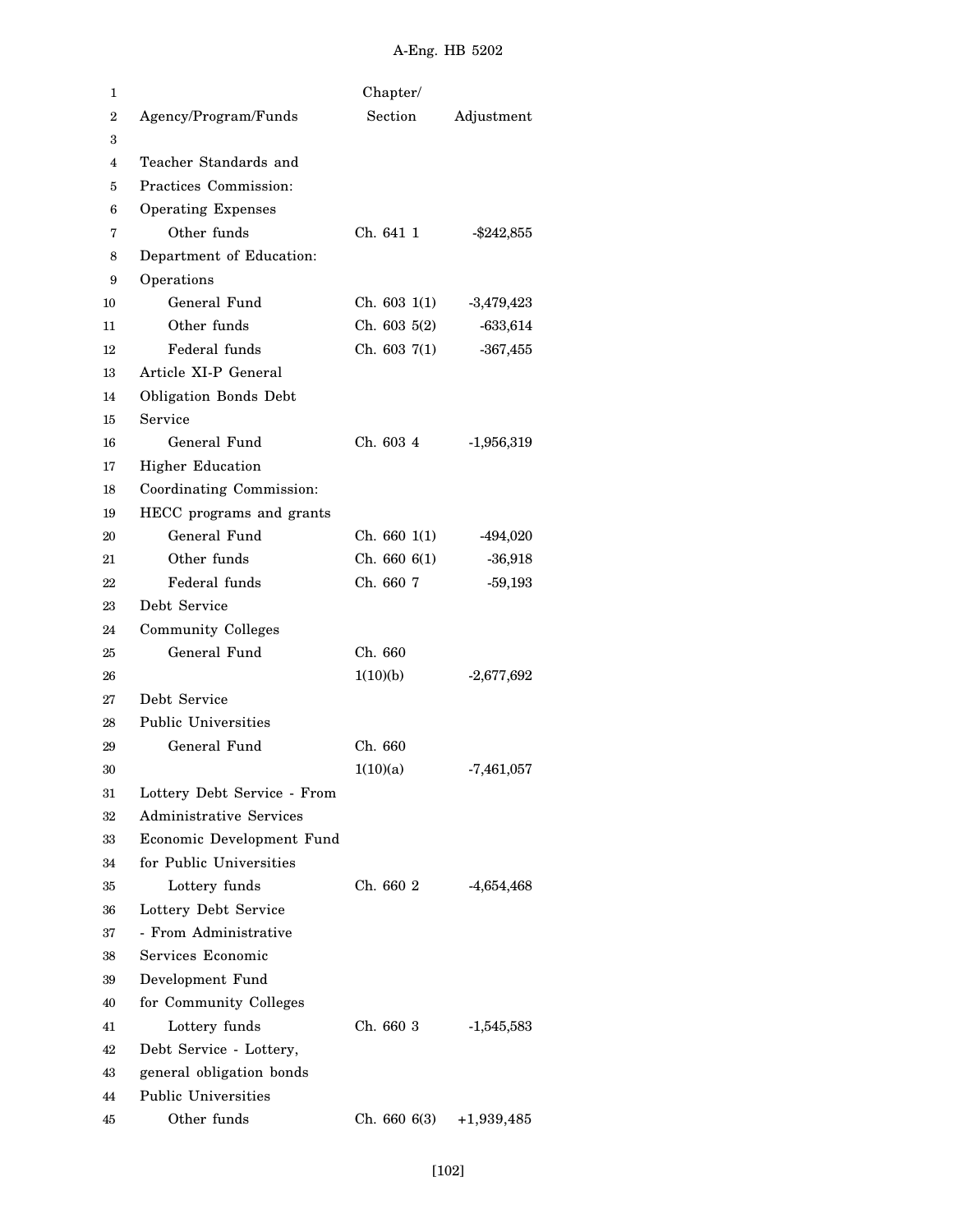| Agency/Program/Funds | Chapter/ Section | Adjustment |
|---|---|---|
| Teacher Standards and Practices Commission: | | |
| Operating Expenses | | |
| Other funds | Ch. 641 1 | -$242,855 |
| Department of Education: | | |
| Operations | | |
| General Fund | Ch. 603 1(1) | -3,479,423 |
| Other funds | Ch. 603 5(2) | -633,614 |
| Federal funds | Ch. 603 7(1) | -367,455 |
| Article XI-P General Obligation Bonds Debt Service | | |
| General Fund | Ch. 603 4 | -1,956,319 |
| Higher Education Coordinating Commission: | | |
| HECC programs and grants | | |
| General Fund | Ch. 660 1(1) | -494,020 |
| Other funds | Ch. 660 6(1) | -36,918 |
| Federal funds | Ch. 660 7 | -59,193 |
| Debt Service | | |
| Community Colleges | | |
| General Fund | Ch. 660 1(10)(b) | -2,677,692 |
| Debt Service | | |
| Public Universities | | |
| General Fund | Ch. 660 1(10)(a) | -7,461,057 |
| Lottery Debt Service - From Administrative Services Economic Development Fund for Public Universities | | |
| Lottery funds | Ch. 660 2 | -4,654,468 |
| Lottery Debt Service - From Administrative Services Economic Development Fund for Community Colleges | | |
| Lottery funds | Ch. 660 3 | -1,545,583 |
| Debt Service - Lottery, general obligation bonds | | |
| Public Universities | | |
| Other funds | Ch. 660 6(3) | +1,939,485 |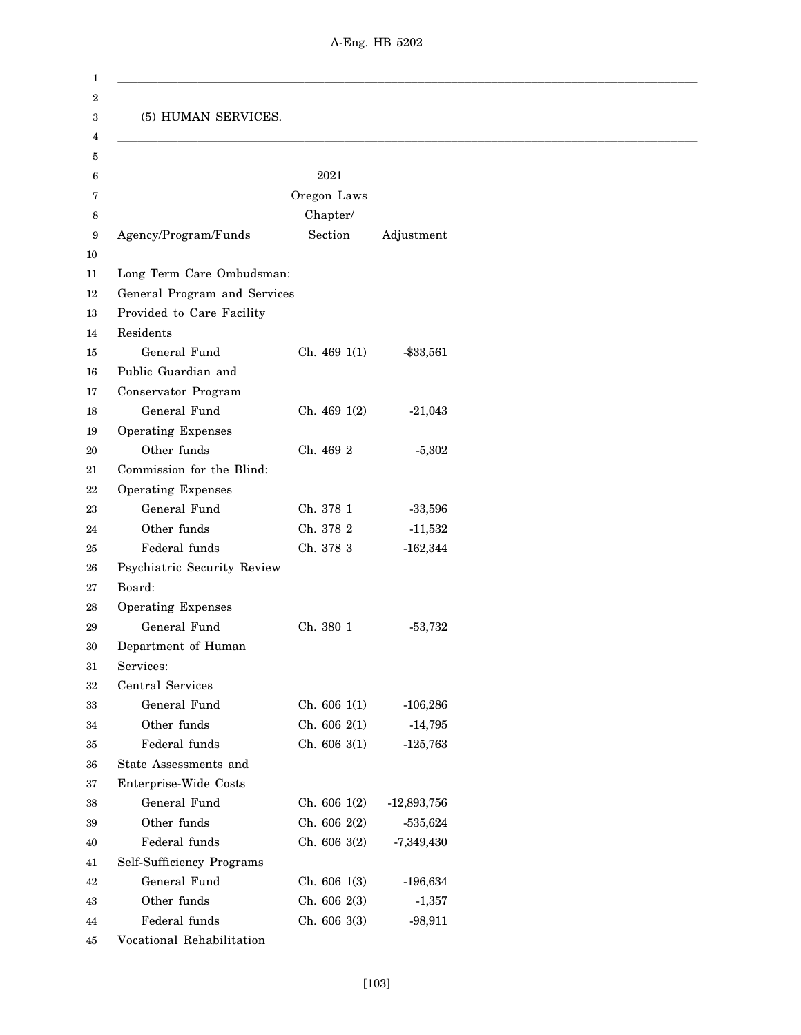(5) HUMAN SERVICES.

| Agency/Program/Funds | 2021 Oregon Laws Chapter/ Section | Adjustment |
|---|---|---|
| Long Term Care Ombudsman: | | |
| General Program and Services Provided to Care Facility Residents | | |
| General Fund | Ch. 469 1(1) | -$33,561 |
| Public Guardian and Conservator Program | | |
| General Fund | Ch. 469 1(2) | -21,043 |
| Operating Expenses | | |
| Other funds | Ch. 469 2 | -5,302 |
| Commission for the Blind: | | |
| Operating Expenses | | |
| General Fund | Ch. 378 1 | -33,596 |
| Other funds | Ch. 378 2 | -11,532 |
| Federal funds | Ch. 378 3 | -162,344 |
| Psychiatric Security Review Board: | | |
| Operating Expenses | | |
| General Fund | Ch. 380 1 | -53,732 |
| Department of Human Services: | | |
| Central Services | | |
| General Fund | Ch. 606 1(1) | -106,286 |
| Other funds | Ch. 606 2(1) | -14,795 |
| Federal funds | Ch. 606 3(1) | -125,763 |
| State Assessments and Enterprise-Wide Costs | | |
| General Fund | Ch. 606 1(2) | -12,893,756 |
| Other funds | Ch. 606 2(2) | -535,624 |
| Federal funds | Ch. 606 3(2) | -7,349,430 |
| Self-Sufficiency Programs | | |
| General Fund | Ch. 606 1(3) | -196,634 |
| Other funds | Ch. 606 2(3) | -1,357 |
| Federal funds | Ch. 606 3(3) | -98,911 |
| Vocational Rehabilitation | | |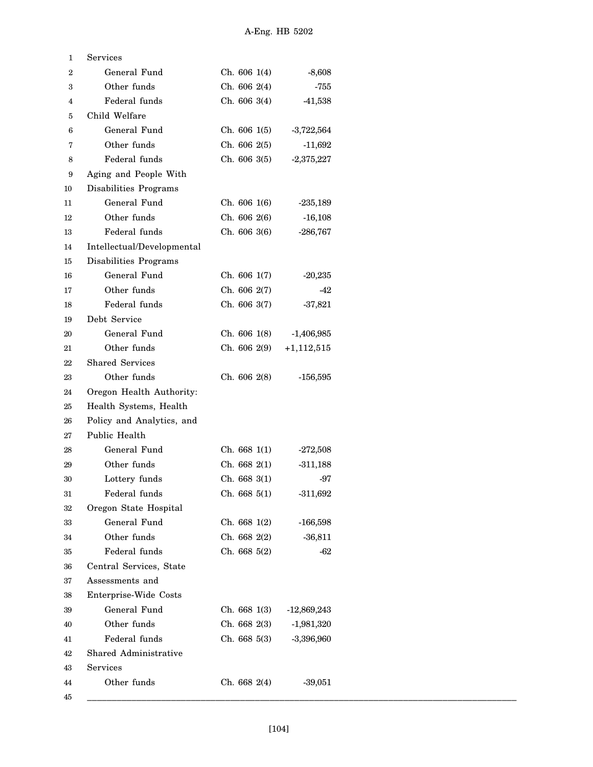| | | |
|---|---|---|
| Services | | |
| General Fund | Ch. 606 1(4) | -8,608 |
| Other funds | Ch. 606 2(4) | -755 |
| Federal funds | Ch. 606 3(4) | -41,538 |
| Child Welfare | | |
| General Fund | Ch. 606 1(5) | -3,722,564 |
| Other funds | Ch. 606 2(5) | -11,692 |
| Federal funds | Ch. 606 3(5) | -2,375,227 |
| Aging and People With Disabilities Programs | | |
| General Fund | Ch. 606 1(6) | -235,189 |
| Other funds | Ch. 606 2(6) | -16,108 |
| Federal funds | Ch. 606 3(6) | -286,767 |
| Intellectual/Developmental Disabilities Programs | | |
| General Fund | Ch. 606 1(7) | -20,235 |
| Other funds | Ch. 606 2(7) | -42 |
| Federal funds | Ch. 606 3(7) | -37,821 |
| Debt Service | | |
| General Fund | Ch. 606 1(8) | -1,406,985 |
| Other funds | Ch. 606 2(9) | +1,112,515 |
| Shared Services | | |
| Other funds | Ch. 606 2(8) | -156,595 |
| Oregon Health Authority: Health Systems, Health Policy and Analytics, and Public Health | | |
| General Fund | Ch. 668 1(1) | -272,508 |
| Other funds | Ch. 668 2(1) | -311,188 |
| Lottery funds | Ch. 668 3(1) | -97 |
| Federal funds | Ch. 668 5(1) | -311,692 |
| Oregon State Hospital | | |
| General Fund | Ch. 668 1(2) | -166,598 |
| Other funds | Ch. 668 2(2) | -36,811 |
| Federal funds | Ch. 668 5(2) | -62 |
| Central Services, State Assessments and Enterprise-Wide Costs | | |
| General Fund | Ch. 668 1(3) | -12,869,243 |
| Other funds | Ch. 668 2(3) | -1,981,320 |
| Federal funds | Ch. 668 5(3) | -3,396,960 |
| Shared Administrative Services | | |
| Other funds | Ch. 668 2(4) | -39,051 |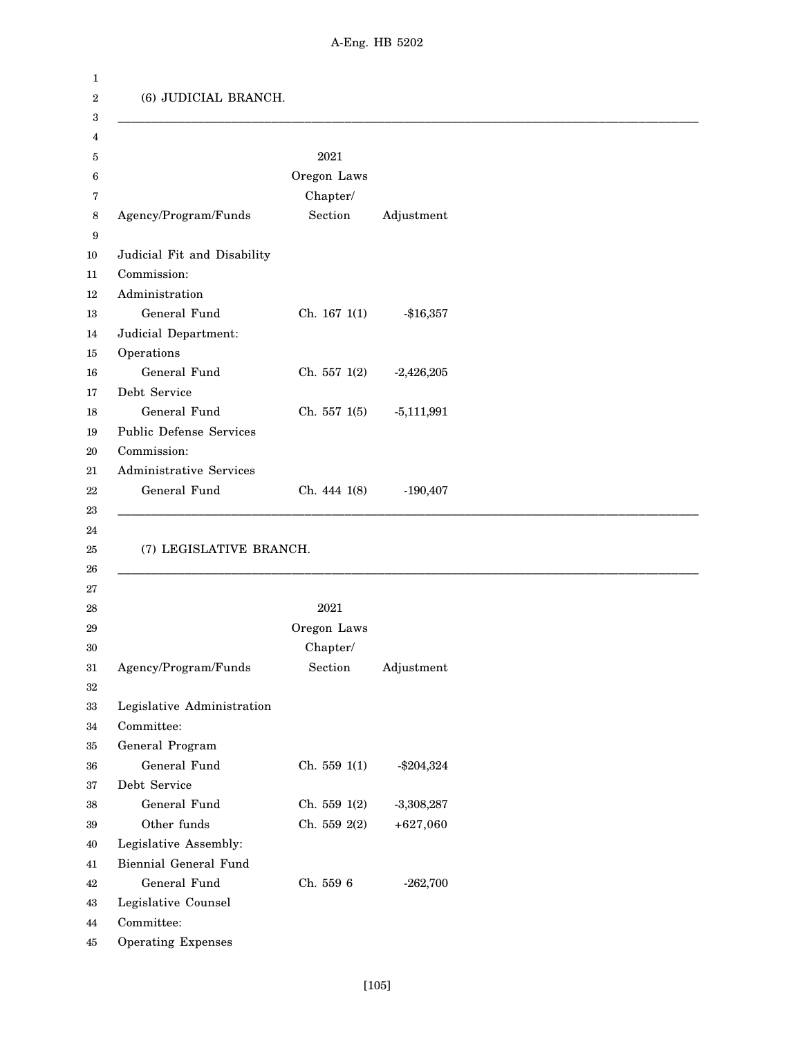(6) JUDICIAL BRANCH.

| Agency/Program/Funds | 2021 Oregon Laws Chapter/ Section | Adjustment |
|---|---|---|
| Judicial Fit and Disability Commission: | | |
| Administration | | |
| General Fund | Ch. 167 1(1) | -$16,357 |
| Judicial Department: | | |
| Operations | | |
| General Fund | Ch. 557 1(2) | -2,426,205 |
| Debt Service | | |
| General Fund | Ch. 557 1(5) | -5,111,991 |
| Public Defense Services Commission: | | |
| Administrative Services | | |
| General Fund | Ch. 444 1(8) | -190,407 |

(7) LEGISLATIVE BRANCH.

| Agency/Program/Funds | 2021 Oregon Laws Chapter/ Section | Adjustment |
|---|---|---|
| Legislative Administration Committee: | | |
| General Program | | |
| General Fund | Ch. 559 1(1) | -$204,324 |
| Debt Service | | |
| General Fund | Ch. 559 1(2) | -3,308,287 |
| Other funds | Ch. 559 2(2) | +627,060 |
| Legislative Assembly: | | |
| Biennial General Fund | | |
| General Fund | Ch. 559 6 | -262,700 |
| Legislative Counsel Committee: | | |
| Operating Expenses | | |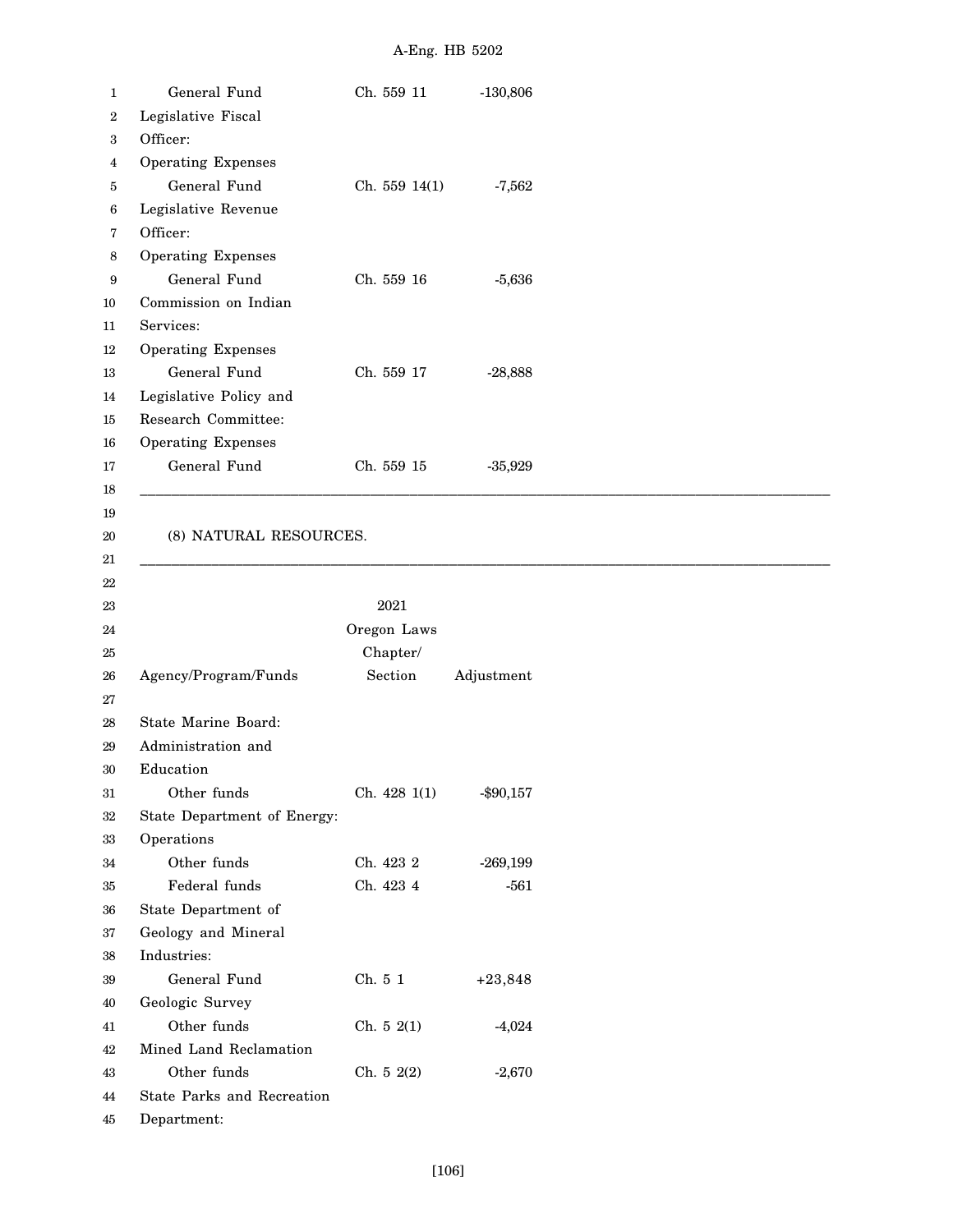| | | |
|---|---|---|
| General Fund | Ch. 559 11 | -130,806 |
| Legislative Fiscal Officer: | | |
| Operating Expenses | | |
| General Fund | Ch. 559 14(1) | -7,562 |
| Legislative Revenue Officer: | | |
| Operating Expenses | | |
| General Fund | Ch. 559 16 | -5,636 |
| Commission on Indian Services: | | |
| Operating Expenses | | |
| General Fund | Ch. 559 17 | -28,888 |
| Legislative Policy and Research Committee: | | |
| Operating Expenses | | |
| General Fund | Ch. 559 15 | -35,929 |

(8) NATURAL RESOURCES.

| Agency/Program/Funds | 2021 Oregon Laws Chapter/ Section | Adjustment |
|---|---|---|
| State Marine Board: | | |
| Administration and Education | | |
| Other funds | Ch. 428 1(1) | -$90,157 |
| State Department of Energy: | | |
| Operations | | |
| Other funds | Ch. 423 2 | -269,199 |
| Federal funds | Ch. 423 4 | -561 |
| State Department of Geology and Mineral Industries: | | |
| General Fund | Ch. 5 1 | +23,848 |
| Geologic Survey | | |
| Other funds | Ch. 5 2(1) | -4,024 |
| Mined Land Reclamation | | |
| Other funds | Ch. 5 2(2) | -2,670 |
| State Parks and Recreation Department: | | |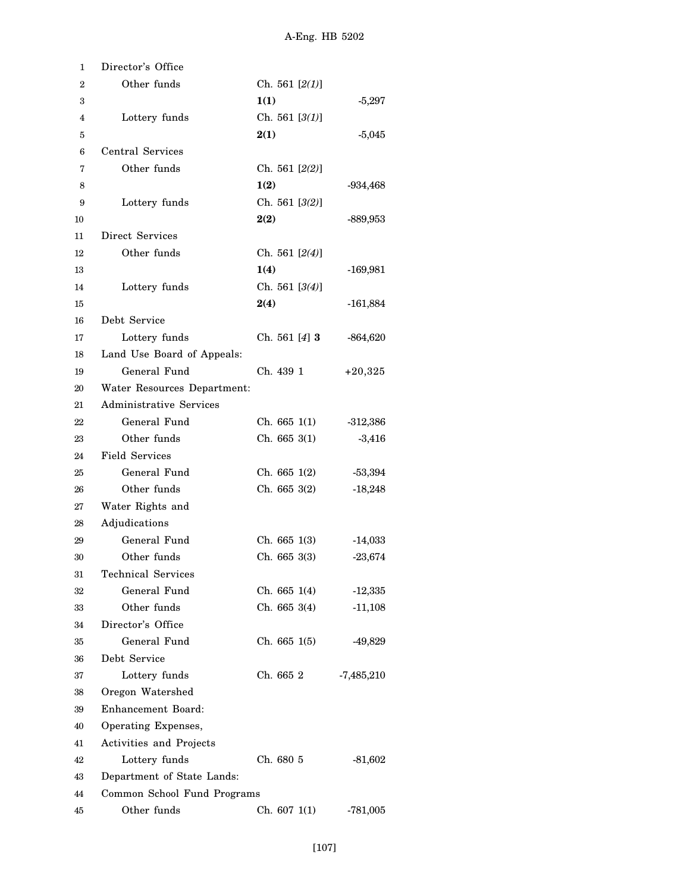| | | |
|---|---|---|
| Director's Office | | |
| Other funds | Ch. 561 [*2(1)*] | |
| | **1(1)** | -5,297 |
| Lottery funds | Ch. 561 [*3(1)*] | |
| | **2(1)** | -5,045 |
| Central Services | | |
| Other funds | Ch. 561 [*2(2)*] | |
| | **1(2)** | -934,468 |
| Lottery funds | Ch. 561 [*3(2)*] | |
| | **2(2)** | -889,953 |
| Direct Services | | |
| Other funds | Ch. 561 [*2(4)*] | |
| | **1(4)** | -169,981 |
| Lottery funds | Ch. 561 [*3(4)*] | |
| | **2(4)** | -161,884 |
| Debt Service | | |
| Lottery funds | Ch. 561 [*4*] **3** | -864,620 |
| Land Use Board of Appeals: | | |
| General Fund | Ch. 439 1 | +20,325 |
| Water Resources Department: | | |
| Administrative Services | | |
| General Fund | Ch. 665 1(1) | -312,386 |
| Other funds | Ch. 665 3(1) | -3,416 |
| Field Services | | |
| General Fund | Ch. 665 1(2) | -53,394 |
| Other funds | Ch. 665 3(2) | -18,248 |
| Water Rights and Adjudications | | |
| General Fund | Ch. 665 1(3) | -14,033 |
| Other funds | Ch. 665 3(3) | -23,674 |
| Technical Services | | |
| General Fund | Ch. 665 1(4) | -12,335 |
| Other funds | Ch. 665 3(4) | -11,108 |
| Director's Office | | |
| General Fund | Ch. 665 1(5) | -49,829 |
| Debt Service | | |
| Lottery funds | Ch. 665 2 | -7,485,210 |
| Oregon Watershed Enhancement Board: | | |
| Operating Expenses, Activities and Projects | | |
| Lottery funds | Ch. 680 5 | -81,602 |
| Department of State Lands: | | |
| Common School Fund Programs | | |
| Other funds | Ch. 607 1(1) | -781,005 |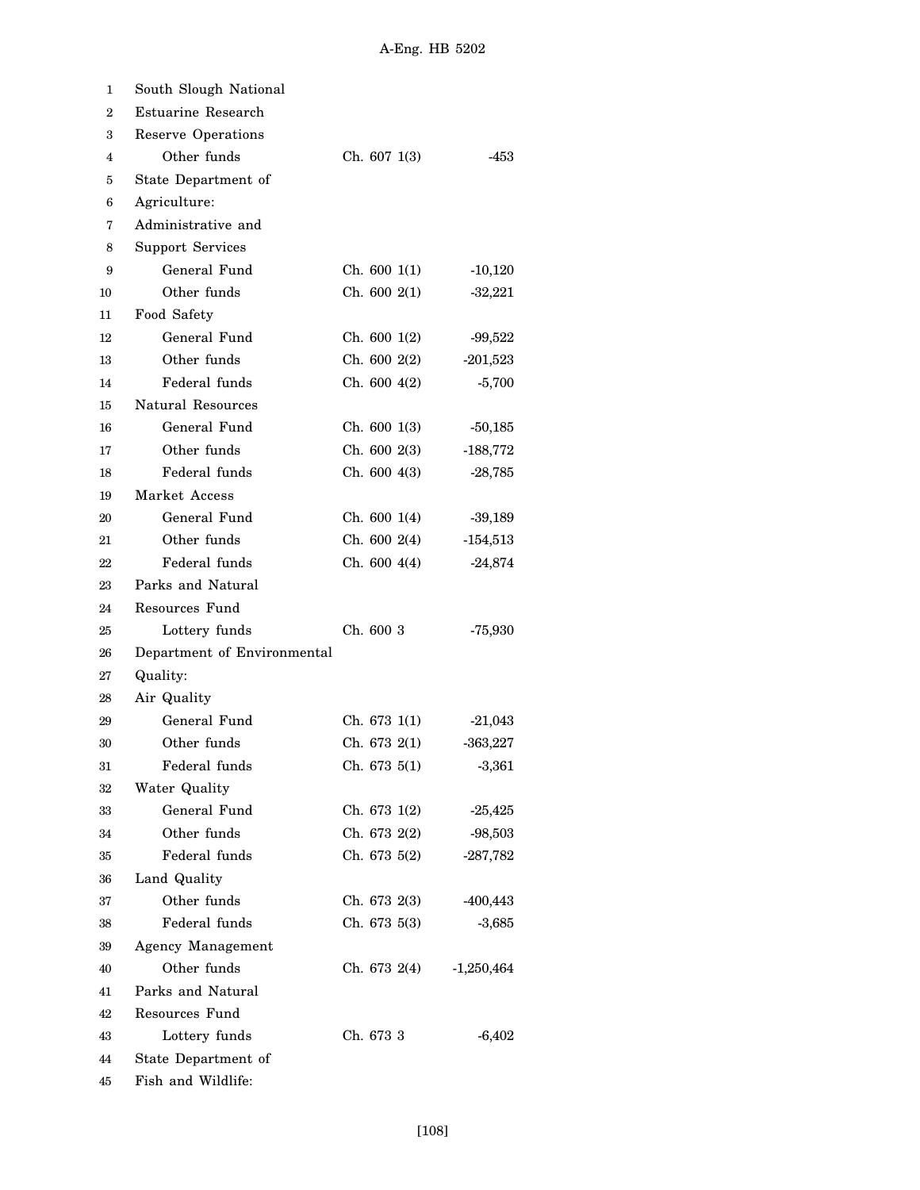| | | |
|---|---|---|
| South Slough National Estuarine Research Reserve Operations | | |
| Other funds | Ch. 607 1(3) | -453 |
| State Department of Agriculture: | | |
| Administrative and Support Services | | |
| General Fund | Ch. 600 1(1) | -10,120 |
| Other funds | Ch. 600 2(1) | -32,221 |
| Food Safety | | |
| General Fund | Ch. 600 1(2) | -99,522 |
| Other funds | Ch. 600 2(2) | -201,523 |
| Federal funds | Ch. 600 4(2) | -5,700 |
| Natural Resources | | |
| General Fund | Ch. 600 1(3) | -50,185 |
| Other funds | Ch. 600 2(3) | -188,772 |
| Federal funds | Ch. 600 4(3) | -28,785 |
| Market Access | | |
| General Fund | Ch. 600 1(4) | -39,189 |
| Other funds | Ch. 600 2(4) | -154,513 |
| Federal funds | Ch. 600 4(4) | -24,874 |
| Parks and Natural Resources Fund | | |
| Lottery funds | Ch. 600 3 | -75,930 |
| Department of Environmental Quality: | | |
| Air Quality | | |
| General Fund | Ch. 673 1(1) | -21,043 |
| Other funds | Ch. 673 2(1) | -363,227 |
| Federal funds | Ch. 673 5(1) | -3,361 |
| Water Quality | | |
| General Fund | Ch. 673 1(2) | -25,425 |
| Other funds | Ch. 673 2(2) | -98,503 |
| Federal funds | Ch. 673 5(2) | -287,782 |
| Land Quality | | |
| Other funds | Ch. 673 2(3) | -400,443 |
| Federal funds | Ch. 673 5(3) | -3,685 |
| Agency Management | | |
| Other funds | Ch. 673 2(4) | -1,250,464 |
| Parks and Natural Resources Fund | | |
| Lottery funds | Ch. 673 3 | -6,402 |
| State Department of Fish and Wildlife: | | |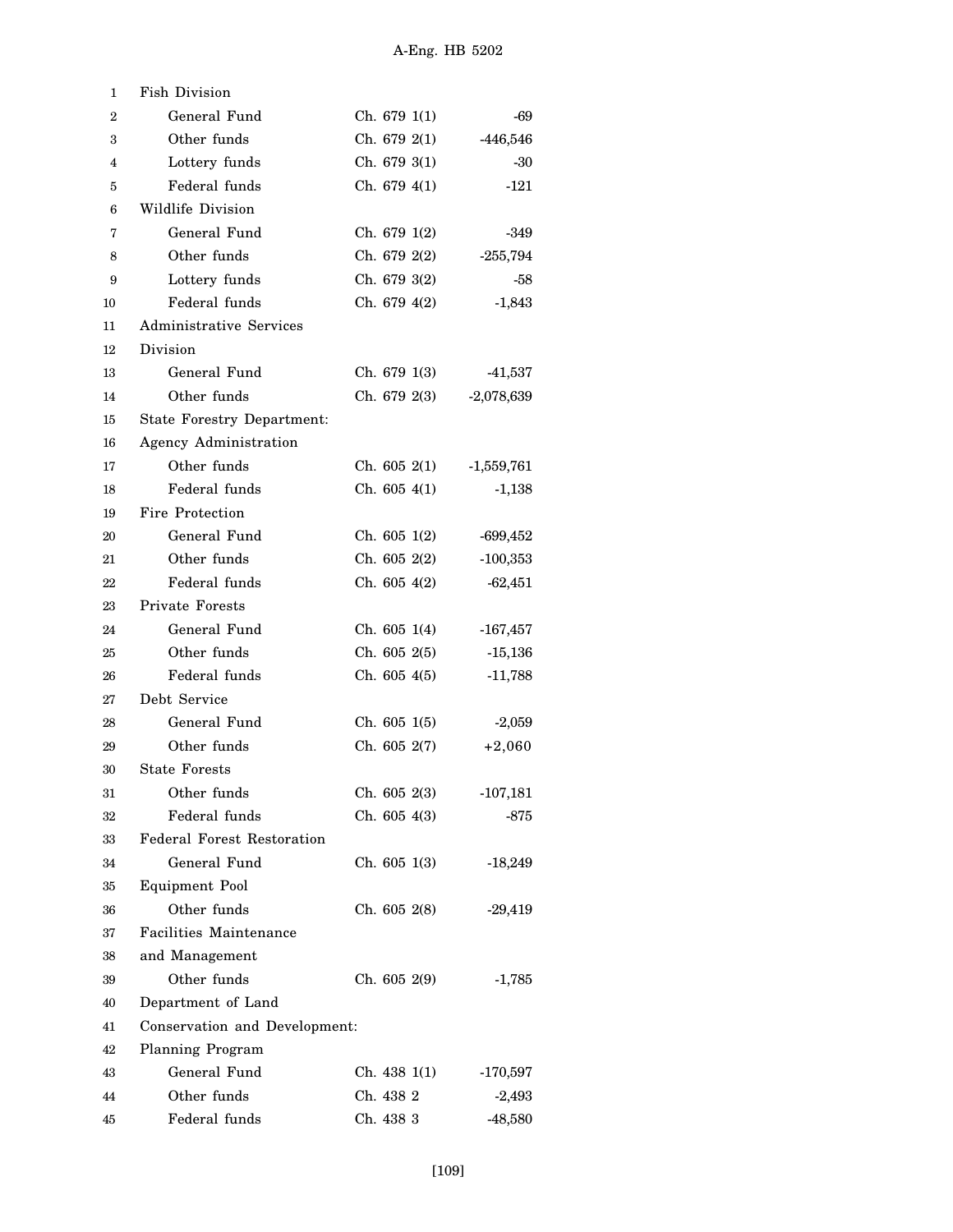| | | |
|---|---|---|
| Fish Division | | |
| General Fund | Ch. 679 1(1) | -69 |
| Other funds | Ch. 679 2(1) | -446,546 |
| Lottery funds | Ch. 679 3(1) | -30 |
| Federal funds | Ch. 679 4(1) | -121 |
| Wildlife Division | | |
| General Fund | Ch. 679 1(2) | -349 |
| Other funds | Ch. 679 2(2) | -255,794 |
| Lottery funds | Ch. 679 3(2) | -58 |
| Federal funds | Ch. 679 4(2) | -1,843 |
| Administrative Services Division | | |
| General Fund | Ch. 679 1(3) | -41,537 |
| Other funds | Ch. 679 2(3) | -2,078,639 |
| State Forestry Department: | | |
| Agency Administration | | |
| Other funds | Ch. 605 2(1) | -1,559,761 |
| Federal funds | Ch. 605 4(1) | -1,138 |
| Fire Protection | | |
| General Fund | Ch. 605 1(2) | -699,452 |
| Other funds | Ch. 605 2(2) | -100,353 |
| Federal funds | Ch. 605 4(2) | -62,451 |
| Private Forests | | |
| General Fund | Ch. 605 1(4) | -167,457 |
| Other funds | Ch. 605 2(5) | -15,136 |
| Federal funds | Ch. 605 4(5) | -11,788 |
| Debt Service | | |
| General Fund | Ch. 605 1(5) | -2,059 |
| Other funds | Ch. 605 2(7) | +2,060 |
| State Forests | | |
| Other funds | Ch. 605 2(3) | -107,181 |
| Federal funds | Ch. 605 4(3) | -875 |
| Federal Forest Restoration | | |
| General Fund | Ch. 605 1(3) | -18,249 |
| Equipment Pool | | |
| Other funds | Ch. 605 2(8) | -29,419 |
| Facilities Maintenance and Management | | |
| Other funds | Ch. 605 2(9) | -1,785 |
| Department of Land Conservation and Development: | | |
| Planning Program | | |
| General Fund | Ch. 438 1(1) | -170,597 |
| Other funds | Ch. 438 2 | -2,493 |
| Federal funds | Ch. 438 3 | -48,580 |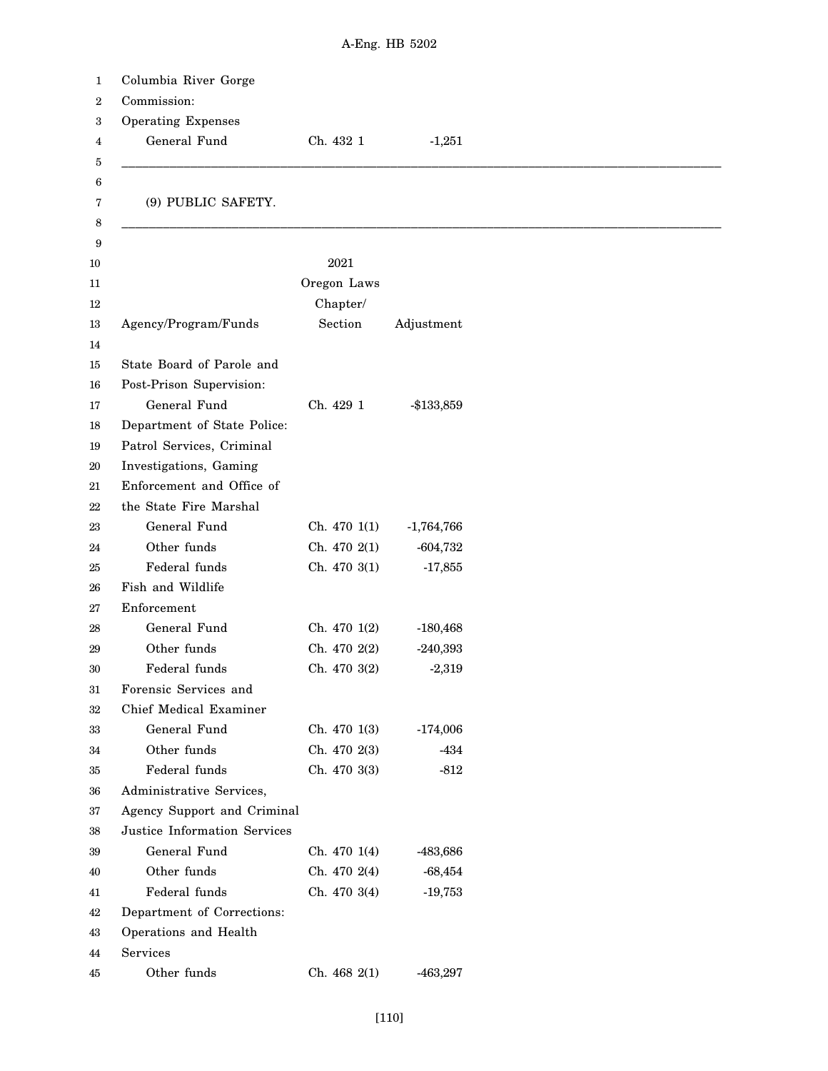Columbia River Gorge Commission:
Operating Expenses

| | | |
|---|---|---|
| General Fund | Ch. 432 1 | -1,251 |

---

(9) PUBLIC SAFETY.

---

| Agency/Program/Funds | 2021 Oregon Laws Chapter/ Section | Adjustment |
|---|---|---|
| State Board of Parole and Post-Prison Supervision: | | |
| General Fund | Ch. 429 1 | -$133,859 |
| Department of State Police: Patrol Services, Criminal Investigations, Gaming Enforcement and Office of the State Fire Marshal | | |
| General Fund | Ch. 470 1(1) | -1,764,766 |
| Other funds | Ch. 470 2(1) | -604,732 |
| Federal funds | Ch. 470 3(1) | -17,855 |
| Fish and Wildlife Enforcement | | |
| General Fund | Ch. 470 1(2) | -180,468 |
| Other funds | Ch. 470 2(2) | -240,393 |
| Federal funds | Ch. 470 3(2) | -2,319 |
| Forensic Services and Chief Medical Examiner | | |
| General Fund | Ch. 470 1(3) | -174,006 |
| Other funds | Ch. 470 2(3) | -434 |
| Federal funds | Ch. 470 3(3) | -812 |
| Administrative Services, Agency Support and Criminal Justice Information Services | | |
| General Fund | Ch. 470 1(4) | -483,686 |
| Other funds | Ch. 470 2(4) | -68,454 |
| Federal funds | Ch. 470 3(4) | -19,753 |
| Department of Corrections: Operations and Health Services | | |
| Other funds | Ch. 468 2(1) | -463,297 |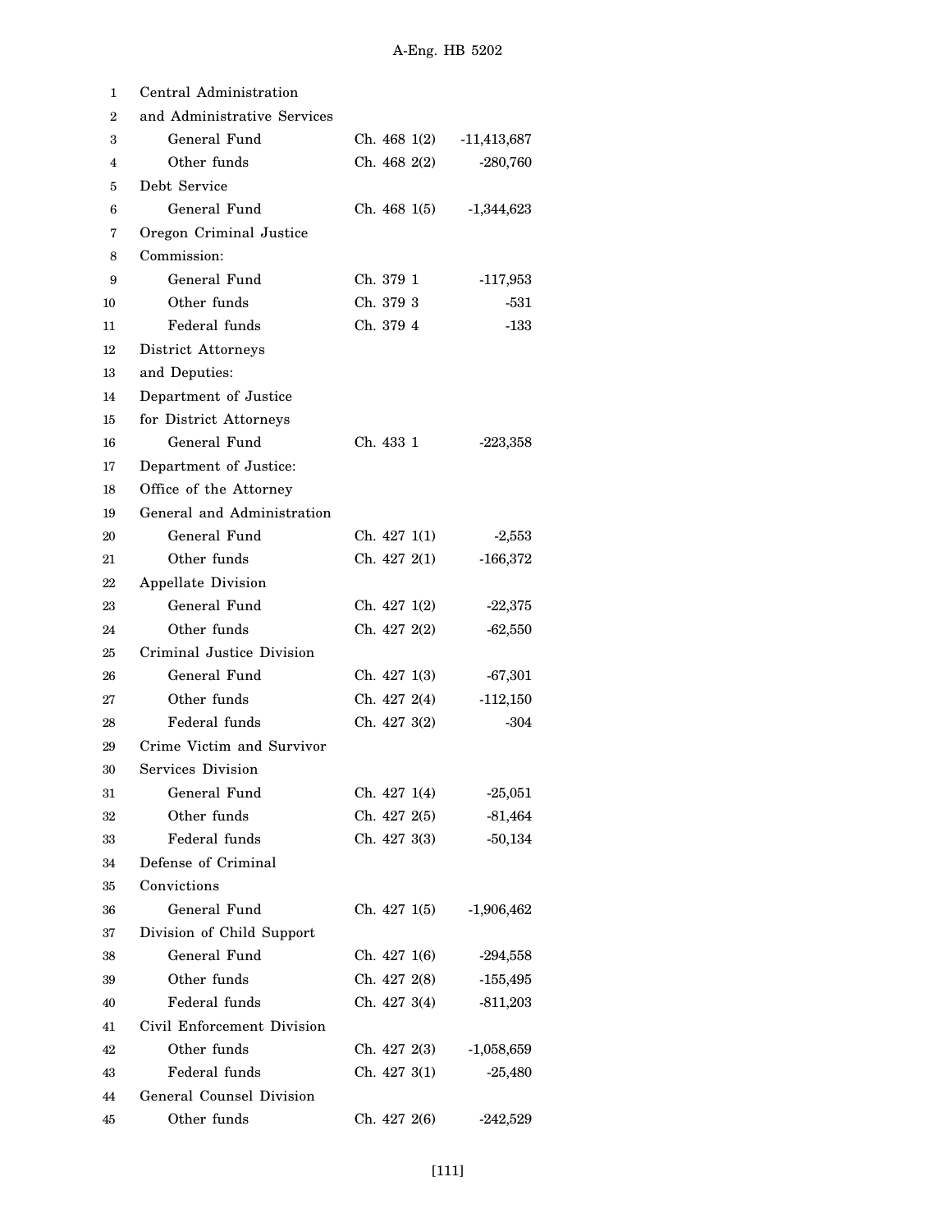| | | |
|---|---|---|
| Central Administration and Administrative Services | | |
| General Fund | Ch. 468 1(2) | -11,413,687 |
| Other funds | Ch. 468 2(2) | -280,760 |
| Debt Service | | |
| General Fund | Ch. 468 1(5) | -1,344,623 |
| Oregon Criminal Justice Commission: | | |
| General Fund | Ch. 379 1 | -117,953 |
| Other funds | Ch. 379 3 | -531 |
| Federal funds | Ch. 379 4 | -133 |
| District Attorneys and Deputies: | | |
| Department of Justice for District Attorneys | | |
| General Fund | Ch. 433 1 | -223,358 |
| Department of Justice: | | |
| Office of the Attorney General and Administration | | |
| General Fund | Ch. 427 1(1) | -2,553 |
| Other funds | Ch. 427 2(1) | -166,372 |
| Appellate Division | | |
| General Fund | Ch. 427 1(2) | -22,375 |
| Other funds | Ch. 427 2(2) | -62,550 |
| Criminal Justice Division | | |
| General Fund | Ch. 427 1(3) | -67,301 |
| Other funds | Ch. 427 2(4) | -112,150 |
| Federal funds | Ch. 427 3(2) | -304 |
| Crime Victim and Survivor Services Division | | |
| General Fund | Ch. 427 1(4) | -25,051 |
| Other funds | Ch. 427 2(5) | -81,464 |
| Federal funds | Ch. 427 3(3) | -50,134 |
| Defense of Criminal Convictions | | |
| General Fund | Ch. 427 1(5) | -1,906,462 |
| Division of Child Support | | |
| General Fund | Ch. 427 1(6) | -294,558 |
| Other funds | Ch. 427 2(8) | -155,495 |
| Federal funds | Ch. 427 3(4) | -811,203 |
| Civil Enforcement Division | | |
| Other funds | Ch. 427 2(3) | -1,058,659 |
| Federal funds | Ch. 427 3(1) | -25,480 |
| General Counsel Division | | |
| Other funds | Ch. 427 2(6) | -242,529 |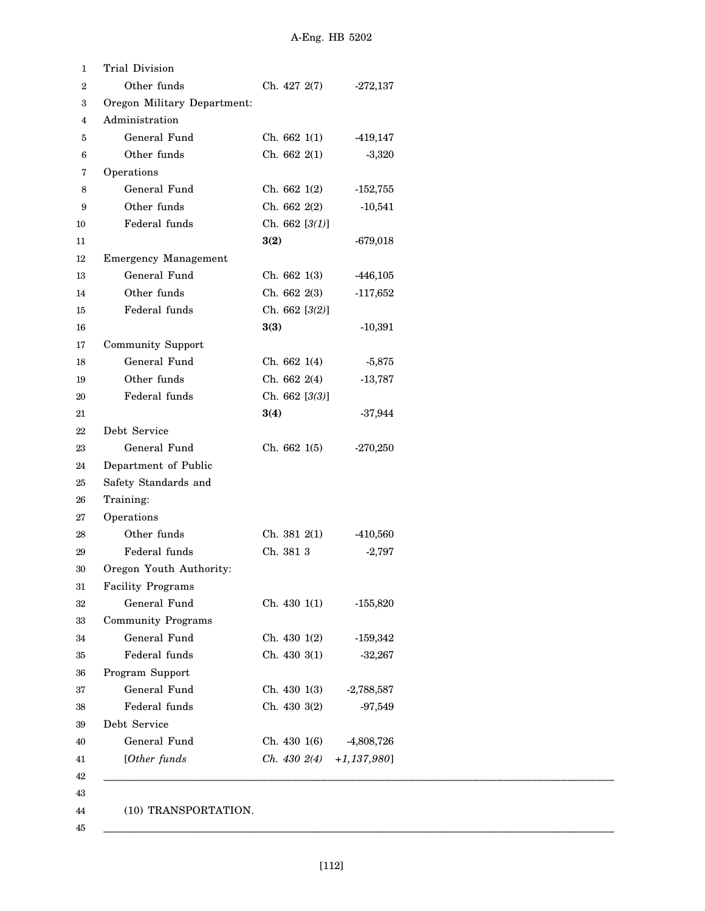| | | |
|---|---|---|
| Trial Division | | |
| Other funds | Ch. 427 2(7) | -272,137 |
| Oregon Military Department: | | |
| Administration | | |
| General Fund | Ch. 662 1(1) | -419,147 |
| Other funds | Ch. 662 2(1) | -3,320 |
| Operations | | |
| General Fund | Ch. 662 1(2) | -152,755 |
| Other funds | Ch. 662 2(2) | -10,541 |
| Federal funds | Ch. 662 [*3(1)*] **3(2)** | -679,018 |
| Emergency Management | | |
| General Fund | Ch. 662 1(3) | -446,105 |
| Other funds | Ch. 662 2(3) | -117,652 |
| Federal funds | Ch. 662 [*3(2)*] **3(3)** | -10,391 |
| Community Support | | |
| General Fund | Ch. 662 1(4) | -5,875 |
| Other funds | Ch. 662 2(4) | -13,787 |
| Federal funds | Ch. 662 [*3(3)*] **3(4)** | -37,944 |
| Debt Service | | |
| General Fund | Ch. 662 1(5) | -270,250 |
| Department of Public Safety Standards and Training: | | |
| Operations | | |
| Other funds | Ch. 381 2(1) | -410,560 |
| Federal funds | Ch. 381 3 | -2,797 |
| Oregon Youth Authority: | | |
| Facility Programs | | |
| General Fund | Ch. 430 1(1) | -155,820 |
| Community Programs | | |
| General Fund | Ch. 430 1(2) | -159,342 |
| Federal funds | Ch. 430 3(1) | -32,267 |
| Program Support | | |
| General Fund | Ch. 430 1(3) | -2,788,587 |
| Federal funds | Ch. 430 3(2) | -97,549 |
| Debt Service | | |
| General Fund | Ch. 430 1(6) | -4,808,726 |
| [*Other funds* | *Ch. 430 2(4)* | *+1,137,980*] |

---

(10) TRANSPORTATION.

---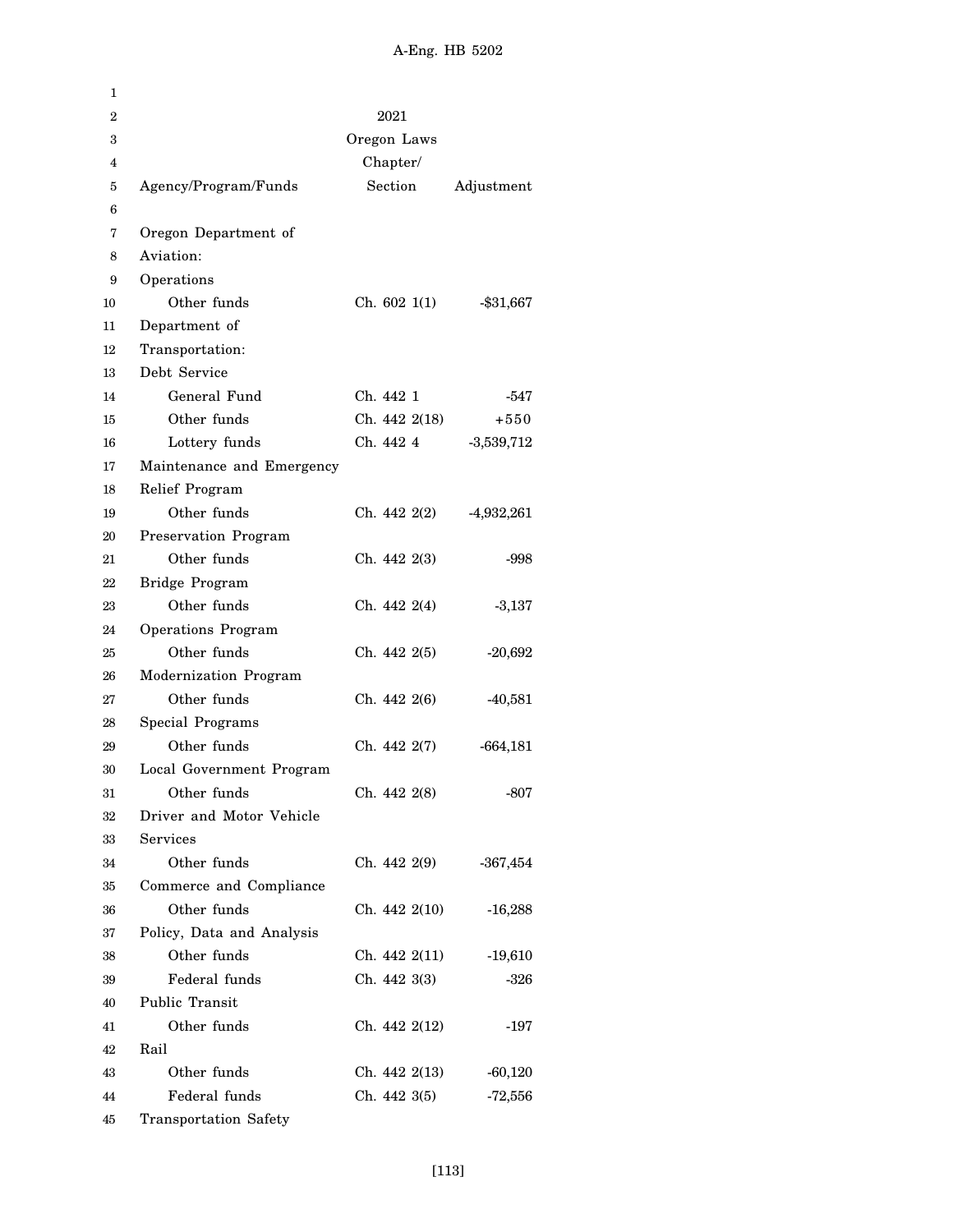| Agency/Program/Funds | 2021 Oregon Laws Chapter/ Section | Adjustment |
|---|---|---|
| Oregon Department of Aviation: | | |
| Operations | | |
| Other funds | Ch. 602 1(1) | -$31,667 |
| Department of Transportation: | | |
| Debt Service | | |
| General Fund | Ch. 442 1 | -547 |
| Other funds | Ch. 442 2(18) | +550 |
| Lottery funds | Ch. 442 4 | -3,539,712 |
| Maintenance and Emergency Relief Program | | |
| Other funds | Ch. 442 2(2) | -4,932,261 |
| Preservation Program | | |
| Other funds | Ch. 442 2(3) | -998 |
| Bridge Program | | |
| Other funds | Ch. 442 2(4) | -3,137 |
| Operations Program | | |
| Other funds | Ch. 442 2(5) | -20,692 |
| Modernization Program | | |
| Other funds | Ch. 442 2(6) | -40,581 |
| Special Programs | | |
| Other funds | Ch. 442 2(7) | -664,181 |
| Local Government Program | | |
| Other funds | Ch. 442 2(8) | -807 |
| Driver and Motor Vehicle Services | | |
| Other funds | Ch. 442 2(9) | -367,454 |
| Commerce and Compliance | | |
| Other funds | Ch. 442 2(10) | -16,288 |
| Policy, Data and Analysis | | |
| Other funds | Ch. 442 2(11) | -19,610 |
| Federal funds | Ch. 442 3(3) | -326 |
| Public Transit | | |
| Other funds | Ch. 442 2(12) | -197 |
| Rail | | |
| Other funds | Ch. 442 2(13) | -60,120 |
| Federal funds | Ch. 442 3(5) | -72,556 |
| Transportation Safety | | |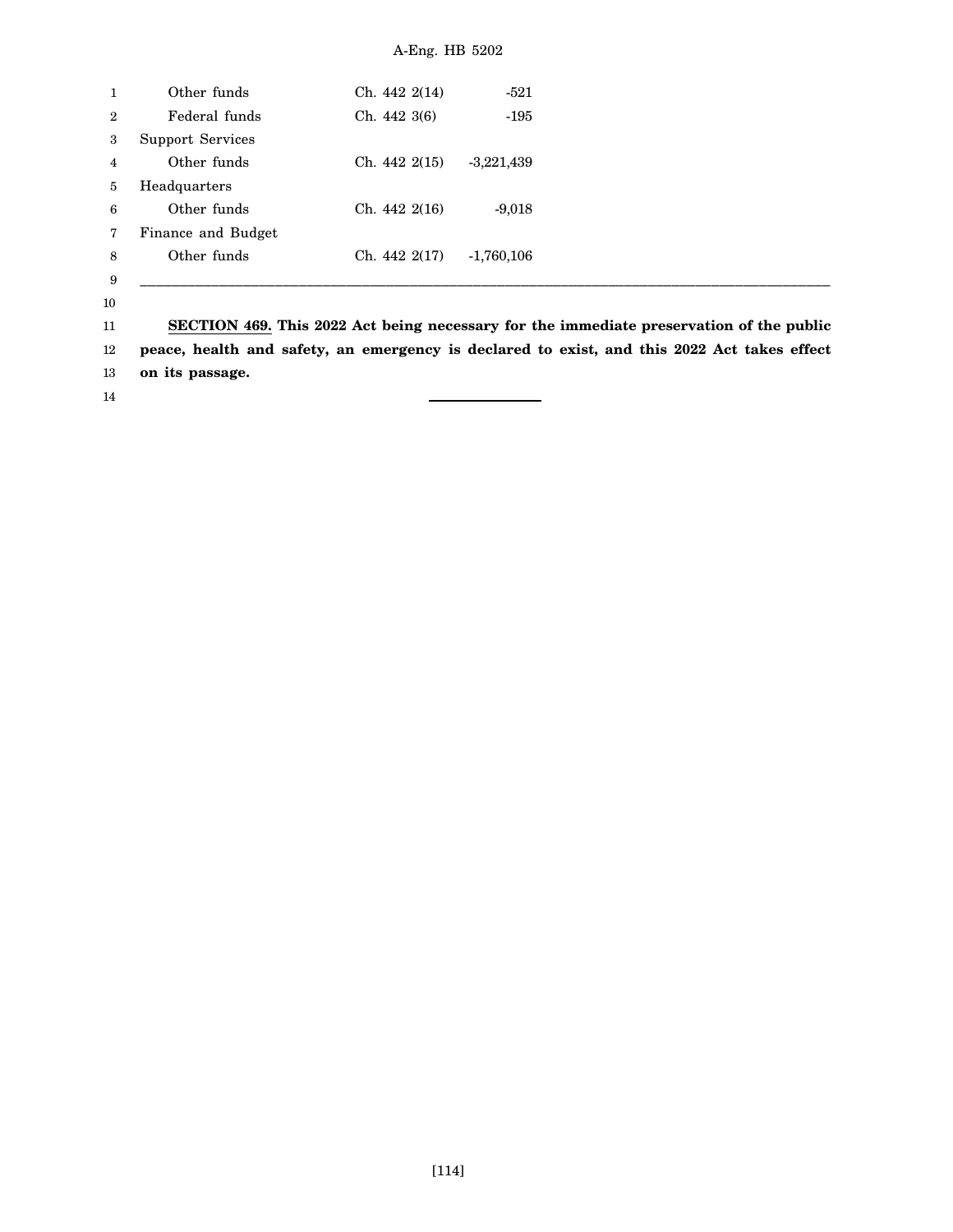| | | |
|---|---|---|
| Other funds | Ch. 442 2(14) | -521 |
| Federal funds | Ch. 442 3(6) | -195 |
| Support Services | | |
| Other funds | Ch. 442 2(15) | -3,221,439 |
| Headquarters | | |
| Other funds | Ch. 442 2(16) | -9,018 |
| Finance and Budget | | |
| Other funds | Ch. 442 2(17) | -1,760,106 |

**SECTION 469. This 2022 Act being necessary for the immediate preservation of the public peace, health and safety, an emergency is declared to exist, and this 2022 Act takes effect on its passage.**